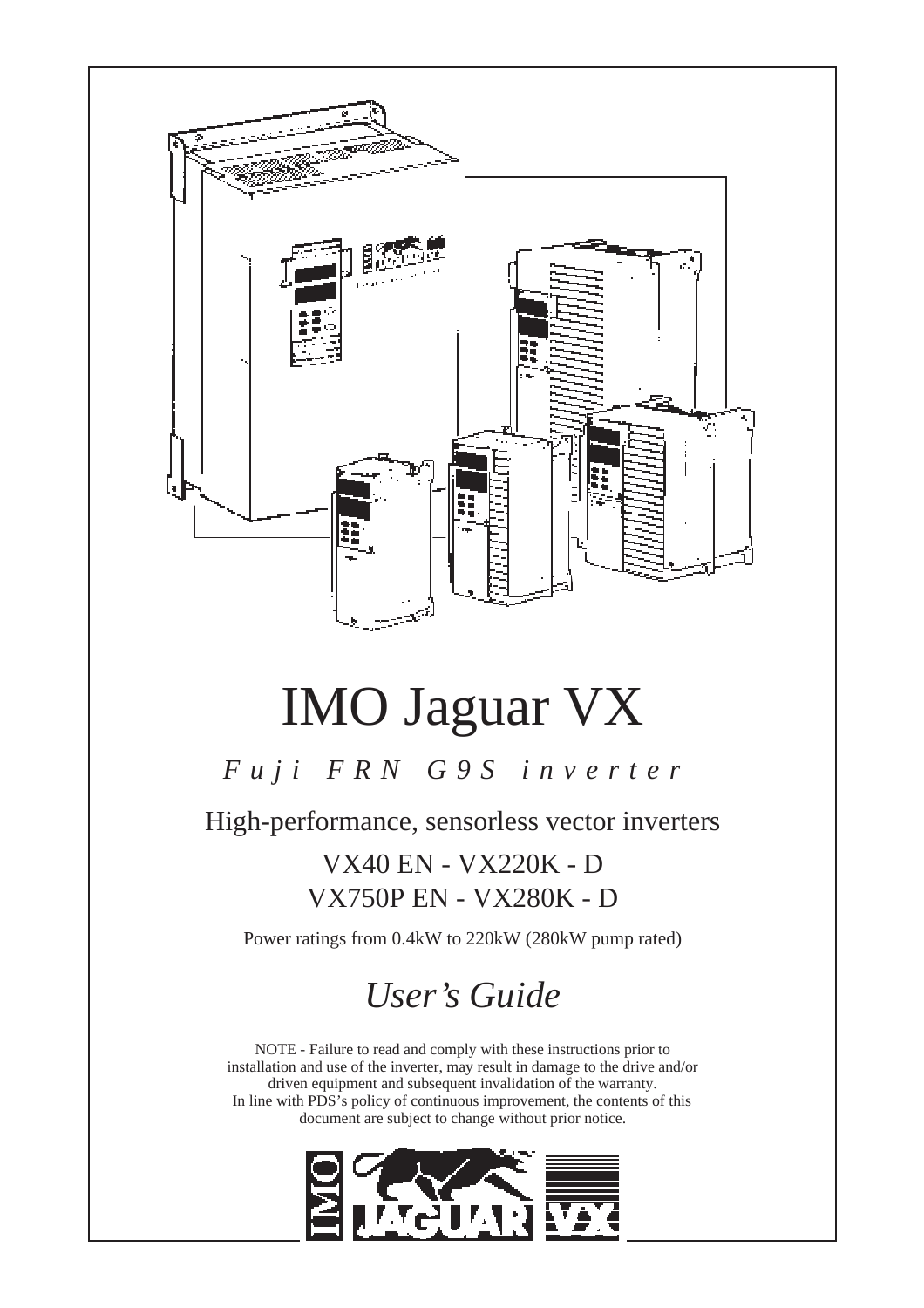# IMO Jaguar VX

*Fuji FRN G9S inverter*

High-performance, sensorless vector inverters

VX40 EN - VX220K - D

VX750P EN - VX280K - D

Power ratings from 0.4kW to 220kW (280kW pump rated)

## *User's Guide*

NOTE - Failure to read and comply with these instructions prior to installation and use of the inverter, may result in damage to the drive and/or driven equipment and subsequent invalidation of the warranty.
In line with PDS's policy of continuous improvement, the contents of this document are subject to change without prior notice.

IMO JAGUAR VX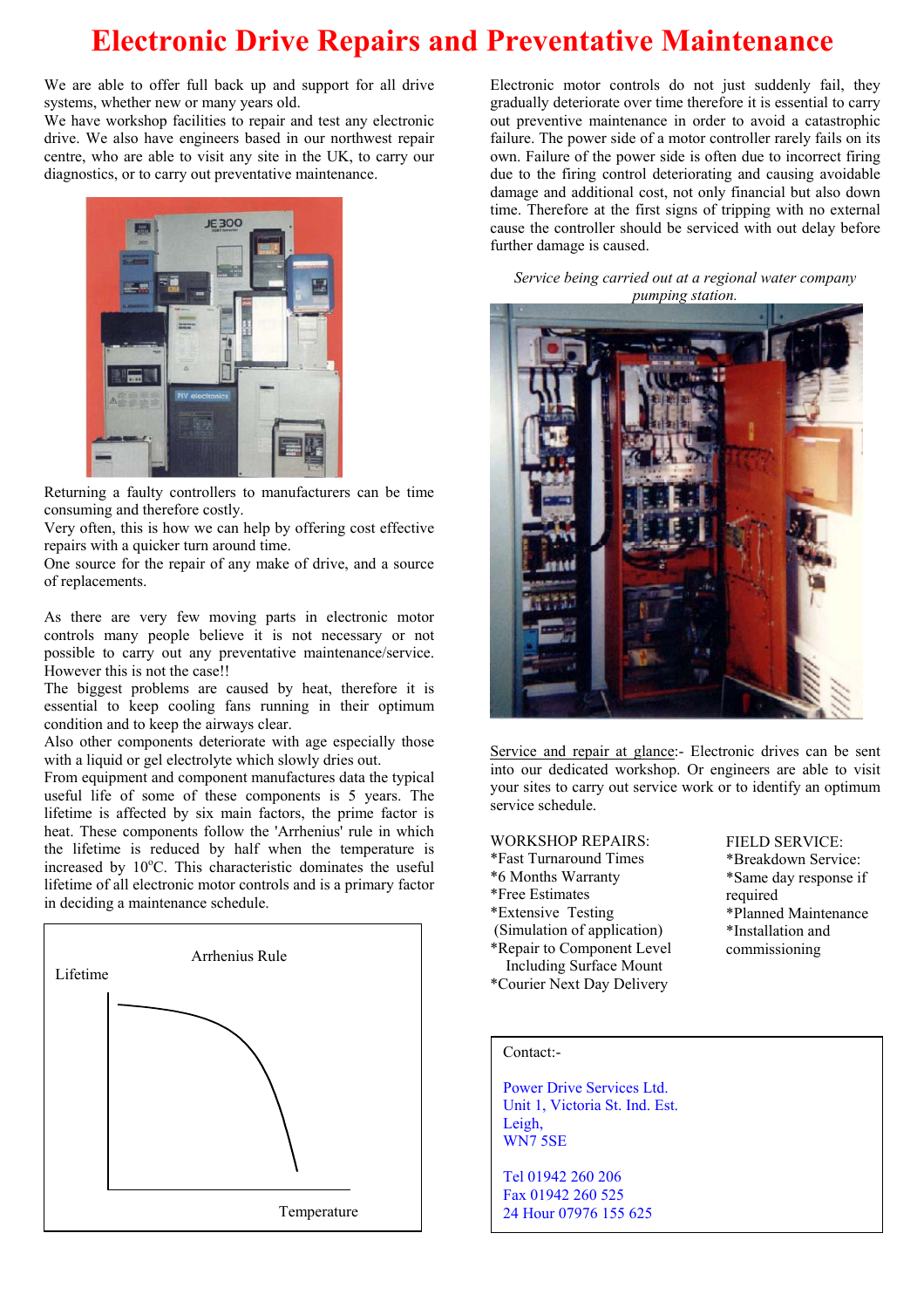# Electronic Drive Repairs and Preventative Maintenance

We are able to offer full back up and support for all drive systems, whether new or many years old.
We have workshop facilities to repair and test any electronic drive. We also have engineers based in our northwest repair centre, who are able to visit any site in the UK, to carry our diagnostics, or to carry out preventative maintenance.

Returning a faulty controllers to manufacturers can be time consuming and therefore costly.
Very often, this is how we can help by offering cost effective repairs with a quicker turn around time.
One source for the repair of any make of drive, and a source of replacements.

As there are very few moving parts in electronic motor controls many people believe it is not necessary or not possible to carry out any preventative maintenance/service. However this is not the case!!
The biggest problems are caused by heat, therefore it is essential to keep cooling fans running in their optimum condition and to keep the airways clear.
Also other components deteriorate with age especially those with a liquid or gel electrolyte which slowly dries out.
From equipment and component manufactures data the typical useful life of some of these components is 5 years. The lifetime is affected by six main factors, the prime factor is heat. These components follow the 'Arrhenius' rule in which the lifetime is reduced by half when the temperature is increased by 10°C. This characteristic dominates the useful lifetime of all electronic motor controls and is a primary factor in deciding a maintenance schedule.

Arrhenius Rule

Lifetime

Temperature

Electronic motor controls do not just suddenly fail, they gradually deteriorate over time therefore it is essential to carry out preventive maintenance in order to avoid a catastrophic failure. The power side of a motor controller rarely fails on its own. Failure of the power side is often due to incorrect firing due to the firing control deteriorating and causing avoidable damage and additional cost, not only financial but also down time. Therefore at the first signs of tripping with no external cause the controller should be serviced with out delay before further damage is caused.

*Service being carried out at a regional water company pumping station.*

Service and repair at glance:- Electronic drives can be sent into our dedicated workshop. Or engineers are able to visit your sites to carry out service work or to identify an optimum service schedule.

WORKSHOP REPAIRS:
*Fast Turnaround Times
*6 Months Warranty
*Free Estimates
*Extensive Testing
(Simulation of application)
*Repair to Component Level
Including Surface Mount
*Courier Next Day Delivery

FIELD SERVICE:
*Breakdown Service:
*Same day response if required
*Planned Maintenance
*Installation and commissioning

Contact:-

Power Drive Services Ltd.
Unit 1, Victoria St. Ind. Est.
Leigh,
WN7 5SE

Tel 01942 260 206
Fax 01942 260 525
24 Hour 07976 155 625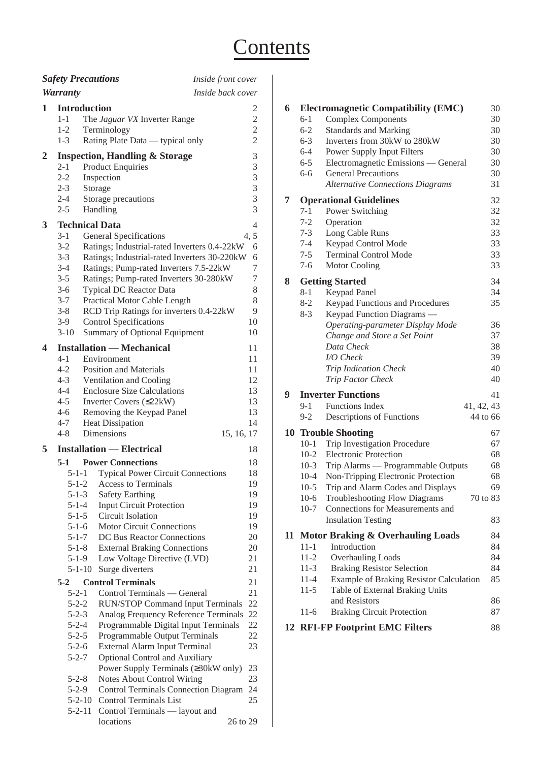# Contents

| | | |
|---|---|---|
| ***Safety Precautions*** | | *Inside front cover* |
| ***Warranty*** | | *Inside back cover* |
| **1** | **Introduction** | 2 |
| 1-1 | The *Jaguar VX* Inverter Range | 2 |
| 1-2 | Terminology | 2 |
| 1-3 | Rating Plate Data — typical only | 2 |
| **2** | **Inspection, Handling & Storage** | 3 |
| 2-1 | Product Enquiries | 3 |
| 2-2 | Inspection | 3 |
| 2-3 | Storage | 3 |
| 2-4 | Storage precautions | 3 |
| 2-5 | Handling | 3 |
| **3** | **Technical Data** | 4 |
| 3-1 | General Specifications | 4, 5 |
| 3-2 | Ratings; Industrial-rated Inverters 0.4-22kW | 6 |
| 3-3 | Ratings; Industrial-rated Inverters 30-220kW | 6 |
| 3-4 | Ratings; Pump-rated Inverters 7.5-22kW | 7 |
| 3-5 | Ratings; Pump-rated Inverters 30-280kW | 7 |
| 3-6 | Typical DC Reactor Data | 8 |
| 3-7 | Practical Motor Cable Length | 8 |
| 3-8 | RCD Trip Ratings for inverters 0.4-22kW | 9 |
| 3-9 | Control Specifications | 10 |
| 3-10 | Summary of Optional Equipment | 10 |
| **4** | **Installation — Mechanical** | 11 |
| 4-1 | Environment | 11 |
| 4-2 | Position and Materials | 11 |
| 4-3 | Ventilation and Cooling | 12 |
| 4-4 | Enclosure Size Calculations | 13 |
| 4-5 | Inverter Covers (≤22kW) | 13 |
| 4-6 | Removing the Keypad Panel | 13 |
| 4-7 | Heat Dissipation | 14 |
| 4-8 | Dimensions | 15, 16, 17 |
| **5** | **Installation — Electrical** | 18 |
| **5-1** | **Power Connections** | 18 |
| 5-1-1 | Typical Power Circuit Connections | 18 |
| 5-1-2 | Access to Terminals | 19 |
| 5-1-3 | Safety Earthing | 19 |
| 5-1-4 | Input Circuit Protection | 19 |
| 5-1-5 | Circuit Isolation | 19 |
| 5-1-6 | Motor Circuit Connections | 19 |
| 5-1-7 | DC Bus Reactor Connections | 20 |
| 5-1-8 | External Braking Connections | 20 |
| 5-1-9 | Low Voltage Directive (LVD) | 21 |
| 5-1-10 | Surge diverters | 21 |
| **5-2** | **Control Terminals** | 21 |
| 5-2-1 | Control Terminals — General | 21 |
| 5-2-2 | RUN/STOP Command Input Terminals | 22 |
| 5-2-3 | Analog Frequency Reference Terminals | 22 |
| 5-2-4 | Programmable Digital Input Terminals | 22 |
| 5-2-5 | Programmable Output Terminals | 22 |
| 5-2-6 | External Alarm Input Terminal | 23 |
| 5-2-7 | Optional Control and Auxiliary Power Supply Terminals (≥30kW only) | 23 |
| 5-2-8 | Notes About Control Wiring | 23 |
| 5-2-9 | Control Terminals Connection Diagram | 24 |
| 5-2-10 | Control Terminals List | 25 |
| 5-2-11 | Control Terminals — layout and locations | 26 to 29 |
| **6** | **Electromagnetic Compatibility (EMC)** | 30 |
| 6-1 | Complex Components | 30 |
| 6-2 | Standards and Marking | 30 |
| 6-3 | Inverters from 30kW to 280kW | 30 |
| 6-4 | Power Supply Input Filters | 30 |
| 6-5 | Electromagnetic Emissions — General | 30 |
| 6-6 | General Precautions | 30 |
| | *Alternative Connections Diagrams* | 31 |
| **7** | **Operational Guidelines** | 32 |
| 7-1 | Power Switching | 32 |
| 7-2 | Operation | 32 |
| 7-3 | Long Cable Runs | 33 |
| 7-4 | Keypad Control Mode | 33 |
| 7-5 | Terminal Control Mode | 33 |
| 7-6 | Motor Cooling | 33 |
| **8** | **Getting Started** | 34 |
| 8-1 | Keypad Panel | 34 |
| 8-2 | Keypad Functions and Procedures | 35 |
| 8-3 | Keypad Function Diagrams — | |
| | *Operating-parameter Display Mode* | 36 |
| | *Change and Store a Set Point* | 37 |
| | *Data Check* | 38 |
| | *I/O Check* | 39 |
| | *Trip Indication Check* | 40 |
| | *Trip Factor Check* | 40 |
| **9** | **Inverter Functions** | 41 |
| 9-1 | Functions Index | 41, 42, 43 |
| 9-2 | Descriptions of Functions | 44 to 66 |
| **10** | **Trouble Shooting** | 67 |
| 10-1 | Trip Investigation Procedure | 67 |
| 10-2 | Electronic Protection | 68 |
| 10-3 | Trip Alarms — Programmable Outputs | 68 |
| 10-4 | Non-Tripping Electronic Protection | 68 |
| 10-5 | Trip and Alarm Codes and Displays | 69 |
| 10-6 | Troubleshooting Flow Diagrams | 70 to 83 |
| 10-7 | Connections for Measurements and Insulation Testing | 83 |
| **11** | **Motor Braking & Overhauling Loads** | 84 |
| 11-1 | Introduction | 84 |
| 11-2 | Overhauling Loads | 84 |
| 11-3 | Braking Resistor Selection | 84 |
| 11-4 | Example of Braking Resistor Calculation | 85 |
| 11-5 | Table of External Braking Units and Resistors | 86 |
| 11-6 | Braking Circuit Protection | 87 |
| **12** | **RFI-FP Footprint EMC Filters** | 88 |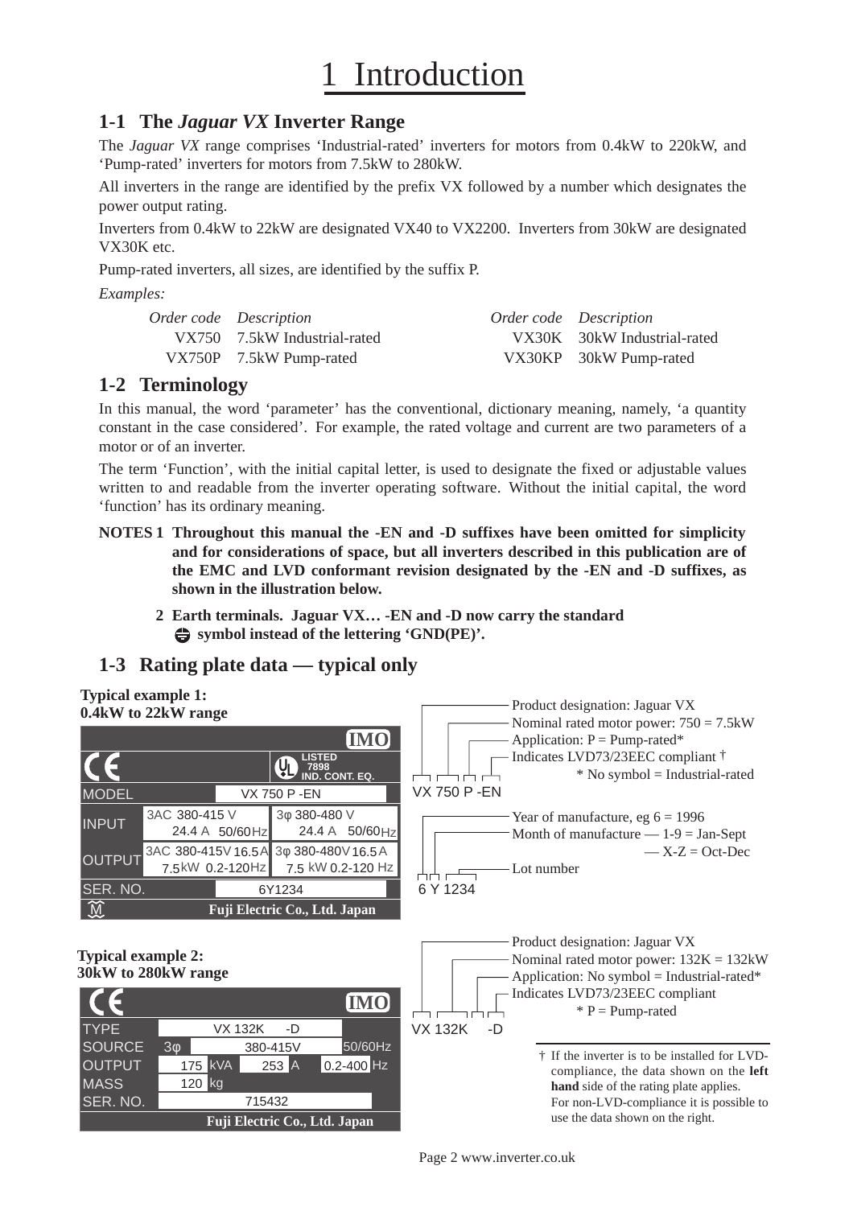# 1 Introduction

## 1-1 The *Jaguar VX* Inverter Range

The *Jaguar VX* range comprises 'Industrial-rated' inverters for motors from 0.4kW to 220kW, and 'Pump-rated' inverters for motors from 7.5kW to 280kW.

All inverters in the range are identified by the prefix VX followed by a number which designates the power output rating.

Inverters from 0.4kW to 22kW are designated VX40 to VX2200. Inverters from 30kW are designated VX30K etc.

Pump-rated inverters, all sizes, are identified by the suffix P.

*Examples:*

| *Order code* | *Description* | *Order code* | *Description* |
|---|---|---|---|
| VX750 | 7.5kW Industrial-rated | VX30K | 30kW Industrial-rated |
| VX750P | 7.5kW Pump-rated | VX30KP | 30kW Pump-rated |

## 1-2 Terminology

In this manual, the word 'parameter' has the conventional, dictionary meaning, namely, 'a quantity constant in the case considered'. For example, the rated voltage and current are two parameters of a motor or of an inverter.

The term 'Function', with the initial capital letter, is used to designate the fixed or adjustable values written to and readable from the inverter operating software. Without the initial capital, the word 'function' has its ordinary meaning.

**NOTES 1 Throughout this manual the -EN and -D suffixes have been omitted for simplicity and for considerations of space, but all inverters described in this publication are of the EMC and LVD conformant revision designated by the -EN and -D suffixes, as shown in the illustration below.**

**2 Earth terminals. Jaguar VX… -EN and -D now carry the standard ⏚ symbol instead of the lettering 'GND(PE)'.**

## 1-3 Rating plate data — typical only

**Typical example 1:**
**0.4kW to 22kW range**

| | IMO | |
|---|---|---|
| CE | | UL LISTED 7898 IND. CONT. EQ. |
| MODEL | VX 750 P -EN | |
| INPUT | 3AC 380-415 V 24.4 A 50/60Hz | 3φ 380-480 V 24.4 A 50/60Hz |
| OUTPUT | 3AC 380-415V 16.5A 7.5kW 0.2-120Hz | 3φ 380-480V 16.5A 7.5 kW 0.2-120 Hz |
| SER. NO. | 6Y1234 | |
| | Fuji Electric Co., Ltd. Japan | |

VX 750 P -EN

- Product designation: Jaguar VX
- Nominal rated motor power: 750 = 7.5kW
- Application: P = Pump-rated*
- Indicates LVD73/23EEC compliant †

\* No symbol = Industrial-rated

6 Y 1234

- Year of manufacture, eg 6 = 1996
- Month of manufacture — 1-9 = Jan-Sept — X-Z = Oct-Dec
- Lot number

**Typical example 2:**
**30kW to 280kW range**

| CE | | | IMO |
|---|---|---|---|
| TYPE | VX 132K -D | | |
| SOURCE | 3φ | 380-415V | 50/60Hz |
| OUTPUT | 175 kVA | 253 A | 0.2-400 Hz |
| MASS | 120 kg | | |
| SER. NO. | 715432 | | |
| | Fuji Electric Co., Ltd. Japan | | |

VX 132K -D

- Product designation: Jaguar VX
- Nominal rated motor power: 132K = 132kW
- Application: No symbol = Industrial-rated*
- Indicates LVD73/23EEC compliant

\* P = Pump-rated

† If the inverter is to be installed for LVD-compliance, the data shown on the **left hand** side of the rating plate applies. For non-LVD-compliance it is possible to use the data shown on the right.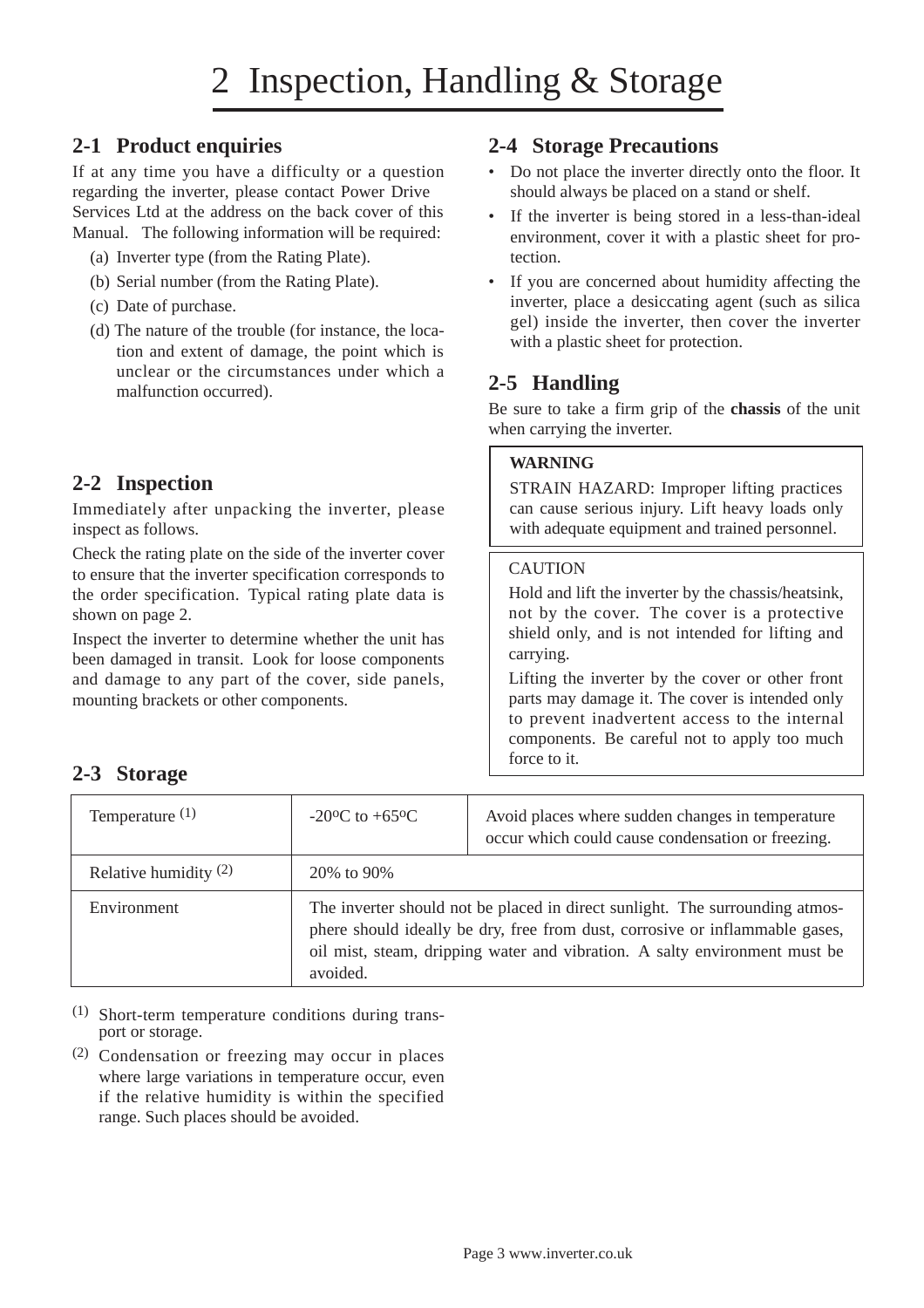# 2 Inspection, Handling & Storage

## 2-1 Product enquiries

If at any time you have a difficulty or a question regarding the inverter, please contact Power Drive Services Ltd at the address on the back cover of this Manual. The following information will be required:

(a) Inverter type (from the Rating Plate).

(b) Serial number (from the Rating Plate).

(c) Date of purchase.

(d) The nature of the trouble (for instance, the location and extent of damage, the point which is unclear or the circumstances under which a malfunction occurred).

## 2-2 Inspection

Immediately after unpacking the inverter, please inspect as follows.

Check the rating plate on the side of the inverter cover to ensure that the inverter specification corresponds to the order specification. Typical rating plate data is shown on page 2.

Inspect the inverter to determine whether the unit has been damaged in transit. Look for loose components and damage to any part of the cover, side panels, mounting brackets or other components.

## 2-3 Storage

| Temperature (1) | -20ºC to +65ºC | Avoid places where sudden changes in temperature occur which could cause condensation or freezing. |
|---|---|---|
| Relative humidity (2) | 20% to 90% | |
| Environment | The inverter should not be placed in direct sunlight. The surrounding atmosphere should ideally be dry, free from dust, corrosive or inflammable gases, oil mist, steam, dripping water and vibration. A salty environment must be avoided. | |

(1) Short-term temperature conditions during transport or storage.

(2) Condensation or freezing may occur in places where large variations in temperature occur, even if the relative humidity is within the specified range. Such places should be avoided.

## 2-4 Storage Precautions

- Do not place the inverter directly onto the floor. It should always be placed on a stand or shelf.
- If the inverter is being stored in a less-than-ideal environment, cover it with a plastic sheet for protection.
- If you are concerned about humidity affecting the inverter, place a desiccating agent (such as silica gel) inside the inverter, then cover the inverter with a plastic sheet for protection.

## 2-5 Handling

Be sure to take a firm grip of the **chassis** of the unit when carrying the inverter.

**WARNING**

STRAIN HAZARD: Improper lifting practices can cause serious injury. Lift heavy loads only with adequate equipment and trained personnel.

CAUTION

Hold and lift the inverter by the chassis/heatsink, not by the cover. The cover is a protective shield only, and is not intended for lifting and carrying.

Lifting the inverter by the cover or other front parts may damage it. The cover is intended only to prevent inadvertent access to the internal components. Be careful not to apply too much force to it.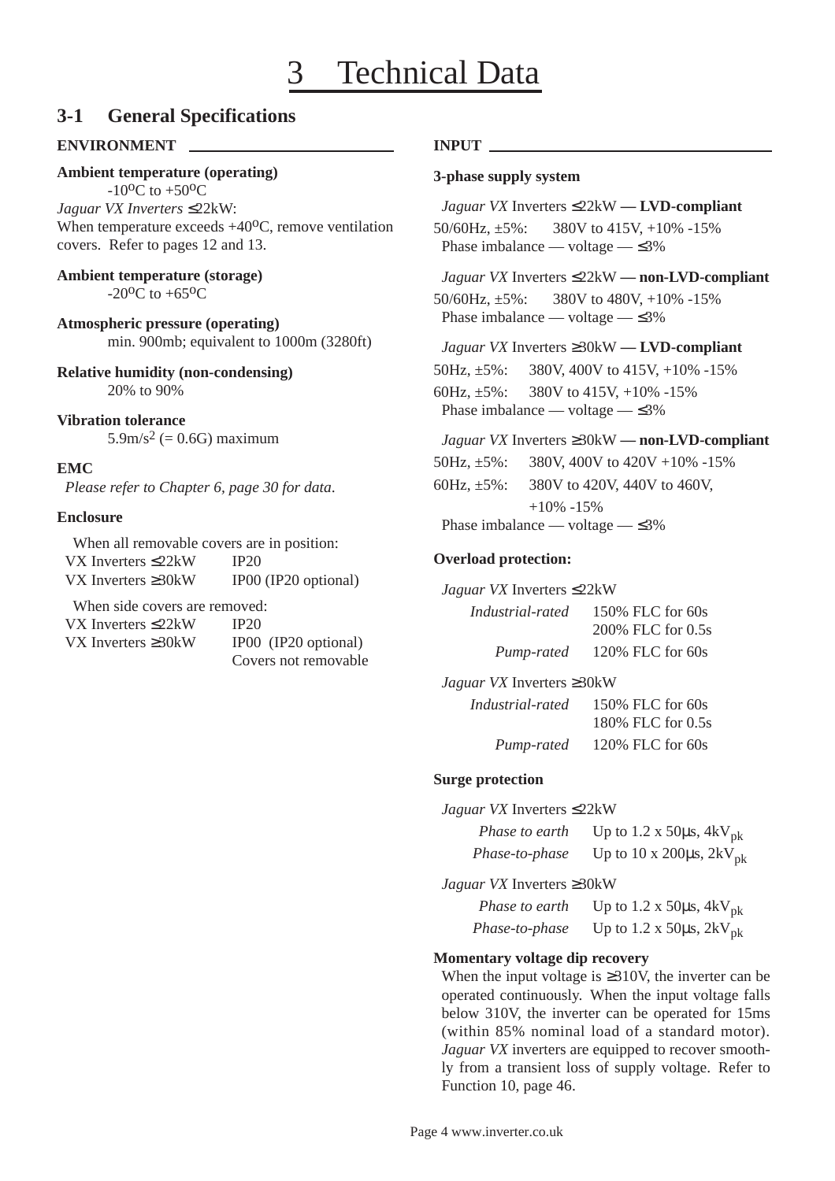# 3 Technical Data

## 3-1 General Specifications

### ENVIRONMENT

**Ambient temperature (operating)**

-10°C to +50°C

*Jaguar VX Inverters* ≤22kW:
When temperature exceeds +40°C, remove ventilation covers. Refer to pages 12 and 13.

**Ambient temperature (storage)**

-20°C to +65°C

**Atmospheric pressure (operating)**

min. 900mb; equivalent to 1000m (3280ft)

**Relative humidity (non-condensing)**

20% to 90%

**Vibration tolerance**

5.9m/s$^2$ (= 0.6G) maximum

**EMC**

*Please refer to Chapter 6, page 30 for data.*

**Enclosure**

When all removable covers are in position:

| | |
|---|---|
| VX Inverters ≤22kW | IP20 |
| VX Inverters ≥30kW | IP00 (IP20 optional) |

When side covers are removed:

| | |
|---|---|
| VX Inverters ≤22kW | IP20 |
| VX Inverters ≥30kW | IP00 (IP20 optional) Covers not removable |

### INPUT

**3-phase supply system**

*Jaguar VX* Inverters ≤22kW **— LVD-compliant**

50/60Hz, ±5%: 380V to 415V, +10% -15%
Phase imbalance — voltage — ≤3%

*Jaguar VX* Inverters ≤22kW **— non-LVD-compliant**

50/60Hz, ±5%: 380V to 480V, +10% -15%
Phase imbalance — voltage — ≤3%

*Jaguar VX* Inverters ≥30kW **— LVD-compliant**

50Hz, ±5%: 380V, 400V to 415V, +10% -15%
60Hz, ±5%: 380V to 415V, +10% -15%
Phase imbalance — voltage — ≤3%

*Jaguar VX* Inverters ≥30kW **— non-LVD-compliant**

50Hz, ±5%: 380V, 400V to 420V +10% -15%
60Hz, ±5%: 380V to 420V, 440V to 460V, +10% -15%
Phase imbalance — voltage — ≤3%

**Overload protection:**

*Jaguar VX* Inverters ≤22kW

| | |
|---|---|
| *Industrial-rated* | 150% FLC for 60s<br>200% FLC for 0.5s |
| *Pump-rated* | 120% FLC for 60s |

*Jaguar VX* Inverters ≥30kW

| | |
|---|---|
| *Industrial-rated* | 150% FLC for 60s<br>180% FLC for 0.5s |
| *Pump-rated* | 120% FLC for 60s |

**Surge protection**

*Jaguar VX* Inverters ≤22kW

| | |
|---|---|
| *Phase to earth* | Up to 1.2 x 50µs, 4kV$_{pk}$ |
| *Phase-to-phase* | Up to 10 x 200µs, 2kV$_{pk}$ |

*Jaguar VX* Inverters ≥30kW

| | |
|---|---|
| *Phase to earth* | Up to 1.2 x 50µs, 4kV$_{pk}$ |
| *Phase-to-phase* | Up to 1.2 x 50µs, 2kV$_{pk}$ |

**Momentary voltage dip recovery**

When the input voltage is ≥310V, the inverter can be operated continuously. When the input voltage falls below 310V, the inverter can be operated for 15ms (within 85% nominal load of a standard motor). *Jaguar VX* inverters are equipped to recover smoothly from a transient loss of supply voltage. Refer to Function 10, page 46.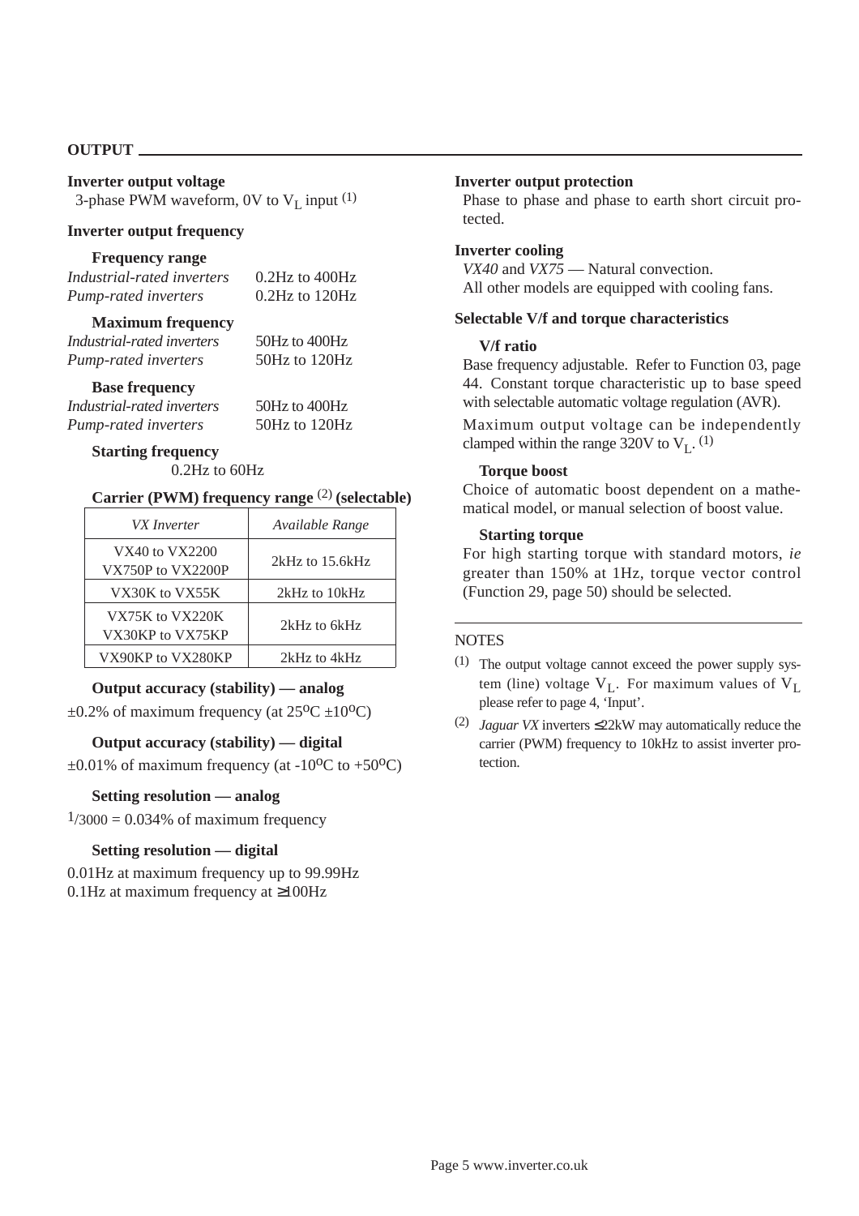## OUTPUT

**Inverter output voltage**

3-phase PWM waveform, 0V to $V_L$ input [1]

**Inverter output frequency**

**Frequency range**

| | |
|---|---|
| *Industrial-rated inverters* | 0.2Hz to 400Hz |
| *Pump-rated inverters* | 0.2Hz to 120Hz |

**Maximum frequency**

| | |
|---|---|
| *Industrial-rated inverters* | 50Hz to 400Hz |
| *Pump-rated inverters* | 50Hz to 120Hz |

**Base frequency**

| | |
|---|---|
| *Industrial-rated inverters* | 50Hz to 400Hz |
| *Pump-rated inverters* | 50Hz to 120Hz |

**Starting frequency**

0.2Hz to 60Hz

**Carrier (PWM) frequency range [2] (selectable)**

| *VX Inverter* | *Available Range* |
|---|---|
| VX40 to VX2200<br>VX750P to VX2200P | 2kHz to 15.6kHz |
| VX30K to VX55K | 2kHz to 10kHz |
| VX75K to VX220K<br>VX30KP to VX75KP | 2kHz to 6kHz |
| VX90KP to VX280KP | 2kHz to 4kHz |

**Output accuracy (stability) — analog**

±0.2% of maximum frequency (at 25°C ±10°C)

**Output accuracy (stability) — digital**

±0.01% of maximum frequency (at -10°C to +50°C)

**Setting resolution — analog**

$1/3000$ = 0.034% of maximum frequency

**Setting resolution — digital**

0.01Hz at maximum frequency up to 99.99Hz
0.1Hz at maximum frequency at ≥100Hz

**Inverter output protection**

Phase to phase and phase to earth short circuit protected.

**Inverter cooling**

*VX40* and *VX75* — Natural convection.
All other models are equipped with cooling fans.

**Selectable V/f and torque characteristics**

**V/f ratio**

Base frequency adjustable. Refer to Function 03, page 44. Constant torque characteristic up to base speed with selectable automatic voltage regulation (AVR).

Maximum output voltage can be independently clamped within the range 320V to $V_L$. [1]

**Torque boost**

Choice of automatic boost dependent on a mathematical model, or manual selection of boost value.

**Starting torque**

For high starting torque with standard motors, *ie* greater than 150% at 1Hz, torque vector control (Function 29, page 50) should be selected.

---

NOTES

[1] The output voltage cannot exceed the power supply system (line) voltage $V_L$. For maximum values of $V_L$ please refer to page 4, 'Input'.

[2] *Jaguar VX* inverters ≤22kW may automatically reduce the carrier (PWM) frequency to 10kHz to assist inverter protection.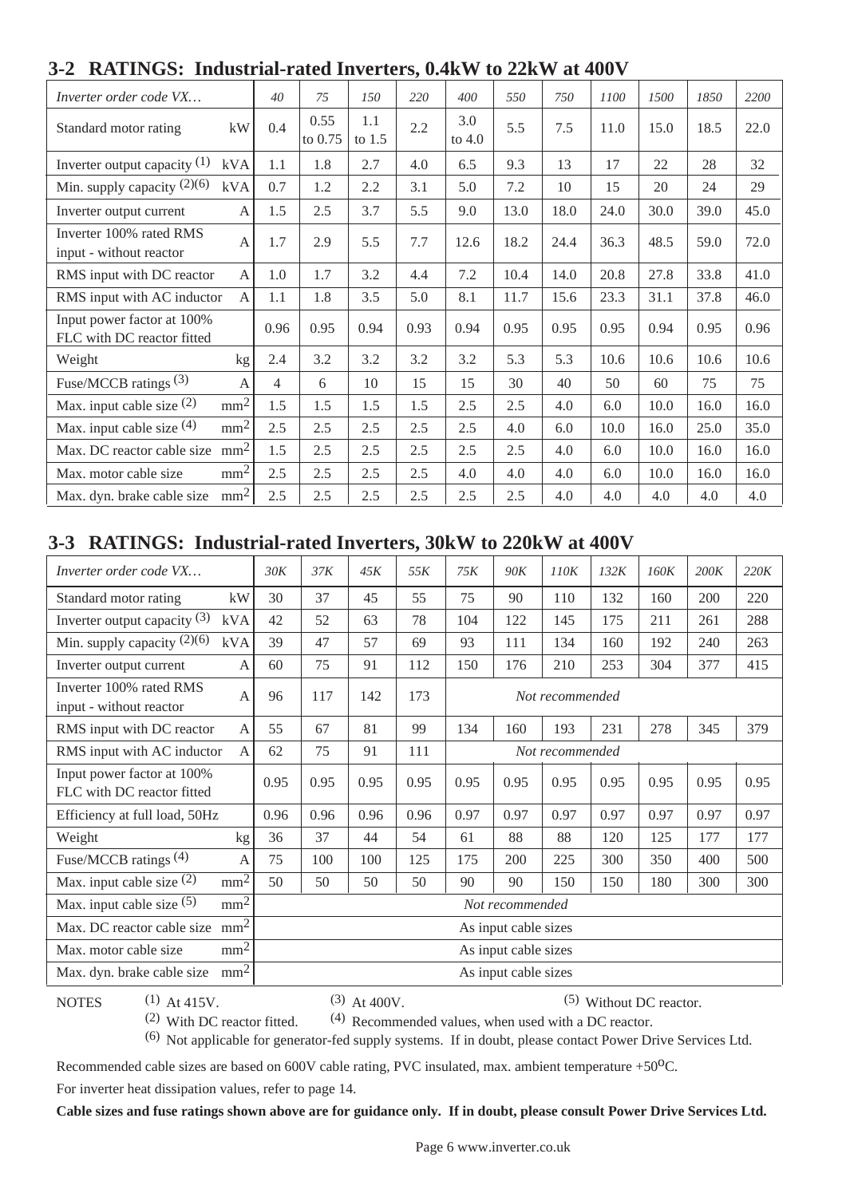## 3-2 RATINGS: Industrial-rated Inverters, 0.4kW to 22kW at 400V

| *Inverter order code VX…* | | *40* | *75* | *150* | *220* | *400* | *550* | *750* | *1100* | *1500* | *1850* | *2200* |
|---|---|---|---|---|---|---|---|---|---|---|---|---|
| Standard motor rating | kW | 0.4 | 0.55 to 0.75 | 1.1 to 1.5 | 2.2 | 3.0 to 4.0 | 5.5 | 7.5 | 11.0 | 15.0 | 18.5 | 22.0 |
| Inverter output capacity (1) | kVA | 1.1 | 1.8 | 2.7 | 4.0 | 6.5 | 9.3 | 13 | 17 | 22 | 28 | 32 |
| Min. supply capacity (2)(6) | kVA | 0.7 | 1.2 | 2.2 | 3.1 | 5.0 | 7.2 | 10 | 15 | 20 | 24 | 29 |
| Inverter output current | A | 1.5 | 2.5 | 3.7 | 5.5 | 9.0 | 13.0 | 18.0 | 24.0 | 30.0 | 39.0 | 45.0 |
| Inverter 100% rated RMS input - without reactor | A | 1.7 | 2.9 | 5.5 | 7.7 | 12.6 | 18.2 | 24.4 | 36.3 | 48.5 | 59.0 | 72.0 |
| RMS input with DC reactor | A | 1.0 | 1.7 | 3.2 | 4.4 | 7.2 | 10.4 | 14.0 | 20.8 | 27.8 | 33.8 | 41.0 |
| RMS input with AC inductor | A | 1.1 | 1.8 | 3.5 | 5.0 | 8.1 | 11.7 | 15.6 | 23.3 | 31.1 | 37.8 | 46.0 |
| Input power factor at 100% FLC with DC reactor fitted | | 0.96 | 0.95 | 0.94 | 0.93 | 0.94 | 0.95 | 0.95 | 0.95 | 0.94 | 0.95 | 0.96 |
| Weight | kg | 2.4 | 3.2 | 3.2 | 3.2 | 3.2 | 5.3 | 5.3 | 10.6 | 10.6 | 10.6 | 10.6 |
| Fuse/MCCB ratings (3) | A | 4 | 6 | 10 | 15 | 15 | 30 | 40 | 50 | 60 | 75 | 75 |
| Max. input cable size (2) | $mm^2$ | 1.5 | 1.5 | 1.5 | 1.5 | 2.5 | 2.5 | 4.0 | 6.0 | 10.0 | 16.0 | 16.0 |
| Max. input cable size (4) | $mm^2$ | 2.5 | 2.5 | 2.5 | 2.5 | 2.5 | 4.0 | 6.0 | 10.0 | 16.0 | 25.0 | 35.0 |
| Max. DC reactor cable size | $mm^2$ | 1.5 | 2.5 | 2.5 | 2.5 | 2.5 | 2.5 | 4.0 | 6.0 | 10.0 | 16.0 | 16.0 |
| Max. motor cable size | $mm^2$ | 2.5 | 2.5 | 2.5 | 2.5 | 4.0 | 4.0 | 4.0 | 6.0 | 10.0 | 16.0 | 16.0 |
| Max. dyn. brake cable size | $mm^2$ | 2.5 | 2.5 | 2.5 | 2.5 | 2.5 | 2.5 | 4.0 | 4.0 | 4.0 | 4.0 | 4.0 |

## 3-3 RATINGS: Industrial-rated Inverters, 30kW to 220kW at 400V

| *Inverter order code VX…* | | *30K* | *37K* | *45K* | *55K* | *75K* | *90K* | *110K* | *132K* | *160K* | *200K* | *220K* |
|---|---|---|---|---|---|---|---|---|---|---|---|---|
| Standard motor rating | kW | 30 | 37 | 45 | 55 | 75 | 90 | 110 | 132 | 160 | 200 | 220 |
| Inverter output capacity (3) | kVA | 42 | 52 | 63 | 78 | 104 | 122 | 145 | 175 | 211 | 261 | 288 |
| Min. supply capacity (2)(6) | kVA | 39 | 47 | 57 | 69 | 93 | 111 | 134 | 160 | 192 | 240 | 263 |
| Inverter output current | A | 60 | 75 | 91 | 112 | 150 | 176 | 210 | 253 | 304 | 377 | 415 |
| Inverter 100% rated RMS input - without reactor | A | 96 | 117 | 142 | 173 | *Not recommended* | | | | | | |
| RMS input with DC reactor | A | 55 | 67 | 81 | 99 | 134 | 160 | 193 | 231 | 278 | 345 | 379 |
| RMS input with AC inductor | A | 62 | 75 | 91 | 111 | *Not recommended* | | | | | | |
| Input power factor at 100% FLC with DC reactor fitted | | 0.95 | 0.95 | 0.95 | 0.95 | 0.95 | 0.95 | 0.95 | 0.95 | 0.95 | 0.95 | 0.95 |
| Efficiency at full load, 50Hz | | 0.96 | 0.96 | 0.96 | 0.96 | 0.97 | 0.97 | 0.97 | 0.97 | 0.97 | 0.97 | 0.97 |
| Weight | kg | 36 | 37 | 44 | 54 | 61 | 88 | 88 | 120 | 125 | 177 | 177 |
| Fuse/MCCB ratings (4) | A | 75 | 100 | 100 | 125 | 175 | 200 | 225 | 300 | 350 | 400 | 500 |
| Max. input cable size (2) | $mm^2$ | 50 | 50 | 50 | 50 | 90 | 90 | 150 | 150 | 180 | 300 | 300 |
| Max. input cable size (5) | $mm^2$ | *Not recommended* | | | | | | | | | | |
| Max. DC reactor cable size | $mm^2$ | As input cable sizes | | | | | | | | | | |
| Max. motor cable size | $mm^2$ | As input cable sizes | | | | | | | | | | |
| Max. dyn. brake cable size | $mm^2$ | As input cable sizes | | | | | | | | | | |

NOTES
(1) At 415V.
(2) With DC reactor fitted.
(3) At 400V.
(4) Recommended values, when used with a DC reactor.
(5) Without DC reactor.
(6) Not applicable for generator-fed supply systems. If in doubt, please contact Power Drive Services Ltd.

Recommended cable sizes are based on 600V cable rating, PVC insulated, max. ambient temperature +50$^oC$.

For inverter heat dissipation values, refer to page 14.

**Cable sizes and fuse ratings shown above are for guidance only. If in doubt, please consult Power Drive Services Ltd.**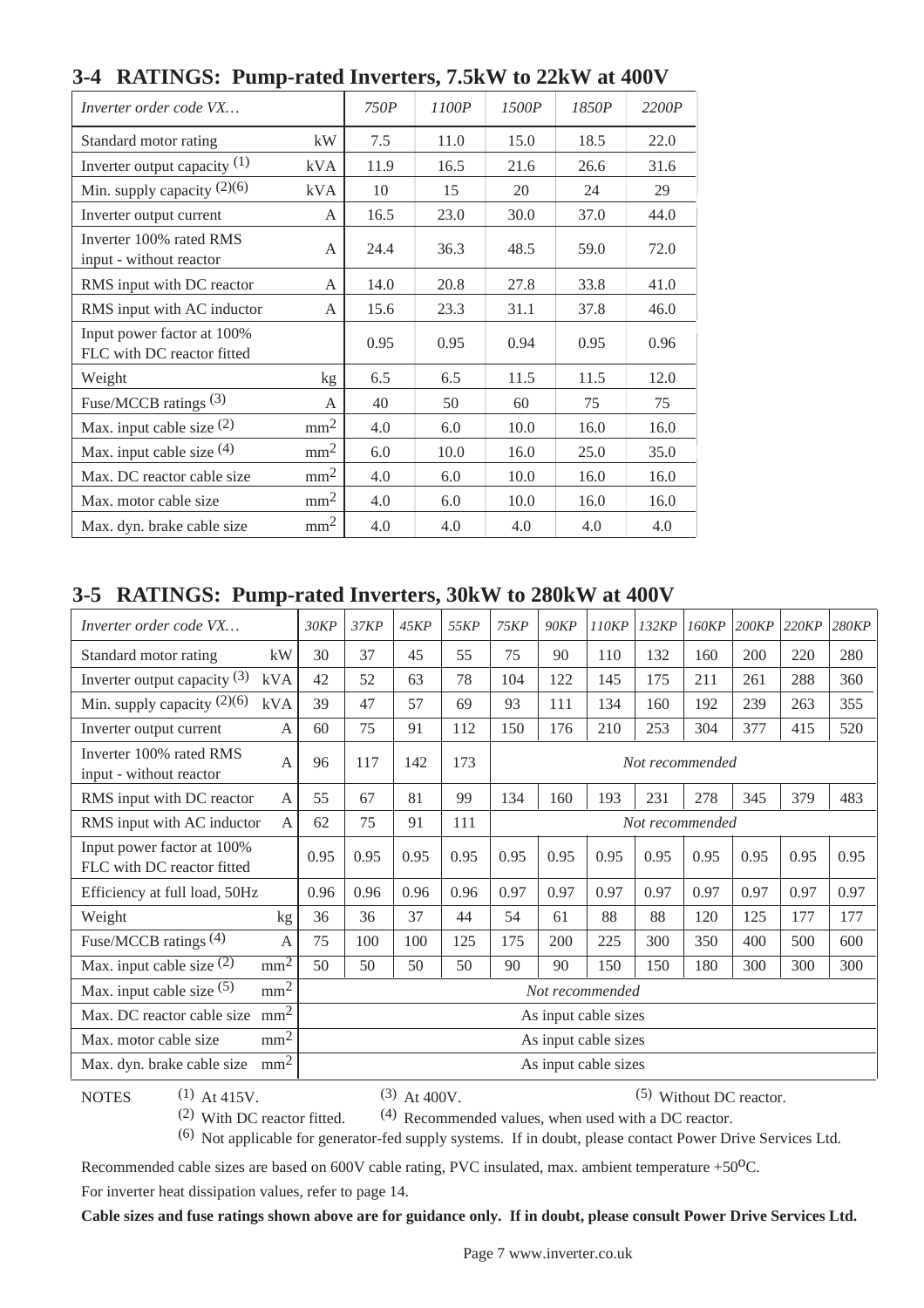## 3-4 RATINGS: Pump-rated Inverters, 7.5kW to 22kW at 400V

| *Inverter order code VX…* | | *750P* | *1100P* | *1500P* | *1850P* | *2200P* |
|---|---|---|---|---|---|---|
| Standard motor rating | kW | 7.5 | 11.0 | 15.0 | 18.5 | 22.0 |
| Inverter output capacity (1) | kVA | 11.9 | 16.5 | 21.6 | 26.6 | 31.6 |
| Min. supply capacity (2)(6) | kVA | 10 | 15 | 20 | 24 | 29 |
| Inverter output current | A | 16.5 | 23.0 | 30.0 | 37.0 | 44.0 |
| Inverter 100% rated RMS input - without reactor | A | 24.4 | 36.3 | 48.5 | 59.0 | 72.0 |
| RMS input with DC reactor | A | 14.0 | 20.8 | 27.8 | 33.8 | 41.0 |
| RMS input with AC inductor | A | 15.6 | 23.3 | 31.1 | 37.8 | 46.0 |
| Input power factor at 100% FLC with DC reactor fitted | | 0.95 | 0.95 | 0.94 | 0.95 | 0.96 |
| Weight | kg | 6.5 | 6.5 | 11.5 | 11.5 | 12.0 |
| Fuse/MCCB ratings (3) | A | 40 | 50 | 60 | 75 | 75 |
| Max. input cable size (2) | $mm^2$ | 4.0 | 6.0 | 10.0 | 16.0 | 16.0 |
| Max. input cable size (4) | $mm^2$ | 6.0 | 10.0 | 16.0 | 25.0 | 35.0 |
| Max. DC reactor cable size | $mm^2$ | 4.0 | 6.0 | 10.0 | 16.0 | 16.0 |
| Max. motor cable size | $mm^2$ | 4.0 | 6.0 | 10.0 | 16.0 | 16.0 |
| Max. dyn. brake cable size | $mm^2$ | 4.0 | 4.0 | 4.0 | 4.0 | 4.0 |

## 3-5 RATINGS: Pump-rated Inverters, 30kW to 280kW at 400V

| *Inverter order code VX…* | | *30KP* | *37KP* | *45KP* | *55KP* | *75KP* | *90KP* | *110KP* | *132KP* | *160KP* | *200KP* | *220KP* | *280KP* |
|---|---|---|---|---|---|---|---|---|---|---|---|---|---|
| Standard motor rating | kW | 30 | 37 | 45 | 55 | 75 | 90 | 110 | 132 | 160 | 200 | 220 | 280 |
| Inverter output capacity (3) | kVA | 42 | 52 | 63 | 78 | 104 | 122 | 145 | 175 | 211 | 261 | 288 | 360 |
| Min. supply capacity (2)(6) | kVA | 39 | 47 | 57 | 69 | 93 | 111 | 134 | 160 | 192 | 239 | 263 | 355 |
| Inverter output current | A | 60 | 75 | 91 | 112 | 150 | 176 | 210 | 253 | 304 | 377 | 415 | 520 |
| Inverter 100% rated RMS input - without reactor | A | 96 | 117 | 142 | 173 | *Not recommended* | | | | | | | |
| RMS input with DC reactor | A | 55 | 67 | 81 | 99 | 134 | 160 | 193 | 231 | 278 | 345 | 379 | 483 |
| RMS input with AC inductor | A | 62 | 75 | 91 | 111 | *Not recommended* | | | | | | | |
| Input power factor at 100% FLC with DC reactor fitted | | 0.95 | 0.95 | 0.95 | 0.95 | 0.95 | 0.95 | 0.95 | 0.95 | 0.95 | 0.95 | 0.95 | 0.95 |
| Efficiency at full load, 50Hz | | 0.96 | 0.96 | 0.96 | 0.96 | 0.97 | 0.97 | 0.97 | 0.97 | 0.97 | 0.97 | 0.97 | 0.97 |
| Weight | kg | 36 | 36 | 37 | 44 | 54 | 61 | 88 | 88 | 120 | 125 | 177 | 177 |
| Fuse/MCCB ratings (4) | A | 75 | 100 | 100 | 125 | 175 | 200 | 225 | 300 | 350 | 400 | 500 | 600 |
| Max. input cable size (2) | $mm^2$ | 50 | 50 | 50 | 50 | 90 | 90 | 150 | 150 | 180 | 300 | 300 | 300 |
| Max. input cable size (5) | $mm^2$ | *Not recommended* | | | | | | | | | | | |
| Max. DC reactor cable size | $mm^2$ | As input cable sizes | | | | | | | | | | | |
| Max. motor cable size | $mm^2$ | As input cable sizes | | | | | | | | | | | |
| Max. dyn. brake cable size | $mm^2$ | As input cable sizes | | | | | | | | | | | |

NOTES
(1) At 415V.
(2) With DC reactor fitted.
(3) At 400V.
(4) Recommended values, when used with a DC reactor.
(5) Without DC reactor.
(6) Not applicable for generator-fed supply systems. If in doubt, please contact Power Drive Services Ltd.

Recommended cable sizes are based on 600V cable rating, PVC insulated, max. ambient temperature +50°C.

For inverter heat dissipation values, refer to page 14.

**Cable sizes and fuse ratings shown above are for guidance only. If in doubt, please consult Power Drive Services Ltd.**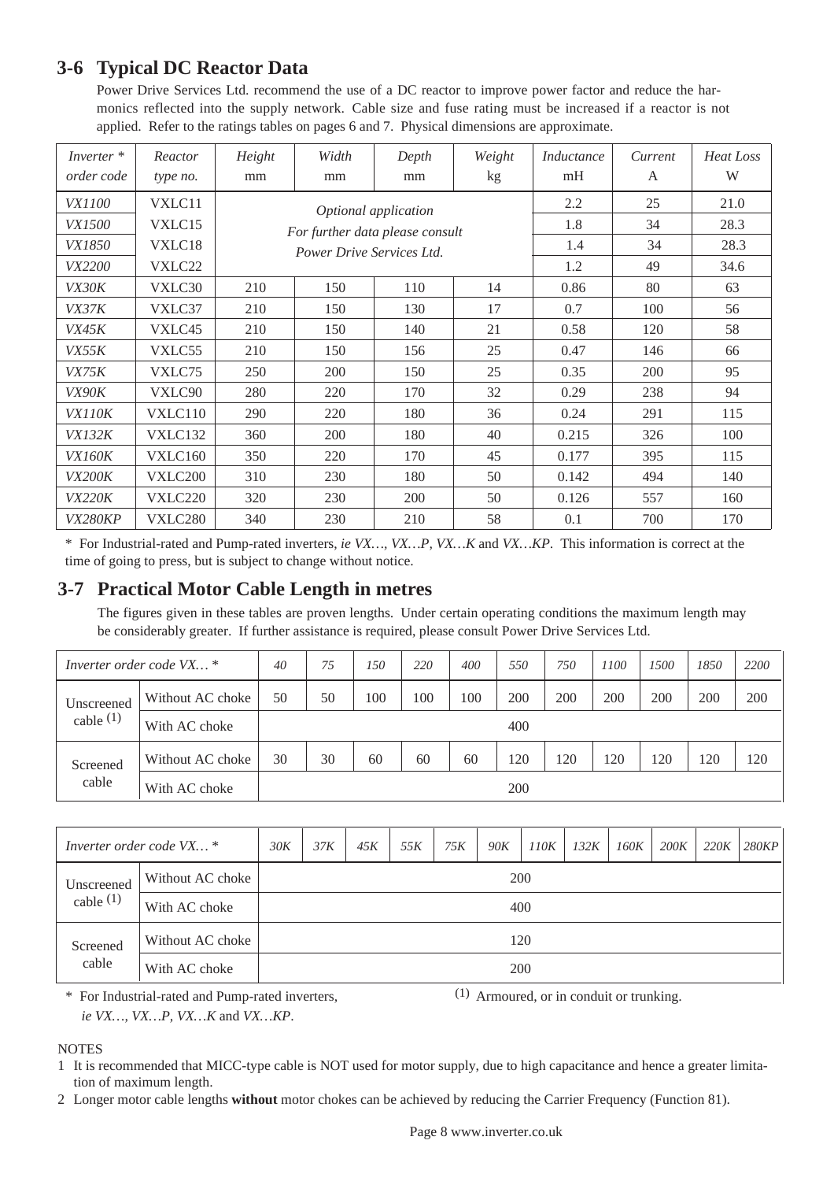## 3-6 Typical DC Reactor Data

Power Drive Services Ltd. recommend the use of a DC reactor to improve power factor and reduce the harmonics reflected into the supply network. Cable size and fuse rating must be increased if a reactor is not applied. Refer to the ratings tables on pages 6 and 7. Physical dimensions are approximate.

| *Inverter ** *order code* | *Reactor* *type no.* | *Height* mm | *Width* mm | *Depth* mm | *Weight* kg | *Inductance* mH | *Current* A | *Heat Loss* W |
|---|---|---|---|---|---|---|---|---|
| *VX1100* | VXLC11 | *Optional application For further data please consult Power Drive Services Ltd.* | | | | 2.2 | 25 | 21.0 |
| *VX1500* | VXLC15 | | | | | 1.8 | 34 | 28.3 |
| *VX1850* | VXLC18 | | | | | 1.4 | 34 | 28.3 |
| *VX2200* | VXLC22 | | | | | 1.2 | 49 | 34.6 |
| *VX30K* | VXLC30 | 210 | 150 | 110 | 14 | 0.86 | 80 | 63 |
| *VX37K* | VXLC37 | 210 | 150 | 130 | 17 | 0.7 | 100 | 56 |
| *VX45K* | VXLC45 | 210 | 150 | 140 | 21 | 0.58 | 120 | 58 |
| *VX55K* | VXLC55 | 210 | 150 | 156 | 25 | 0.47 | 146 | 66 |
| *VX75K* | VXLC75 | 250 | 200 | 150 | 25 | 0.35 | 200 | 95 |
| *VX90K* | VXLC90 | 280 | 220 | 170 | 32 | 0.29 | 238 | 94 |
| *VX110K* | VXLC110 | 290 | 220 | 180 | 36 | 0.24 | 291 | 115 |
| *VX132K* | VXLC132 | 360 | 200 | 180 | 40 | 0.215 | 326 | 100 |
| *VX160K* | VXLC160 | 350 | 220 | 170 | 45 | 0.177 | 395 | 115 |
| *VX200K* | VXLC200 | 310 | 230 | 180 | 50 | 0.142 | 494 | 140 |
| *VX220K* | VXLC220 | 320 | 230 | 200 | 50 | 0.126 | 557 | 160 |
| *VX280KP* | VXLC280 | 340 | 230 | 210 | 58 | 0.1 | 700 | 170 |

\* For Industrial-rated and Pump-rated inverters, *ie VX…, VX…P, VX…K* and *VX…KP*. This information is correct at the time of going to press, but is subject to change without notice.

## 3-7 Practical Motor Cable Length in metres

The figures given in these tables are proven lengths. Under certain operating conditions the maximum length may be considerably greater. If further assistance is required, please consult Power Drive Services Ltd.

| *Inverter order code VX… ** | | *40* | *75* | *150* | *220* | *400* | *550* | *750* | *1100* | *1500* | *1850* | *2200* |
|---|---|---|---|---|---|---|---|---|---|---|---|---|
| Unscreened cable (1) | Without AC choke | 50 | 50 | 100 | 100 | 100 | 200 | 200 | 200 | 200 | 200 | 200 |
| | With AC choke | 400 | | | | | | | | | | |
| Screened cable | Without AC choke | 30 | 30 | 60 | 60 | 60 | 120 | 120 | 120 | 120 | 120 | 120 |
| | With AC choke | 200 | | | | | | | | | | |

| *Inverter order code VX… ** | | *30K* | *37K* | *45K* | *55K* | *75K* | *90K* | *110K* | *132K* | *160K* | *200K* | *220K* | *280KP* |
|---|---|---|---|---|---|---|---|---|---|---|---|---|---|
| Unscreened cable (1) | Without AC choke | 200 | | | | | | | | | | | |
| | With AC choke | 400 | | | | | | | | | | | |
| Screened cable | Without AC choke | 120 | | | | | | | | | | | |
| | With AC choke | 200 | | | | | | | | | | | |

\* For Industrial-rated and Pump-rated inverters, *ie VX…, VX…P, VX…K* and *VX…KP*.

(1) Armoured, or in conduit or trunking.

NOTES

1 It is recommended that MICC-type cable is NOT used for motor supply, due to high capacitance and hence a greater limitation of maximum length.

2 Longer motor cable lengths **without** motor chokes can be achieved by reducing the Carrier Frequency (Function 81).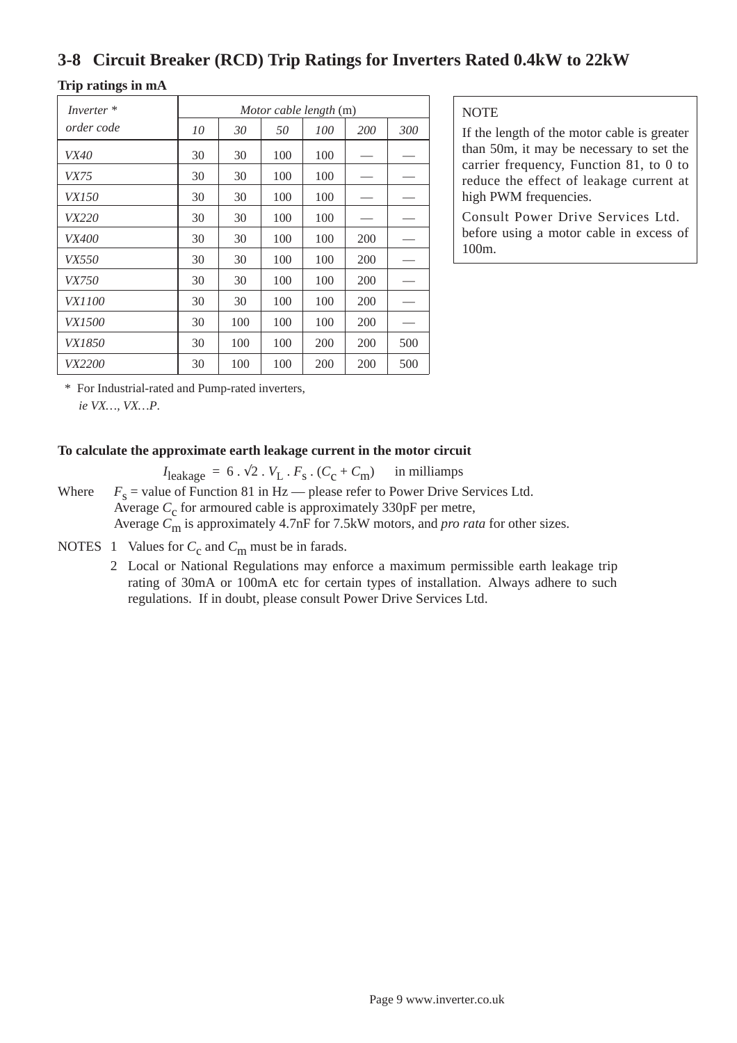## 3-8 Circuit Breaker (RCD) Trip Ratings for Inverters Rated 0.4kW to 22kW

**Trip ratings in mA**

| *Inverter \** *order code* | *Motor cable length* (m) | | | | | |
|---|---|---|---|---|---|---|
| | *10* | *30* | *50* | *100* | *200* | *300* |
| *VX40* | 30 | 30 | 100 | 100 | — | — |
| *VX75* | 30 | 30 | 100 | 100 | — | — |
| *VX150* | 30 | 30 | 100 | 100 | — | — |
| *VX220* | 30 | 30 | 100 | 100 | — | — |
| *VX400* | 30 | 30 | 100 | 100 | 200 | — |
| *VX550* | 30 | 30 | 100 | 100 | 200 | — |
| *VX750* | 30 | 30 | 100 | 100 | 200 | — |
| *VX1100* | 30 | 30 | 100 | 100 | 200 | — |
| *VX1500* | 30 | 100 | 100 | 100 | 200 | — |
| *VX1850* | 30 | 100 | 100 | 200 | 200 | 500 |
| *VX2200* | 30 | 100 | 100 | 200 | 200 | 500 |

\* For Industrial-rated and Pump-rated inverters, *ie VX…, VX…P*.

NOTE

If the length of the motor cable is greater than 50m, it may be necessary to set the carrier frequency, Function 81, to 0 to reduce the effect of leakage current at high PWM frequencies.

Consult Power Drive Services Ltd. before using a motor cable in excess of 100m.

**To calculate the approximate earth leakage current in the motor circuit**

$$I_{leakage} = 6 \cdot \sqrt{2} \cdot V_L \cdot F_s \cdot (C_c + C_m) \quad \text{in milliamps}$$

Where $F_s$ = value of Function 81 in Hz — please refer to Power Drive Services Ltd.
Average $C_c$ for armoured cable is approximately 330pF per metre,
Average $C_m$ is approximately 4.7nF for 7.5kW motors, and *pro rata* for other sizes.

NOTES
1. Values for $C_c$ and $C_m$ must be in farads.
2. Local or National Regulations may enforce a maximum permissible earth leakage trip rating of 30mA or 100mA etc for certain types of installation. Always adhere to such regulations. If in doubt, please consult Power Drive Services Ltd.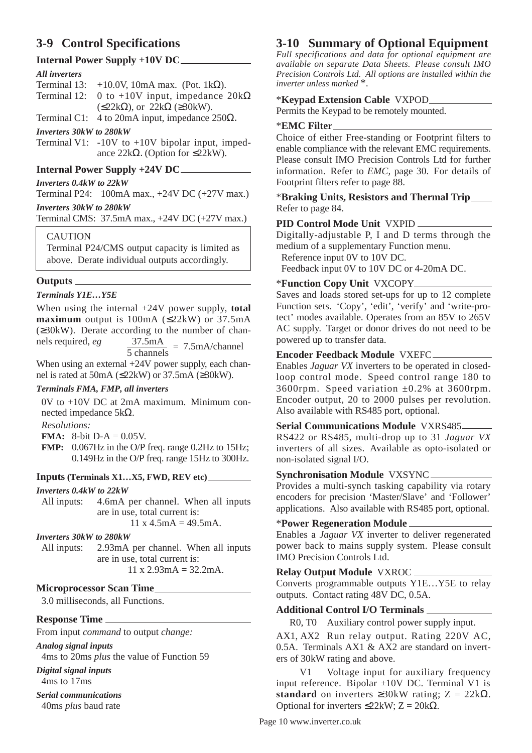## 3-9 Control Specifications

### Internal Power Supply +10V DC

***All inverters***

Terminal 13: +10.0V, 10mA max. (Pot. 1kΩ).

Terminal 12: 0 to +10V input, impedance 20kΩ (≤22kΩ), or 22kΩ (≥30kW).

Terminal C1: 4 to 20mA input, impedance 250Ω.

***Inverters 30kW to 280kW***

Terminal V1: -10V to +10V bipolar input, impedance 22kΩ. (Option for ≤22kW).

### Internal Power Supply +24V DC

***Inverters 0.4kW to 22kW***

Terminal P24: 100mA max., +24V DC (+27V max.)

***Inverters 30kW to 280kW***

Terminal CMS: 37.5mA max., +24V DC (+27V max.)

> CAUTION
>
> Terminal P24/CMS output capacity is limited as above. Derate individual outputs accordingly.

### Outputs

***Terminals Y1E…Y5E***

When using the internal +24V power supply, **total maximum** output is 100mA (≤22kW) or 37.5mA (≥30kW). Derate according to the number of channels required, *eg* $\frac{37.5\text{mA}}{5 \text{ channels}} = 7.5\text{mA/channel}$

When using an external +24V power supply, each channel is rated at 50mA (≤22kW) or 37.5mA (≥30kW).

***Terminals FMA, FMP, all inverters***

0V to +10V DC at 2mA maximum. Minimum connected impedance 5kΩ.

*Resolutions:*

**FMA:** 8-bit D-A = 0.05V.

**FMP:** 0.067Hz in the O/P freq. range 0.2Hz to 15Hz; 0.149Hz in the O/P freq. range 15Hz to 300Hz.

### Inputs (Terminals X1…X5, FWD, REV etc)

***Inverters 0.4kW to 22kW***

All inputs: 4.6mA per channel. When all inputs are in use, total current is: 11 x 4.5mA = 49.5mA.

***Inverters 30kW to 280kW***

All inputs: 2.93mA per channel. When all inputs are in use, total current is: 11 x 2.93mA = 32.2mA.

### Microprocessor Scan Time

3.0 milliseconds, all Functions.

### Response Time

From input *command* to output *change:*

***Analog signal inputs***

4ms to 20ms *plus* the value of Function 59

***Digital signal inputs***

4ms to 17ms

***Serial communications***

40ms *plus* baud rate

## 3-10 Summary of Optional Equipment

*Full specifications and data for optional equipment are available on separate Data Sheets. Please consult IMO Precision Controls Ltd. All options are installed within the inverter unless marked* *.

### *Keypad Extension Cable VXPOD

Permits the Keypad to be remotely mounted.

### *EMC Filter

Choice of either Free-standing or Footprint filters to enable compliance with the relevant EMC requirements. Please consult IMO Precision Controls Ltd for further information. Refer to *EMC,* page 30. For details of Footprint filters refer to page 88.

### *Braking Units, Resistors and Thermal Trip

Refer to page 84.

### PID Control Mode Unit VXPID

Digitally-adjustable P, I and D terms through the medium of a supplementary Function menu.

Reference input 0V to 10V DC.

Feedback input 0V to 10V DC or 4-20mA DC.

### *Function Copy Unit VXCOPY

Saves and loads stored set-ups for up to 12 complete Function sets. 'Copy', 'edit', 'verify' and 'write-protect' modes available. Operates from an 85V to 265V AC supply. Target or donor drives do not need to be powered up to transfer data.

### Encoder Feedback Module VXEFC

Enables *Jaguar VX* inverters to be operated in closed-loop control mode. Speed control range 180 to 3600rpm. Speed variation ±0.2% at 3600rpm. Encoder output, 20 to 2000 pulses per revolution. Also available with RS485 port, optional.

### Serial Communications Module VXRS485

RS422 or RS485, multi-drop up to 31 *Jaguar VX* inverters of all sizes. Available as opto-isolated or non-isolated signal I/O.

### Synchronisation Module VXSYNC

Provides a multi-synch tasking capability via rotary encoders for precision 'Master/Slave' and 'Follower' applications. Also available with RS485 port, optional.

### *Power Regeneration Module

Enables a *Jaguar VX* inverter to deliver regenerated power back to mains supply system. Please consult IMO Precision Controls Ltd.

### Relay Output Module VXROC

Converts programmable outputs Y1E…Y5E to relay outputs. Contact rating 48V DC, 0.5A.

### Additional Control I/O Terminals

R0, T0 Auxiliary control power supply input.

AX1, AX2 Run relay output. Rating 220V AC, 0.5A. Terminals AX1 & AX2 are standard on inverters of 30kW rating and above.

V1 Voltage input for auxiliary frequency input reference. Bipolar ±10V DC. Terminal V1 is **standard** on inverters ≥30kW rating; Z = 22kΩ. Optional for inverters ≤22kW; Z = 20kΩ.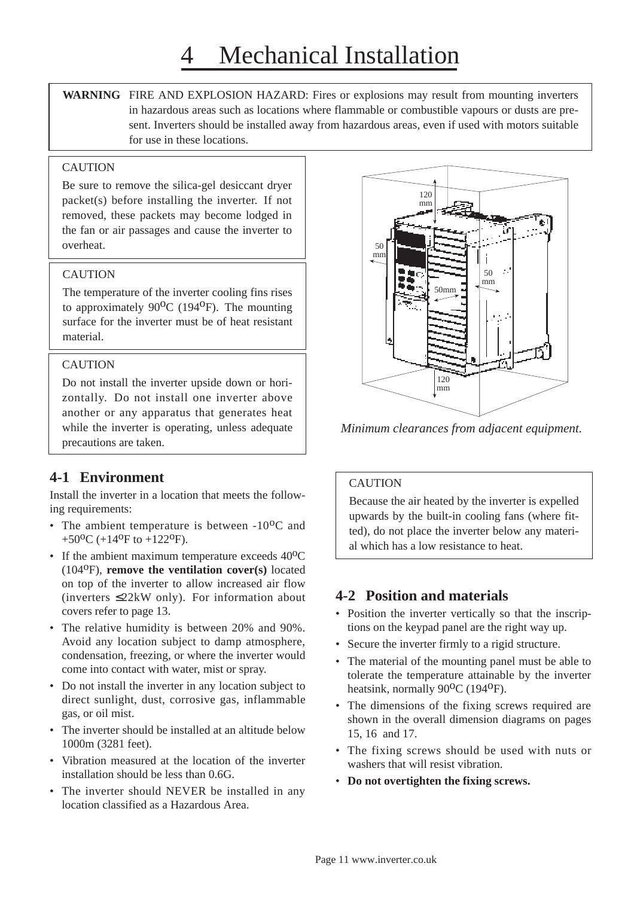# 4 Mechanical Installation

**WARNING** FIRE AND EXPLOSION HAZARD: Fires or explosions may result from mounting inverters in hazardous areas such as locations where flammable or combustible vapours or dusts are present. Inverters should be installed away from hazardous areas, even if used with motors suitable for use in these locations.

CAUTION

Be sure to remove the silica-gel desiccant dryer packet(s) before installing the inverter. If not removed, these packets may become lodged in the fan or air passages and cause the inverter to overheat.

CAUTION

The temperature of the inverter cooling fins rises to approximately 90°C (194°F). The mounting surface for the inverter must be of heat resistant material.

CAUTION

Do not install the inverter upside down or horizontally. Do not install one inverter above another or any apparatus that generates heat while the inverter is operating, unless adequate precautions are taken.

120 mm

50 mm

50 mm

50mm

120 mm

*Minimum clearances from adjacent equipment.*

## 4-1 Environment

Install the inverter in a location that meets the following requirements:

- The ambient temperature is between -10°C and +50°C (+14°F to +122°F).
- If the ambient maximum temperature exceeds 40°C (104°F), **remove the ventilation cover(s)** located on top of the inverter to allow increased air flow (inverters ≤22kW only). For information about covers refer to page 13.
- The relative humidity is between 20% and 90%. Avoid any location subject to damp atmosphere, condensation, freezing, or where the inverter would come into contact with water, mist or spray.
- Do not install the inverter in any location subject to direct sunlight, dust, corrosive gas, inflammable gas, or oil mist.
- The inverter should be installed at an altitude below 1000m (3281 feet).
- Vibration measured at the location of the inverter installation should be less than 0.6G.
- The inverter should NEVER be installed in any location classified as a Hazardous Area.

CAUTION

Because the air heated by the inverter is expelled upwards by the built-in cooling fans (where fitted), do not place the inverter below any material which has a low resistance to heat.

## 4-2 Position and materials

- Position the inverter vertically so that the inscriptions on the keypad panel are the right way up.
- Secure the inverter firmly to a rigid structure.
- The material of the mounting panel must be able to tolerate the temperature attainable by the inverter heatsink, normally 90°C (194°F).
- The dimensions of the fixing screws required are shown in the overall dimension diagrams on pages 15, 16 and 17.
- The fixing screws should be used with nuts or washers that will resist vibration.
- **Do not overtighten the fixing screws.**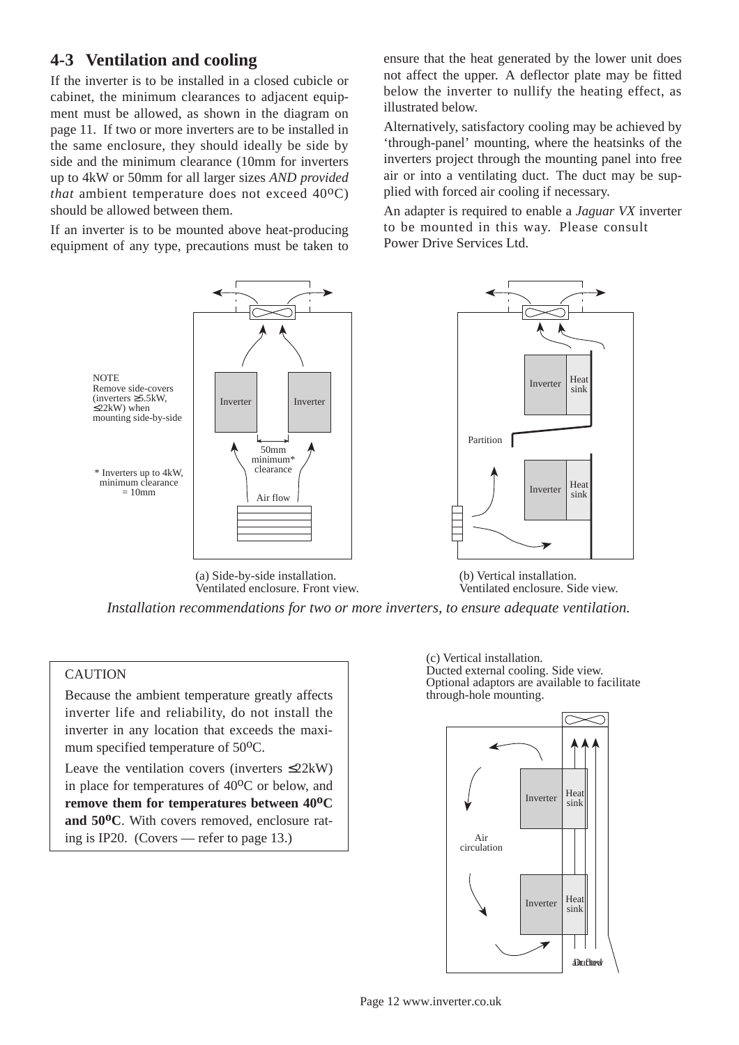## 4-3 Ventilation and cooling

If the inverter is to be installed in a closed cubicle or cabinet, the minimum clearances to adjacent equipment must be allowed, as shown in the diagram on page 11. If two or more inverters are to be installed in the same enclosure, they should ideally be side by side and the minimum clearance (10mm for inverters up to 4kW or 50mm for all larger sizes *AND provided that* ambient temperature does not exceed 40°C) should be allowed between them.

If an inverter is to be mounted above heat-producing equipment of any type, precautions must be taken to ensure that the heat generated by the lower unit does not affect the upper. A deflector plate may be fitted below the inverter to nullify the heating effect, as illustrated below.

Alternatively, satisfactory cooling may be achieved by 'through-panel' mounting, where the heatsinks of the inverters project through the mounting panel into free air or into a ventilating duct. The duct may be supplied with forced air cooling if necessary.

An adapter is required to enable a *Jaguar VX* inverter to be mounted in this way. Please consult Power Drive Services Ltd.

NOTE
Remove side-covers (inverters ≥5.5kW, ≤22kW) when mounting side-by-side

Inverter | Inverter | 50mm minimum* clearance | Air flow

\* Inverters up to 4kW, minimum clearance = 10mm

(a) Side-by-side installation. Ventilated enclosure. Front view.

Inverter | Heat sink | Partition | Inverter | Heat sink

(b) Vertical installation. Ventilated enclosure. Side view.

*Installation recommendations for two or more inverters, to ensure adequate ventilation.*

> CAUTION
>
> Because the ambient temperature greatly affects inverter life and reliability, do not install the inverter in any location that exceeds the maximum specified temperature of 50°C.
>
> Leave the ventilation covers (inverters ≤22kW) in place for temperatures of 40°C or below, and **remove them for temperatures between 40°C and 50°C**. With covers removed, enclosure rating is IP20. (Covers — refer to page 13.)

(c) Vertical installation.
Ducted external cooling. Side view.
Optional adaptors are available to facilitate through-hole mounting.

Inverter | Heat sink | Air circulation | Inverter | Heat sink | Ducted air flow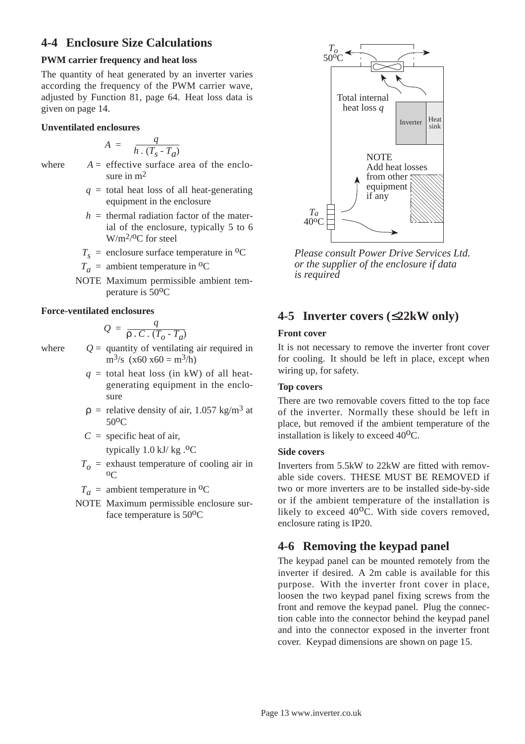## 4-4 Enclosure Size Calculations

### PWM carrier frequency and heat loss

The quantity of heat generated by an inverter varies according the frequency of the PWM carrier wave, adjusted by Function 81, page 64. Heat loss data is given on page 14.

### Unventilated enclosures

$$A = \frac{q}{h \cdot (T_s - T_a)}$$

where
- $A$ = effective surface area of the enclosure in $m^2$
- $q$ = total heat loss of all heat-generating equipment in the enclosure
- $h$ = thermal radiation factor of the material of the enclosure, typically 5 to 6 $W/m^2/^oC$ for steel
- $T_s$ = enclosure surface temperature in $^oC$
- $T_a$ = ambient temperature in $^oC$

NOTE Maximum permissible ambient temperature is 50°C

### Force-ventilated enclosures

$$Q = \frac{q}{\rho \cdot C \cdot (T_o - T_a)}$$

where
- $Q$ = quantity of ventilating air required in $m^3/s$ (x60 x60 = $m^3/h$)
- $q$ = total heat loss (in kW) of all heat-generating equipment in the enclosure
- $\rho$ = relative density of air, 1.057 $kg/m^3$ at 50°C
- $C$ = specific heat of air, typically 1.0 kJ/ kg .°C
- $T_o$ = exhaust temperature of cooling air in $^oC$
- $T_a$ = ambient temperature in $^oC$

NOTE Maximum permissible enclosure surface temperature is 50°C

$T_o$ 50°C

Total internal heat loss $q$

Inverter | Heat sink

NOTE
Add heat losses from other equipment if any

$T_a$ 40°C

*Please consult Power Drive Services Ltd. or the supplier of the enclosure if data is required*

## 4-5 Inverter covers (≤22kW only)

### Front cover

It is not necessary to remove the inverter front cover for cooling. It should be left in place, except when wiring up, for safety.

### Top covers

There are two removable covers fitted to the top face of the inverter. Normally these should be left in place, but removed if the ambient temperature of the installation is likely to exceed 40°C.

### Side covers

Inverters from 5.5kW to 22kW are fitted with removable side covers. THESE MUST BE REMOVED if two or more inverters are to be installed side-by-side or if the ambient temperature of the installation is likely to exceed 40°C. With side covers removed, enclosure rating is IP20.

## 4-6 Removing the keypad panel

The keypad panel can be mounted remotely from the inverter if desired. A 2m cable is available for this purpose. With the inverter front cover in place, loosen the two keypad panel fixing screws from the front and remove the keypad panel. Plug the connection cable into the connector behind the keypad panel and into the connector exposed in the inverter front cover. Keypad dimensions are shown on page 15.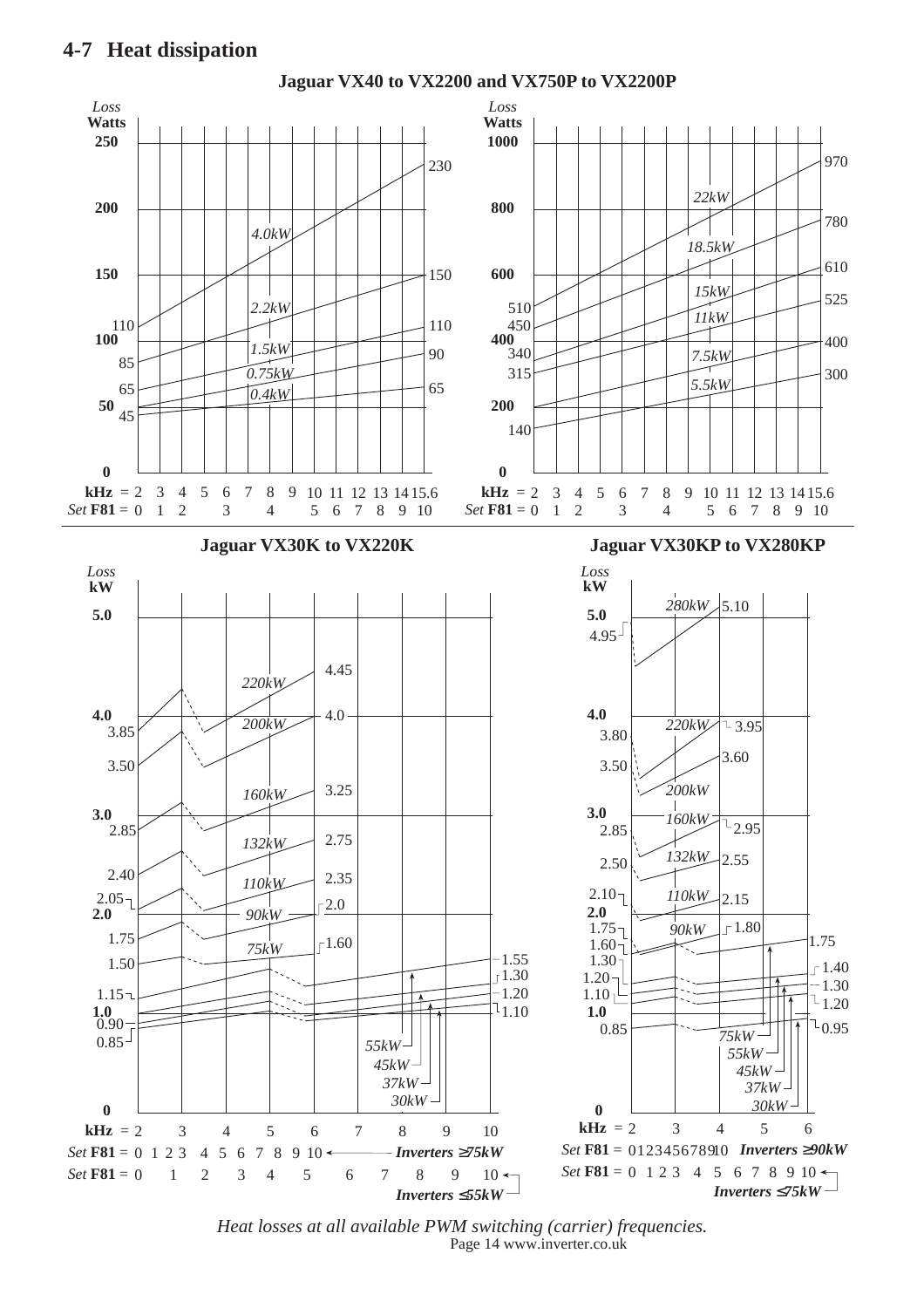## 4-7 Heat dissipation

### Jaguar VX40 to VX2200 and VX750P to VX2200P

Loss Watts (0–250) vs kHz = 2 3 4 5 6 7 8 9 10 11 12 13 14 15.6 / Set **F81** = 0 1 2 3 4 5 6 7 8 9 10

| Model | Loss at 2 kHz (W) | Loss at 15.6 kHz (W) |
|---|---|---|
| 4.0kW | 110 | 230 |
| 2.2kW | 85 | 150 |
| 1.5kW | 65 | 110 |
| 0.75kW | 50 | 90 |
| 0.4kW | 45 | 65 |

Loss Watts (0–1000) vs kHz = 2 3 4 5 6 7 8 9 10 11 12 13 14 15.6 / Set **F81** = 0 1 2 3 4 5 6 7 8 9 10

| Model | Loss at 2 kHz (W) | Loss at 15.6 kHz (W) |
|---|---|---|
| 22kW | 510 | 970 |
| 18.5kW | 450 | 780 |
| 15kW | 340 | 610 |
| 11kW | 315 | 525 |
| 7.5kW | 200 | 400 |
| 5.5kW | 140 | 300 |

### Jaguar VX30K to VX220K

Loss kW (0–5.0) vs kHz = 2 3 4 5 6 7 8 9 10

*Set* **F81** = 0 1 2 3 4 5 6 7 8 9 10 ← *Inverters ≥75kW*

*Set* **F81** = 0 1 2 3 4 5 6 7 8 9 10 ← *Inverters ≤55kW*

| Model | Loss at 2 kHz (kW) | Loss at max frequency (kW) |
|---|---|---|
| 220kW | 3.85 | 4.45 |
| 200kW | 3.50 | 4.0 |
| 160kW | 2.85 | 3.25 |
| 132kW | 2.40 | 2.75 |
| 110kW | 2.05 | 2.35 |
| 90kW | 1.75 | 2.0 |
| 75kW | 1.50 | 1.60 |
| 55kW | 1.15 | 1.55 |
| 45kW | 1.0 | 1.30 |
| 37kW | 0.90 | 1.20 |
| 30kW | 0.85 | 1.10 |

### Jaguar VX30KP to VX280KP

Loss kW (0–5.0) vs kHz = 2 3 4 5 6

*Set* **F81** = 0 1 2 3 4 5 6 7 8 9 10 *Inverters ≥90kW*

*Set* **F81** = 0 1 2 3 4 5 6 7 8 9 10 ← *Inverters ≤75kW*

| Model | Loss at 2 kHz (kW) | Loss at max frequency (kW) |
|---|---|---|
| 280kW | 4.95 | 5.10 |
| 220kW | 3.80 | 3.95 |
| 200kW | 3.50 | 3.60 |
| 160kW | 2.85 | 2.95 |
| 132kW | 2.50 | 2.55 |
| 110kW | 2.10 | 2.15 |
| 90kW | 1.75 | 1.80 |
| 75kW | 1.60 | 1.75 |
| 55kW | 1.30 | 1.40 |
| 45kW | 1.20 | 1.30 |
| 37kW | 1.10 | 1.20 |
| 30kW | 0.85 | 0.95 |

*Heat losses at all available PWM switching (carrier) frequencies.*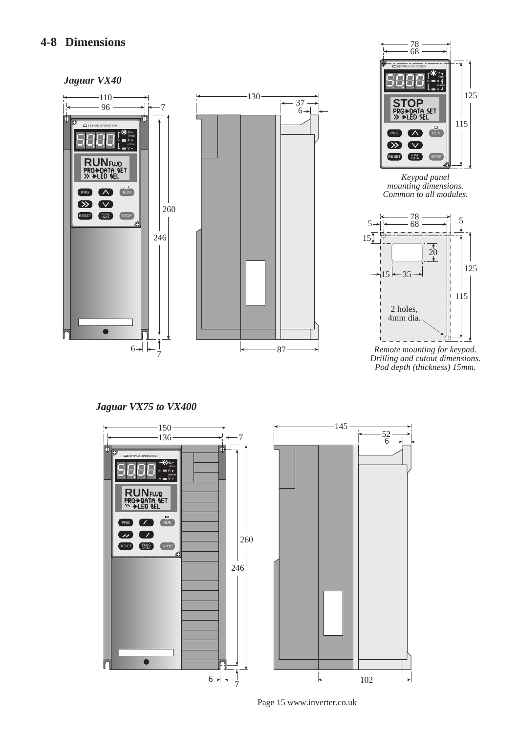## 4-8 Dimensions

### *Jaguar VX40*

*Keypad panel mounting dimensions. Common to all modules.*

*Remote mounting for keypad. Drilling and cutout dimensions. Pod depth (thickness) 15mm.*

### *Jaguar VX75 to VX400*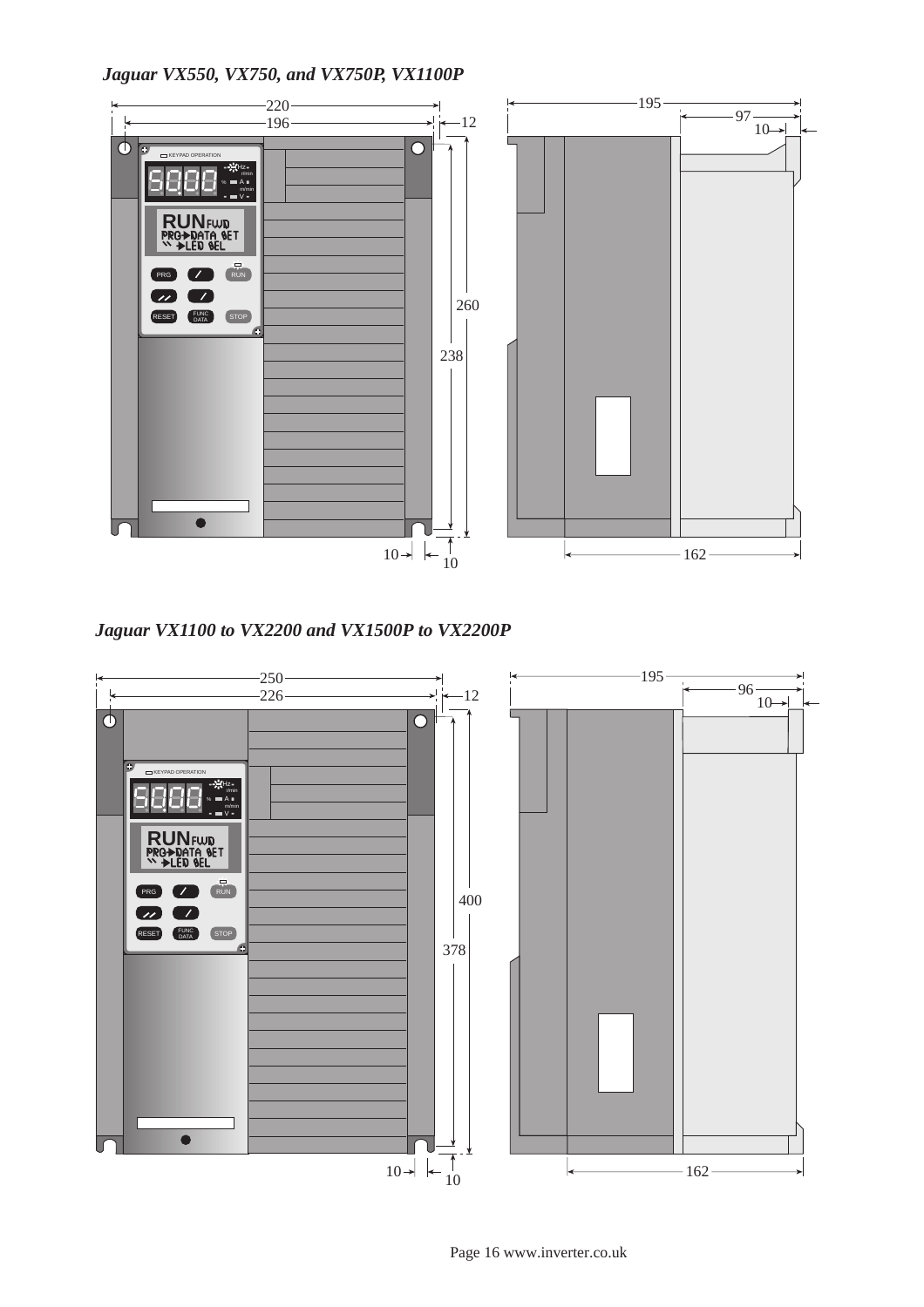*Jaguar VX550, VX750, and VX750P, VX1100P*

*Jaguar VX1100 to VX2200 and VX1500P to VX2200P*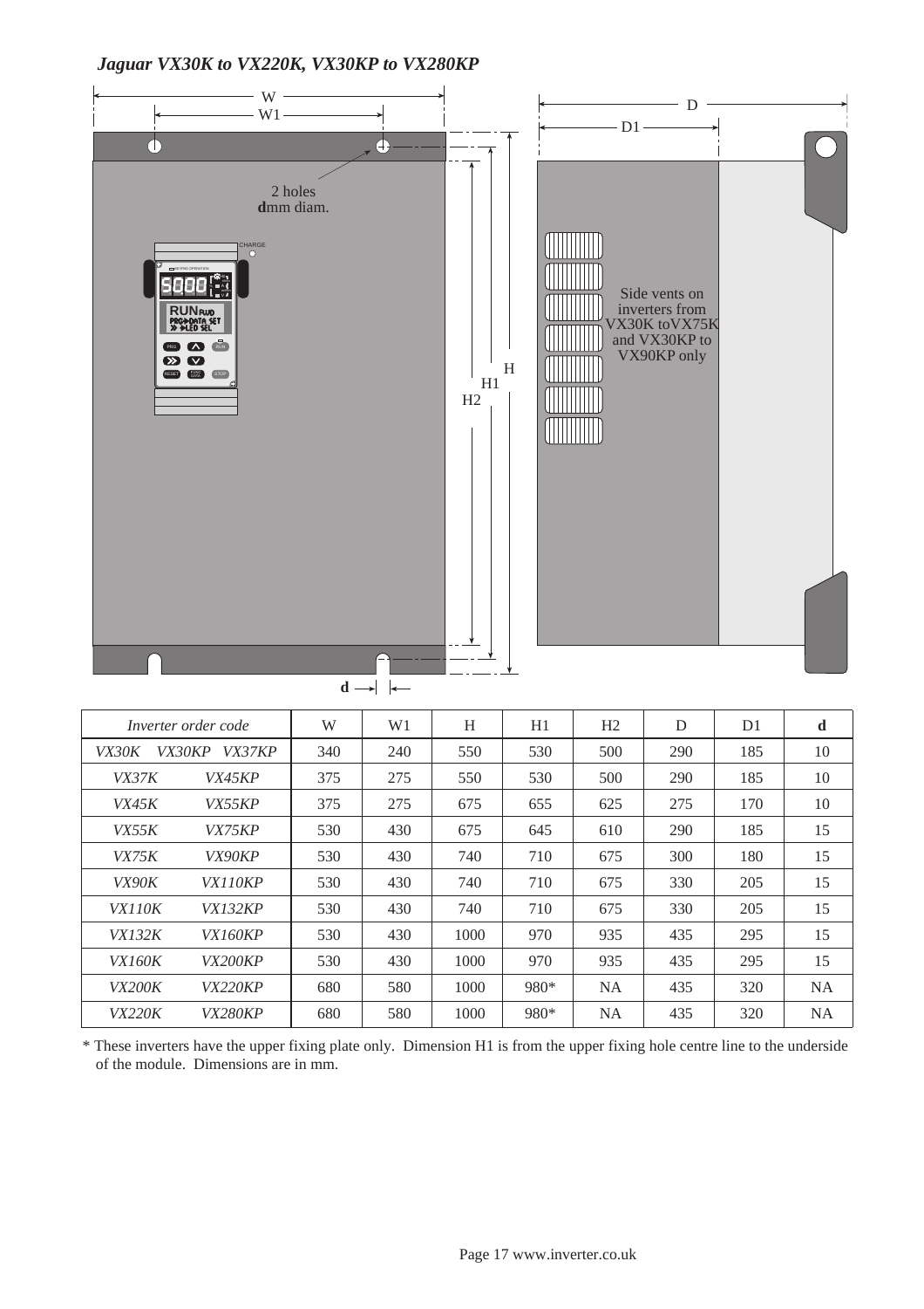## *Jaguar VX30K to VX220K, VX30KP to VX280KP*

2 holes
**d**mm diam.

Side vents on inverters from VX30K toVX75K and VX30KP to VX90KP only

| *Inverter order code* | | W | W1 | H | H1 | H2 | D | D1 | **d** |
|---|---|---|---|---|---|---|---|---|---|
| *VX30K* | *VX30KP VX37KP* | 340 | 240 | 550 | 530 | 500 | 290 | 185 | 10 |
| *VX37K* | *VX45KP* | 375 | 275 | 550 | 530 | 500 | 290 | 185 | 10 |
| *VX45K* | *VX55KP* | 375 | 275 | 675 | 655 | 625 | 275 | 170 | 10 |
| *VX55K* | *VX75KP* | 530 | 430 | 675 | 645 | 610 | 290 | 185 | 15 |
| *VX75K* | *VX90KP* | 530 | 430 | 740 | 710 | 675 | 300 | 180 | 15 |
| *VX90K* | *VX110KP* | 530 | 430 | 740 | 710 | 675 | 330 | 205 | 15 |
| *VX110K* | *VX132KP* | 530 | 430 | 740 | 710 | 675 | 330 | 205 | 15 |
| *VX132K* | *VX160KP* | 530 | 430 | 1000 | 970 | 935 | 435 | 295 | 15 |
| *VX160K* | *VX200KP* | 530 | 430 | 1000 | 970 | 935 | 435 | 295 | 15 |
| *VX200K* | *VX220KP* | 680 | 580 | 1000 | 980* | NA | 435 | 320 | NA |
| *VX220K* | *VX280KP* | 680 | 580 | 1000 | 980* | NA | 435 | 320 | NA |

\* These inverters have the upper fixing plate only. Dimension H1 is from the upper fixing hole centre line to the underside of the module. Dimensions are in mm.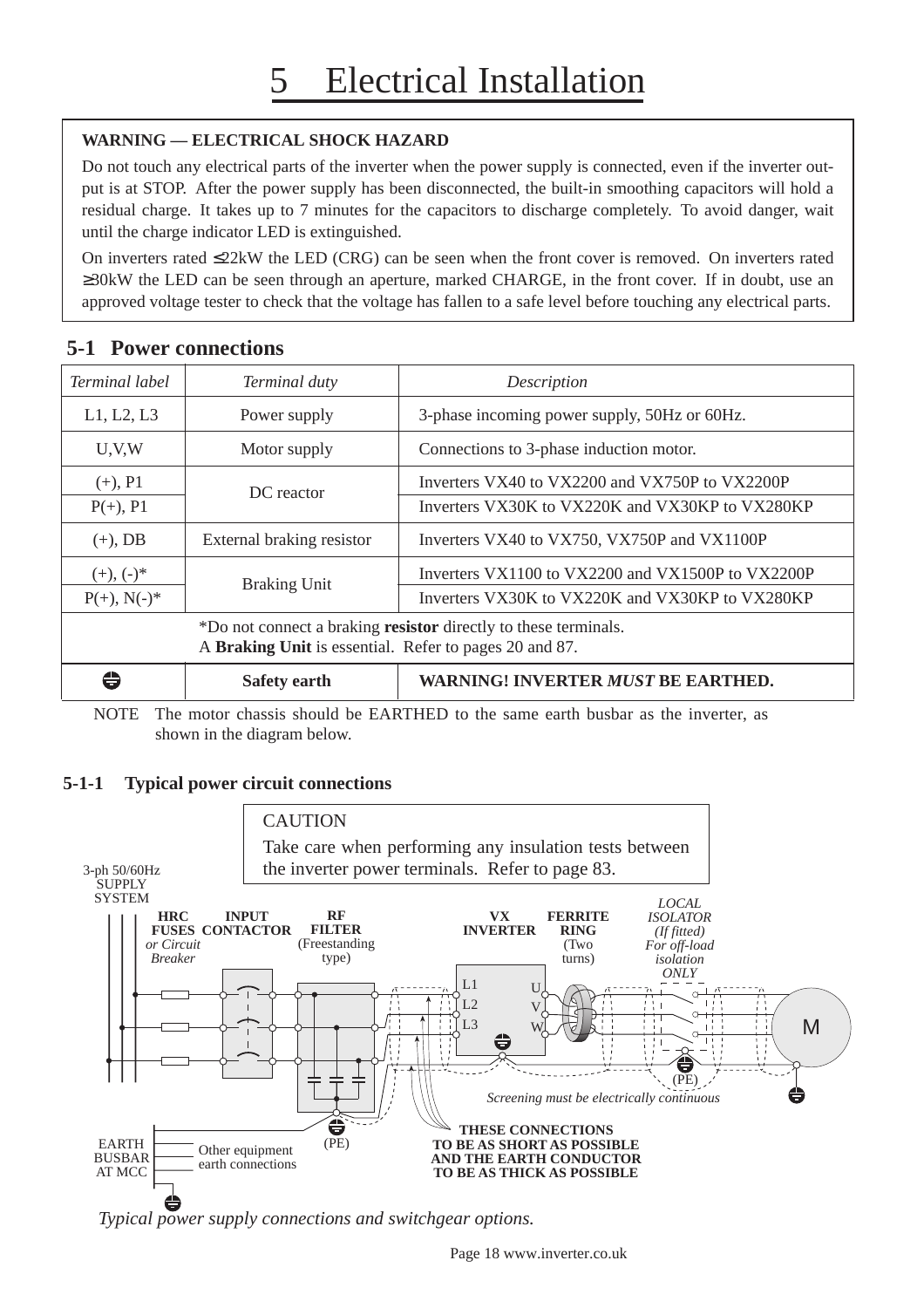# 5 Electrical Installation

**WARNING — ELECTRICAL SHOCK HAZARD**

Do not touch any electrical parts of the inverter when the power supply is connected, even if the inverter output is at STOP. After the power supply has been disconnected, the built-in smoothing capacitors will hold a residual charge. It takes up to 7 minutes for the capacitors to discharge completely. To avoid danger, wait until the charge indicator LED is extinguished.

On inverters rated ≤22kW the LED (CRG) can be seen when the front cover is removed. On inverters rated ≥30kW the LED can be seen through an aperture, marked CHARGE, in the front cover. If in doubt, use an approved voltage tester to check that the voltage has fallen to a safe level before touching any electrical parts.

## 5-1 Power connections

| *Terminal label* | *Terminal duty* | *Description* |
|---|---|---|
| L1, L2, L3 | Power supply | 3-phase incoming power supply, 50Hz or 60Hz. |
| U,V,W | Motor supply | Connections to 3-phase induction motor. |
| (+), P1 | DC reactor | Inverters VX40 to VX2200 and VX750P to VX2200P |
| P(+), P1 | | Inverters VX30K to VX220K and VX30KP to VX280KP |
| (+), DB | External braking resistor | Inverters VX40 to VX750, VX750P and VX1100P |
| (+), (-)* | Braking Unit | Inverters VX1100 to VX2200 and VX1500P to VX2200P |
| P(+), N(-)* | | Inverters VX30K to VX220K and VX30KP to VX280KP |
| *Do not connect a braking **resistor** directly to these terminals. A **Braking Unit** is essential. Refer to pages 20 and 87. | | |
| ⏚ | **Safety earth** | **WARNING! INVERTER *MUST* BE EARTHED.** |

NOTE The motor chassis should be EARTHED to the same earth busbar as the inverter, as shown in the diagram below.

### 5-1-1 Typical power circuit connections

CAUTION

Take care when performing any insulation tests between the inverter power terminals. Refer to page 83.

3-ph 50/60Hz SUPPLY SYSTEM — **HRC FUSES** *or Circuit Breaker* — **INPUT CONTACTOR** — **RF FILTER** (Freestanding type) — **VX INVERTER** (L1, L2, L3 / U, V, W) — **FERRITE RING** (Two turns) — *LOCAL ISOLATOR (If fitted) For off-load isolation ONLY* — M

(PE) (PE)

*Screening must be electrically continuous*

EARTH BUSBAR AT MCC — Other equipment earth connections

**THESE CONNECTIONS TO BE AS SHORT AS POSSIBLE AND THE EARTH CONDUCTOR TO BE AS THICK AS POSSIBLE**

*Typical power supply connections and switchgear options.*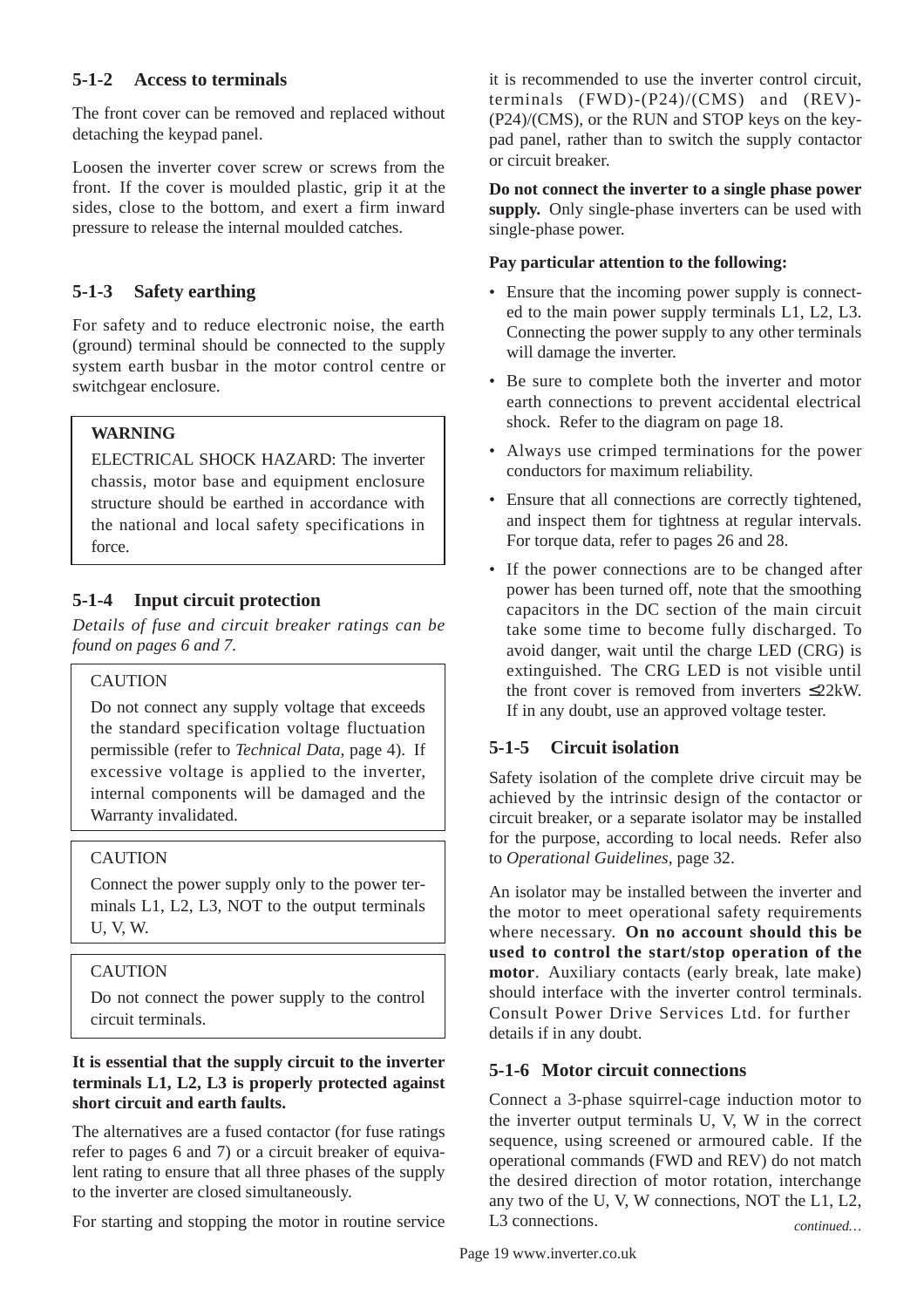## 5-1-2 Access to terminals

The front cover can be removed and replaced without detaching the keypad panel.

Loosen the inverter cover screw or screws from the front. If the cover is moulded plastic, grip it at the sides, close to the bottom, and exert a firm inward pressure to release the internal moulded catches.

## 5-1-3 Safety earthing

For safety and to reduce electronic noise, the earth (ground) terminal should be connected to the supply system earth busbar in the motor control centre or switchgear enclosure.

> **WARNING**
>
> ELECTRICAL SHOCK HAZARD: The inverter chassis, motor base and equipment enclosure structure should be earthed in accordance with the national and local safety specifications in force.

## 5-1-4 Input circuit protection

*Details of fuse and circuit breaker ratings can be found on pages 6 and 7.*

> CAUTION
>
> Do not connect any supply voltage that exceeds the standard specification voltage fluctuation permissible (refer to *Technical Data*, page 4). If excessive voltage is applied to the inverter, internal components will be damaged and the Warranty invalidated.

> CAUTION
>
> Connect the power supply only to the power terminals L1, L2, L3, NOT to the output terminals U, V, W.

> CAUTION
>
> Do not connect the power supply to the control circuit terminals.

**It is essential that the supply circuit to the inverter terminals L1, L2, L3 is properly protected against short circuit and earth faults.**

The alternatives are a fused contactor (for fuse ratings refer to pages 6 and 7) or a circuit breaker of equivalent rating to ensure that all three phases of the supply to the inverter are closed simultaneously.

For starting and stopping the motor in routine service it is recommended to use the inverter control circuit, terminals (FWD)-(P24)/(CMS) and (REV)-(P24)/(CMS), or the RUN and STOP keys on the keypad panel, rather than to switch the supply contactor or circuit breaker.

**Do not connect the inverter to a single phase power supply.** Only single-phase inverters can be used with single-phase power.

**Pay particular attention to the following:**

- Ensure that the incoming power supply is connected to the main power supply terminals L1, L2, L3. Connecting the power supply to any other terminals will damage the inverter.
- Be sure to complete both the inverter and motor earth connections to prevent accidental electrical shock. Refer to the diagram on page 18.
- Always use crimped terminations for the power conductors for maximum reliability.
- Ensure that all connections are correctly tightened, and inspect them for tightness at regular intervals. For torque data, refer to pages 26 and 28.
- If the power connections are to be changed after power has been turned off, note that the smoothing capacitors in the DC section of the main circuit take some time to become fully discharged. To avoid danger, wait until the charge LED (CRG) is extinguished. The CRG LED is not visible until the front cover is removed from inverters ≤22kW. If in any doubt, use an approved voltage tester.

## 5-1-5 Circuit isolation

Safety isolation of the complete drive circuit may be achieved by the intrinsic design of the contactor or circuit breaker, or a separate isolator may be installed for the purpose, according to local needs. Refer also to *Operational Guidelines*, page 32.

An isolator may be installed between the inverter and the motor to meet operational safety requirements where necessary. **On no account should this be used to control the start/stop operation of the motor**. Auxiliary contacts (early break, late make) should interface with the inverter control terminals. Consult Power Drive Services Ltd. for further details if in any doubt.

## 5-1-6 Motor circuit connections

Connect a 3-phase squirrel-cage induction motor to the inverter output terminals U, V, W in the correct sequence, using screened or armoured cable. If the operational commands (FWD and REV) do not match the desired direction of motor rotation, interchange any two of the U, V, W connections, NOT the L1, L2, L3 connections.

*continued…*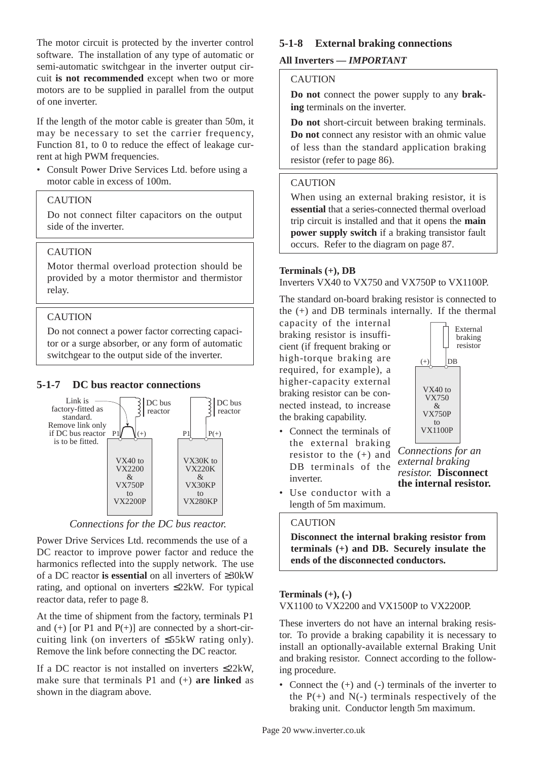The motor circuit is protected by the inverter control software. The installation of any type of automatic or semi-automatic switchgear in the inverter output circuit **is not recommended** except when two or more motors are to be supplied in parallel from the output of one inverter.

If the length of the motor cable is greater than 50m, it may be necessary to set the carrier frequency, Function 81, to 0 to reduce the effect of leakage current at high PWM frequencies.

- Consult Power Drive Services Ltd. before using a motor cable in excess of 100m.

> CAUTION
>
> Do not connect filter capacitors on the output side of the inverter.

> CAUTION
>
> Motor thermal overload protection should be provided by a motor thermistor and thermistor relay.

> CAUTION
>
> Do not connect a power factor correcting capacitor or a surge absorber, or any form of automatic switchgear to the output side of the inverter.

## 5-1-7 DC bus reactor connections

Link is factory-fitted as standard. Remove link only if DC bus reactor is to be fitted.

DC bus reactor — P1, (+) — VX40 to VX2200 & VX750P to VX2200P

DC bus reactor — P1, P(+) — VX30K to VX220K & VX30KP to VX280KP

*Connections for the DC bus reactor.*

Power Drive Services Ltd. recommends the use of a DC reactor to improve power factor and reduce the harmonics reflected into the supply network. The use of a DC reactor **is essential** on all inverters of ≥30kW rating, and optional on inverters ≤22kW. For typical reactor data, refer to page 8.

At the time of shipment from the factory, terminals P1 and (+) [or P1 and P(+)] are connected by a short-circuiting link (on inverters of ≤55kW rating only). Remove the link before connecting the DC reactor.

If a DC reactor is not installed on inverters ≤22kW, make sure that terminals P1 and (+) **are linked** as shown in the diagram above.

## 5-1-8 External braking connections

**All Inverters — *IMPORTANT***

> CAUTION
>
> **Do not** connect the power supply to any **braking** terminals on the inverter.
>
> **Do not** short-circuit between braking terminals. **Do not** connect any resistor with an ohmic value of less than the standard application braking resistor (refer to page 86).

> CAUTION
>
> When using an external braking resistor, it is **essential** that a series-connected thermal overload trip circuit is installed and that it opens the **main power supply switch** if a braking transistor fault occurs. Refer to the diagram on page 87.

**Terminals (+), DB**

Inverters VX40 to VX750 and VX750P to VX1100P.

The standard on-board braking resistor is connected to the (+) and DB terminals internally. If the thermal capacity of the internal braking resistor is insufficient (if frequent braking or high-torque braking are required, for example), a higher-capacity external braking resistor can be connected instead, to increase the braking capability.

- Connect the terminals of the external braking resistor to the (+) and DB terminals of the inverter.
- Use conductor with a length of 5m maximum.

External braking resistor — (+), DB — VX40 to VX750 & VX750P to VX1100P

*Connections for an external braking resistor.* **Disconnect the internal resistor.**

> CAUTION
>
> **Disconnect the internal braking resistor from terminals (+) and DB. Securely insulate the ends of the disconnected conductors.**

**Terminals (+), (-)**

VX1100 to VX2200 and VX1500P to VX2200P.

These inverters do not have an internal braking resistor. To provide a braking capability it is necessary to install an optionally-available external Braking Unit and braking resistor. Connect according to the following procedure.

- Connect the (+) and (-) terminals of the inverter to the P(+) and N(-) terminals respectively of the braking unit. Conductor length 5m maximum.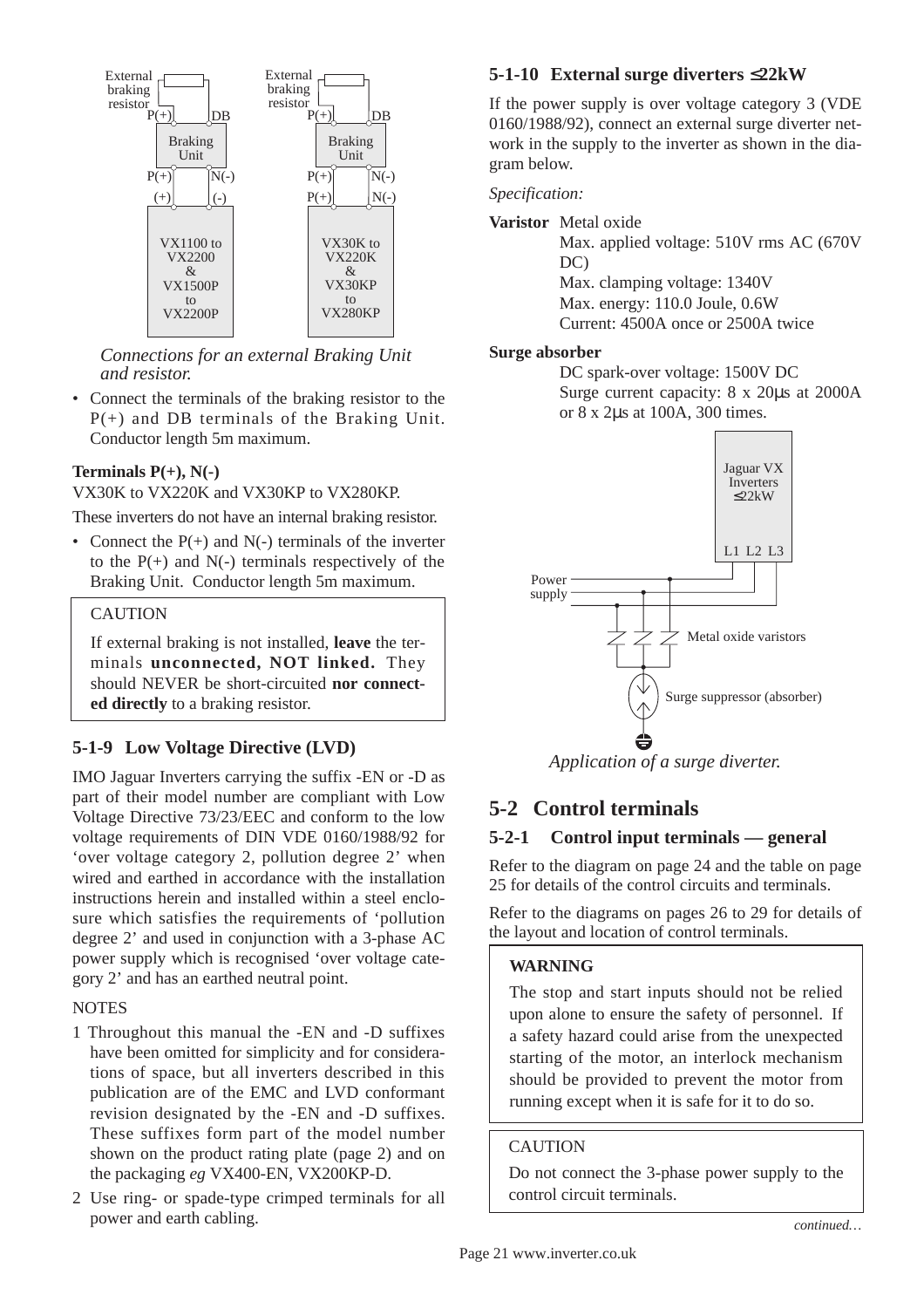*Connections for an external Braking Unit and resistor.*

- Connect the terminals of the braking resistor to the P(+) and DB terminals of the Braking Unit. Conductor length 5m maximum.

**Terminals P(+), N(-)**

VX30K to VX220K and VX30KP to VX280KP.

These inverters do not have an internal braking resistor.

- Connect the P(+) and N(-) terminals of the inverter to the P(+) and N(-) terminals respectively of the Braking Unit. Conductor length 5m maximum.

> CAUTION
>
> If external braking is not installed, **leave** the terminals **unconnected, NOT linked.** They should NEVER be short-circuited **nor connected directly** to a braking resistor.

### 5-1-9 Low Voltage Directive (LVD)

IMO Jaguar Inverters carrying the suffix -EN or -D as part of their model number are compliant with Low Voltage Directive 73/23/EEC and conform to the low voltage requirements of DIN VDE 0160/1988/92 for 'over voltage category 2, pollution degree 2' when wired and earthed in accordance with the installation instructions herein and installed within a steel enclosure which satisfies the requirements of 'pollution degree 2' and used in conjunction with a 3-phase AC power supply which is recognised 'over voltage category 2' and has an earthed neutral point.

NOTES

1. Throughout this manual the -EN and -D suffixes have been omitted for simplicity and for considerations of space, but all inverters described in this publication are of the EMC and LVD conformant revision designated by the -EN and -D suffixes. These suffixes form part of the model number shown on the product rating plate (page 2) and on the packaging *eg* VX400-EN, VX200KP-D.
2. Use ring- or spade-type crimped terminals for all power and earth cabling.

### 5-1-10 External surge diverters ≤22kW

If the power supply is over voltage category 3 (VDE 0160/1988/92), connect an external surge diverter network in the supply to the inverter as shown in the diagram below.

*Specification:*

**Varistor** Metal oxide
Max. applied voltage: 510V rms AC (670V DC)
Max. clamping voltage: 1340V
Max. energy: 110.0 Joule, 0.6W
Current: 4500A once or 2500A twice

**Surge absorber**
DC spark-over voltage: 1500V DC
Surge current capacity: 8 x 20μs at 2000A or 8 x 2μs at 100A, 300 times.

*Application of a surge diverter.*

## 5-2 Control terminals

### 5-2-1 Control input terminals — general

Refer to the diagram on page 24 and the table on page 25 for details of the control circuits and terminals.

Refer to the diagrams on pages 26 to 29 for details of the layout and location of control terminals.

> **WARNING**
>
> The stop and start inputs should not be relied upon alone to ensure the safety of personnel. If a safety hazard could arise from the unexpected starting of the motor, an interlock mechanism should be provided to prevent the motor from running except when it is safe for it to do so.

> CAUTION
>
> Do not connect the 3-phase power supply to the control circuit terminals.

*continued…*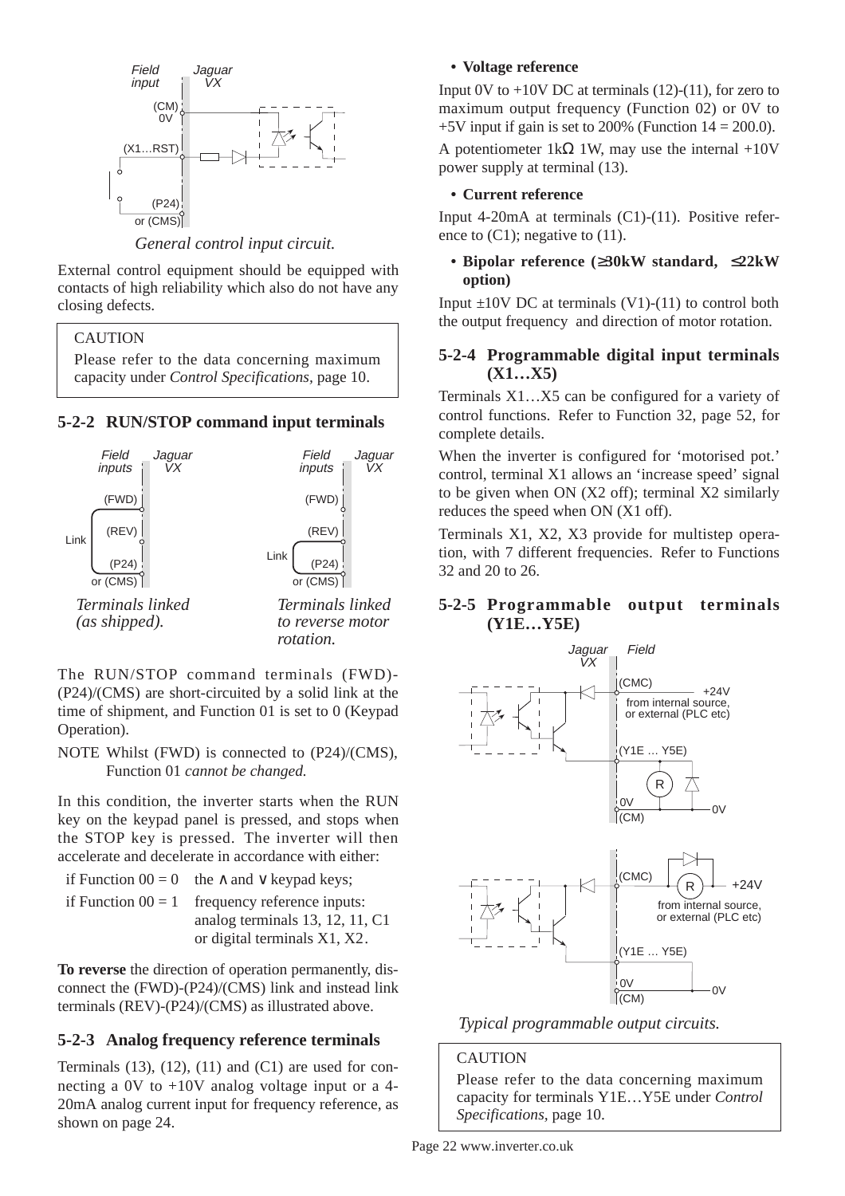*General control input circuit.*

External control equipment should be equipped with contacts of high reliability which also do not have any closing defects.

> CAUTION
>
> Please refer to the data concerning maximum capacity under *Control Specifications*, page 10.

### 5-2-2 RUN/STOP command input terminals

*Terminals linked (as shipped).*

*Terminals linked to reverse motor rotation.*

The RUN/STOP command terminals (FWD)-(P24)/(CMS) are short-circuited by a solid link at the time of shipment, and Function 01 is set to 0 (Keypad Operation).

NOTE Whilst (FWD) is connected to (P24)/(CMS), Function 01 *cannot be changed.*

In this condition, the inverter starts when the RUN key on the keypad panel is pressed, and stops when the STOP key is pressed. The inverter will then accelerate and decelerate in accordance with either:

if Function 00 = 0 the ∧ and ∨ keypad keys;

if Function 00 = 1 frequency reference inputs: analog terminals 13, 12, 11, C1 or digital terminals X1, X2.

**To reverse** the direction of operation permanently, disconnect the (FWD)-(P24)/(CMS) link and instead link terminals (REV)-(P24)/(CMS) as illustrated above.

### 5-2-3 Analog frequency reference terminals

Terminals (13), (12), (11) and (C1) are used for connecting a 0V to +10V analog voltage input or a 4-20mA analog current input for frequency reference, as shown on page 24.

- **Voltage reference**

Input 0V to +10V DC at terminals (12)-(11), for zero to maximum output frequency (Function 02) or 0V to +5V input if gain is set to 200% (Function 14 = 200.0).

A potentiometer 1kΩ 1W, may use the internal +10V power supply at terminal (13).

- **Current reference**

Input 4-20mA at terminals (C1)-(11). Positive reference to (C1); negative to (11).

- **Bipolar reference (≥30kW standard, ≤22kW option)**

Input ±10V DC at terminals (V1)-(11) to control both the output frequency and direction of motor rotation.

### 5-2-4 Programmable digital input terminals (X1…X5)

Terminals X1…X5 can be configured for a variety of control functions. Refer to Function 32, page 52, for complete details.

When the inverter is configured for 'motorised pot.' control, terminal X1 allows an 'increase speed' signal to be given when ON (X2 off); terminal X2 similarly reduces the speed when ON (X1 off).

Terminals X1, X2, X3 provide for multistep operation, with 7 different frequencies. Refer to Functions 32 and 20 to 26.

### 5-2-5 Programmable output terminals (Y1E…Y5E)

*Typical programmable output circuits.*

> CAUTION
>
> Please refer to the data concerning maximum capacity for terminals Y1E…Y5E under *Control Specifications*, page 10.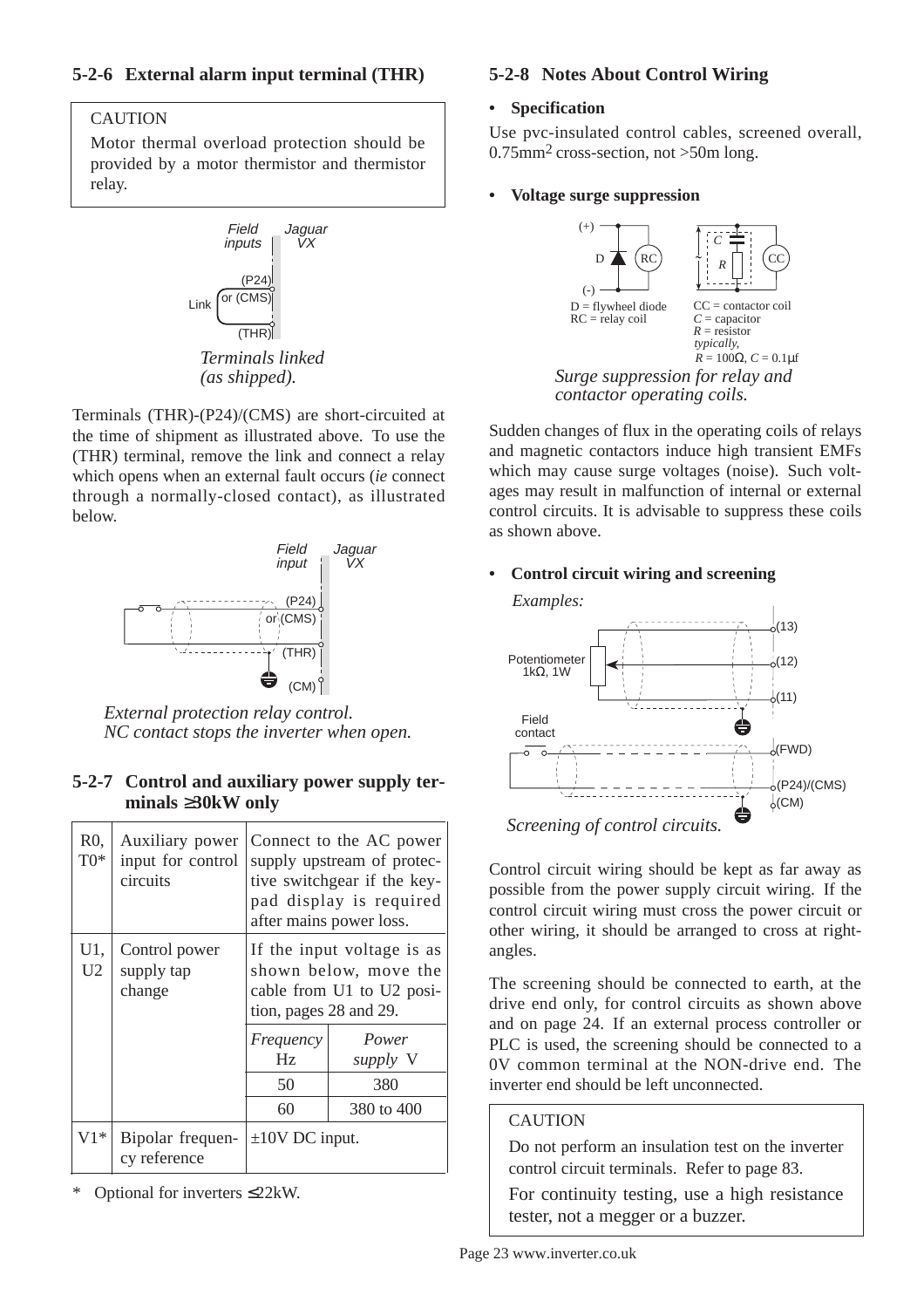### 5-2-6 External alarm input terminal (THR)

> CAUTION
>
> Motor thermal overload protection should be provided by a motor thermistor and thermistor relay.

*Terminals linked (as shipped).*

Terminals (THR)-(P24)/(CMS) are short-circuited at the time of shipment as illustrated above. To use the (THR) terminal, remove the link and connect a relay which opens when an external fault occurs (*ie* connect through a normally-closed contact), as illustrated below.

*External protection relay control.*
*NC contact stops the inverter when open.*

### 5-2-7 Control and auxiliary power supply terminals ≥30kW only

| | | | |
|---|---|---|---|
| R0, T0* | Auxiliary power input for control circuits | Connect to the AC power supply upstream of protective switchgear if the keypad display is required after mains power loss. | |
| U1, U2 | Control power supply tap change | If the input voltage is as shown below, move the cable from U1 to U2 position, pages 28 and 29. | |
| | | *Frequency* Hz | *Power supply* V |
| | | 50 | 380 |
| | | 60 | 380 to 400 |
| V1* | Bipolar frequency reference | ±10V DC input. | |

\* Optional for inverters ≤22kW.

### 5-2-8 Notes About Control Wiring

- **Specification**

Use pvc-insulated control cables, screened overall, 0.75mm$^2$ cross-section, not >50m long.

- **Voltage surge suppression**

D = flywheel diode
RC = relay coil
CC = contactor coil
*C* = capacitor
*R* = resistor
*typically,*
*R* = 100Ω, *C* = 0.1μf

*Surge suppression for relay and contactor operating coils.*

Sudden changes of flux in the operating coils of relays and magnetic contactors induce high transient EMFs which may cause surge voltages (noise). Such voltages may result in malfunction of internal or external control circuits. It is advisable to suppress these coils as shown above.

- **Control circuit wiring and screening**

*Examples:*

*Screening of control circuits.*

Control circuit wiring should be kept as far away as possible from the power supply circuit wiring. If the control circuit wiring must cross the power circuit or other wiring, it should be arranged to cross at right-angles.

The screening should be connected to earth, at the drive end only, for control circuits as shown above and on page 24. If an external process controller or PLC is used, the screening should be connected to a 0V common terminal at the NON-drive end. The inverter end should be left unconnected.

> CAUTION
>
> Do not perform an insulation test on the inverter control circuit terminals. Refer to page 83.
>
> For continuity testing, use a high resistance tester, not a megger or a buzzer.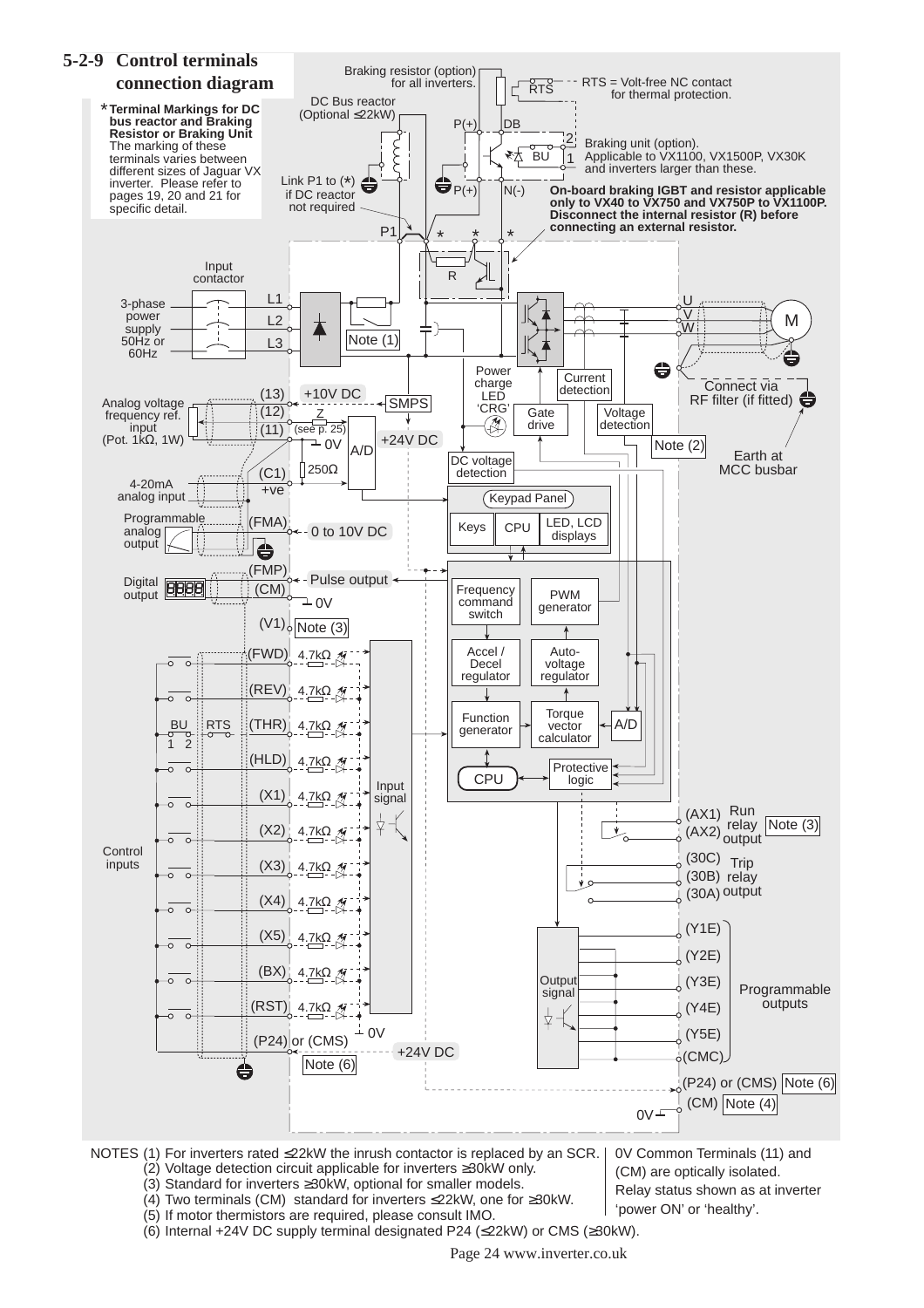## 5-2-9 Control terminals connection diagram

*Terminal Markings for DC bus reactor and Braking Resistor or Braking Unit
The marking of these terminals varies between different sizes of Jaguar VX inverter. Please refer to pages 19, 20 and 21 for specific detail.

Braking resistor (option) for all inverters.

RTS = Volt-free NC contact for thermal protection.

DC Bus reactor (Optional ≤22kW)

Braking unit (option). Applicable to VX1100, VX1500P, VX30K and inverters larger than these.

Link P1 to (*) if DC reactor not required

**On-board braking IGBT and resistor applicable only to VX40 to VX750 and VX750P to VX1100P. Disconnect the internal resistor (R) before connecting an external resistor.**

P(+) DB P(+) N(-) P1 BU R RTS

Input contactor

3-phase power supply 50Hz or 60Hz — L1, L2, L3

Note (1)

U, V, W — M

Connect via RF filter (if fitted)

Earth at MCC busbar

Power charge LED 'CRG'

Current detection

Gate drive

Voltage detection

Note (2)

SMPS

+10V DC (13)

Analog voltage frequency ref. input (Pot. 1kΩ, 1W) — (12), (11)

Z (see p. 25)

0V

+24V DC

A/D

DC voltage detection

250Ω

4-20mA analog input — (C1) +ve

Keypad Panel: Keys, CPU, LED, LCD displays

Programmable analog output — (FMA) 0 to 10V DC

Digital output — (FMP) Pulse output, (CM) 0V

(V1) Note (3)

Frequency command switch; PWM generator; Accel / Decel regulator; Auto-voltage regulator; Function generator; Torque vector calculator; A/D; CPU; Protective logic

Control inputs: (FWD), (REV), (THR) [BU 1 2, RTS], (HLD), (X1), (X2), (X3), (X4), (X5), (BX), (RST) — 4.7kΩ each

Input signal

0V

(P24) or (CMS) — +24V DC — Note (6)

(AX1), (AX2) Run relay output — Note (3)

(30C), (30B), (30A) Trip relay output

Output signal

(Y1E), (Y2E), (Y3E), (Y4E), (Y5E), (CMC) — Programmable outputs

(P24) or (CMS) Note (6)

(CM) Note (4) 0V

NOTES
(1) For inverters rated ≤22kW the inrush contactor is replaced by an SCR.
(2) Voltage detection circuit applicable for inverters ≥30kW only.
(3) Standard for inverters ≥30kW, optional for smaller models.
(4) Two terminals (CM) standard for inverters ≤22kW, one for ≥30kW.
(5) If motor thermistors are required, please consult IMO.
(6) Internal +24V DC supply terminal designated P24 (≤22kW) or CMS (≥30kW).

0V Common Terminals (11) and (CM) are optically isolated.
Relay status shown as at inverter 'power ON' or 'healthy'.

Page 24 www.inverter.co.uk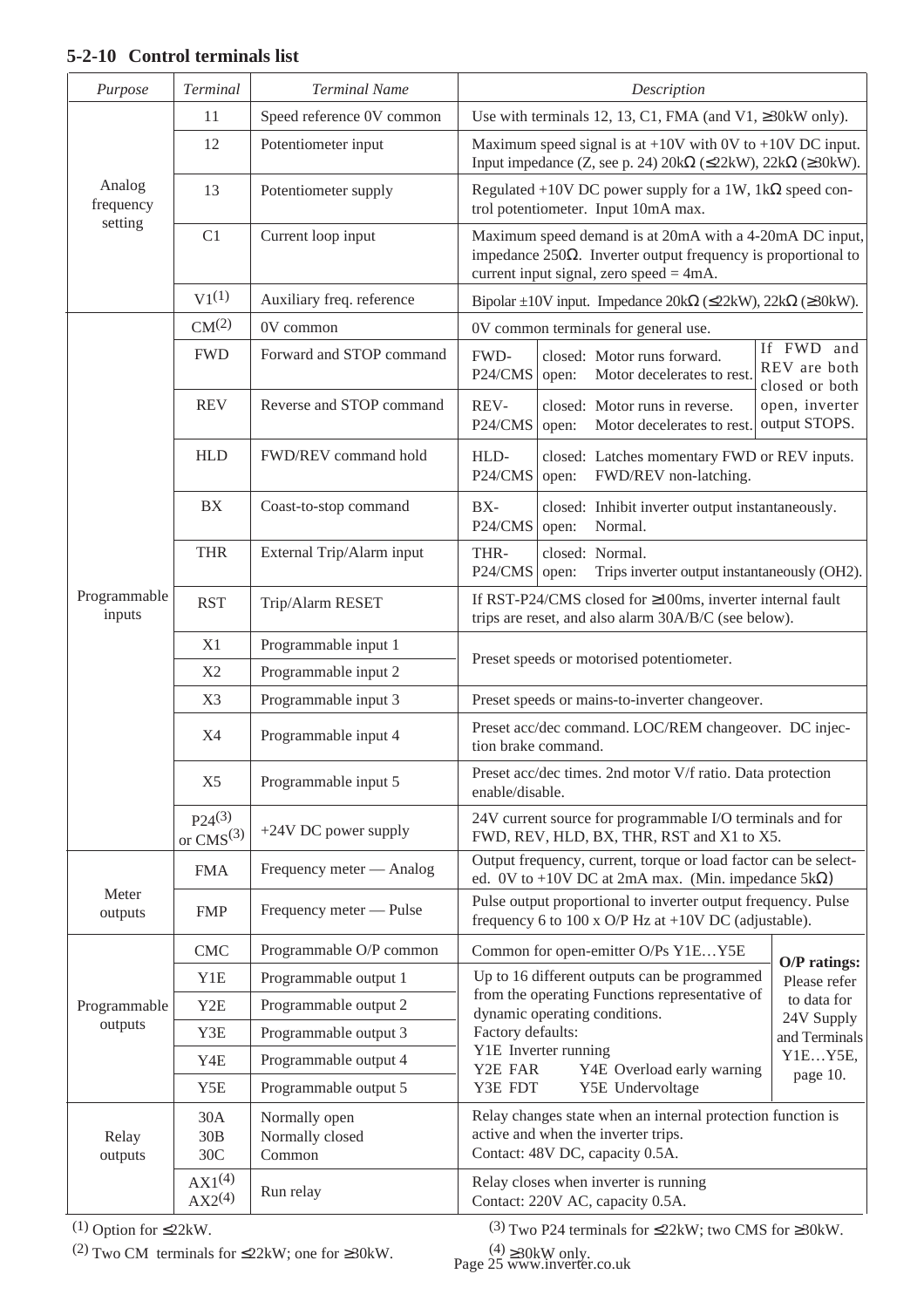### 5-2-10 Control terminals list

| *Purpose* | *Terminal* | *Terminal Name* | *Description* |
|---|---|---|---|
| Analog frequency setting | 11 | Speed reference 0V common | Use with terminals 12, 13, C1, FMA (and V1, ≥30kW only). |
| | 12 | Potentiometer input | Maximum speed signal is at +10V with 0V to +10V DC input. Input impedance (Z, see p. 24) 20kΩ (≤22kW), 22kΩ (≥30kW). |
| | 13 | Potentiometer supply | Regulated +10V DC power supply for a 1W, 1kΩ speed control potentiometer. Input 10mA max. |
| | C1 | Current loop input | Maximum speed demand is at 20mA with a 4-20mA DC input, impedance 250Ω. Inverter output frequency is proportional to current input signal, zero speed = 4mA. |
| | V1(1) | Auxiliary freq. reference | Bipolar ±10V input. Impedance 20kΩ (≤22kW), 22kΩ (≥30kW). |
| Programmable inputs | CM(2) | 0V common | 0V common terminals for general use. |
| | FWD | Forward and STOP command | FWD-P24/CMS closed: Motor runs forward. open: Motor decelerates to rest. If FWD and REV are both closed or both open, inverter output STOPS. |
| | REV | Reverse and STOP command | REV-P24/CMS closed: Motor runs in reverse. open: Motor decelerates to rest. If FWD and REV are both closed or both open, inverter output STOPS. |
| | HLD | FWD/REV command hold | HLD-P24/CMS closed: Latches momentary FWD or REV inputs. open: FWD/REV non-latching. |
| | BX | Coast-to-stop command | BX-P24/CMS closed: Inhibit inverter output instantaneously. open: Normal. |
| | THR | External Trip/Alarm input | THR-P24/CMS closed: Normal. open: Trips inverter output instantaneously (OH2). |
| | RST | Trip/Alarm RESET | If RST-P24/CMS closed for ≥100ms, inverter internal fault trips are reset, and also alarm 30A/B/C (see below). |
| | X1 | Programmable input 1 | Preset speeds or motorised potentiometer. |
| | X2 | Programmable input 2 | Preset speeds or motorised potentiometer. |
| | X3 | Programmable input 3 | Preset speeds or mains-to-inverter changeover. |
| | X4 | Programmable input 4 | Preset acc/dec command. LOC/REM changeover. DC injection brake command. |
| | X5 | Programmable input 5 | Preset acc/dec times. 2nd motor V/f ratio. Data protection enable/disable. |
| | P24(3) or CMS(3) | +24V DC power supply | 24V current source for programmable I/O terminals and for FWD, REV, HLD, BX, THR, RST and X1 to X5. |
| Meter outputs | FMA | Frequency meter — Analog | Output frequency, current, torque or load factor can be selected. 0V to +10V DC at 2mA max. (Min. impedance 5kΩ) |
| | FMP | Frequency meter — Pulse | Pulse output proportional to inverter output frequency. Pulse frequency 6 to 100 x O/P Hz at +10V DC (adjustable). |
| Programmable outputs | CMC | Programmable O/P common | Common for open-emitter O/Ps Y1E…Y5E. **O/P ratings:** Please refer to data for 24V Supply and Terminals Y1E…Y5E, page 10. |
| | Y1E | Programmable output 1 | Up to 16 different outputs can be programmed from the operating Functions representative of dynamic operating conditions. Factory defaults: Y1E Inverter running, Y2E FAR, Y3E FDT, Y4E Overload early warning, Y5E Undervoltage |
| | Y2E | Programmable output 2 | |
| | Y3E | Programmable output 3 | |
| | Y4E | Programmable output 4 | |
| | Y5E | Programmable output 5 | |
| Relay outputs | 30A 30B 30C | Normally open Normally closed Common | Relay changes state when an internal protection function is active and when the inverter trips. Contact: 48V DC, capacity 0.5A. |
| | AX1(4) AX2(4) | Run relay | Relay closes when inverter is running Contact: 220V AC, capacity 0.5A. |

(1) Option for ≤22kW.

(2) Two CM terminals for ≤22kW; one for ≥30kW.

(3) Two P24 terminals for ≤22kW; two CMS for ≥30kW.

(4) ≥30kW only.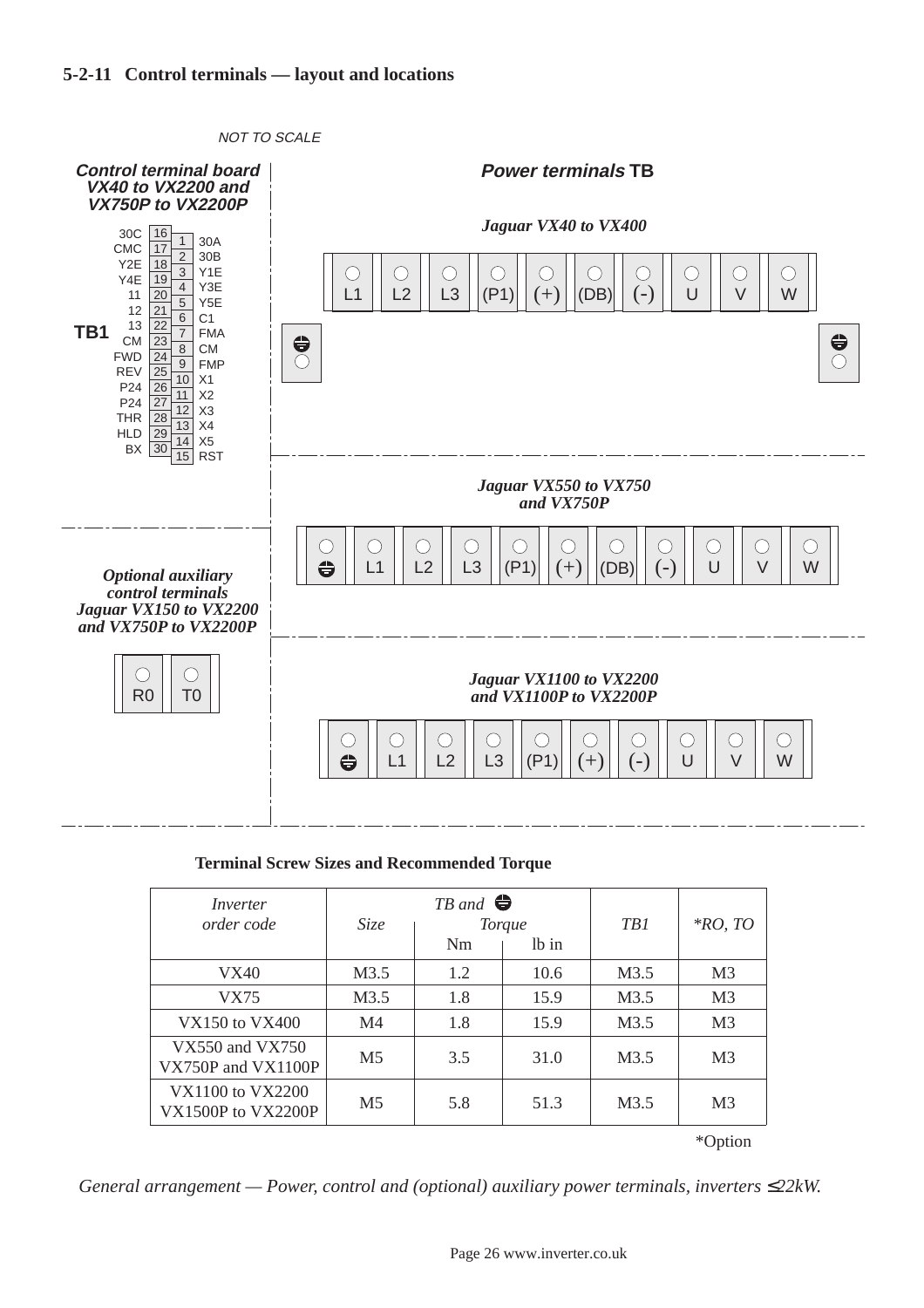### 5-2-11 Control terminals — layout and locations

*NOT TO SCALE*

***Control terminal board VX40 to VX2200 and VX750P to VX2200P***

**TB1**

| | | | |
|---|---|---|---|
| 30C | 16 | 1 | 30A |
| CMC | 17 | 2 | 30B |
| Y2E | 18 | 3 | Y1E |
| Y4E | 19 | 4 | Y3E |
| 11 | 20 | 5 | Y5E |
| 12 | 21 | 6 | C1 |
| 13 | 22 | 7 | FMA |
| CM | 23 | 8 | CM |
| FWD | 24 | 9 | FMP |
| REV | 25 | 10 | X1 |
| P24 | 26 | 11 | X2 |
| P24 | 27 | 12 | X3 |
| THR | 28 | 13 | X4 |
| HLD | 29 | 14 | X5 |
| BX | 30 | 15 | RST |

***Power terminals* TB**

*Jaguar VX40 to VX400*

L1 | L2 | L3 | (P1) | (+) | (DB) | (-) | U | V | W | ⊜ | ⊜

*Jaguar VX550 to VX750 and VX750P*

⊜ | L1 | L2 | L3 | (P1) | (+) | (DB) | (-) | U | V | W

*Jaguar VX1100 to VX2200 and VX1100P to VX2200P*

⊜ | L1 | L2 | L3 | (P1) | (+) | (-) | U | V | W

*Optional auxiliary control terminals Jaguar VX150 to VX2200 and VX750P to VX2200P*

R0 | T0

**Terminal Screw Sizes and Recommended Torque**

| *Inverter order code* | *TB and* ⊜ *Size* | *Torque* Nm | lb in | *TB1* | **RO, TO* |
|---|---|---|---|---|---|
| VX40 | M3.5 | 1.2 | 10.6 | M3.5 | M3 |
| VX75 | M3.5 | 1.8 | 15.9 | M3.5 | M3 |
| VX150 to VX400 | M4 | 1.8 | 15.9 | M3.5 | M3 |
| VX550 and VX750 VX750P and VX1100P | M5 | 3.5 | 31.0 | M3.5 | M3 |
| VX1100 to VX2200 VX1500P to VX2200P | M5 | 5.8 | 51.3 | M3.5 | M3 |

*Option

*General arrangement — Power, control and (optional) auxiliary power terminals, inverters ≤22kW.*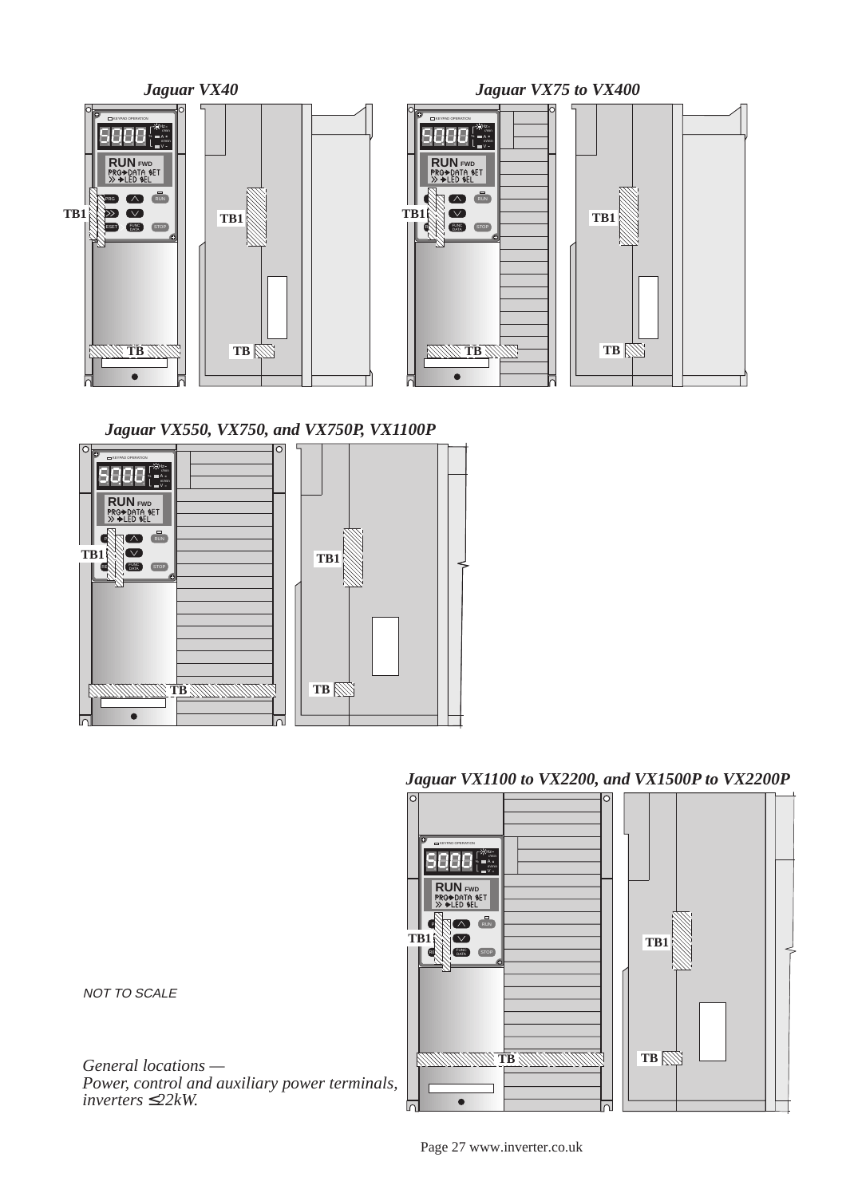*Jaguar VX40*

*Jaguar VX75 to VX400*

TB1 TB1 TB1 TB1

TB TB TB TB

*Jaguar VX550, VX750, and VX750P, VX1100P*

TB1 TB1

TB TB

*Jaguar VX1100 to VX2200, and VX1500P to VX2200P*

TB1 TB1

TB TB

NOT TO SCALE

*General locations — Power, control and auxiliary power terminals, inverters ≤22kW.*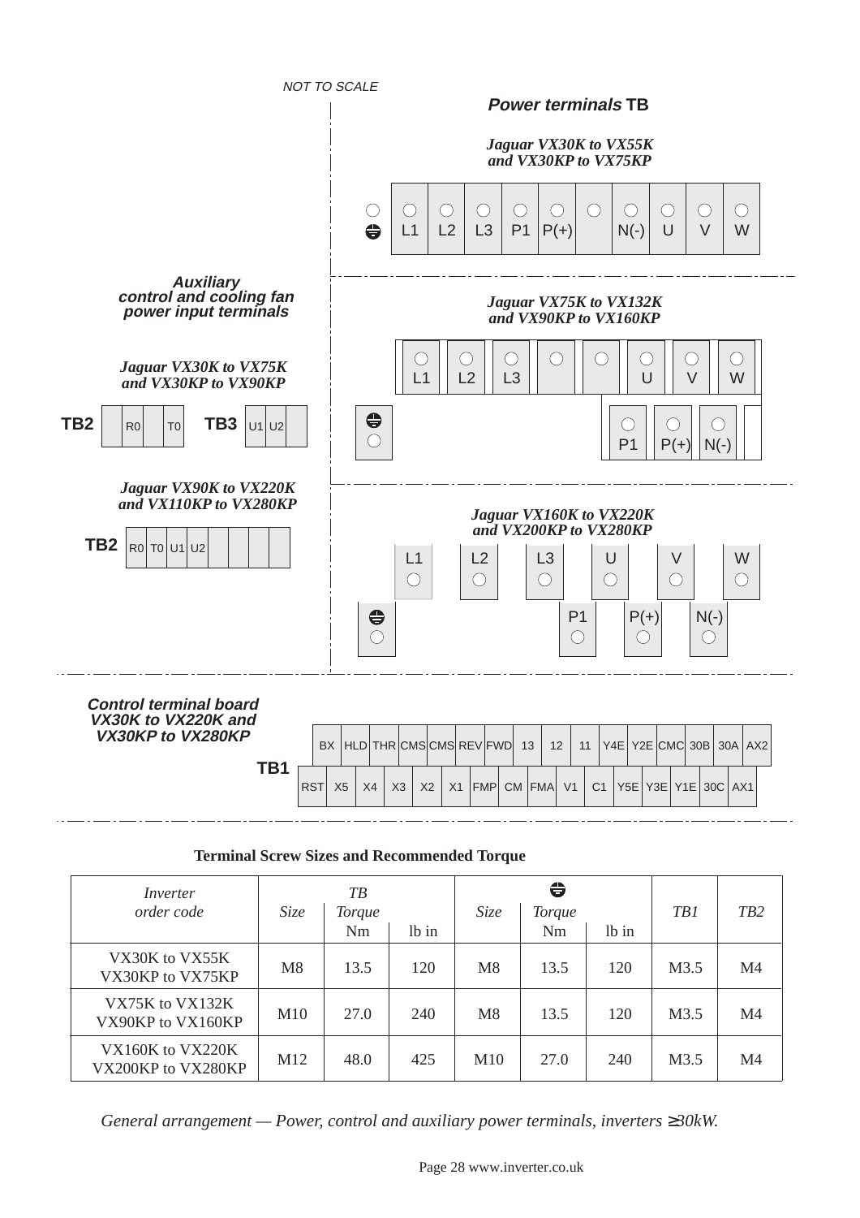*NOT TO SCALE*

**Power terminals TB**

*Jaguar VX30K to VX55K and VX30KP to VX75KP*

⏚ L1 L2 L3 P1 P(+) N(-) U V W

*Jaguar VX75K to VX132K and VX90KP to VX160KP*

L1 L2 L3 U V W

⏚ P1 P(+) N(-)

*Jaguar VX160K to VX220K and VX200KP to VX280KP*

L1 L2 L3 U V W

⏚ P1 P(+) N(-)

**Auxiliary control and cooling fan power input terminals**

*Jaguar VX30K to VX75K and VX30KP to VX90KP*

**TB2** R0 T0 **TB3** U1 U2

*Jaguar VX90K to VX220K and VX110KP to VX280KP*

**TB2** R0 T0 U1 U2

**Control terminal board VX30K to VX220K and VX30KP to VX280KP**

**TB1**

BX HLD THR CMS CMS REV FWD 13 12 11 Y4E Y2E CMC 30B 30A AX2

RST X5 X4 X3 X2 X1 FMP CM FMA V1 C1 Y5E Y3E Y1E 30C AX1

**Terminal Screw Sizes and Recommended Torque**

| *Inverter order code* | *TB* | | | ⏚ | | | *TB1* | *TB2* |
|---|---|---|---|---|---|---|---|---|
| | *Size* | *Torque* Nm | lb in | *Size* | *Torque* Nm | lb in | | |
| VX30K to VX55K VX30KP to VX75KP | M8 | 13.5 | 120 | M8 | 13.5 | 120 | M3.5 | M4 |
| VX75K to VX132K VX90KP to VX160KP | M10 | 27.0 | 240 | M8 | 13.5 | 120 | M3.5 | M4 |
| VX160K to VX220K VX200KP to VX280KP | M12 | 48.0 | 425 | M10 | 27.0 | 240 | M3.5 | M4 |

*General arrangement — Power, control and auxiliary power terminals, inverters ≥30kW.*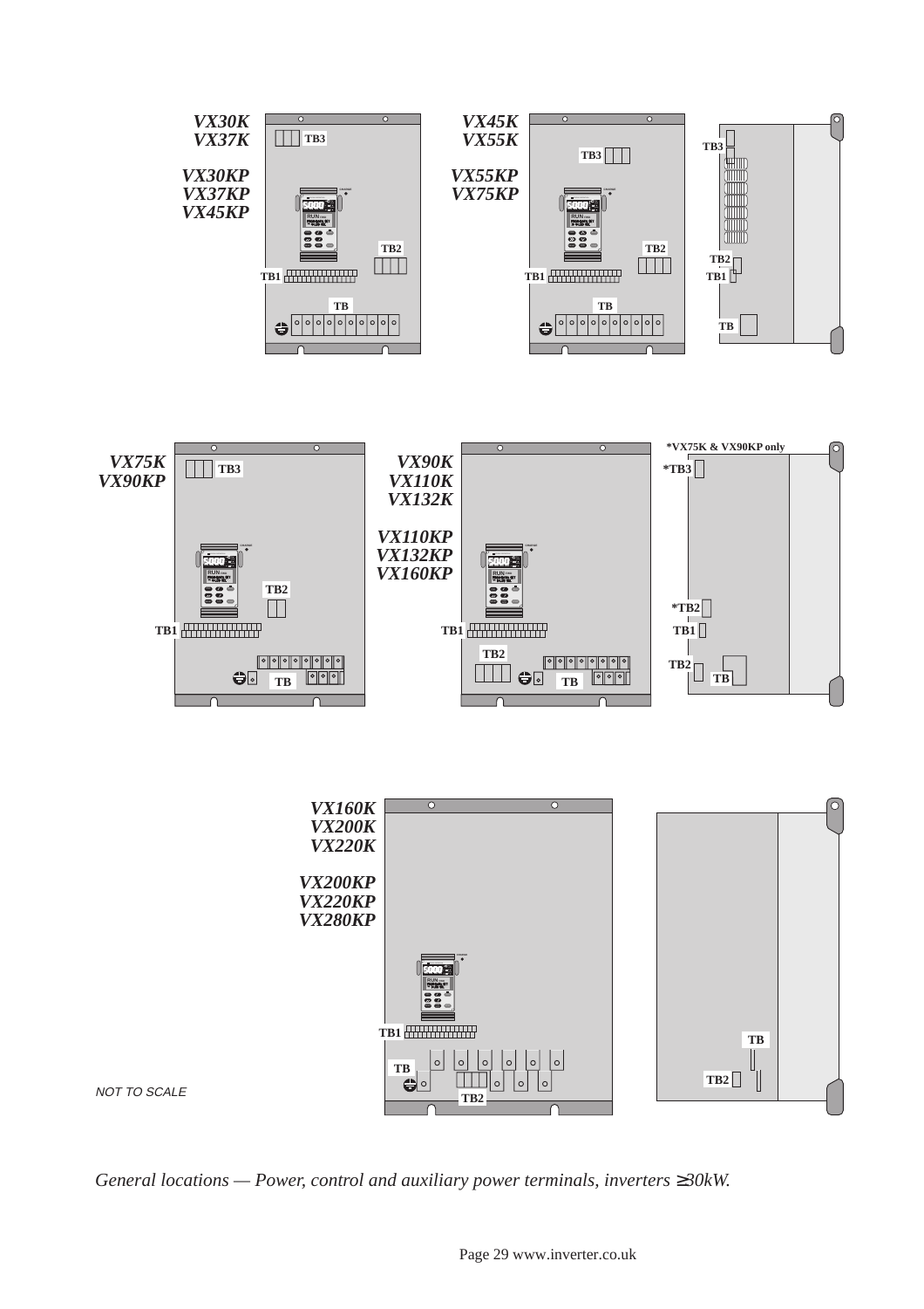VX30K
VX37K

VX30KP
VX37KP
VX45KP

TB3

TB2

TB1

TB

VX45K
VX55K

VX55KP
VX75KP

TB3

TB2

TB1

TB

TB3

TB2

TB1

TB

VX75K
VX90KP

TB3

TB2

TB1

TB

VX90K
VX110K
VX132K

VX110KP
VX132KP
VX160KP

TB1

TB2

TB

*VX75K & VX90KP only

*TB3

*TB2

TB1

TB2

TB

VX160K
VX200K
VX220K

VX200KP
VX220KP
VX280KP

TB1

TB

TB2

TB

TB2

NOT TO SCALE

*General locations — Power, control and auxiliary power terminals, inverters ≥30kW.*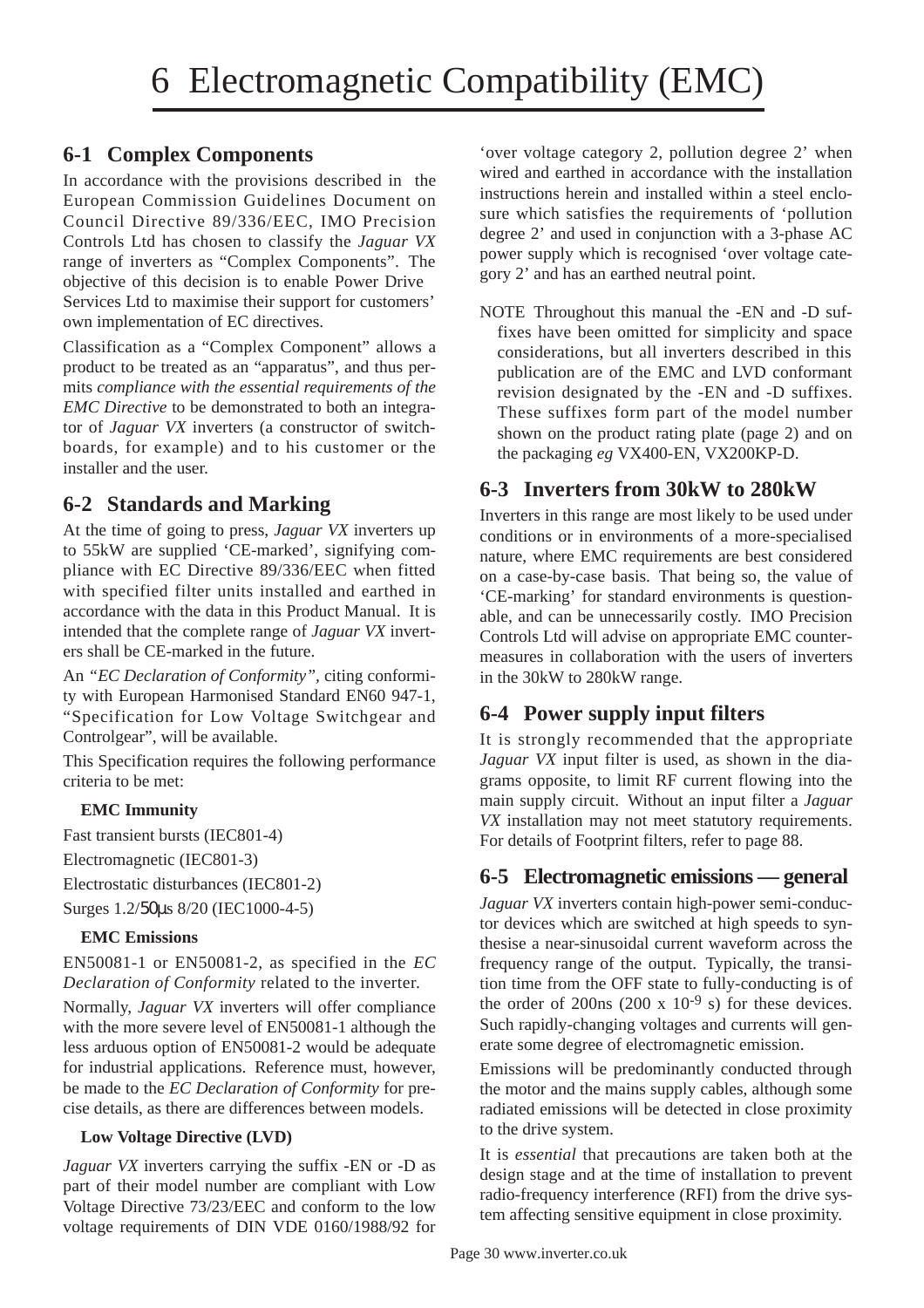# 6 Electromagnetic Compatibility (EMC)

## 6-1 Complex Components

In accordance with the provisions described in the European Commission Guidelines Document on Council Directive 89/336/EEC, IMO Precision Controls Ltd has chosen to classify the *Jaguar VX* range of inverters as "Complex Components". The objective of this decision is to enable Power Drive Services Ltd to maximise their support for customers' own implementation of EC directives.

Classification as a "Complex Component" allows a product to be treated as an "apparatus", and thus permits *compliance with the essential requirements of the EMC Directive* to be demonstrated to both an integrator of *Jaguar VX* inverters (a constructor of switchboards, for example) and to his customer or the installer and the user.

## 6-2 Standards and Marking

At the time of going to press, *Jaguar VX* inverters up to 55kW are supplied 'CE-marked', signifying compliance with EC Directive 89/336/EEC when fitted with specified filter units installed and earthed in accordance with the data in this Product Manual. It is intended that the complete range of *Jaguar VX* inverters shall be CE-marked in the future.

An *"EC Declaration of Conformity"*, citing conformity with European Harmonised Standard EN60 947-1, "Specification for Low Voltage Switchgear and Controlgear", will be available.

This Specification requires the following performance criteria to be met:

**EMC Immunity**

Fast transient bursts (IEC801-4)

Electromagnetic (IEC801-3)

Electrostatic disturbances (IEC801-2)

Surges 1.2/50µs 8/20 (IEC1000-4-5)

**EMC Emissions**

EN50081-1 or EN50081-2, as specified in the *EC Declaration of Conformity* related to the inverter.

Normally, *Jaguar VX* inverters will offer compliance with the more severe level of EN50081-1 although the less arduous option of EN50081-2 would be adequate for industrial applications. Reference must, however, be made to the *EC Declaration of Conformity* for precise details, as there are differences between models.

**Low Voltage Directive (LVD)**

*Jaguar VX* inverters carrying the suffix -EN or -D as part of their model number are compliant with Low Voltage Directive 73/23/EEC and conform to the low voltage requirements of DIN VDE 0160/1988/92 for 'over voltage category 2, pollution degree 2' when wired and earthed in accordance with the installation instructions herein and installed within a steel enclosure which satisfies the requirements of 'pollution degree 2' and used in conjunction with a 3-phase AC power supply which is recognised 'over voltage category 2' and has an earthed neutral point.

NOTE Throughout this manual the -EN and -D suffixes have been omitted for simplicity and space considerations, but all inverters described in this publication are of the EMC and LVD conformant revision designated by the -EN and -D suffixes. These suffixes form part of the model number shown on the product rating plate (page 2) and on the packaging *eg* VX400-EN, VX200KP-D.

## 6-3 Inverters from 30kW to 280kW

Inverters in this range are most likely to be used under conditions or in environments of a more-specialised nature, where EMC requirements are best considered on a case-by-case basis. That being so, the value of 'CE-marking' for standard environments is questionable, and can be unnecessarily costly. IMO Precision Controls Ltd will advise on appropriate EMC countermeasures in collaboration with the users of inverters in the 30kW to 280kW range.

## 6-4 Power supply input filters

It is strongly recommended that the appropriate *Jaguar VX* input filter is used, as shown in the diagrams opposite, to limit RF current flowing into the main supply circuit. Without an input filter a *Jaguar VX* installation may not meet statutory requirements. For details of Footprint filters, refer to page 88.

## 6-5 Electromagnetic emissions — general

*Jaguar VX* inverters contain high-power semi-conductor devices which are switched at high speeds to synthesise a near-sinusoidal current waveform across the frequency range of the output. Typically, the transition time from the OFF state to fully-conducting is of the order of 200ns ($200 \times 10^{-9}$ s) for these devices. Such rapidly-changing voltages and currents will generate some degree of electromagnetic emission.

Emissions will be predominantly conducted through the motor and the mains supply cables, although some radiated emissions will be detected in close proximity to the drive system.

It is *essential* that precautions are taken both at the design stage and at the time of installation to prevent radio-frequency interference (RFI) from the drive system affecting sensitive equipment in close proximity.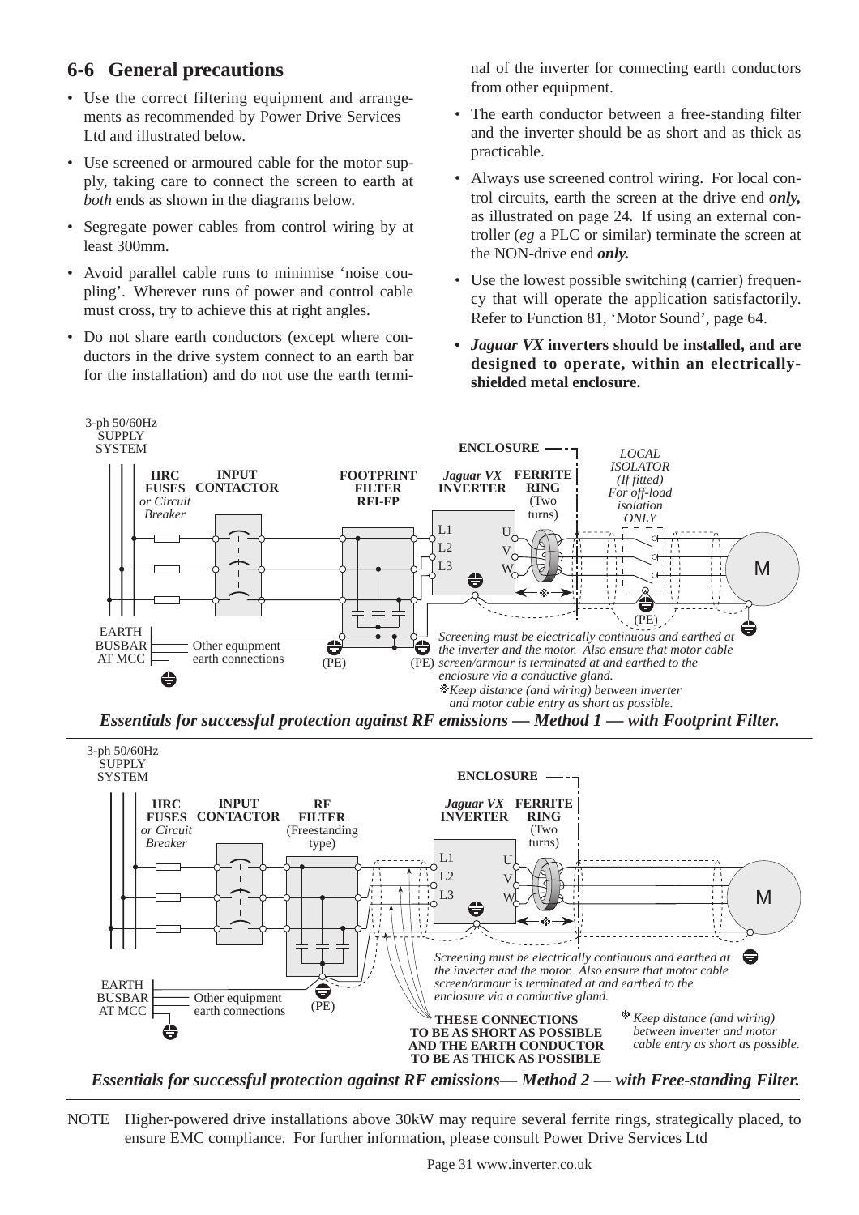## 6-6 General precautions

- Use the correct filtering equipment and arrangements as recommended by Power Drive Services Ltd and illustrated below.
- Use screened or armoured cable for the motor supply, taking care to connect the screen to earth at *both* ends as shown in the diagrams below.
- Segregate power cables from control wiring by at least 300mm.
- Avoid parallel cable runs to minimise 'noise coupling'. Wherever runs of power and control cable must cross, try to achieve this at right angles.
- Do not share earth conductors (except where conductors in the drive system connect to an earth bar for the installation) and do not use the earth terminal of the inverter for connecting earth conductors from other equipment.
- The earth conductor between a free-standing filter and the inverter should be as short and as thick as practicable.
- Always use screened control wiring. For local control circuits, earth the screen at the drive end ***only,*** as illustrated on page 24***.*** If using an external controller (*eg* a PLC or similar) terminate the screen at the NON-drive end ***only.***
- Use the lowest possible switching (carrier) frequency that will operate the application satisfactorily. Refer to Function 81, 'Motor Sound', page 64.
- ***Jaguar VX* inverters should be installed, and are designed to operate, within an electrically-shielded metal enclosure.**

3-ph 50/60Hz SUPPLY SYSTEM | HRC FUSES or Circuit Breaker | INPUT CONTACTOR | FOOTPRINT FILTER RFI-FP | ENCLOSURE | Jaguar VX INVERTER | FERRITE RING (Two turns) | LOCAL ISOLATOR (If fitted) For off-load isolation ONLY | M | EARTH BUSBAR AT MCC | Other equipment earth connections | (PE)

Screening must be electrically continuous and earthed at the inverter and the motor. Also ensure that motor cable screen/armour is terminated at and earthed to the enclosure via a conductive gland.

❇Keep distance (and wiring) between inverter and motor cable entry as short as possible.

***Essentials for successful protection against RF emissions — Method 1 — with Footprint Filter.***

3-ph 50/60Hz SUPPLY SYSTEM | HRC FUSES or Circuit Breaker | INPUT CONTACTOR | RF FILTER (Freestanding type) | ENCLOSURE | Jaguar VX INVERTER | FERRITE RING (Two turns) | M | EARTH BUSBAR AT MCC | Other equipment earth connections | (PE)

Screening must be electrically continuous and earthed at the inverter and the motor. Also ensure that motor cable screen/armour is terminated at and earthed to the enclosure via a conductive gland.

THESE CONNECTIONS TO BE AS SHORT AS POSSIBLE AND THE EARTH CONDUCTOR TO BE AS THICK AS POSSIBLE

❇Keep distance (and wiring) between inverter and motor cable entry as short as possible.

***Essentials for successful protection against RF emissions— Method 2 — with Free-standing Filter.***

NOTE Higher-powered drive installations above 30kW may require several ferrite rings, strategically placed, to ensure EMC compliance. For further information, please consult Power Drive Services Ltd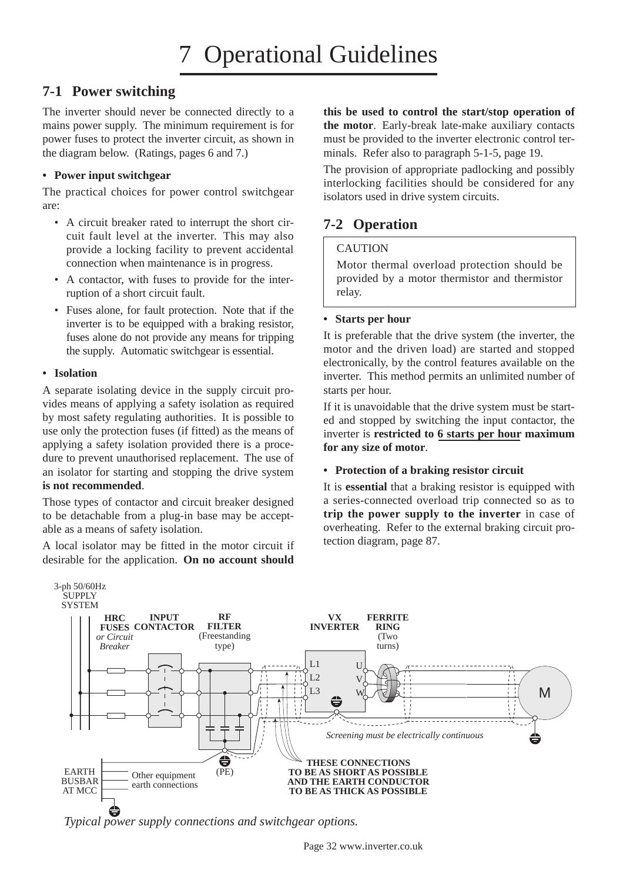# 7 Operational Guidelines

## 7-1 Power switching

The inverter should never be connected directly to a mains power supply. The minimum requirement is for power fuses to protect the inverter circuit, as shown in the diagram below. (Ratings, pages 6 and 7.)

- **Power input switchgear**

The practical choices for power control switchgear are:

- A circuit breaker rated to interrupt the short circuit fault level at the inverter. This may also provide a locking facility to prevent accidental connection when maintenance is in progress.
- A contactor, with fuses to provide for the interruption of a short circuit fault.
- Fuses alone, for fault protection. Note that if the inverter is to be equipped with a braking resistor, fuses alone do not provide any means for tripping the supply. Automatic switchgear is essential.

- **Isolation**

A separate isolating device in the supply circuit provides means of applying a safety isolation as required by most safety regulating authorities. It is possible to use only the protection fuses (if fitted) as the means of applying a safety isolation provided there is a procedure to prevent unauthorised replacement. The use of an isolator for starting and stopping the drive system **is not recommended**.

Those types of contactor and circuit breaker designed to be detachable from a plug-in base may be acceptable as a means of safety isolation.

A local isolator may be fitted in the motor circuit if desirable for the application. **On no account should this be used to control the start/stop operation of the motor**. Early-break late-make auxiliary contacts must be provided to the inverter electronic control terminals. Refer also to paragraph 5-1-5, page 19.

The provision of appropriate padlocking and possibly interlocking facilities should be considered for any isolators used in drive system circuits.

## 7-2 Operation

> CAUTION
>
> Motor thermal overload protection should be provided by a motor thermistor and thermistor relay.

- **Starts per hour**

It is preferable that the drive system (the inverter, the motor and the driven load) are started and stopped electronically, by the control features available on the inverter. This method permits an unlimited number of starts per hour.

If it is unavoidable that the drive system must be started and stopped by switching the input contactor, the inverter is **restricted to <u>6 starts per hour</u> maximum for any size of motor**.

- **Protection of a braking resistor circuit**

It is **essential** that a braking resistor is equipped with a series-connected overload trip connected so as to **trip the power supply to the inverter** in case of overheating. Refer to the external braking circuit protection diagram, page 87.

3-ph 50/60Hz SUPPLY SYSTEM | **HRC FUSES** *or Circuit Breaker* | **INPUT CONTACTOR** | **RF FILTER** (Freestanding type) | **VX INVERTER** (L1, L2, L3 / U, V, W) | **FERRITE RING** (Two turns) | M

*Screening must be electrically continuous*

EARTH BUSBAR AT MCC — Other equipment earth connections — (PE)

**THESE CONNECTIONS TO BE AS SHORT AS POSSIBLE AND THE EARTH CONDUCTOR TO BE AS THICK AS POSSIBLE**

*Typical power supply connections and switchgear options.*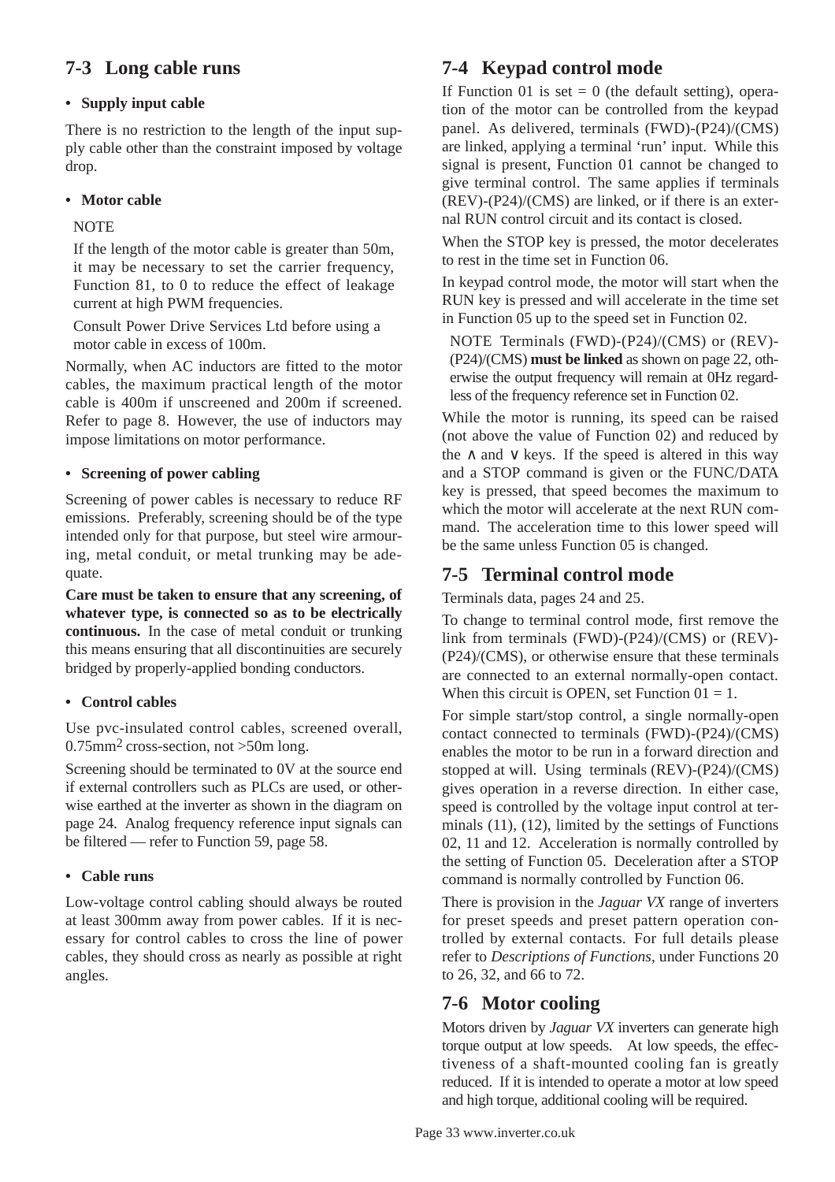## 7-3 Long cable runs

- **Supply input cable**

There is no restriction to the length of the input supply cable other than the constraint imposed by voltage drop.

- **Motor cable**

NOTE

If the length of the motor cable is greater than 50m, it may be necessary to set the carrier frequency, Function 81, to 0 to reduce the effect of leakage current at high PWM frequencies.

Consult Power Drive Services Ltd before using a motor cable in excess of 100m.

Normally, when AC inductors are fitted to the motor cables, the maximum practical length of the motor cable is 400m if unscreened and 200m if screened. Refer to page 8. However, the use of inductors may impose limitations on motor performance.

- **Screening of power cabling**

Screening of power cables is necessary to reduce RF emissions. Preferably, screening should be of the type intended only for that purpose, but steel wire armouring, metal conduit, or metal trunking may be adequate.

**Care must be taken to ensure that any screening, of whatever type, is connected so as to be electrically continuous.** In the case of metal conduit or trunking this means ensuring that all discontinuities are securely bridged by properly-applied bonding conductors.

- **Control cables**

Use pvc-insulated control cables, screened overall, $0.75mm^2$ cross-section, not >50m long.

Screening should be terminated to 0V at the source end if external controllers such as PLCs are used, or otherwise earthed at the inverter as shown in the diagram on page 24. Analog frequency reference input signals can be filtered — refer to Function 59, page 58.

- **Cable runs**

Low-voltage control cabling should always be routed at least 300mm away from power cables. If it is necessary for control cables to cross the line of power cables, they should cross as nearly as possible at right angles.

## 7-4 Keypad control mode

If Function 01 is set = 0 (the default setting), operation of the motor can be controlled from the keypad panel. As delivered, terminals (FWD)-(P24)/(CMS) are linked, applying a terminal 'run' input. While this signal is present, Function 01 cannot be changed to give terminal control. The same applies if terminals (REV)-(P24)/(CMS) are linked, or if there is an external RUN control circuit and its contact is closed.

When the STOP key is pressed, the motor decelerates to rest in the time set in Function 06.

In keypad control mode, the motor will start when the RUN key is pressed and will accelerate in the time set in Function 05 up to the speed set in Function 02.

NOTE Terminals (FWD)-(P24)/(CMS) or (REV)-(P24)/(CMS) **must be linked** as shown on page 22, otherwise the output frequency will remain at 0Hz regardless of the frequency reference set in Function 02.

While the motor is running, its speed can be raised (not above the value of Function 02) and reduced by the ∧ and ∨ keys. If the speed is altered in this way and a STOP command is given or the FUNC/DATA key is pressed, that speed becomes the maximum to which the motor will accelerate at the next RUN command. The acceleration time to this lower speed will be the same unless Function 05 is changed.

## 7-5 Terminal control mode

Terminals data, pages 24 and 25.

To change to terminal control mode, first remove the link from terminals (FWD)-(P24)/(CMS) or (REV)-(P24)/(CMS), or otherwise ensure that these terminals are connected to an external normally-open contact. When this circuit is OPEN, set Function 01 = 1.

For simple start/stop control, a single normally-open contact connected to terminals (FWD)-(P24)/(CMS) enables the motor to be run in a forward direction and stopped at will. Using terminals (REV)-(P24)/(CMS) gives operation in a reverse direction. In either case, speed is controlled by the voltage input control at terminals (11), (12), limited by the settings of Functions 02, 11 and 12. Acceleration is normally controlled by the setting of Function 05. Deceleration after a STOP command is normally controlled by Function 06.

There is provision in the *Jaguar VX* range of inverters for preset speeds and preset pattern operation controlled by external contacts. For full details please refer to *Descriptions of Functions*, under Functions 20 to 26, 32, and 66 to 72.

## 7-6 Motor cooling

Motors driven by *Jaguar VX* inverters can generate high torque output at low speeds. At low speeds, the effectiveness of a shaft-mounted cooling fan is greatly reduced. If it is intended to operate a motor at low speed and high torque, additional cooling will be required.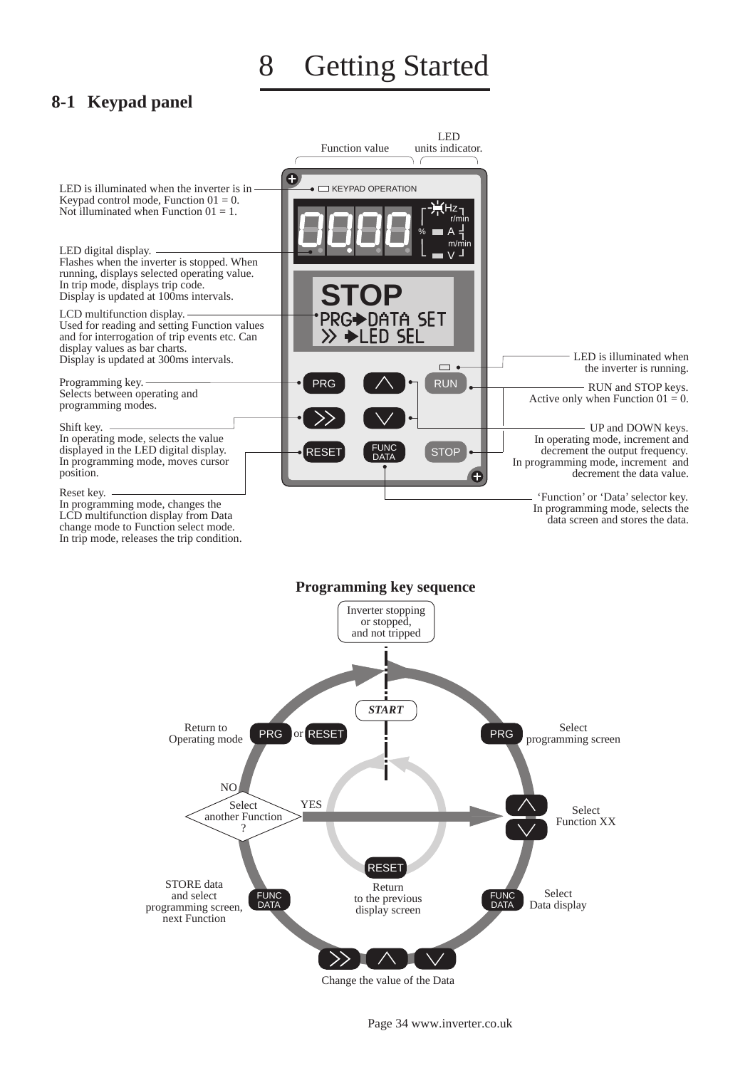# 8 Getting Started

## 8-1 Keypad panel

Function value

LED units indicator.

KEYPAD OPERATION

STOP
PRG➔DATA SET
≫ ➔LED SEL

LED is illuminated when the inverter is in Keypad control mode, Function 01 = 0. Not illuminated when Function 01 = 1.

LED digital display. Flashes when the inverter is stopped. When running, displays selected operating value. In trip mode, displays trip code. Display is updated at 100ms intervals.

LCD multifunction display. Used for reading and setting Function values and for interrogation of trip events etc. Can display values as bar charts. Display is updated at 300ms intervals.

Programming key. Selects between operating and programming modes.

Shift key. In operating mode, selects the value displayed in the LED digital display. In programming mode, moves cursor position.

Reset key. In programming mode, changes the LCD multifunction display from Data change mode to Function select mode. In trip mode, releases the trip condition.

LED is illuminated when the inverter is running.

RUN and STOP keys. Active only when Function 01 = 0.

UP and DOWN keys. In operating mode, increment and decrement the output frequency. In programming mode, increment and decrement the data value.

'Function' or 'Data' selector key. In programming mode, selects the data screen and stores the data.

### Programming key sequence

Inverter stopping or stopped, and not tripped

*START*

PRG — Select programming screen

UP / DOWN — Select Function XX

FUNC DATA — Select Data display

≫ UP DOWN — Change the value of the Data

FUNC DATA — STORE data and select programming screen, next Function

Select another Function? YES → Select Function XX; NO → PRG or RESET — Return to Operating mode

RESET — Return to the previous display screen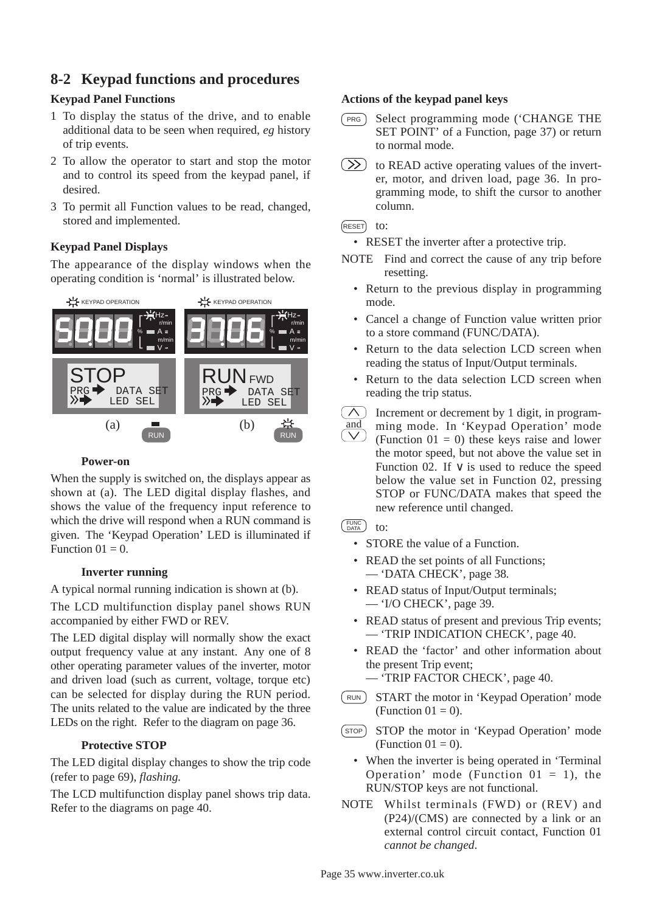## 8-2 Keypad functions and procedures

### Keypad Panel Functions

1 To display the status of the drive, and to enable additional data to be seen when required, *eg* history of trip events.

2 To allow the operator to start and stop the motor and to control its speed from the keypad panel, if desired.

3 To permit all Function values to be read, changed, stored and implemented.

### Keypad Panel Displays

The appearance of the display windows when the operating condition is 'normal' is illustrated below.

KEYPAD OPERATION — 5000 — STOP — PRG ➡ DATA SET — ≫➡ LED SEL — (a) RUN

KEYPAD OPERATION — 3706 — RUN FWD — PRG ➡ DATA SET — ≫➡ LED SEL — (b) RUN

#### Power-on

When the supply is switched on, the displays appear as shown at (a). The LED digital display flashes, and shows the value of the frequency input reference to which the drive will respond when a RUN command is given. The 'Keypad Operation' LED is illuminated if Function 01 = 0.

#### Inverter running

A typical normal running indication is shown at (b).

The LCD multifunction display panel shows RUN accompanied by either FWD or REV.

The LED digital display will normally show the exact output frequency value at any instant. Any one of 8 other operating parameter values of the inverter, motor and driven load (such as current, voltage, torque etc) can be selected for display during the RUN period. The units related to the value are indicated by the three LEDs on the right. Refer to the diagram on page 36.

#### Protective STOP

The LED digital display changes to show the trip code (refer to page 69), *flashing.*

The LCD multifunction display panel shows trip data. Refer to the diagrams on page 40.

### Actions of the keypad panel keys

**PRG** Select programming mode ('CHANGE THE SET POINT' of a Function, page 37) or return to normal mode.

**≫** to READ active operating values of the inverter, motor, and driven load, page 36. In programming mode, to shift the cursor to another column.

**RESET** to:

- RESET the inverter after a protective trip.

NOTE Find and correct the cause of any trip before resetting.

- Return to the previous display in programming mode.
- Cancel a change of Function value written prior to a store command (FUNC/DATA).
- Return to the data selection LCD screen when reading the status of Input/Output terminals.
- Return to the data selection LCD screen when reading the trip status.

**∧ and ∨** Increment or decrement by 1 digit, in programming mode. In 'Keypad Operation' mode (Function 01 = 0) these keys raise and lower the motor speed, but not above the value set in Function 02. If ∨ is used to reduce the speed below the value set in Function 02, pressing STOP or FUNC/DATA makes that speed the new reference until changed.

**FUNC DATA** to:

- STORE the value of a Function.
- READ the set points of all Functions;
  — 'DATA CHECK', page 38.
- READ status of Input/Output terminals;
  — 'I/O CHECK', page 39.
- READ status of present and previous Trip events;
  — 'TRIP INDICATION CHECK', page 40.
- READ the 'factor' and other information about the present Trip event;
  — 'TRIP FACTOR CHECK', page 40.

**RUN** START the motor in 'Keypad Operation' mode (Function 01 = 0).

**STOP** STOP the motor in 'Keypad Operation' mode (Function 01 = 0).

- When the inverter is being operated in 'Terminal Operation' mode (Function 01 = 1), the RUN/STOP keys are not functional.

NOTE Whilst terminals (FWD) or (REV) and (P24)/(CMS) are connected by a link or an external control circuit contact, Function 01 *cannot be changed*.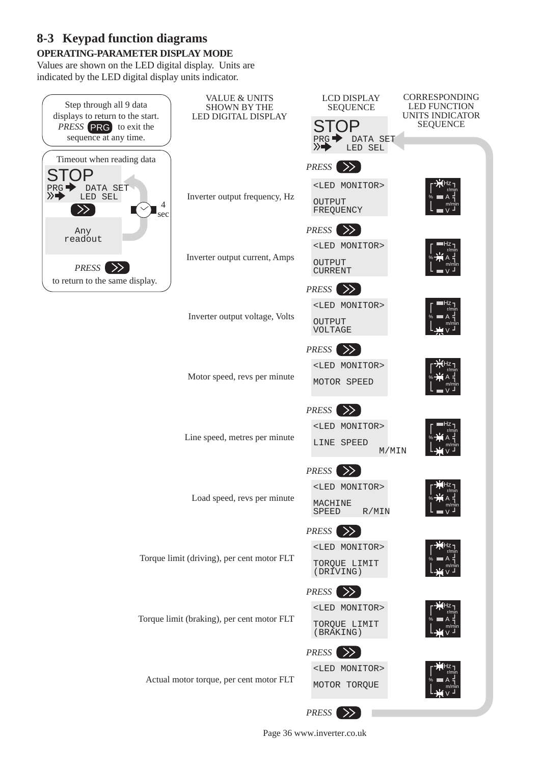## 8-3 Keypad function diagrams

**OPERATING-PARAMETER DISPLAY MODE**

Values are shown on the LED digital display. Units are indicated by the LED digital display units indicator.

Step through all 9 data displays to return to the start. *PRESS* PRG to exit the sequence at any time.

Timeout when reading data

STOP
PRG ➡ DATA SET
» ➡ LED SEL

»  4 sec

Any readout

*PRESS* » to return to the same display.

| VALUE & UNITS SHOWN BY THE LED DIGITAL DISPLAY | LCD DISPLAY SEQUENCE | CORRESPONDING LED FUNCTION UNITS INDICATOR SEQUENCE |
|---|---|---|
| | STOP<br>PRG ➡ DATA SET<br>» ➡ LED SEL | |
| | *PRESS* » | |
| Inverter output frequency, Hz | <LED MONITOR><br>OUTPUT FREQUENCY | Hz |
| | *PRESS* » | |
| Inverter output current, Amps | <LED MONITOR><br>OUTPUT CURRENT | A |
| | *PRESS* » | |
| Inverter output voltage, Volts | <LED MONITOR><br>OUTPUT VOLTAGE | V |
| | *PRESS* » | |
| Motor speed, revs per minute | <LED MONITOR><br>MOTOR SPEED | r/min |
| | *PRESS* » | |
| Line speed, metres per minute | <LED MONITOR><br>LINE SPEED M/MIN | m/min |
| | *PRESS* » | |
| Load speed, revs per minute | <LED MONITOR><br>MACHINE SPEED R/MIN | r/min |
| | *PRESS* » | |
| Torque limit (driving), per cent motor FLT | <LED MONITOR><br>TORQUE LIMIT (DRIVING) | % |
| | *PRESS* » | |
| Torque limit (braking), per cent motor FLT | <LED MONITOR><br>TORQUE LIMIT (BRAKING) | % |
| | *PRESS* » | |
| Actual motor torque, per cent motor FLT | <LED MONITOR><br>MOTOR TORQUE | % |
| | *PRESS* » | |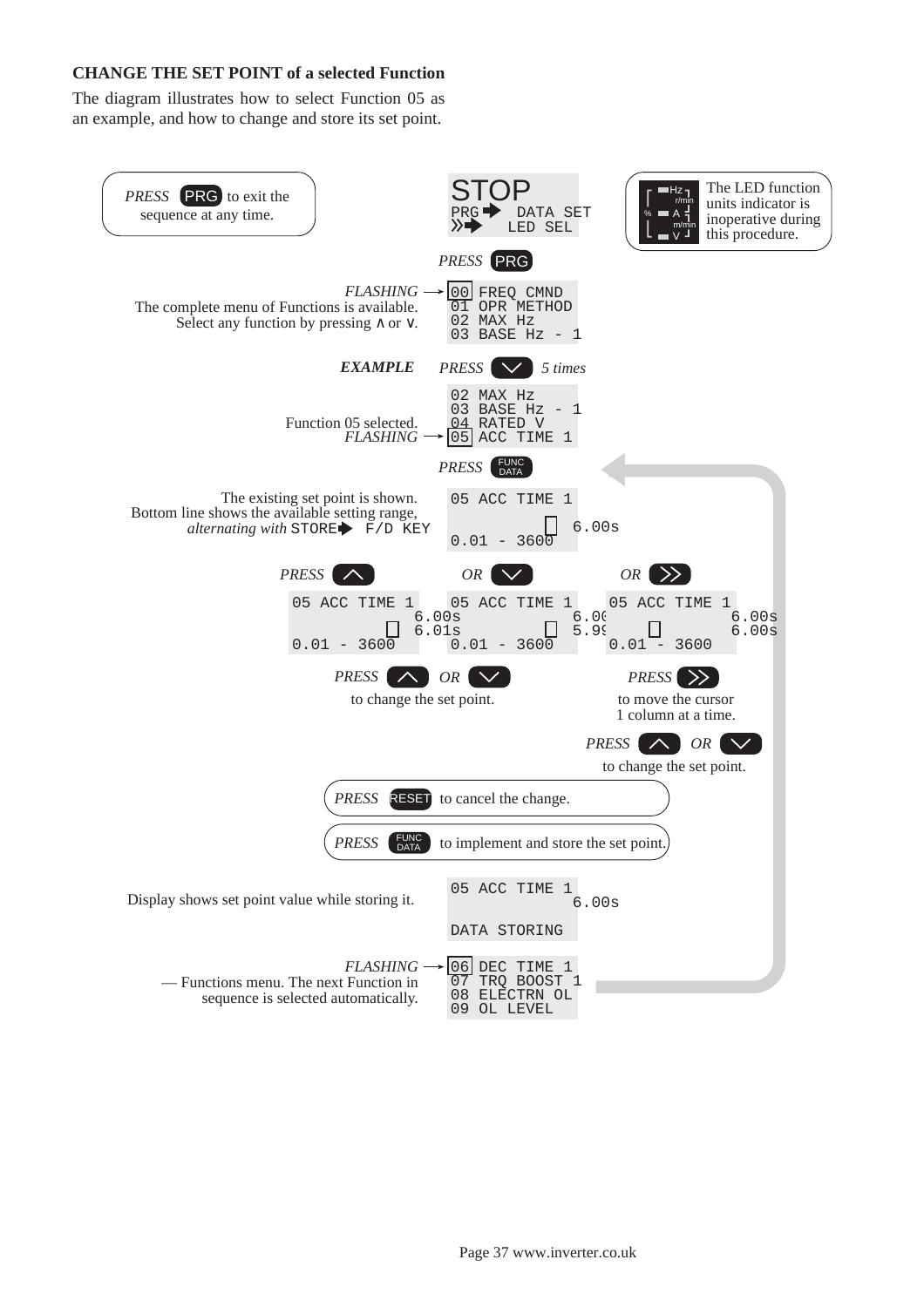### CHANGE THE SET POINT of a selected Function

The diagram illustrates how to select Function 05 as an example, and how to change and store its set point.

*PRESS* PRG to exit the sequence at any time.

```
STOP
PRG➡   DATA SET
»➡    LED SEL
```

The LED function units indicator is inoperative during this procedure.

*PRESS* PRG

*FLASHING* → The complete menu of Functions is available. Select any function by pressing ∧ or ∨.

```
00 FREQ CMND
01 OPR METHOD
02 MAX Hz
03 BASE Hz - 1
```

***EXAMPLE*** *PRESS* ∨ *5 times*

Function 05 selected. *FLASHING* →

```
02 MAX Hz
03 BASE Hz - 1
04 RATED V
05 ACC TIME 1
```

*PRESS* FUNC DATA

The existing set point is shown. Bottom line shows the available setting range, *alternating with* STORE➡ F/D KEY

```
05 ACC TIME 1
              6.00s
0.01 - 3600
```

*PRESS* ∧

```
05 ACC TIME 1
          6.00s
          6.01s
0.01 - 3600
```

*OR* ∨

```
05 ACC TIME 1
          6.00
          5.99
0.01 - 3600
```

*OR* »

```
05 ACC TIME 1
          6.00s
          6.00s
0.01 - 3600
```

*PRESS* ∧ *OR* ∨ to change the set point.

*PRESS* » to move the cursor 1 column at a time.

*PRESS* ∧ *OR* ∨ to change the set point.

*PRESS* RESET to cancel the change.

*PRESS* FUNC DATA to implement and store the set point.

Display shows set point value while storing it.

```
05 ACC TIME 1
          6.00s

DATA STORING
```

*FLASHING* → — Functions menu. The next Function in sequence is selected automatically.

```
06 DEC TIME 1
07 TRQ BOOST 1
08 ELECTRN OL
09 OL LEVEL
```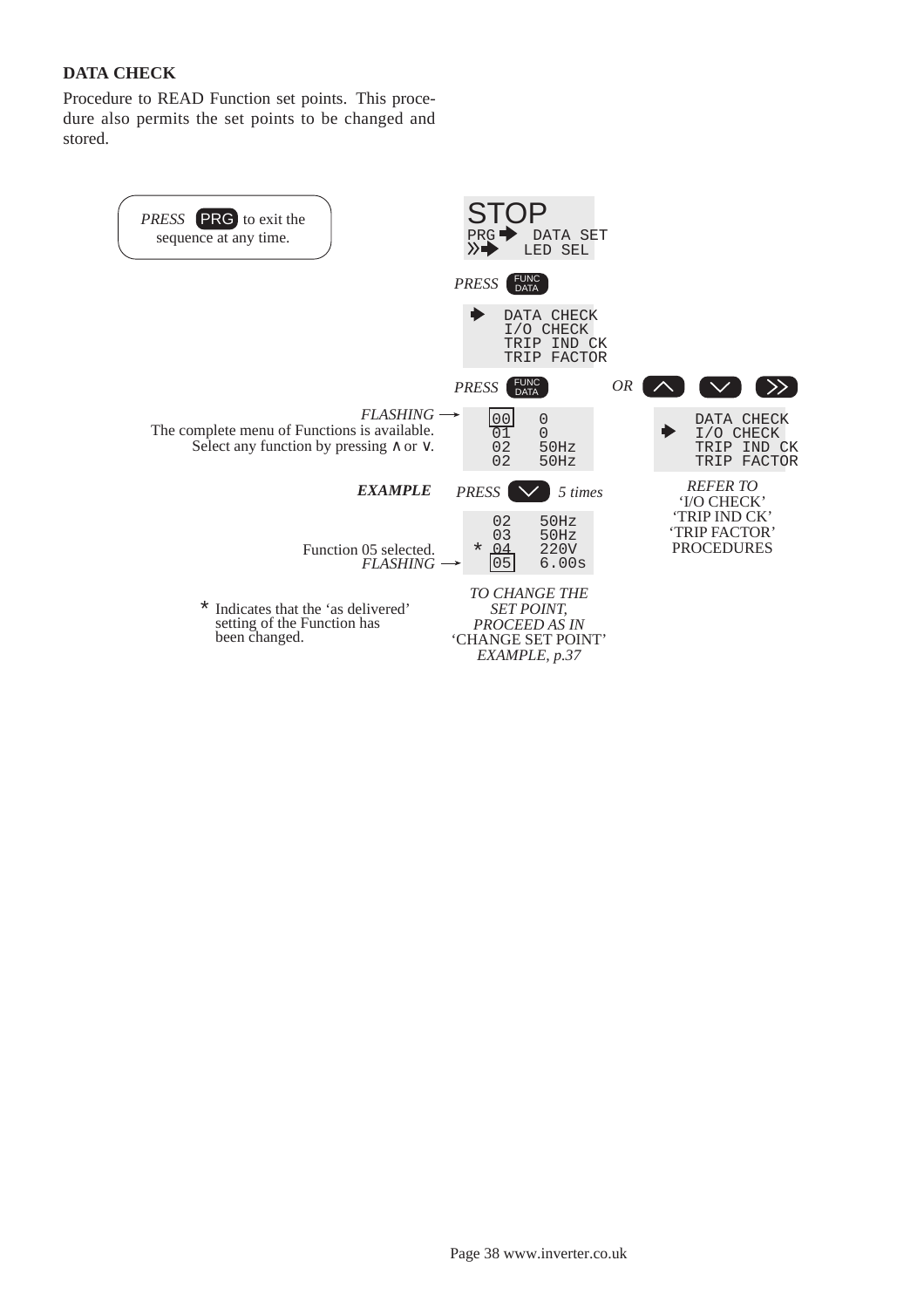**DATA CHECK**

Procedure to READ Function set points. This procedure also permits the set points to be changed and stored.

*PRESS* PRG to exit the sequence at any time.

```
STOP
PRG ➡  DATA SET
»➡     LED SEL
```

*PRESS* FUNC DATA

```
➡  DATA CHECK
   I/O CHECK
   TRIP IND CK
   TRIP FACTOR
```

*PRESS* FUNC DATA *OR* ∧ ∨ »

```
➡  DATA CHECK
   I/O CHECK
   TRIP IND CK
   TRIP FACTOR
```

*REFER TO* 'I/O CHECK' 'TRIP IND CK' 'TRIP FACTOR' PROCEDURES

*FLASHING* →
The complete menu of Functions is available.
Select any function by pressing ∧ or ∨.

```
[00]   0
 01    0
 02    50Hz
 02    50Hz
```

***EXAMPLE*** *PRESS* ∨ *5 times*

```
   02   50Hz
   03   50Hz
 * 04   220V
  [05]  6.00s
```

Function 05 selected.
*FLASHING* →

\* Indicates that the 'as delivered' setting of the Function has been changed.

*TO CHANGE THE SET POINT, PROCEED AS IN* 'CHANGE SET POINT' *EXAMPLE, p.37*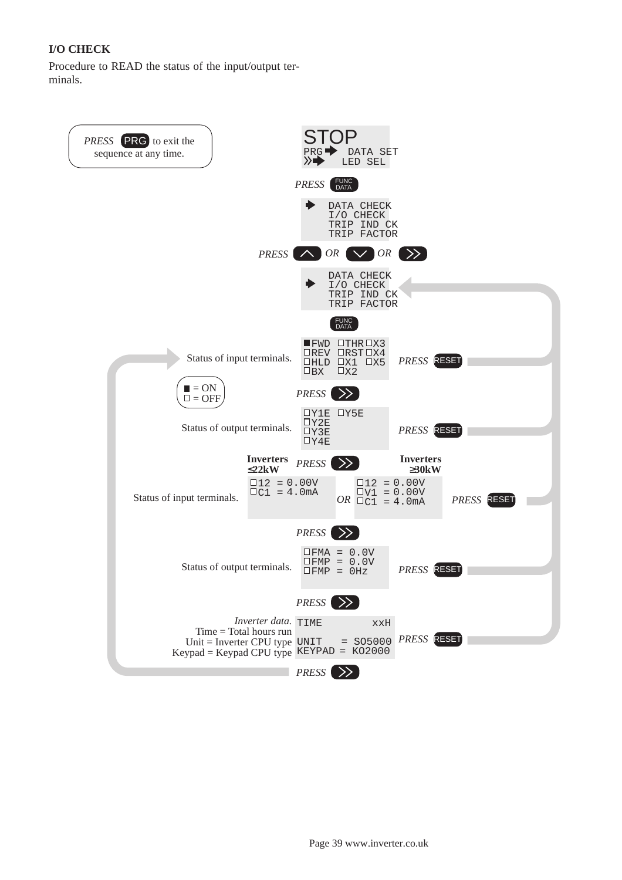**I/O CHECK**

Procedure to READ the status of the input/output terminals.

*PRESS* PRG to exit the sequence at any time.

```
STOP
PRG ➡  DATA SET
»➡     LED SEL
```

*PRESS* FUNC DATA

```
➡ DATA CHECK
  I/O CHECK
  TRIP IND CK
  TRIP FACTOR
```

*PRESS* ∧ *OR* ∨ *OR* »

```
  DATA CHECK
➡ I/O CHECK
  TRIP IND CK
  TRIP FACTOR
```

FUNC DATA

Status of input terminals.

```
■FWD □THR □X3
□REV □RST □X4
□HLD □X1  □X5
□BX  □X2
```

*PRESS* RESET

■ = ON
□ = OFF

*PRESS* »

Status of output terminals.

```
□Y1E □Y5E
□Y2E
□Y3E
□Y4E
```

*PRESS* RESET

*PRESS* »

Status of input terminals.

**Inverters ≤22kW**

```
□12 = 0.00V
□C1 = 4.0mA
```

*OR*

**Inverters ≥30kW**

```
□12 = 0.00V
□V1 = 0.00V
□C1 = 4.0mA
```

*PRESS* RESET

*PRESS* »

Status of output terminals.

```
□FMA = 0.0V
□FMP = 0.0V
□FMP = 0Hz
```

*PRESS* RESET

*PRESS* »

*Inverter data.*
Time = Total hours run
Unit = Inverter CPU type
Keypad = Keypad CPU type

```
TIME          xxH
UNIT   = S05000
KEYPAD = K02000
```

*PRESS* RESET

*PRESS* »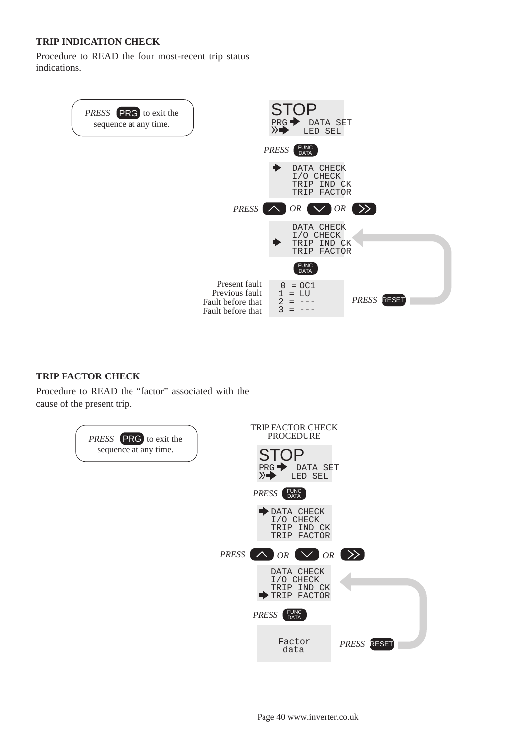### TRIP INDICATION CHECK

Procedure to READ the four most-recent trip status indications.

*PRESS* PRG to exit the sequence at any time.

```
STOP
PRG ➡  DATA SET
»➡    LED SEL
```

*PRESS* FUNC DATA

```
➡ DATA CHECK
  I/O CHECK
  TRIP IND CK
  TRIP FACTOR
```

*PRESS* ∧ *OR* ∨ *OR* »

```
  DATA CHECK
  I/O CHECK
➡ TRIP IND CK
  TRIP FACTOR
```

FUNC DATA

| | |
|---|---|
| Present fault | 0 = OC1 |
| Previous fault | 1 = LU |
| Fault before that | 2 = --- |
| Fault before that | 3 = --- |

*PRESS* RESET

### TRIP FACTOR CHECK

Procedure to READ the "factor" associated with the cause of the present trip.

*PRESS* PRG to exit the sequence at any time.

TRIP FACTOR CHECK PROCEDURE

```
STOP
PRG ➡  DATA SET
»➡    LED SEL
```

*PRESS* FUNC DATA

```
➡ DATA CHECK
  I/O CHECK
  TRIP IND CK
  TRIP FACTOR
```

*PRESS* ∧ *OR* ∨ *OR* »

```
  DATA CHECK
  I/O CHECK
  TRIP IND CK
➡ TRIP FACTOR
```

*PRESS* FUNC DATA

```
Factor
data
```

*PRESS* RESET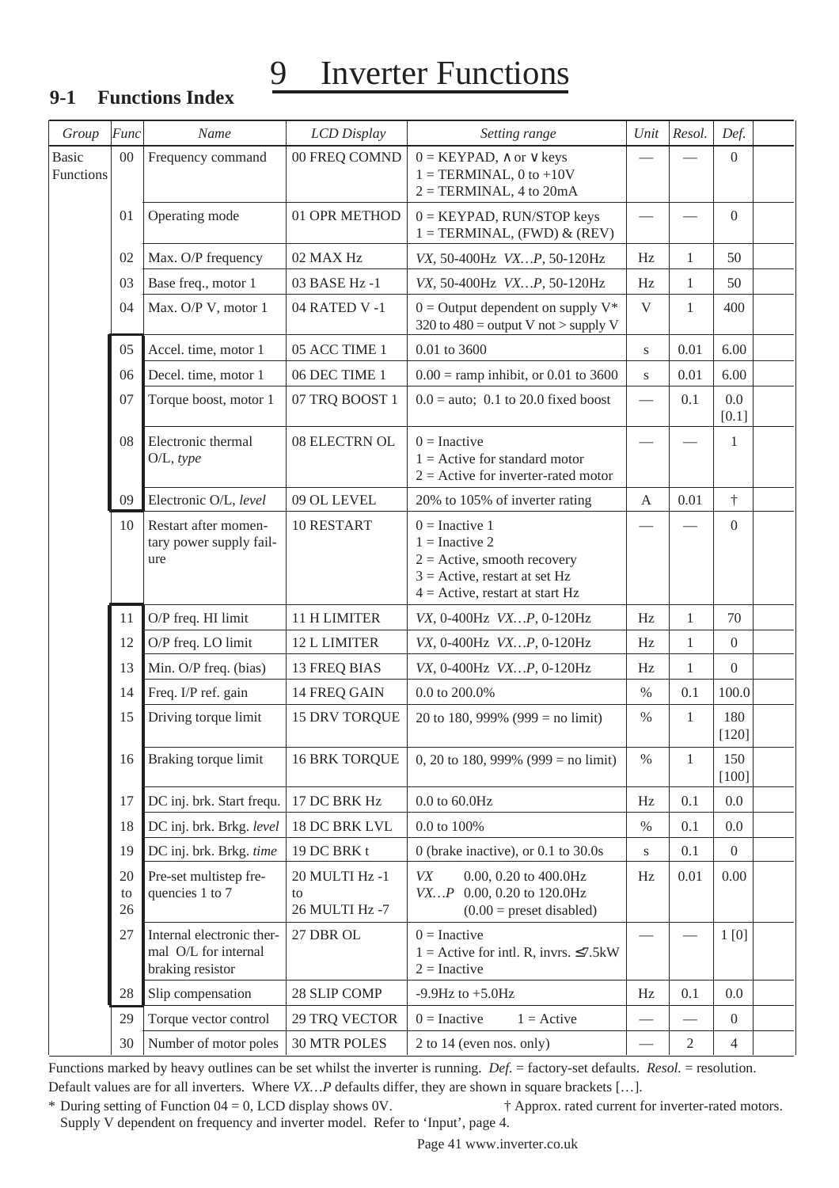# 9 Inverter Functions

## 9-1 Functions Index

| Group | Func | Name | LCD Display | Setting range | Unit | Resol. | Def. |
|---|---|---|---|---|---|---|---|
| Basic Functions | 00 | Frequency command | 00 FREQ COMND | 0 = KEYPAD, ∧ or ∨ keys<br>1 = TERMINAL, 0 to +10V<br>2 = TERMINAL, 4 to 20mA | — | — | 0 |
| | 01 | Operating mode | 01 OPR METHOD | 0 = KEYPAD, RUN/STOP keys<br>1 = TERMINAL, (FWD) & (REV) | — | — | 0 |
| | 02 | Max. O/P frequency | 02 MAX Hz | *VX*, 50-400Hz *VX…P*, 50-120Hz | Hz | 1 | 50 |
| | 03 | Base freq., motor 1 | 03 BASE Hz -1 | *VX*, 50-400Hz *VX…P*, 50-120Hz | Hz | 1 | 50 |
| | 04 | Max. O/P V, motor 1 | 04 RATED V -1 | 0 = Output dependent on supply V*<br>320 to 480 = output V not > supply V | V | 1 | 400 |
| | 05 | Accel. time, motor 1 | 05 ACC TIME 1 | 0.01 to 3600 | s | 0.01 | 6.00 |
| | 06 | Decel. time, motor 1 | 06 DEC TIME 1 | 0.00 = ramp inhibit, or 0.01 to 3600 | s | 0.01 | 6.00 |
| | 07 | Torque boost, motor 1 | 07 TRQ BOOST 1 | 0.0 = auto; 0.1 to 20.0 fixed boost | — | 0.1 | 0.0 [0.1] |
| | 08 | Electronic thermal O/L, *type* | 08 ELECTRN OL | 0 = Inactive<br>1 = Active for standard motor<br>2 = Active for inverter-rated motor | — | — | 1 |
| | 09 | Electronic O/L, *level* | 09 OL LEVEL | 20% to 105% of inverter rating | A | 0.01 | † |
| | 10 | Restart after momentary power supply failure | 10 RESTART | 0 = Inactive 1<br>1 = Inactive 2<br>2 = Active, smooth recovery<br>3 = Active, restart at set Hz<br>4 = Active, restart at start Hz | — | — | 0 |
| | 11 | O/P freq. HI limit | 11 H LIMITER | *VX*, 0-400Hz *VX…P*, 0-120Hz | Hz | 1 | 70 |
| | 12 | O/P freq. LO limit | 12 L LIMITER | *VX*, 0-400Hz *VX…P*, 0-120Hz | Hz | 1 | 0 |
| | 13 | Min. O/P freq. (bias) | 13 FREQ BIAS | *VX*, 0-400Hz *VX…P*, 0-120Hz | Hz | 1 | 0 |
| | 14 | Freq. I/P ref. gain | 14 FREQ GAIN | 0.0 to 200.0% | % | 0.1 | 100.0 |
| | 15 | Driving torque limit | 15 DRV TORQUE | 20 to 180, 999% (999 = no limit) | % | 1 | 180 [120] |
| | 16 | Braking torque limit | 16 BRK TORQUE | 0, 20 to 180, 999% (999 = no limit) | % | 1 | 150 [100] |
| | 17 | DC inj. brk. Start frequ. | 17 DC BRK Hz | 0.0 to 60.0Hz | Hz | 0.1 | 0.0 |
| | 18 | DC inj. brk. Brkg. *level* | 18 DC BRK LVL | 0.0 to 100% | % | 0.1 | 0.0 |
| | 19 | DC inj. brk. Brkg. *time* | 19 DC BRK t | 0 (brake inactive), or 0.1 to 30.0s | s | 0.1 | 0 |
| | 20 to 26 | Pre-set multistep frequencies 1 to 7 | 20 MULTI Hz -1 to 26 MULTI Hz -7 | *VX* 0.00, 0.20 to 400.0Hz<br>*VX…P* 0.00, 0.20 to 120.0Hz<br>(0.00 = preset disabled) | Hz | 0.01 | 0.00 |
| | 27 | Internal electronic thermal O/L for internal braking resistor | 27 DBR OL | 0 = Inactive<br>1 = Active for intl. R, invrs. ≤7.5kW<br>2 = Inactive | — | — | 1 [0] |
| | 28 | Slip compensation | 28 SLIP COMP | -9.9Hz to +5.0Hz | Hz | 0.1 | 0.0 |
| | 29 | Torque vector control | 29 TRQ VECTOR | 0 = Inactive 1 = Active | — | — | 0 |
| | 30 | Number of motor poles | 30 MTR POLES | 2 to 14 (even nos. only) | — | 2 | 4 |

Functions marked by heavy outlines can be set whilst the inverter is running. *Def.* = factory-set defaults. *Resol.* = resolution. Default values are for all inverters. Where *VX…P* defaults differ, they are shown in square brackets […].

\* During setting of Function 04 = 0, LCD display shows 0V. Supply V dependent on frequency and inverter model. Refer to 'Input', page 4.

† Approx. rated current for inverter-rated motors.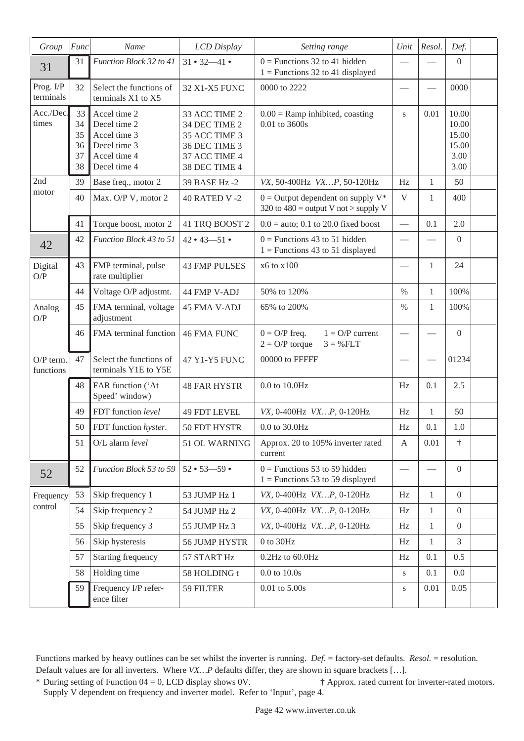| Group | Func | Name | LCD Display | Setting range | Unit | Resol. | Def. | |
|---|---|---|---|---|---|---|---|---|
| 31 | 31 | *Function Block 32 to 41* | 31 • 32—41 • | 0 = Functions 32 to 41 hidden<br>1 = Functions 32 to 41 displayed | — | — | 0 | |
| Prog. I/P terminals | 32 | Select the functions of terminals X1 to X5 | 32 X1-X5 FUNC | 0000 to 2222 | — | — | 0000 | |
| Acc./Dec. times | 33<br>34<br>35<br>36<br>37<br>38 | Accel time 2<br>Decel time 2<br>Accel time 3<br>Decel time 3<br>Accel time 4<br>Decel time 4 | 33 ACC TIME 2<br>34 DEC TIME 2<br>35 ACC TIME 3<br>36 DEC TIME 3<br>37 ACC TIME 4<br>38 DEC TIME 4 | 0.00 = Ramp inhibited, coasting<br>0.01 to 3600s | s | 0.01 | 10.00<br>10.00<br>15.00<br>15.00<br>3.00<br>3.00 | |
| 2nd motor | 39 | Base freq., motor 2 | 39 BASE Hz -2 | *VX*, 50-400Hz *VX…P*, 50-120Hz | Hz | 1 | 50 | |
| | 40 | Max. O/P V, motor 2 | 40 RATED V -2 | 0 = Output dependent on supply V*<br>320 to 480 = output V not > supply V | V | 1 | 400 | |
| | 41 | Torque boost, motor 2 | 41 TRQ BOOST 2 | 0.0 = auto; 0.1 to 20.0 fixed boost | — | 0.1 | 2.0 | |
| 42 | 42 | *Function Block 43 to 51* | 42 • 43—51 • | 0 = Functions 43 to 51 hidden<br>1 = Functions 43 to 51 displayed | — | — | 0 | |
| Digital O/P | 43 | FMP terminal, pulse rate multiplier | 43 FMP PULSES | x6 to x100 | — | 1 | 24 | |
| | 44 | Voltage O/P adjustmt. | 44 FMP V-ADJ | 50% to 120% | % | 1 | 100% | |
| Analog O/P | 45 | FMA terminal, voltage adjustment | 45 FMA V-ADJ | 65% to 200% | % | 1 | 100% | |
| | 46 | FMA terminal function | 46 FMA FUNC | 0 = O/P freq. 1 = O/P current<br>2 = O/P torque 3 = %FLT | — | — | 0 | |
| O/P term. functions | 47 | Select the functions of terminals Y1E to Y5E | 47 Y1-Y5 FUNC | 00000 to FFFFF | — | — | 01234 | |
| | 48 | FAR function ('At Speed' window) | 48 FAR HYSTR | 0.0 to 10.0Hz | Hz | 0.1 | 2.5 | |
| | 49 | FDT function *level* | 49 FDT LEVEL | *VX*, 0-400Hz *VX…P*, 0-120Hz | Hz | 1 | 50 | |
| | 50 | FDT function *hyster.* | 50 FDT HYSTR | 0.0 to 30.0Hz | Hz | 0.1 | 1.0 | |
| | 51 | O/L alarm *level* | 51 OL WARNING | Approx. 20 to 105% inverter rated current | A | 0.01 | † | |
| 52 | 52 | *Function Block 53 to 59* | 52 • 53—59 • | 0 = Functions 53 to 59 hidden<br>1 = Functions 53 to 59 displayed | — | — | 0 | |
| Frequency control | 53 | Skip frequency 1 | 53 JUMP Hz 1 | *VX*, 0-400Hz *VX…P*, 0-120Hz | Hz | 1 | 0 | |
| | 54 | Skip frequency 2 | 54 JUMP Hz 2 | *VX*, 0-400Hz *VX…P*, 0-120Hz | Hz | 1 | 0 | |
| | 55 | Skip frequency 3 | 55 JUMP Hz 3 | *VX*, 0-400Hz *VX…P*, 0-120Hz | Hz | 1 | 0 | |
| | 56 | Skip hysteresis | 56 JUMP HYSTR | 0 to 30Hz | Hz | 1 | 3 | |
| | 57 | Starting frequency | 57 START Hz | 0.2Hz to 60.0Hz | Hz | 0.1 | 0.5 | |
| | 58 | Holding time | 58 HOLDING t | 0.0 to 10.0s | s | 0.1 | 0.0 | |
| | 59 | Frequency I/P reference filter | 59 FILTER | 0.01 to 5.00s | s | 0.01 | 0.05 | |

Functions marked by heavy outlines can be set whilst the inverter is running. *Def.* = factory-set defaults. *Resol.* = resolution. Default values are for all inverters. Where *VX…P* defaults differ, they are shown in square brackets […].

\* During setting of Function 04 = 0, LCD display shows 0V. † Approx. rated current for inverter-rated motors.
Supply V dependent on frequency and inverter model. Refer to 'Input', page 4.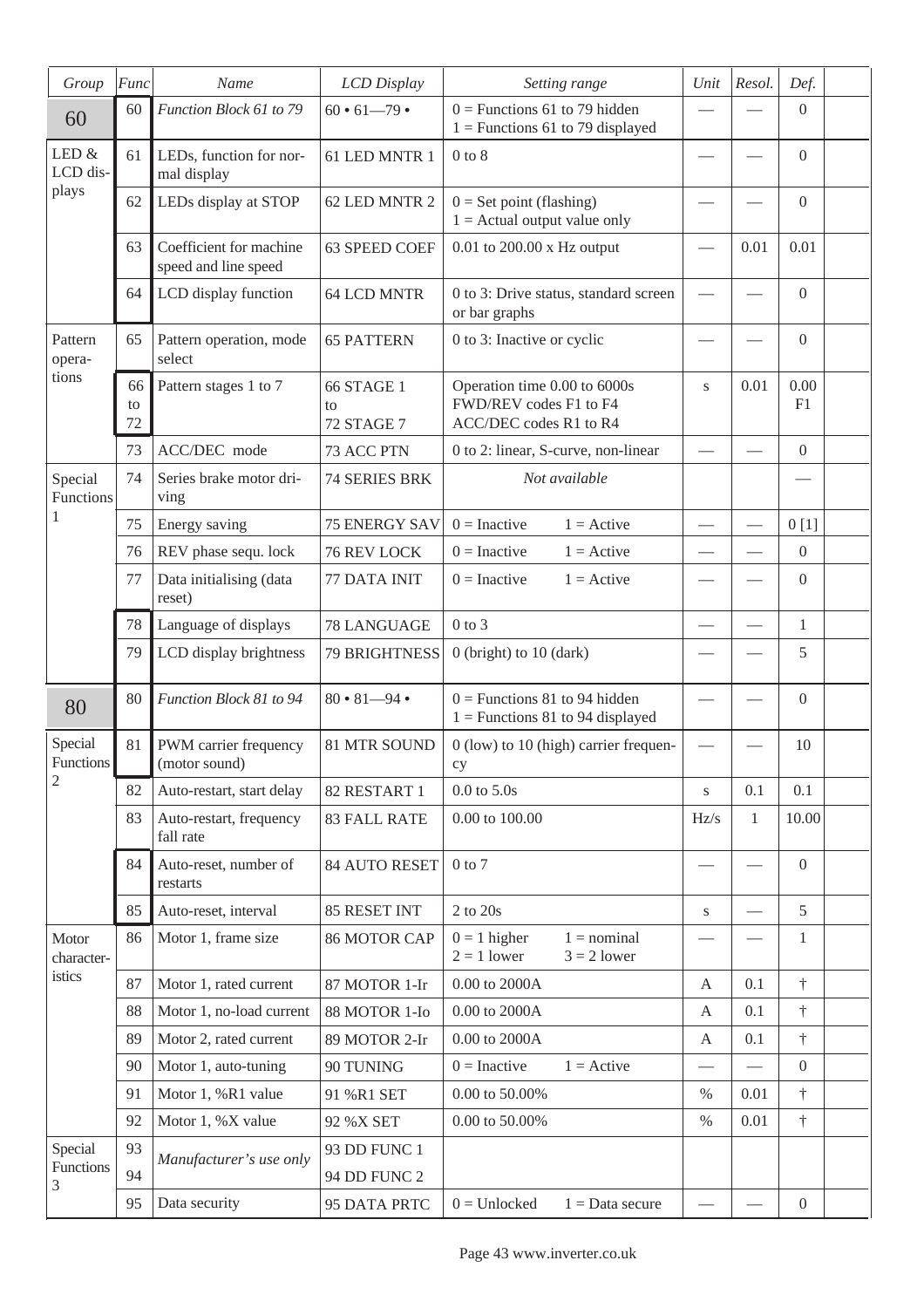| Group | Func | Name | LCD Display | Setting range | Unit | Resol. | Def. | |
|---|---|---|---|---|---|---|---|---|
| 60 | 60 | *Function Block 61 to 79* | 60 • 61—79 • | 0 = Functions 61 to 79 hidden<br>1 = Functions 61 to 79 displayed | — | — | 0 | |
| LED & LCD displays | 61 | LEDs, function for normal display | 61 LED MNTR 1 | 0 to 8 | — | — | 0 | |
| | 62 | LEDs display at STOP | 62 LED MNTR 2 | 0 = Set point (flashing)<br>1 = Actual output value only | — | — | 0 | |
| | 63 | Coefficient for machine speed and line speed | 63 SPEED COEF | 0.01 to 200.00 x Hz output | — | 0.01 | 0.01 | |
| | 64 | LCD display function | 64 LCD MNTR | 0 to 3: Drive status, standard screen or bar graphs | — | — | 0 | |
| Pattern operations | 65 | Pattern operation, mode select | 65 PATTERN | 0 to 3: Inactive or cyclic | — | — | 0 | |
| | 66 to 72 | Pattern stages 1 to 7 | 66 STAGE 1 to 72 STAGE 7 | Operation time 0.00 to 6000s<br>FWD/REV codes F1 to F4<br>ACC/DEC codes R1 to R4 | s | 0.01 | 0.00<br>F1 | |
| | 73 | ACC/DEC mode | 73 ACC PTN | 0 to 2: linear, S-curve, non-linear | — | — | 0 | |
| Special Functions 1 | 74 | Series brake motor driving | 74 SERIES BRK | *Not available* | | | — | |
| | 75 | Energy saving | 75 ENERGY SAV | 0 = Inactive 1 = Active | — | — | 0 [1] | |
| | 76 | REV phase sequ. lock | 76 REV LOCK | 0 = Inactive 1 = Active | — | — | 0 | |
| | 77 | Data initialising (data reset) | 77 DATA INIT | 0 = Inactive 1 = Active | — | — | 0 | |
| | 78 | Language of displays | 78 LANGUAGE | 0 to 3 | — | — | 1 | |
| | 79 | LCD display brightness | 79 BRIGHTNESS | 0 (bright) to 10 (dark) | — | — | 5 | |
| 80 | 80 | *Function Block 81 to 94* | 80 • 81—94 • | 0 = Functions 81 to 94 hidden<br>1 = Functions 81 to 94 displayed | — | — | 0 | |
| Special Functions 2 | 81 | PWM carrier frequency (motor sound) | 81 MTR SOUND | 0 (low) to 10 (high) carrier frequency | — | — | 10 | |
| | 82 | Auto-restart, start delay | 82 RESTART 1 | 0.0 to 5.0s | s | 0.1 | 0.1 | |
| | 83 | Auto-restart, frequency fall rate | 83 FALL RATE | 0.00 to 100.00 | Hz/s | 1 | 10.00 | |
| | 84 | Auto-reset, number of restarts | 84 AUTO RESET | 0 to 7 | — | — | 0 | |
| | 85 | Auto-reset, interval | 85 RESET INT | 2 to 20s | s | — | 5 | |
| Motor characteristics | 86 | Motor 1, frame size | 86 MOTOR CAP | 0 = 1 higher 1 = nominal<br>2 = 1 lower 3 = 2 lower | — | — | 1 | |
| | 87 | Motor 1, rated current | 87 MOTOR 1-Ir | 0.00 to 2000A | A | 0.1 | † | |
| | 88 | Motor 1, no-load current | 88 MOTOR 1-Io | 0.00 to 2000A | A | 0.1 | † | |
| | 89 | Motor 2, rated current | 89 MOTOR 2-Ir | 0.00 to 2000A | A | 0.1 | † | |
| | 90 | Motor 1, auto-tuning | 90 TUNING | 0 = Inactive 1 = Active | — | — | 0 | |
| | 91 | Motor 1, %R1 value | 91 %R1 SET | 0.00 to 50.00% | % | 0.01 | † | |
| | 92 | Motor 1, %X value | 92 %X SET | 0.00 to 50.00% | % | 0.01 | † | |
| Special Functions 3 | 93 | *Manufacturer's use only* | 93 DD FUNC 1 | | | | | |
| | 94 | | 94 DD FUNC 2 | | | | | |
| | 95 | Data security | 95 DATA PRTC | 0 = Unlocked 1 = Data secure | — | — | 0 | |

Page 43 www.inverter.co.uk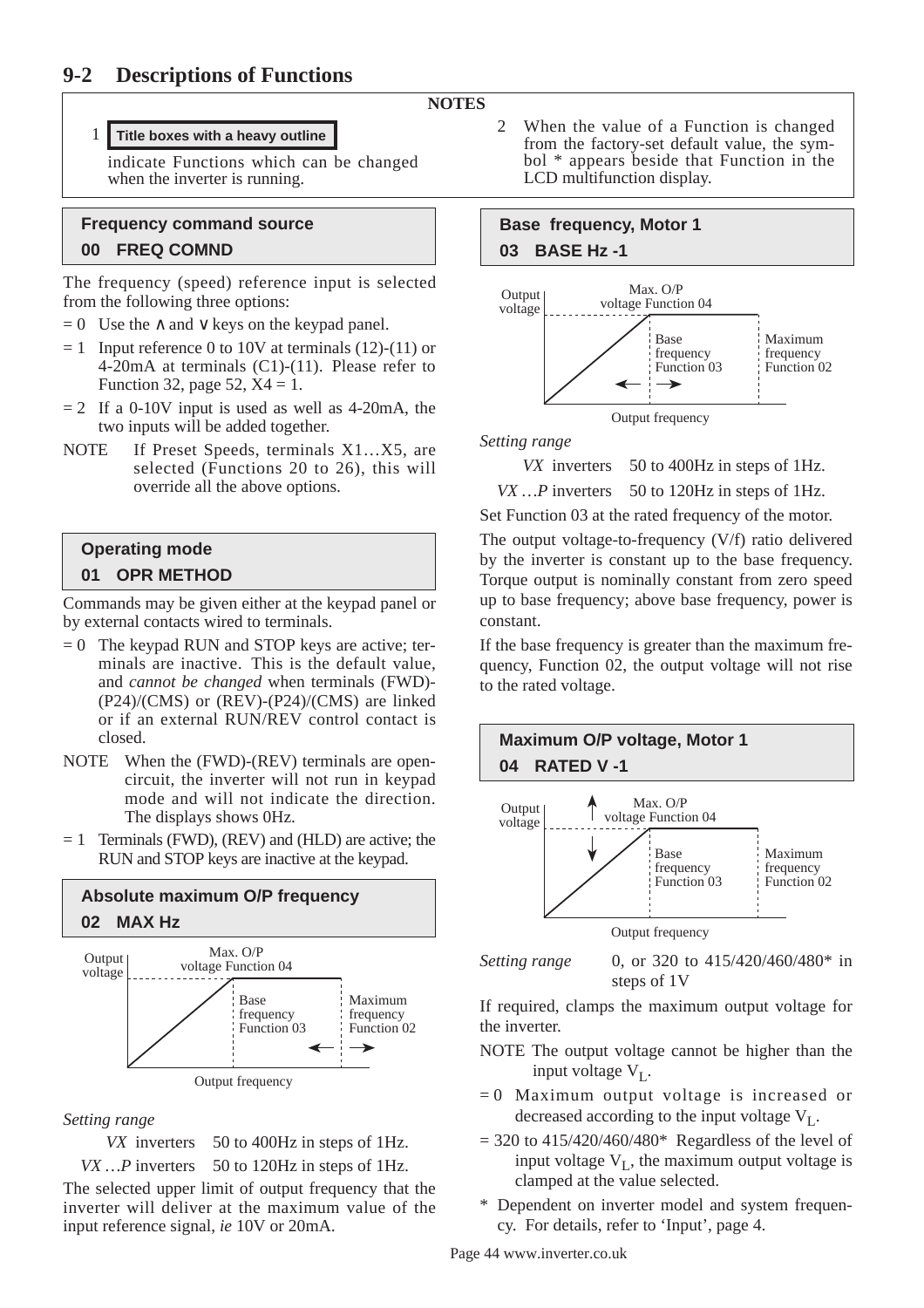## 9-2 Descriptions of Functions

**NOTES**

1 **Title boxes with a heavy outline** indicate Functions which can be changed when the inverter is running.

2 When the value of a Function is changed from the factory-set default value, the symbol * appears beside that Function in the LCD multifunction display.

### Frequency command source
### 00 FREQ COMND

The frequency (speed) reference input is selected from the following three options:

= 0 Use the ∧ and ∨ keys on the keypad panel.

= 1 Input reference 0 to 10V at terminals (12)-(11) or 4-20mA at terminals (C1)-(11). Please refer to Function 32, page 52, X4 = 1.

= 2 If a 0-10V input is used as well as 4-20mA, the two inputs will be added together.

NOTE If Preset Speeds, terminals X1…X5, are selected (Functions 20 to 26), this will override all the above options.

### Operating mode
### 01 OPR METHOD

Commands may be given either at the keypad panel or by external contacts wired to terminals.

= 0 The keypad RUN and STOP keys are active; terminals are inactive. This is the default value, and *cannot be changed* when terminals (FWD)-(P24)/(CMS) or (REV)-(P24)/(CMS) are linked or if an external RUN/REV control contact is closed.

NOTE When the (FWD)-(REV) terminals are open-circuit, the inverter will not run in keypad mode and will not indicate the direction. The displays shows 0Hz.

= 1 Terminals (FWD), (REV) and (HLD) are active; the RUN and STOP keys are inactive at the keypad.

### Absolute maximum O/P frequency
### 02 MAX Hz

Output voltage — Max. O/P voltage Function 04 — Base frequency Function 03 — Maximum frequency Function 02 — Output frequency

*Setting range*

*VX* inverters 50 to 400Hz in steps of 1Hz.

*VX …P* inverters 50 to 120Hz in steps of 1Hz.

The selected upper limit of output frequency that the inverter will deliver at the maximum value of the input reference signal, *ie* 10V or 20mA.

### Base frequency, Motor 1
### 03 BASE Hz -1

Output voltage — Max. O/P voltage Function 04 — Base frequency Function 03 — Maximum frequency Function 02 — Output frequency

*Setting range*

*VX* inverters 50 to 400Hz in steps of 1Hz.

*VX …P* inverters 50 to 120Hz in steps of 1Hz.

Set Function 03 at the rated frequency of the motor.

The output voltage-to-frequency (V/f) ratio delivered by the inverter is constant up to the base frequency. Torque output is nominally constant from zero speed up to base frequency; above base frequency, power is constant.

If the base frequency is greater than the maximum frequency, Function 02, the output voltage will not rise to the rated voltage.

### Maximum O/P voltage, Motor 1
### 04 RATED V -1

Output voltage — Max. O/P voltage Function 04 — Base frequency Function 03 — Maximum frequency Function 02 — Output frequency

*Setting range* 0, or 320 to 415/420/460/480* in steps of 1V

If required, clamps the maximum output voltage for the inverter.

NOTE The output voltage cannot be higher than the input voltage $V_L$.

= 0 Maximum output voltage is increased or decreased according to the input voltage $V_L$.

= 320 to 415/420/460/480* Regardless of the level of input voltage $V_L$, the maximum output voltage is clamped at the value selected.

\* Dependent on inverter model and system frequency. For details, refer to 'Input', page 4.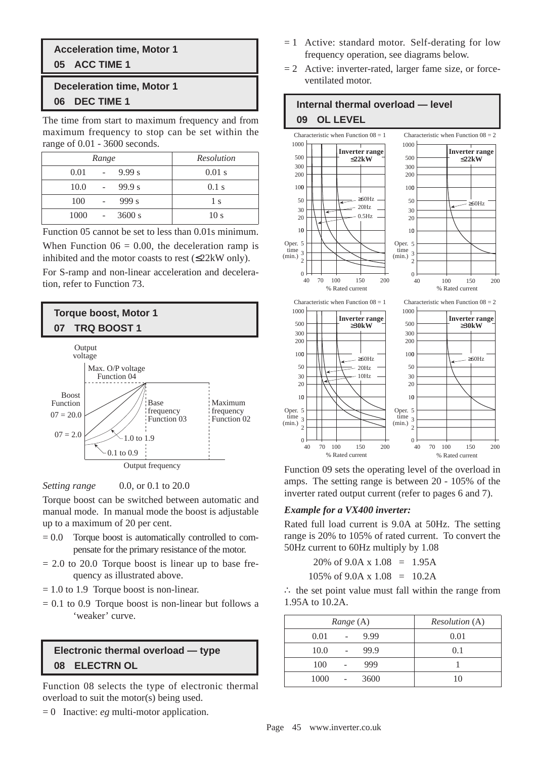## Acceleration time, Motor 1
### 05 ACC TIME 1

## Deceleration time, Motor 1
### 06 DEC TIME 1

The time from start to maximum frequency and from maximum frequency to stop can be set within the range of 0.01 - 3600 seconds.

| *Range* | *Resolution* |
|---|---|
| 0.01 - 9.99 s | 0.01 s |
| 10.0 - 99.9 s | 0.1 s |
| 100 - 999 s | 1 s |
| 1000 - 3600 s | 10 s |

Function 05 cannot be set to less than 0.01s minimum.

When Function 06 = 0.00, the deceleration ramp is inhibited and the motor coasts to rest (≤22kW only).

For S-ramp and non-linear acceleration and deceleration, refer to Function 73.

## Torque boost, Motor 1
### 07 TRQ BOOST 1

Output voltage

Max. O/P voltage Function 04

Boost Function 07 = 20.0

07 = 2.0

1.0 to 1.9

0.1 to 0.9

Base frequency Function 03

Maximum frequency Function 02

Output frequency

*Setting range* 0.0, or 0.1 to 20.0

Torque boost can be switched between automatic and manual mode. In manual mode the boost is adjustable up to a maximum of 20 per cent.

- = 0.0 Torque boost is automatically controlled to compensate for the primary resistance of the motor.
- = 2.0 to 20.0 Torque boost is linear up to base frequency as illustrated above.
- = 1.0 to 1.9 Torque boost is non-linear.
- = 0.1 to 0.9 Torque boost is non-linear but follows a 'weaker' curve.

## Electronic thermal overload — type
### 08 ELECTRN OL

Function 08 selects the type of electronic thermal overload to suit the motor(s) being used.

- = 0 Inactive: *eg* multi-motor application.
- = 1 Active: standard motor. Self-derating for low frequency operation, see diagrams below.
- = 2 Active: inverter-rated, larger fame size, or force-ventilated motor.

## Internal thermal overload — level
### 09 OL LEVEL

Characteristic when Function 08 = 1 — Inverter range ≤22kW — curves: ≥60Hz, 20Hz, 0.5Hz — Oper. time (min.) vs % Rated current

Characteristic when Function 08 = 2 — Inverter range ≤22kW — curve: ≥60Hz — Oper. time (min.) vs % Rated current

Characteristic when Function 08 = 1 — Inverter range ≥30kW — curves: ≥60Hz, 20Hz, 10Hz — Oper. time (min.) vs % Rated current

Characteristic when Function 08 = 2 — Inverter range ≥30kW — curve: ≥60Hz — Oper. time (min.) vs % Rated current

Function 09 sets the operating level of the overload in amps. The setting range is between 20 - 105% of the inverter rated output current (refer to pages 6 and 7).

***Example for a VX400 inverter:***

Rated full load current is 9.0A at 50Hz. The setting range is 20% to 105% of rated current. To convert the 50Hz current to 60Hz multiply by 1.08

20% of 9.0A x 1.08 = 1.95A

105% of 9.0A x 1.08 = 10.2A

∴ the set point value must fall within the range from 1.95A to 10.2A.

| *Range* (A) | *Resolution* (A) |
|---|---|
| 0.01 - 9.99 | 0.01 |
| 10.0 - 99.9 | 0.1 |
| 100 - 999 | 1 |
| 1000 - 3600 | 10 |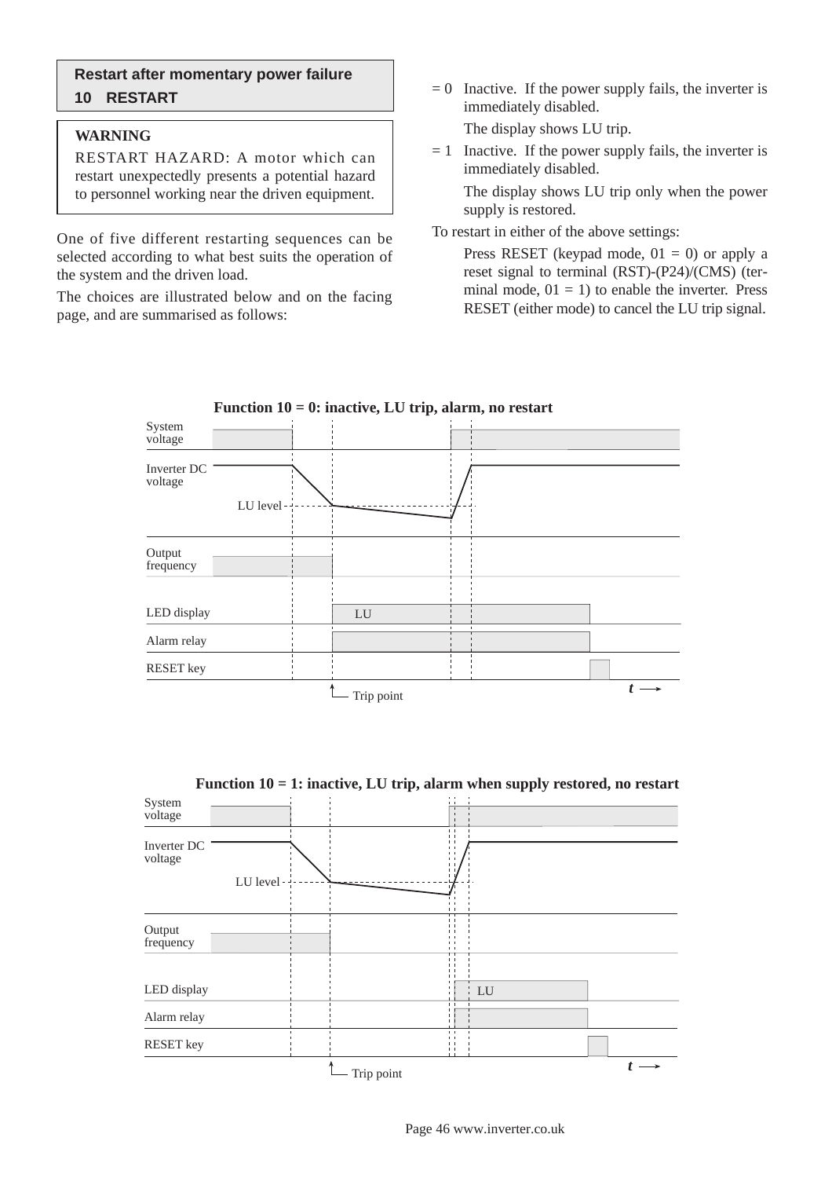## Restart after momentary power failure

## 10 RESTART

**WARNING**

RESTART HAZARD: A motor which can restart unexpectedly presents a potential hazard to personnel working near the driven equipment.

One of five different restarting sequences can be selected according to what best suits the operation of the system and the driven load.

The choices are illustrated below and on the facing page, and are summarised as follows:

= 0 Inactive. If the power supply fails, the inverter is immediately disabled.

The display shows LU trip.

= 1 Inactive. If the power supply fails, the inverter is immediately disabled.

The display shows LU trip only when the power supply is restored.

To restart in either of the above settings:

Press RESET (keypad mode, 01 = 0) or apply a reset signal to terminal (RST)-(P24)/(CMS) (terminal mode, 01 = 1) to enable the inverter. Press RESET (either mode) to cancel the LU trip signal.

**Function 10 = 0: inactive, LU trip, alarm, no restart**

System voltage
Inverter DC voltage
LU level
Output frequency
LED display LU
Alarm relay
RESET key
Trip point
*t* →

**Function 10 = 1: inactive, LU trip, alarm when supply restored, no restart**

System voltage
Inverter DC voltage
LU level
Output frequency
LED display LU
Alarm relay
RESET key
Trip point
*t* →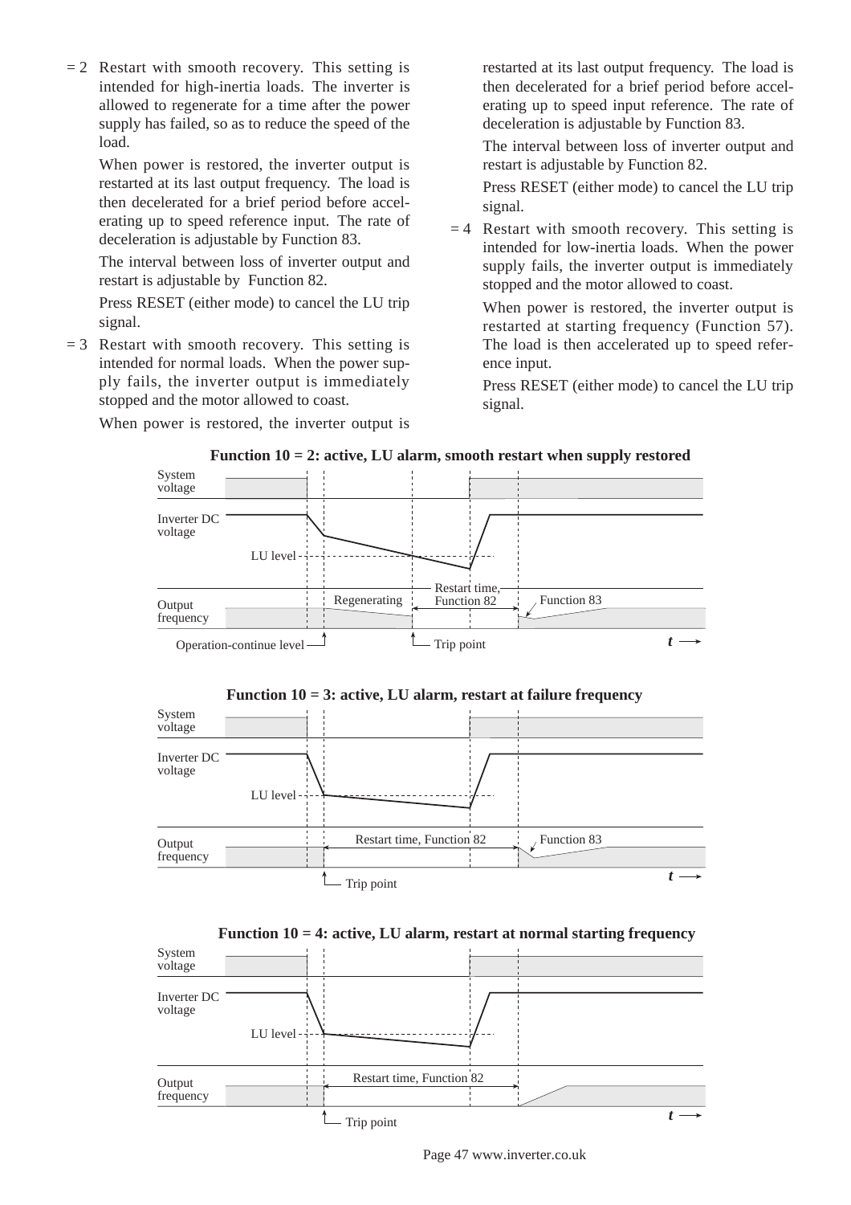= 2 Restart with smooth recovery. This setting is intended for high-inertia loads. The inverter is allowed to regenerate for a time after the power supply has failed, so as to reduce the speed of the load.

When power is restored, the inverter output is restarted at its last output frequency. The load is then decelerated for a brief period before accelerating up to speed reference input. The rate of deceleration is adjustable by Function 83.

The interval between loss of inverter output and restart is adjustable by Function 82.

Press RESET (either mode) to cancel the LU trip signal.

= 3 Restart with smooth recovery. This setting is intended for normal loads. When the power supply fails, the inverter output is immediately stopped and the motor allowed to coast.

When power is restored, the inverter output is restarted at its last output frequency. The load is then decelerated for a brief period before accelerating up to speed input reference. The rate of deceleration is adjustable by Function 83.

The interval between loss of inverter output and restart is adjustable by Function 82.

Press RESET (either mode) to cancel the LU trip signal.

= 4 Restart with smooth recovery. This setting is intended for low-inertia loads. When the power supply fails, the inverter output is immediately stopped and the motor allowed to coast.

When power is restored, the inverter output is restarted at starting frequency (Function 57). The load is then accelerated up to speed reference input.

Press RESET (either mode) to cancel the LU trip signal.

**Function 10 = 2: active, LU alarm, smooth restart when supply restored**

System voltage
Inverter DC voltage
LU level
Output frequency
Regenerating
Restart time, Function 82
Function 83
Operation-continue level
Trip point
*t*

**Function 10 = 3: active, LU alarm, restart at failure frequency**

System voltage
Inverter DC voltage
LU level
Output frequency
Restart time, Function 82
Function 83
Trip point
*t*

**Function 10 = 4: active, LU alarm, restart at normal starting frequency**

System voltage
Inverter DC voltage
LU level
Output frequency
Restart time, Function 82
Trip point
*t*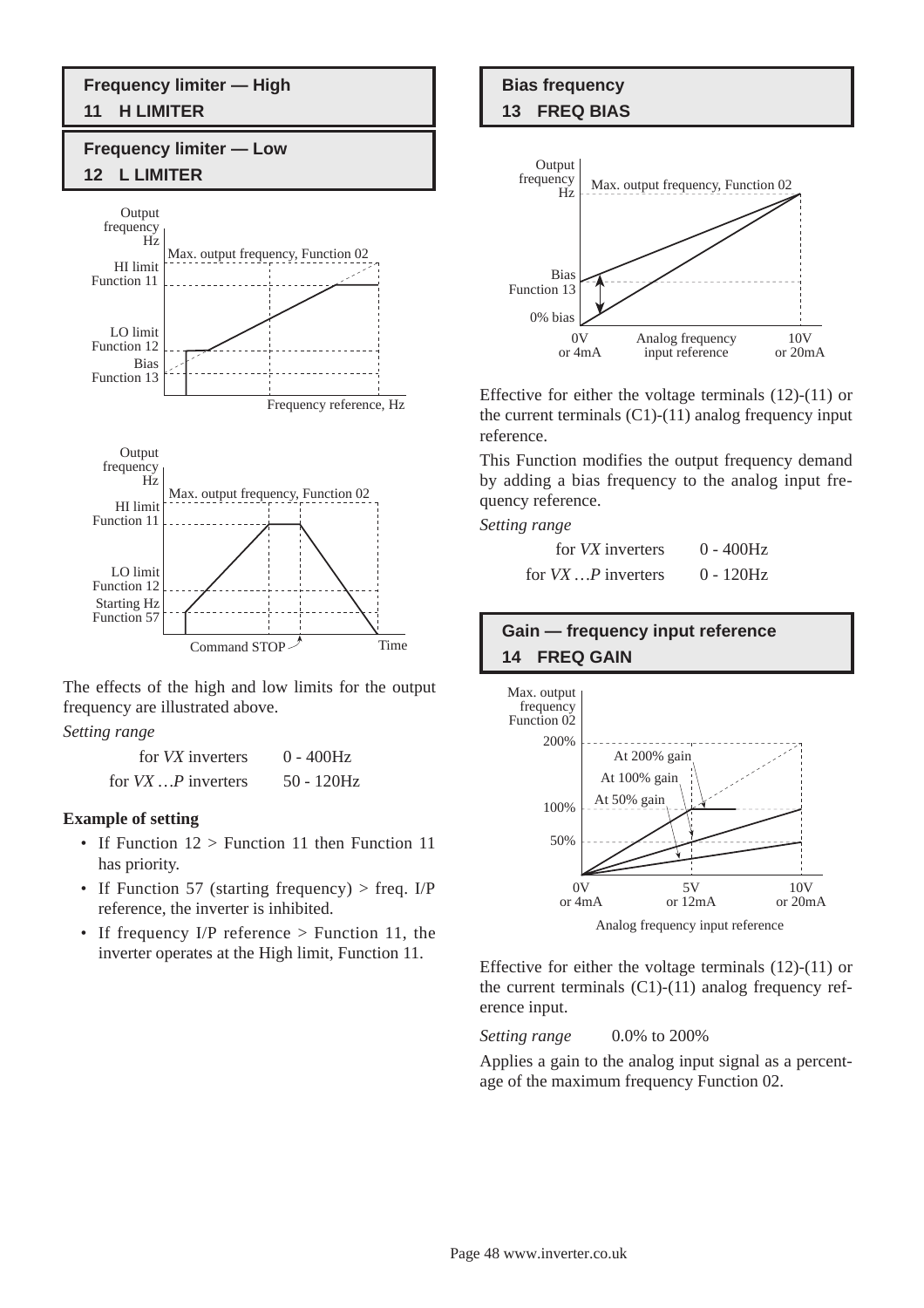## Frequency limiter — High
## 11 H LIMITER

## Frequency limiter — Low
## 12 L LIMITER

The effects of the high and low limits for the output frequency are illustrated above.

*Setting range*

| | |
|---|---|
| for *VX* inverters | 0 - 400Hz |
| for *VX …P* inverters | 50 - 120Hz |

**Example of setting**

- If Function 12 > Function 11 then Function 11 has priority.
- If Function 57 (starting frequency) > freq. I/P reference, the inverter is inhibited.
- If frequency I/P reference > Function 11, the inverter operates at the High limit, Function 11.

## Bias frequency
## 13 FREQ BIAS

Effective for either the voltage terminals (12)-(11) or the current terminals (C1)-(11) analog frequency input reference.

This Function modifies the output frequency demand by adding a bias frequency to the analog input frequency reference.

*Setting range*

| | |
|---|---|
| for *VX* inverters | 0 - 400Hz |
| for *VX …P* inverters | 0 - 120Hz |

## Gain — frequency input reference
## 14 FREQ GAIN

Effective for either the voltage terminals (12)-(11) or the current terminals (C1)-(11) analog frequency reference input.

*Setting range* 0.0% to 200%

Applies a gain to the analog input signal as a percentage of the maximum frequency Function 02.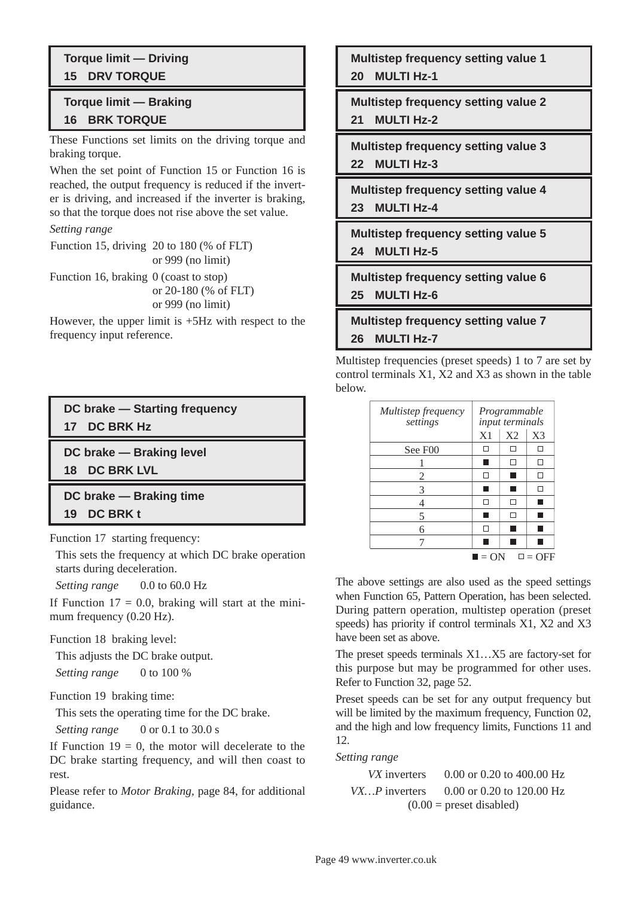## Torque limit — Driving
## 15 DRV TORQUE

## Torque limit — Braking
## 16 BRK TORQUE

These Functions set limits on the driving torque and braking torque.

When the set point of Function 15 or Function 16 is reached, the output frequency is reduced if the inverter is driving, and increased if the inverter is braking, so that the torque does not rise above the set value.

*Setting range*

| | |
|---|---|
| Function 15, driving | 20 to 180 (% of FLT) or 999 (no limit) |
| Function 16, braking | 0 (coast to stop) or 20-180 (% of FLT) or 999 (no limit) |

However, the upper limit is +5Hz with respect to the frequency input reference.

## DC brake — Starting frequency
## 17 DC BRK Hz

## DC brake — Braking level
## 18 DC BRK LVL

## DC brake — Braking time
## 19 DC BRK t

Function 17 starting frequency:

This sets the frequency at which DC brake operation starts during deceleration.

*Setting range* 0.0 to 60.0 Hz

If Function 17 = 0.0, braking will start at the minimum frequency (0.20 Hz).

Function 18 braking level:

This adjusts the DC brake output.

*Setting range* 0 to 100 %

Function 19 braking time:

This sets the operating time for the DC brake.

*Setting range* 0 or 0.1 to 30.0 s

If Function 19 = 0, the motor will decelerate to the DC brake starting frequency, and will then coast to rest.

Please refer to *Motor Braking,* page 84, for additional guidance.

## Multistep frequency setting value 1
## 20 MULTI Hz-1

## Multistep frequency setting value 2
## 21 MULTI Hz-2

## Multistep frequency setting value 3
## 22 MULTI Hz-3

## Multistep frequency setting value 4
## 23 MULTI Hz-4

## Multistep frequency setting value 5
## 24 MULTI Hz-5

## Multistep frequency setting value 6
## 25 MULTI Hz-6

## Multistep frequency setting value 7
## 26 MULTI Hz-7

Multistep frequencies (preset speeds) 1 to 7 are set by control terminals X1, X2 and X3 as shown in the table below.

| *Multistep frequency settings* | *Programmable input terminals* | | |
|---|---|---|---|
| | X1 | X2 | X3 |
| See F00 | □ | □ | □ |
| 1 | ■ | □ | □ |
| 2 | □ | ■ | □ |
| 3 | ■ | ■ | □ |
| 4 | □ | □ | ■ |
| 5 | ■ | □ | ■ |
| 6 | □ | ■ | ■ |
| 7 | ■ | ■ | ■ |

■ = ON □ = OFF

The above settings are also used as the speed settings when Function 65, Pattern Operation, has been selected. During pattern operation, multistep operation (preset speeds) has priority if control terminals X1, X2 and X3 have been set as above.

The preset speeds terminals X1…X5 are factory-set for this purpose but may be programmed for other uses. Refer to Function 32, page 52.

Preset speeds can be set for any output frequency but will be limited by the maximum frequency, Function 02, and the high and low frequency limits, Functions 11 and 12.

*Setting range*

| | |
|---|---|
| *VX* inverters | 0.00 or 0.20 to 400.00 Hz |
| *VX…P* inverters | 0.00 or 0.20 to 120.00 Hz |

(0.00 = preset disabled)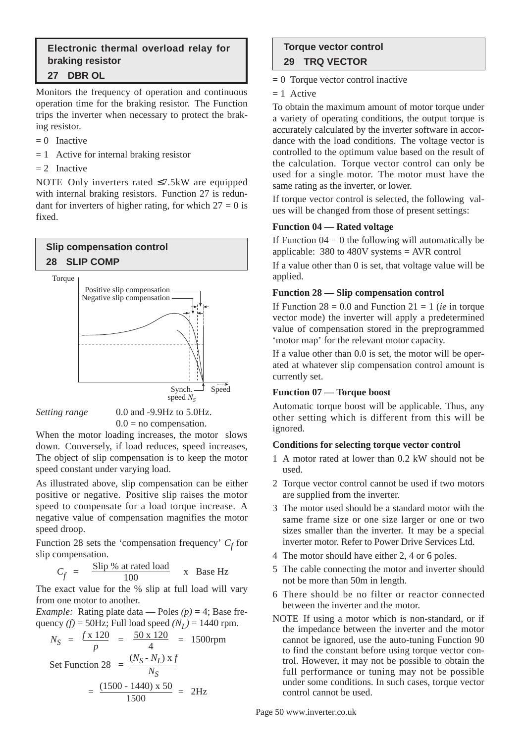## Electronic thermal overload relay for braking resistor

### 27 DBR OL

Monitors the frequency of operation and continuous operation time for the braking resistor. The Function trips the inverter when necessary to protect the braking resistor.

= 0 Inactive

= 1 Active for internal braking resistor

= 2 Inactive

NOTE Only inverters rated ≤7.5kW are equipped with internal braking resistors. Function 27 is redundant for inverters of higher rating, for which 27 = 0 is fixed.

## Slip compensation control

### 28 SLIP COMP

Torque

Positive slip compensation

Negative slip compensation

Synch. speed $N_S$

Speed

*Setting range* 0.0 and -9.9Hz to 5.0Hz.
0.0 = no compensation.

When the motor loading increases, the motor slows down. Conversely, if load reduces, speed increases, The object of slip compensation is to keep the motor speed constant under varying load.

As illustrated above, slip compensation can be either positive or negative. Positive slip raises the motor speed to compensate for a load torque increase. A negative value of compensation magnifies the motor speed droop.

Function 28 sets the 'compensation frequency' $C_f$ for slip compensation.

$$C_f = \frac{\text{Slip \% at rated load}}{100} \times \text{Base Hz}$$

The exact value for the % slip at full load will vary from one motor to another.

*Example:* Rating plate data — Poles $(p)$ = 4; Base frequency $(f)$ = 50Hz; Full load speed $(N_L)$ = 1440 rpm.

$$N_S = \frac{f \times 120}{p} = \frac{50 \times 120}{4} = 1500\text{rpm}$$

$$\text{Set Function 28} = \frac{(N_S - N_L) \times f}{N_S}$$

$$= \frac{(1500 - 1440) \times 50}{1500} = 2\text{Hz}$$

## Torque vector control

### 29 TRQ VECTOR

= 0 Torque vector control inactive

= 1 Active

To obtain the maximum amount of motor torque under a variety of operating conditions, the output torque is accurately calculated by the inverter software in accordance with the load conditions. The voltage vector is controlled to the optimum value based on the result of the calculation. Torque vector control can only be used for a single motor. The motor must have the same rating as the inverter, or lower.

If torque vector control is selected, the following values will be changed from those of present settings:

**Function 04 — Rated voltage**

If Function 04 = 0 the following will automatically be applicable: 380 to 480V systems = AVR control

If a value other than 0 is set, that voltage value will be applied.

**Function 28 — Slip compensation control**

If Function 28 = 0.0 and Function 21 = 1 (*ie* in torque vector mode) the inverter will apply a predetermined value of compensation stored in the preprogrammed 'motor map' for the relevant motor capacity.

If a value other than 0.0 is set, the motor will be operated at whatever slip compensation control amount is currently set.

**Function 07 — Torque boost**

Automatic torque boost will be applicable. Thus, any other setting which is different from this will be ignored.

**Conditions for selecting torque vector control**

1. A motor rated at lower than 0.2 kW should not be used.
2. Torque vector control cannot be used if two motors are supplied from the inverter.
3. The motor used should be a standard motor with the same frame size or one size larger or one or two sizes smaller than the inverter. It may be a special inverter motor. Refer to Power Drive Services Ltd.
4. The motor should have either 2, 4 or 6 poles.
5. The cable connecting the motor and inverter should not be more than 50m in length.
6. There should be no filter or reactor connected between the inverter and the motor.

NOTE If using a motor which is non-standard, or if the impedance between the inverter and the motor cannot be ignored, use the auto-tuning Function 90 to find the constant before using torque vector control. However, it may not be possible to obtain the full performance or tuning may not be possible under some conditions. In such cases, torque vector control cannot be used.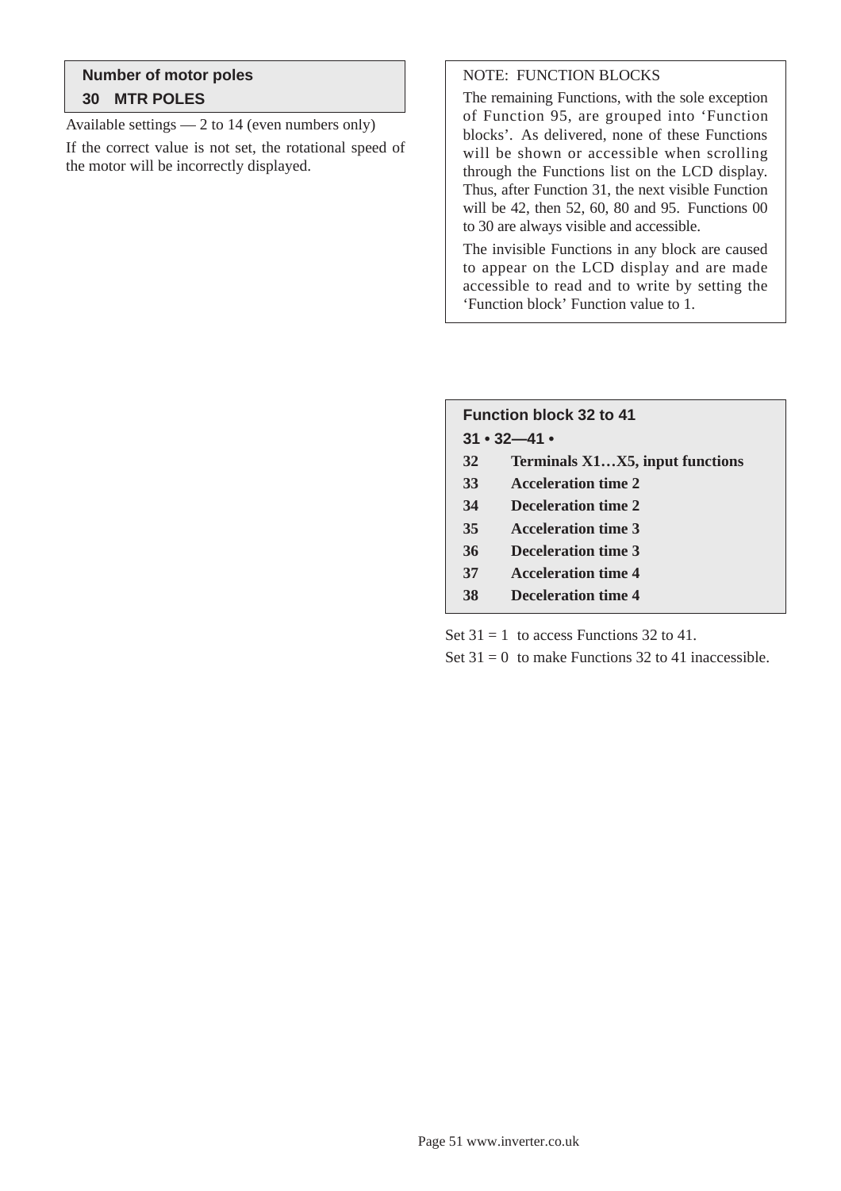### Number of motor poles

### 30 MTR POLES

Available settings — 2 to 14 (even numbers only)

If the correct value is not set, the rotational speed of the motor will be incorrectly displayed.

NOTE: FUNCTION BLOCKS

The remaining Functions, with the sole exception of Function 95, are grouped into 'Function blocks'. As delivered, none of these Functions will be shown or accessible when scrolling through the Functions list on the LCD display. Thus, after Function 31, the next visible Function will be 42, then 52, 60, 80 and 95. Functions 00 to 30 are always visible and accessible.

The invisible Functions in any block are caused to appear on the LCD display and are made accessible to read and to write by setting the 'Function block' Function value to 1.

### Function block 32 to 41

**31 • 32—41 •**

**32 Terminals X1…X5, input functions**
**33 Acceleration time 2**
**34 Deceleration time 2**
**35 Acceleration time 3**
**36 Deceleration time 3**
**37 Acceleration time 4**
**38 Deceleration time 4**

Set 31 = 1 to access Functions 32 to 41.

Set 31 = 0 to make Functions 32 to 41 inaccessible.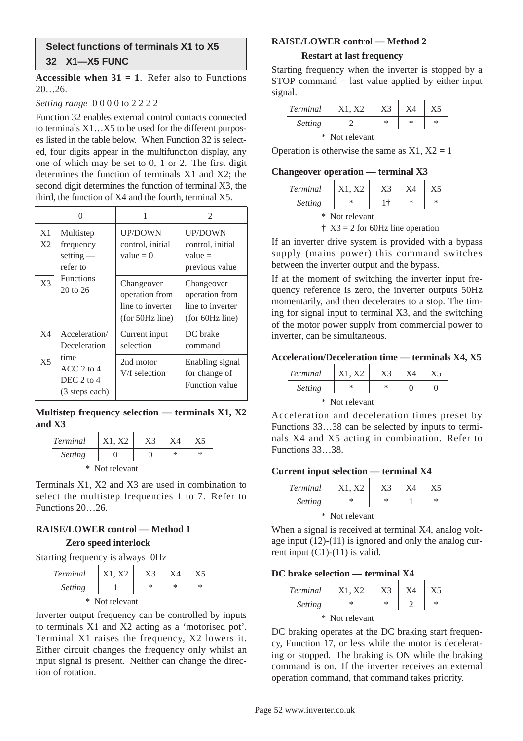## Select functions of terminals X1 to X5

## 32 X1—X5 FUNC

**Accessible when 31 = 1**. Refer also to Functions 20…26.

*Setting range* 0 0 0 0 to 2 2 2 2

Function 32 enables external control contacts connected to terminals X1…X5 to be used for the different purposes listed in the table below. When Function 32 is selected, four digits appear in the multifunction display, any one of which may be set to 0, 1 or 2. The first digit determines the function of terminals X1 and X2; the second digit determines the function of terminal X3, the third, the function of X4 and the fourth, terminal X5.

| | 0 | 1 | 2 |
|---|---|---|---|
| X1 X2 | Multistep frequency setting — refer to Functions 20 to 26 | UP/DOWN control, initial value = 0 | UP/DOWN control, initial value = previous value |
| X3 | | Changeover operation from line to inverter (for 50Hz line) | Changeover operation from line to inverter (for 60Hz line) |
| X4 | Acceleration/ Deceleration time ACC 2 to 4 DEC 2 to 4 (3 steps each) | Current input selection | DC brake command |
| X5 | | 2nd motor V/f selection | Enabling signal for change of Function value |

**Multistep frequency selection — terminals X1, X2 and X3**

| *Terminal* | X1, X2 | X3 | X4 | X5 |
|---|---|---|---|---|
| *Setting* | 0 | 0 | * | * |

\* Not relevant

Terminals X1, X2 and X3 are used in combination to select the multistep frequencies 1 to 7. Refer to Functions 20…26.

**RAISE/LOWER control — Method 1**

**Zero speed interlock**

Starting frequency is always 0Hz

| *Terminal* | X1, X2 | X3 | X4 | X5 |
|---|---|---|---|---|
| *Setting* | 1 | * | * | * |

\* Not relevant

Inverter output frequency can be controlled by inputs to terminals X1 and X2 acting as a 'motorised pot'. Terminal X1 raises the frequency, X2 lowers it. Either circuit changes the frequency only whilst an input signal is present. Neither can change the direction of rotation.

**RAISE/LOWER control — Method 2**

**Restart at last frequency**

Starting frequency when the inverter is stopped by a STOP command = last value applied by either input signal.

| *Terminal* | X1, X2 | X3 | X4 | X5 |
|---|---|---|---|---|
| *Setting* | 2 | * | * | * |

\* Not relevant

Operation is otherwise the same as X1, X2 = 1

**Changeover operation — terminal X3**

| *Terminal* | X1, X2 | X3 | X4 | X5 |
|---|---|---|---|---|
| *Setting* | * | 1† | * | * |

\* Not relevant

† X3 = 2 for 60Hz line operation

If an inverter drive system is provided with a bypass supply (mains power) this command switches between the inverter output and the bypass.

If at the moment of switching the inverter input frequency reference is zero, the inverter outputs 50Hz momentarily, and then decelerates to a stop. The timing for signal input to terminal X3, and the switching of the motor power supply from commercial power to inverter, can be simultaneous.

**Acceleration/Deceleration time — terminals X4, X5**

| *Terminal* | X1, X2 | X3 | X4 | X5 |
|---|---|---|---|---|
| *Setting* | * | * | 0 | 0 |

\* Not relevant

Acceleration and deceleration times preset by Functions 33…38 can be selected by inputs to terminals X4 and X5 acting in combination. Refer to Functions 33…38.

**Current input selection — terminal X4**

| *Terminal* | X1, X2 | X3 | X4 | X5 |
|---|---|---|---|---|
| *Setting* | * | * | 1 | * |

\* Not relevant

When a signal is received at terminal X4, analog voltage input (12)-(11) is ignored and only the analog current input (C1)-(11) is valid.

**DC brake selection — terminal X4**

| *Terminal* | X1, X2 | X3 | X4 | X5 |
|---|---|---|---|---|
| *Setting* | * | * | 2 | * |

\* Not relevant

DC braking operates at the DC braking start frequency, Function 17, or less while the motor is decelerating or stopped. The braking is ON while the braking command is on. If the inverter receives an external operation command, that command takes priority.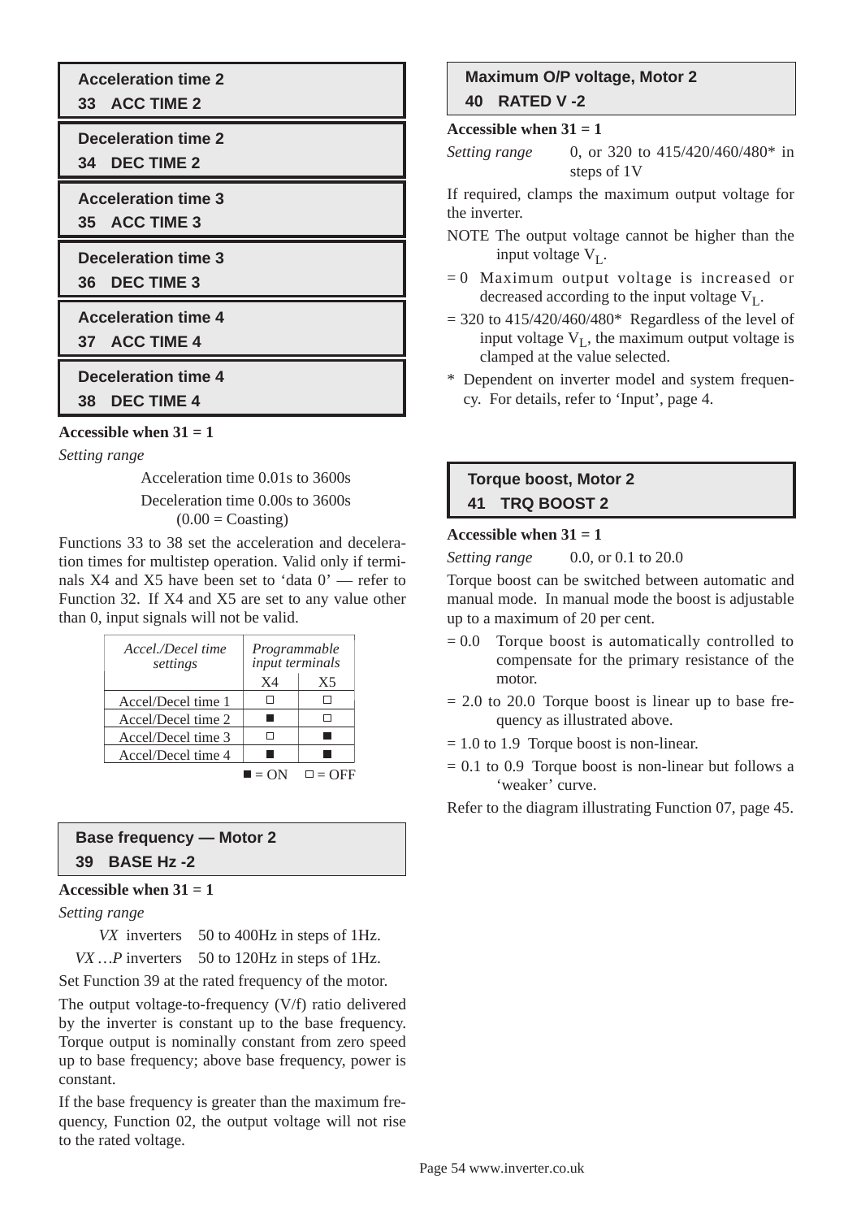### Acceleration time 2
### 33 ACC TIME 2

### Deceleration time 2
### 34 DEC TIME 2

### Acceleration time 3
### 35 ACC TIME 3

### Deceleration time 3
### 36 DEC TIME 3

### Acceleration time 4
### 37 ACC TIME 4

### Deceleration time 4
### 38 DEC TIME 4

**Accessible when 31 = 1**

*Setting range*

Acceleration time 0.01s to 3600s
Deceleration time 0.00s to 3600s
(0.00 = Coasting)

Functions 33 to 38 set the acceleration and deceleration times for multistep operation. Valid only if terminals X4 and X5 have been set to 'data 0' — refer to Function 32. If X4 and X5 are set to any value other than 0, input signals will not be valid.

| *Accel./Decel time settings* | *Programmable input terminals* | |
|---|---|---|
| | X4 | X5 |
| Accel/Decel time 1 | □ | □ |
| Accel/Decel time 2 | ■ | □ |
| Accel/Decel time 3 | □ | ■ |
| Accel/Decel time 4 | ■ | ■ |

■ = ON □ = OFF

### Base frequency — Motor 2
### 39 BASE Hz -2

**Accessible when 31 = 1**

*Setting range*

*VX* inverters 50 to 400Hz in steps of 1Hz.
*VX …P* inverters 50 to 120Hz in steps of 1Hz.

Set Function 39 at the rated frequency of the motor.

The output voltage-to-frequency (V/f) ratio delivered by the inverter is constant up to the base frequency. Torque output is nominally constant from zero speed up to base frequency; above base frequency, power is constant.

If the base frequency is greater than the maximum frequency, Function 02, the output voltage will not rise to the rated voltage.

### Maximum O/P voltage, Motor 2
### 40 RATED V -2

**Accessible when 31 = 1**

*Setting range* 0, or 320 to 415/420/460/480* in steps of 1V

If required, clamps the maximum output voltage for the inverter.

NOTE The output voltage cannot be higher than the input voltage $V_L$.

= 0 Maximum output voltage is increased or decreased according to the input voltage $V_L$.

= 320 to 415/420/460/480* Regardless of the level of input voltage $V_L$, the maximum output voltage is clamped at the value selected.

\* Dependent on inverter model and system frequency. For details, refer to 'Input', page 4.

### Torque boost, Motor 2
### 41 TRQ BOOST 2

**Accessible when 31 = 1**

*Setting range* 0.0, or 0.1 to 20.0

Torque boost can be switched between automatic and manual mode. In manual mode the boost is adjustable up to a maximum of 20 per cent.

= 0.0 Torque boost is automatically controlled to compensate for the primary resistance of the motor.

= 2.0 to 20.0 Torque boost is linear up to base frequency as illustrated above.

= 1.0 to 1.9 Torque boost is non-linear.

= 0.1 to 0.9 Torque boost is non-linear but follows a 'weaker' curve.

Refer to the diagram illustrating Function 07, page 45.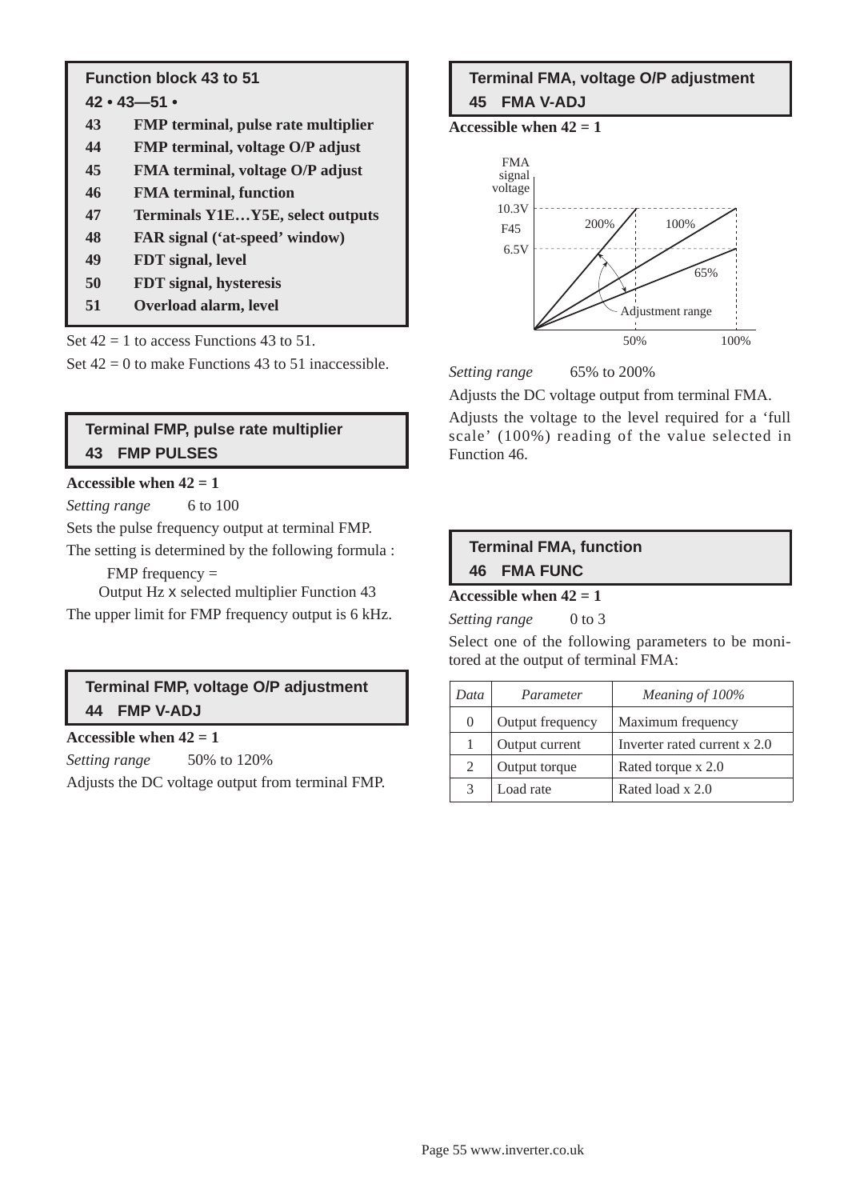## Function block 43 to 51

**42 • 43—51 •**

- **43** **FMP terminal, pulse rate multiplier**
- **44** **FMP terminal, voltage O/P adjust**
- **45** **FMA terminal, voltage O/P adjust**
- **46** **FMA terminal, function**
- **47** **Terminals Y1E…Y5E, select outputs**
- **48** **FAR signal ('at-speed' window)**
- **49** **FDT signal, level**
- **50** **FDT signal, hysteresis**
- **51** **Overload alarm, level**

Set 42 = 1 to access Functions 43 to 51.

Set 42 = 0 to make Functions 43 to 51 inaccessible.

## Terminal FMP, pulse rate multiplier
## 43 FMP PULSES

**Accessible when 42 = 1**

*Setting range* 6 to 100

Sets the pulse frequency output at terminal FMP.

The setting is determined by the following formula :

FMP frequency =
Output Hz x selected multiplier Function 43

The upper limit for FMP frequency output is 6 kHz.

## Terminal FMP, voltage O/P adjustment
## 44 FMP V-ADJ

**Accessible when 42 = 1**

*Setting range* 50% to 120%

Adjusts the DC voltage output from terminal FMP.

## Terminal FMA, voltage O/P adjustment
## 45 FMA V-ADJ

**Accessible when 42 = 1**

FMA signal voltage
10.3V
F45
6.5V
200%
100%
65%
Adjustment range
50%
100%

*Setting range* 65% to 200%

Adjusts the DC voltage output from terminal FMA.

Adjusts the voltage to the level required for a 'full scale' (100%) reading of the value selected in Function 46.

## Terminal FMA, function
## 46 FMA FUNC

**Accessible when 42 = 1**

*Setting range* 0 to 3

Select one of the following parameters to be monitored at the output of terminal FMA:

| *Data* | *Parameter* | *Meaning of 100%* |
|---|---|---|
| 0 | Output frequency | Maximum frequency |
| 1 | Output current | Inverter rated current x 2.0 |
| 2 | Output torque | Rated torque x 2.0 |
| 3 | Load rate | Rated load x 2.0 |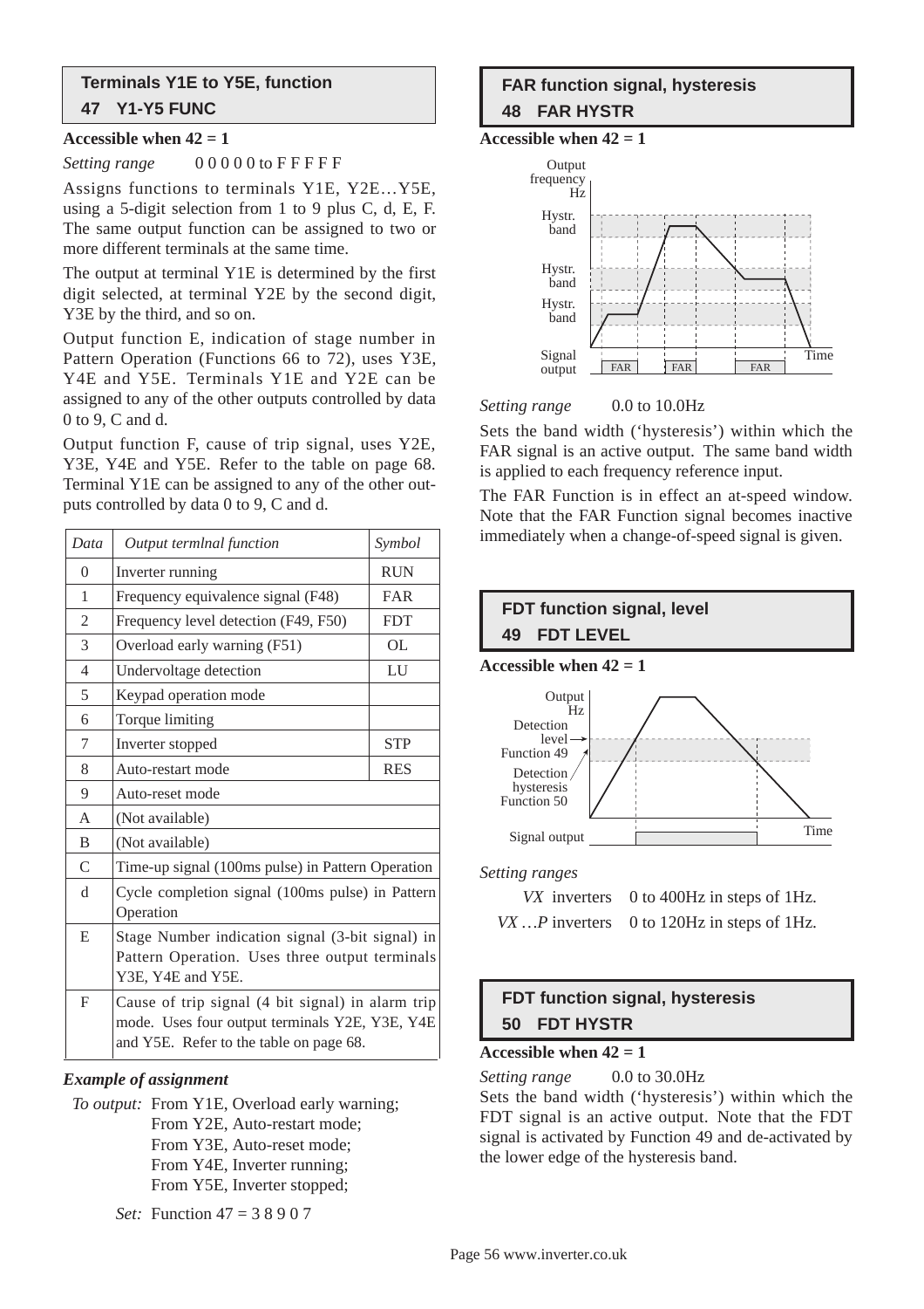## Terminals Y1E to Y5E, function

### 47 Y1-Y5 FUNC

**Accessible when 42 = 1**

*Setting range* 0 0 0 0 0 to F F F F F

Assigns functions to terminals Y1E, Y2E…Y5E, using a 5-digit selection from 1 to 9 plus C, d, E, F. The same output function can be assigned to two or more different terminals at the same time.

The output at terminal Y1E is determined by the first digit selected, at terminal Y2E by the second digit, Y3E by the third, and so on.

Output function E, indication of stage number in Pattern Operation (Functions 66 to 72), uses Y3E, Y4E and Y5E. Terminals Y1E and Y2E can be assigned to any of the other outputs controlled by data 0 to 9, C and d.

Output function F, cause of trip signal, uses Y2E, Y3E, Y4E and Y5E. Refer to the table on page 68. Terminal Y1E can be assigned to any of the other outputs controlled by data 0 to 9, C and d.

| *Data* | *Output termlnal function* | *Symbol* |
|---|---|---|
| 0 | Inverter running | RUN |
| 1 | Frequency equivalence signal (F48) | FAR |
| 2 | Frequency level detection (F49, F50) | FDT |
| 3 | Overload early warning (F51) | OL |
| 4 | Undervoltage detection | LU |
| 5 | Keypad operation mode | |
| 6 | Torque limiting | |
| 7 | Inverter stopped | STP |
| 8 | Auto-restart mode | RES |
| 9 | Auto-reset mode | |
| A | (Not available) | |
| B | (Not available) | |
| C | Time-up signal (100ms pulse) in Pattern Operation | |
| d | Cycle completion signal (100ms pulse) in Pattern Operation | |
| E | Stage Number indication signal (3-bit signal) in Pattern Operation. Uses three output terminals Y3E, Y4E and Y5E. | |
| F | Cause of trip signal (4 bit signal) in alarm trip mode. Uses four output terminals Y2E, Y3E, Y4E and Y5E. Refer to the table on page 68. | |

***Example of assignment***

*To output:* From Y1E, Overload early warning;
From Y2E, Auto-restart mode;
From Y3E, Auto-reset mode;
From Y4E, Inverter running;
From Y5E, Inverter stopped;

*Set:* Function 47 = 3 8 9 0 7

## FAR function signal, hysteresis

### 48 FAR HYSTR

**Accessible when 42 = 1**

*Setting range* 0.0 to 10.0Hz

Sets the band width ('hysteresis') within which the FAR signal is an active output. The same band width is applied to each frequency reference input.

The FAR Function is in effect an at-speed window. Note that the FAR Function signal becomes inactive immediately when a change-of-speed signal is given.

## FDT function signal, level

### 49 FDT LEVEL

**Accessible when 42 = 1**

*Setting ranges*

*VX* inverters 0 to 400Hz in steps of 1Hz.

*VX …P* inverters 0 to 120Hz in steps of 1Hz.

## FDT function signal, hysteresis

### 50 FDT HYSTR

**Accessible when 42 = 1**

*Setting range* 0.0 to 30.0Hz

Sets the band width ('hysteresis') within which the FDT signal is an active output. Note that the FDT signal is activated by Function 49 and de-activated by the lower edge of the hysteresis band.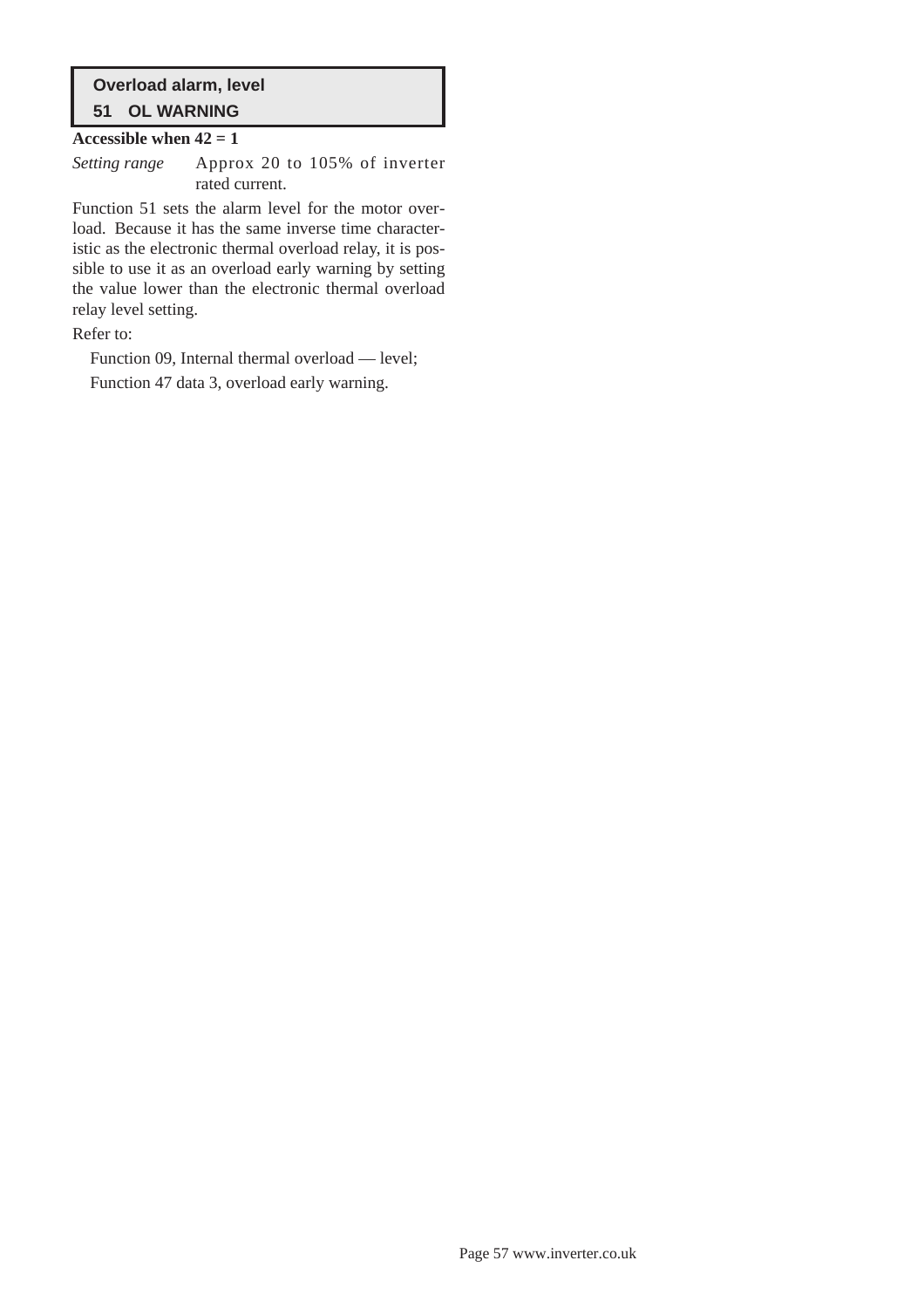## Overload alarm, level
## 51 OL WARNING

**Accessible when 42 = 1**

*Setting range* Approx 20 to 105% of inverter rated current.

Function 51 sets the alarm level for the motor overload. Because it has the same inverse time characteristic as the electronic thermal overload relay, it is possible to use it as an overload early warning by setting the value lower than the electronic thermal overload relay level setting.

Refer to:

Function 09, Internal thermal overload — level;

Function 47 data 3, overload early warning.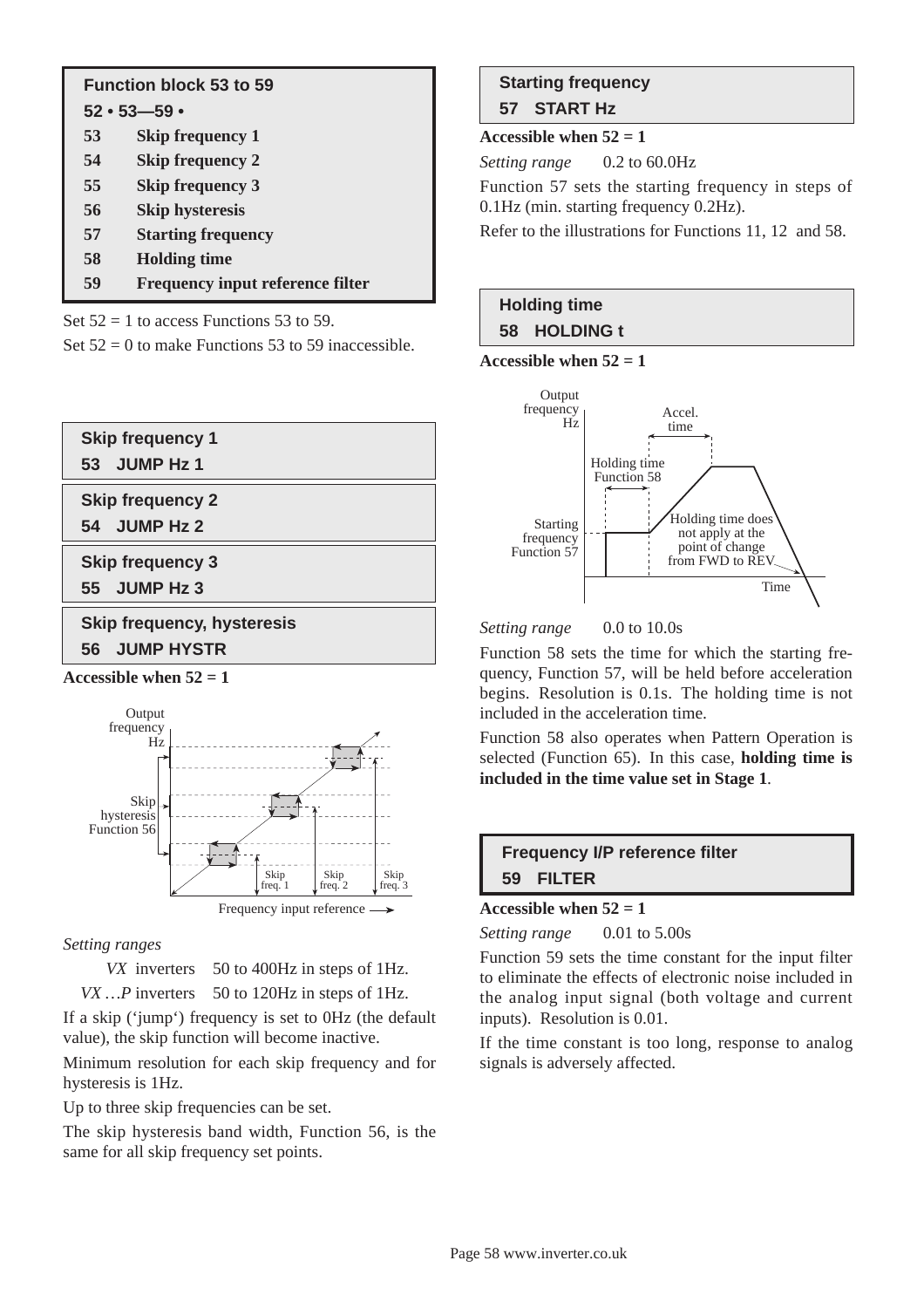## Function block 53 to 59

**52 • 53—59 •**

| | |
|---|---|
| **53** | **Skip frequency 1** |
| **54** | **Skip frequency 2** |
| **55** | **Skip frequency 3** |
| **56** | **Skip hysteresis** |
| **57** | **Starting frequency** |
| **58** | **Holding time** |
| **59** | **Frequency input reference filter** |

Set 52 = 1 to access Functions 53 to 59.

Set 52 = 0 to make Functions 53 to 59 inaccessible.

### Skip frequency 1
**53 JUMP Hz 1**

### Skip frequency 2
**54 JUMP Hz 2**

### Skip frequency 3
**55 JUMP Hz 3**

### Skip frequency, hysteresis
**56 JUMP HYSTR**

**Accessible when 52 = 1**

*Setting ranges*

*VX* inverters 50 to 400Hz in steps of 1Hz.

*VX …P* inverters 50 to 120Hz in steps of 1Hz.

If a skip ('jump') frequency is set to 0Hz (the default value), the skip function will become inactive.

Minimum resolution for each skip frequency and for hysteresis is 1Hz.

Up to three skip frequencies can be set.

The skip hysteresis band width, Function 56, is the same for all skip frequency set points.

### Starting frequency
**57 START Hz**

**Accessible when 52 = 1**

*Setting range* 0.2 to 60.0Hz

Function 57 sets the starting frequency in steps of 0.1Hz (min. starting frequency 0.2Hz).

Refer to the illustrations for Functions 11, 12 and 58.

### Holding time
**58 HOLDING t**

**Accessible when 52 = 1**

*Setting range* 0.0 to 10.0s

Function 58 sets the time for which the starting frequency, Function 57, will be held before acceleration begins. Resolution is 0.1s. The holding time is not included in the acceleration time.

Function 58 also operates when Pattern Operation is selected (Function 65). In this case, **holding time is included in the time value set in Stage 1**.

### Frequency I/P reference filter
**59 FILTER**

**Accessible when 52 = 1**

*Setting range* 0.01 to 5.00s

Function 59 sets the time constant for the input filter to eliminate the effects of electronic noise included in the analog input signal (both voltage and current inputs). Resolution is 0.01.

If the time constant is too long, response to analog signals is adversely affected.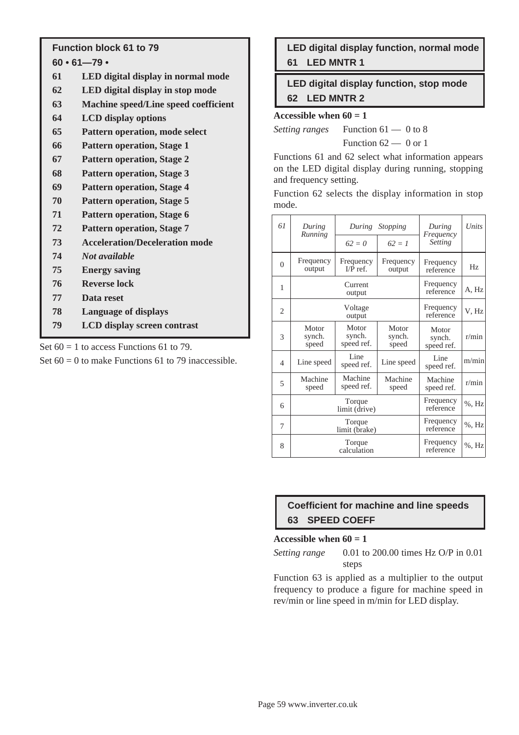## Function block 61 to 79

**60 • 61—79 •**

| | |
|---|---|
| **61** | **LED digital display in normal mode** |
| **62** | **LED digital display in stop mode** |
| **63** | **Machine speed/Line speed coefficient** |
| **64** | **LCD display options** |
| **65** | **Pattern operation, mode select** |
| **66** | **Pattern operation, Stage 1** |
| **67** | **Pattern operation, Stage 2** |
| **68** | **Pattern operation, Stage 3** |
| **69** | **Pattern operation, Stage 4** |
| **70** | **Pattern operation, Stage 5** |
| **71** | **Pattern operation, Stage 6** |
| **72** | **Pattern operation, Stage 7** |
| **73** | **Acceleration/Deceleration mode** |
| **74** | ***Not available*** |
| **75** | **Energy saving** |
| **76** | **Reverse lock** |
| **77** | **Data reset** |
| **78** | **Language of displays** |
| **79** | **LCD display screen contrast** |

Set 60 = 1 to access Functions 61 to 79.

Set 60 = 0 to make Functions 61 to 79 inaccessible.

## LED digital display function, normal mode
### 61 LED MNTR 1

## LED digital display function, stop mode
### 62 LED MNTR 2

**Accessible when 60 = 1**

*Setting ranges* Function 61 — 0 to 8

Function 62 — 0 or 1

Functions 61 and 62 select what information appears on the LED digital display during running, stopping and frequency setting.

Function 62 selects the display information in stop mode.

| *61* | *During Running* | *During Stopping* | | *During Frequency Setting* | *Units* |
|---|---|---|---|---|---|
| | | *62 = 0* | *62 = 1* | | |
| 0 | Frequency output | Frequency I/P ref. | Frequency output | Frequency reference | Hz |
| 1 | Current output | | | Frequency reference | A, Hz |
| 2 | Voltage output | | | Frequency reference | V, Hz |
| 3 | Motor synch. speed | Motor synch. speed ref. | Motor synch. speed | Motor synch. speed ref. | r/min |
| 4 | Line speed | Line speed ref. | Line speed | Line speed ref. | m/min |
| 5 | Machine speed | Machine speed ref. | Machine speed | Machine speed ref. | r/min |
| 6 | Torque limit (drive) | | | Frequency reference | %, Hz |
| 7 | Torque limit (brake) | | | Frequency reference | %, Hz |
| 8 | Torque calculation | | | Frequency reference | %, Hz |

## Coefficient for machine and line speeds
### 63 SPEED COEFF

**Accessible when 60 = 1**

*Setting range* 0.01 to 200.00 times Hz O/P in 0.01 steps

Function 63 is applied as a multiplier to the output frequency to produce a figure for machine speed in rev/min or line speed in m/min for LED display.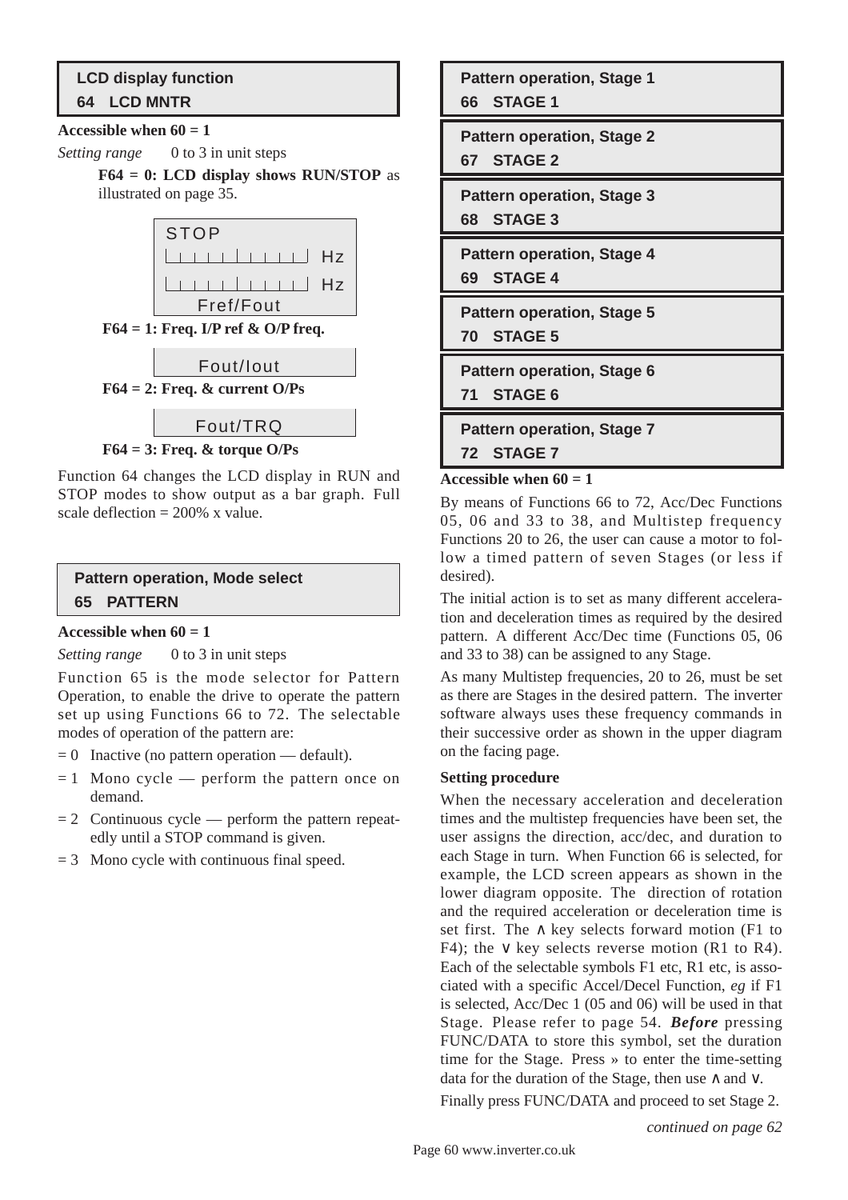## LCD display function

### 64 LCD MNTR

**Accessible when 60 = 1**

*Setting range* 0 to 3 in unit steps

**F64 = 0: LCD display shows RUN/STOP** as illustrated on page 35.

```
STOP
|_|_|_|_|_|_|_|_|_|_| Hz
|_|_|_|_|_|_|_|_|_|_| Hz
      Fref/Fout
```

**F64 = 1: Freq. I/P ref & O/P freq.**

```
      Fout/Iout
```

**F64 = 2: Freq. & current O/Ps**

```
      Fout/TRQ
```

**F64 = 3: Freq. & torque O/Ps**

Function 64 changes the LCD display in RUN and STOP modes to show output as a bar graph. Full scale deflection = 200% x value.

## Pattern operation, Mode select

### 65 PATTERN

**Accessible when 60 = 1**

*Setting range* 0 to 3 in unit steps

Function 65 is the mode selector for Pattern Operation, to enable the drive to operate the pattern set up using Functions 66 to 72. The selectable modes of operation of the pattern are:

- = 0 Inactive (no pattern operation — default).
- = 1 Mono cycle — perform the pattern once on demand.
- = 2 Continuous cycle — perform the pattern repeatedly until a STOP command is given.
- = 3 Mono cycle with continuous final speed.

## Pattern operation, Stage 1

### 66 STAGE 1

## Pattern operation, Stage 2

### 67 STAGE 2

## Pattern operation, Stage 3

### 68 STAGE 3

## Pattern operation, Stage 4

### 69 STAGE 4

## Pattern operation, Stage 5

### 70 STAGE 5

## Pattern operation, Stage 6

### 71 STAGE 6

## Pattern operation, Stage 7

### 72 STAGE 7

**Accessible when 60 = 1**

By means of Functions 66 to 72, Acc/Dec Functions 05, 06 and 33 to 38, and Multistep frequency Functions 20 to 26, the user can cause a motor to follow a timed pattern of seven Stages (or less if desired).

The initial action is to set as many different acceleration and deceleration times as required by the desired pattern. A different Acc/Dec time (Functions 05, 06 and 33 to 38) can be assigned to any Stage.

As many Multistep frequencies, 20 to 26, must be set as there are Stages in the desired pattern. The inverter software always uses these frequency commands in their successive order as shown in the upper diagram on the facing page.

**Setting procedure**

When the necessary acceleration and deceleration times and the multistep frequencies have been set, the user assigns the direction, acc/dec, and duration to each Stage in turn. When Function 66 is selected, for example, the LCD screen appears as shown in the lower diagram opposite. The direction of rotation and the required acceleration or deceleration time is set first. The ∧ key selects forward motion (F1 to F4); the ∨ key selects reverse motion (R1 to R4). Each of the selectable symbols F1, R1 etc, is associated with a specific Accel/Decel Function, *eg* if F1 is selected, Acc/Dec 1 (05 and 06) will be used in that Stage. Please refer to page 54. ***Before*** pressing FUNC/DATA to store this symbol, set the duration time for the Stage. Press » to enter the time-setting data for the duration of the Stage, then use ∧ and ∨.

Finally press FUNC/DATA and proceed to set Stage 2.

*continued on page 62*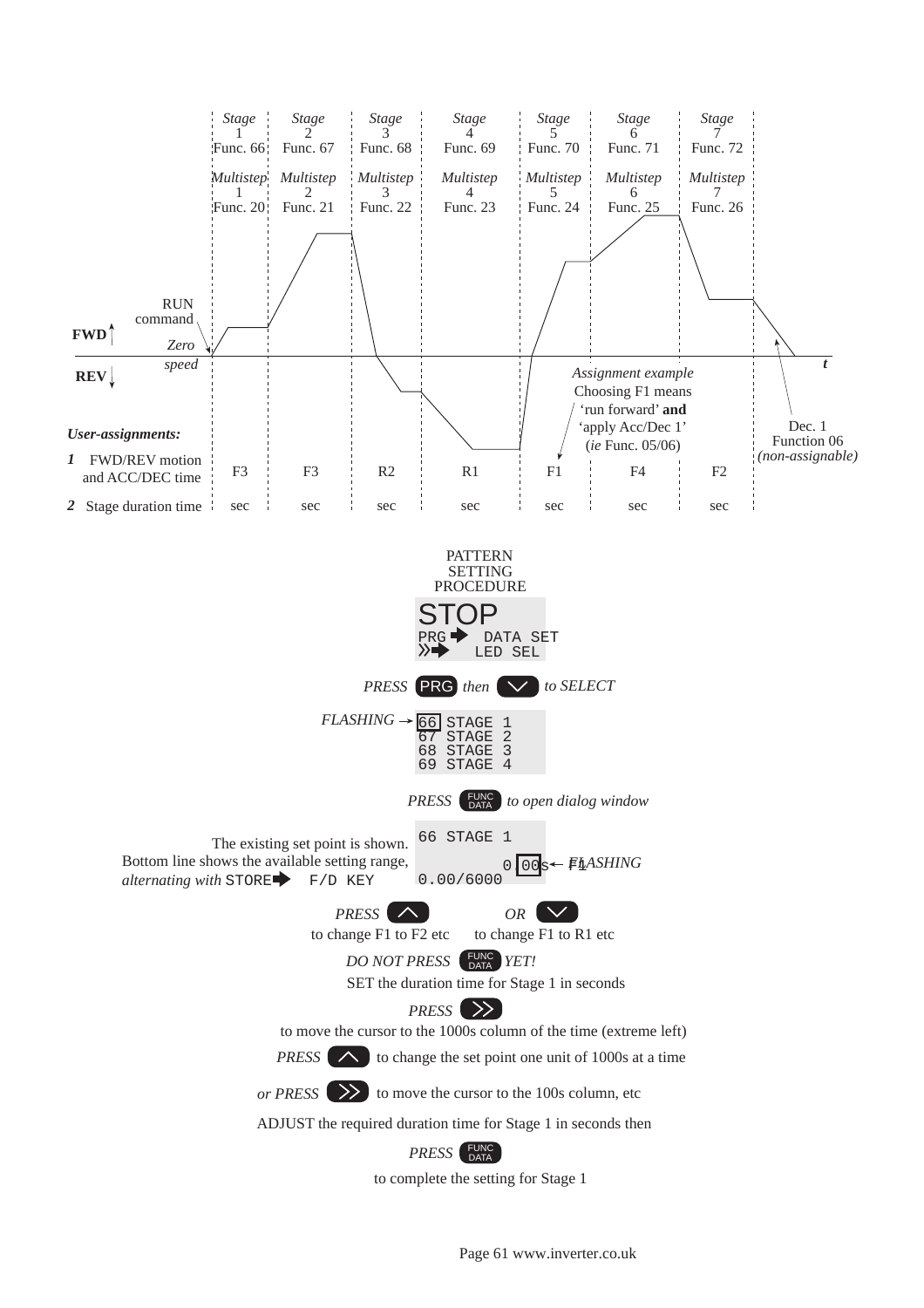| | Stage 1 Func. 66 | Stage 2 Func. 67 | Stage 3 Func. 68 | Stage 4 Func. 69 | Stage 5 Func. 70 | Stage 6 Func. 71 | Stage 7 Func. 72 |
|---|---|---|---|---|---|---|---|
| | *Multistep* 1 Func. 20 | *Multistep* 2 Func. 21 | *Multistep* 3 Func. 22 | *Multistep* 4 Func. 23 | *Multistep* 5 Func. 24 | *Multistep* 6 Func. 25 | *Multistep* 7 Func. 26 |
| ***User-assignments:*** | | | | | | | |
| ***1*** FWD/REV motion and ACC/DEC time | F3 | F3 | R2 | R1 | F1 | F4 | F2 |
| ***2*** Stage duration time | sec | sec | sec | sec | sec | sec | sec |

RUN command

**FWD**

*Zero speed*

**REV**

*t*

*Assignment example*
Choosing F1 means 'run forward' **and** 'apply Acc/Dec 1' (*ie* Func. 05/06)

Dec. 1
Function 06
*(non-assignable)*

PATTERN SETTING PROCEDURE

```
STOP
PRG ➡  DATA SET
»➡    LED SEL
```

*PRESS* PRG *then* ∨ *to SELECT*

*FLASHING* →

```
66 STAGE 1
67 STAGE 2
68 STAGE 3
69 STAGE 4
```

*PRESS* FUNC DATA *to open dialog window*

The existing set point is shown.
Bottom line shows the available setting range,
*alternating with* STORE➡ F/D KEY

```
66 STAGE 1
        0 00s F1
0.00/6000
```

← *FLASHING*

*PRESS* ∧ to change F1 to F2 etc *OR* ∨ to change F1 to R1 etc

*DO NOT PRESS* FUNC DATA *YET!*

SET the duration time for Stage 1 in seconds

*PRESS* ≫ to move the cursor to the 1000s column of the time (extreme left)

*PRESS* ∧ to change the set point one unit of 1000s at a time

*or PRESS* ≫ to move the cursor to the 100s column, etc

ADJUST the required duration time for Stage 1 in seconds then

*PRESS* FUNC DATA to complete the setting for Stage 1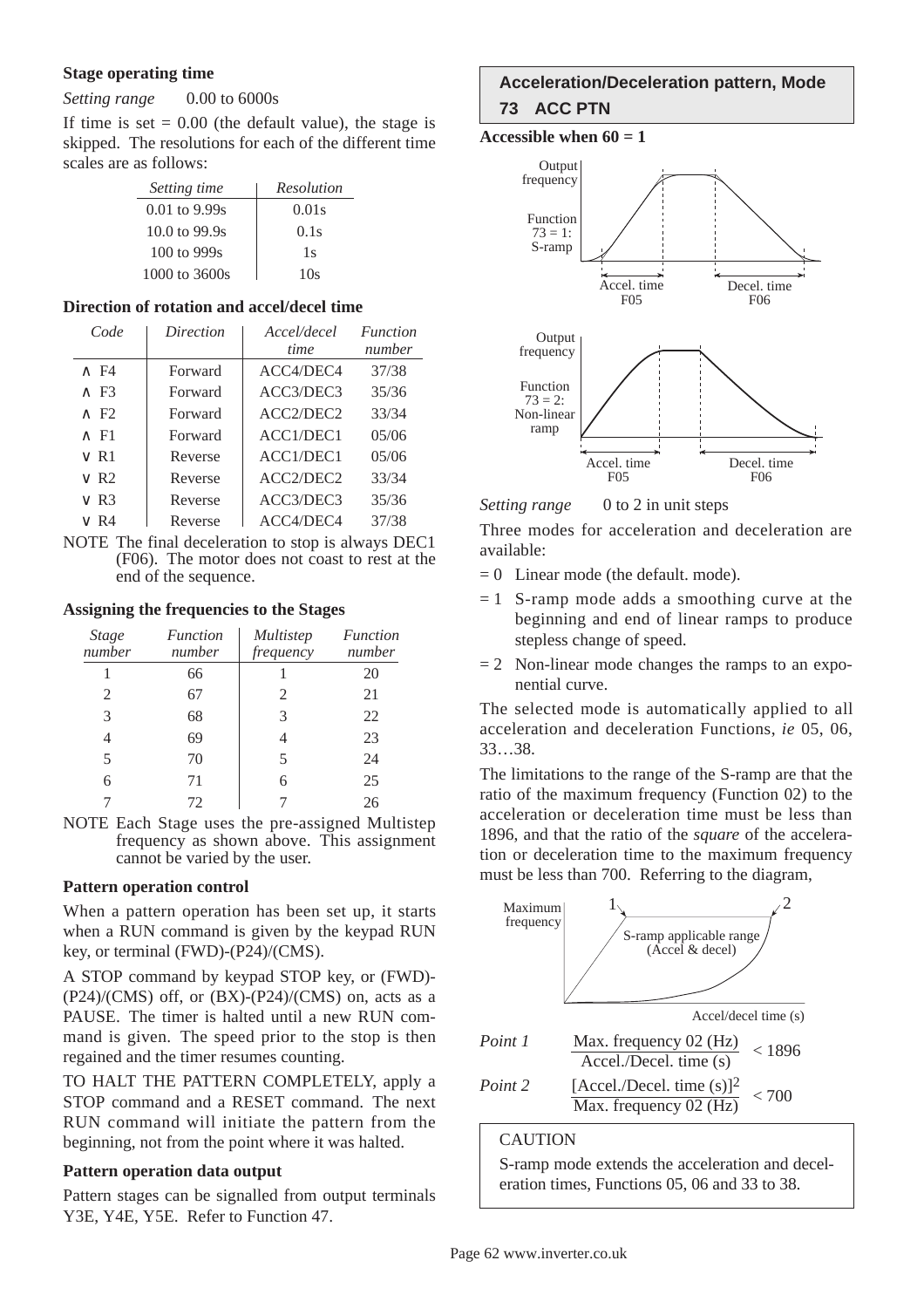**Stage operating time**

*Setting range* 0.00 to 6000s

If time is set = 0.00 (the default value), the stage is skipped. The resolutions for each of the different time scales are as follows:

| *Setting time* | *Resolution* |
|---|---|
| 0.01 to 9.99s | 0.01s |
| 10.0 to 99.9s | 0.1s |
| 100 to 999s | 1s |
| 1000 to 3600s | 10s |

**Direction of rotation and accel/decel time**

| *Code* | *Direction* | *Accel/decel time* | *Function number* |
|---|---|---|---|
| ∧ F4 | Forward | ACC4/DEC4 | 37/38 |
| ∧ F3 | Forward | ACC3/DEC3 | 35/36 |
| ∧ F2 | Forward | ACC2/DEC2 | 33/34 |
| ∧ F1 | Forward | ACC1/DEC1 | 05/06 |
| ∨ R1 | Reverse | ACC1/DEC1 | 05/06 |
| ∨ R2 | Reverse | ACC2/DEC2 | 33/34 |
| ∨ R3 | Reverse | ACC3/DEC3 | 35/36 |
| ∨ R4 | Reverse | ACC4/DEC4 | 37/38 |

NOTE The final deceleration to stop is always DEC1 (F06). The motor does not coast to rest at the end of the sequence.

**Assigning the frequencies to the Stages**

| *Stage number* | *Function number* | *Multistep frequency* | *Function number* |
|---|---|---|---|
| 1 | 66 | 1 | 20 |
| 2 | 67 | 2 | 21 |
| 3 | 68 | 3 | 22 |
| 4 | 69 | 4 | 23 |
| 5 | 70 | 5 | 24 |
| 6 | 71 | 6 | 25 |
| 7 | 72 | 7 | 26 |

NOTE Each Stage uses the pre-assigned Multistep frequency as shown above. This assignment cannot be varied by the user.

**Pattern operation control**

When a pattern operation has been set up, it starts when a RUN command is given by the keypad RUN key, or terminal (FWD)-(P24)/(CMS).

A STOP command by keypad STOP key, or (FWD)-(P24)/(CMS) off, or (BX)-(P24)/(CMS) on, acts as a PAUSE. The timer is halted until a new RUN command is given. The speed prior to the stop is then regained and the timer resumes counting.

TO HALT THE PATTERN COMPLETELY, apply a STOP command and a RESET command. The next RUN command will initiate the pattern from the beginning, not from the point where it was halted.

**Pattern operation data output**

Pattern stages can be signalled from output terminals Y3E, Y4E, Y5E. Refer to Function 47.

## Acceleration/Deceleration pattern, Mode 73 ACC PTN

**Accessible when 60 = 1**

Output frequency — Function 73 = 1: S-ramp — Accel. time F05 — Decel. time F06

Output frequency — Function 73 = 2: Non-linear ramp — Accel. time F05 — Decel. time F06

*Setting range* 0 to 2 in unit steps

Three modes for acceleration and deceleration are available:

- = 0 Linear mode (the default. mode).
- = 1 S-ramp mode adds a smoothing curve at the beginning and end of linear ramps to produce stepless change of speed.
- = 2 Non-linear mode changes the ramps to an exponential curve.

The selected mode is automatically applied to all acceleration and deceleration Functions, *ie* 05, 06, 33…38.

The limitations to the range of the S-ramp are that the ratio of the maximum frequency (Function 02) to the acceleration or deceleration time must be less than 1896, and that the ratio of the *square* of the acceleration or deceleration time to the maximum frequency must be less than 700. Referring to the diagram,

Maximum frequency — 1 — 2 — S-ramp applicable range (Accel & decel) — Accel/decel time (s)

*Point 1* $\dfrac{\text{Max. frequency 02 (Hz)}}{\text{Accel./Decel. time (s)}} < 1896$

*Point 2* $\dfrac{[\text{Accel./Decel. time (s)}]^2}{\text{Max. frequency 02 (Hz)}} < 700$

CAUTION

S-ramp mode extends the acceleration and deceleration times, Functions 05, 06 and 33 to 38.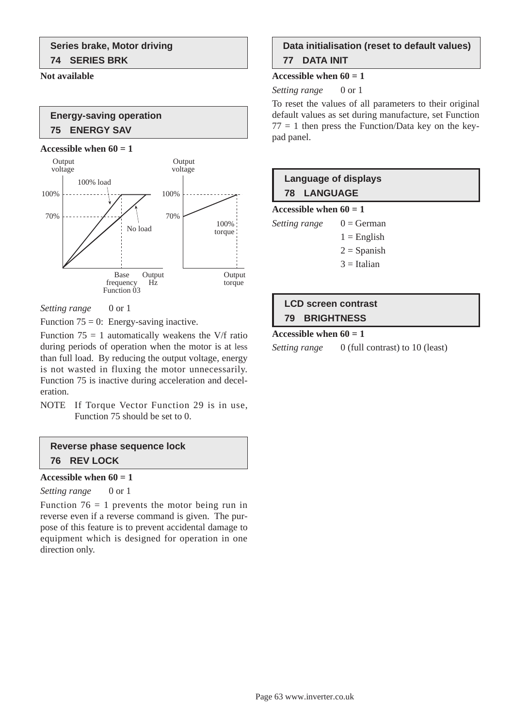## Series brake, Motor driving
### 74 SERIES BRK

**Not available**

## Energy-saving operation
### 75 ENERGY SAV

**Accessible when 60 = 1**

*Setting range* 0 or 1

Function 75 = 0: Energy-saving inactive.

Function 75 = 1 automatically weakens the V/f ratio during periods of operation when the motor is at less than full load. By reducing the output voltage, energy is not wasted in fluxing the motor unnecessarily. Function 75 is inactive during acceleration and deceleration.

NOTE If Torque Vector Function 29 is in use, Function 75 should be set to 0.

## Reverse phase sequence lock
### 76 REV LOCK

**Accessible when 60 = 1**

*Setting range* 0 or 1

Function 76 = 1 prevents the motor being run in reverse even if a reverse command is given. The purpose of this feature is to prevent accidental damage to equipment which is designed for operation in one direction only.

## Data initialisation (reset to default values)
### 77 DATA INIT

**Accessible when 60 = 1**

*Setting range* 0 or 1

To reset the values of all parameters to their original default values as set during manufacture, set Function 77 = 1 then press the Function/Data key on the keypad panel.

## Language of displays
### 78 LANGUAGE

**Accessible when 60 = 1**

*Setting range* 0 = German
1 = English
2 = Spanish
3 = Italian

## LCD screen contrast
### 79 BRIGHTNESS

**Accessible when 60 = 1**

*Setting range* 0 (full contrast) to 10 (least)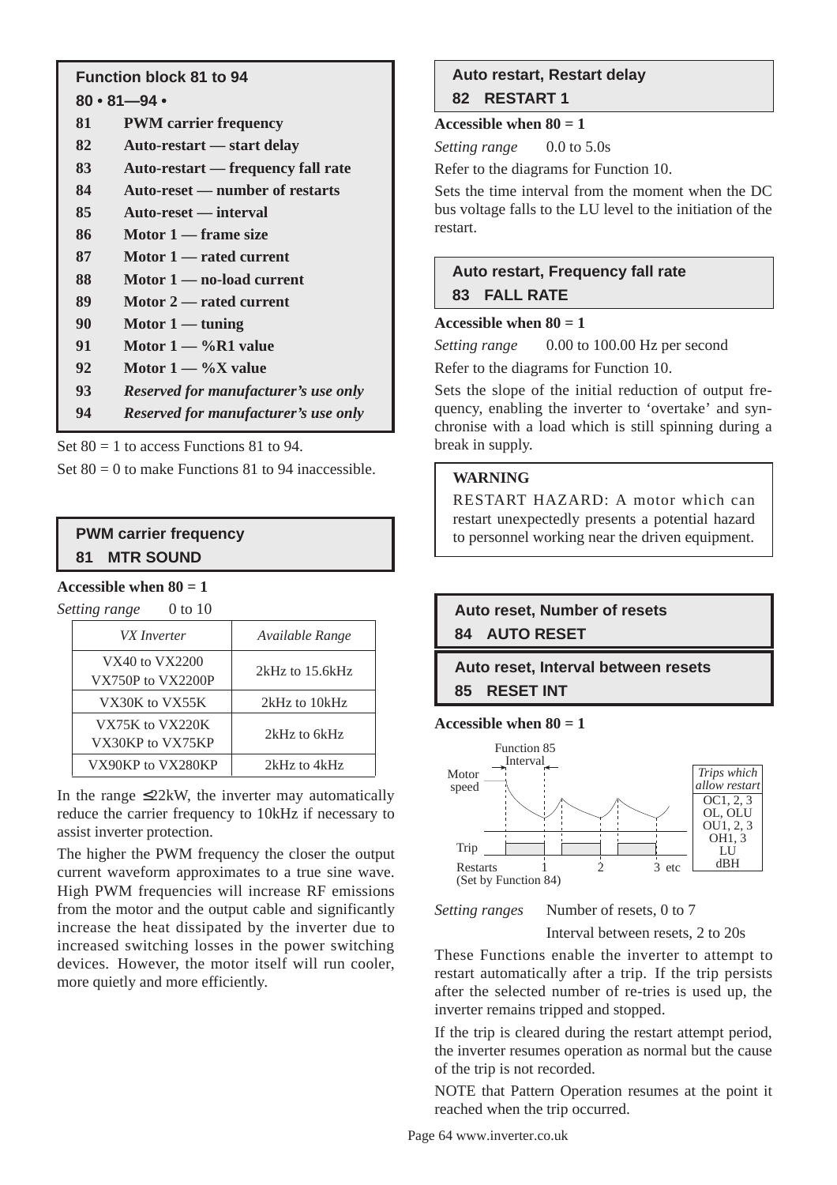**Function block 81 to 94**

**80 • 81—94 •**

| | |
|---|---|
| **81** | **PWM carrier frequency** |
| **82** | **Auto-restart — start delay** |
| **83** | **Auto-restart — frequency fall rate** |
| **84** | **Auto-reset — number of restarts** |
| **85** | **Auto-reset — interval** |
| **86** | **Motor 1 — frame size** |
| **87** | **Motor 1 — rated current** |
| **88** | **Motor 1 — no-load current** |
| **89** | **Motor 2 — rated current** |
| **90** | **Motor 1 — tuning** |
| **91** | **Motor 1 — %R1 value** |
| **92** | **Motor 1 — %X value** |
| **93** | ***Reserved for manufacturer's use only*** |
| **94** | ***Reserved for manufacturer's use only*** |

Set 80 = 1 to access Functions 81 to 94.

Set 80 = 0 to make Functions 81 to 94 inaccessible.

## PWM carrier frequency
## 81 MTR SOUND

**Accessible when 80 = 1**

*Setting range* 0 to 10

| *VX Inverter* | *Available Range* |
|---|---|
| VX40 to VX2200<br>VX750P to VX2200P | 2kHz to 15.6kHz |
| VX30K to VX55K | 2kHz to 10kHz |
| VX75K to VX220K<br>VX30KP to VX75KP | 2kHz to 6kHz |
| VX90KP to VX280KP | 2kHz to 4kHz |

In the range ≤22kW, the inverter may automatically reduce the carrier frequency to 10kHz if necessary to assist inverter protection.

The higher the PWM frequency the closer the output current waveform approximates to a true sine wave. High PWM frequencies will increase RF emissions from the motor and the output cable and significantly increase the heat dissipated by the inverter due to increased switching losses in the power switching devices. However, the motor itself will run cooler, more quietly and more efficiently.

## Auto restart, Restart delay
## 82 RESTART 1

**Accessible when 80 = 1**

*Setting range* 0.0 to 5.0s

Refer to the diagrams for Function 10.

Sets the time interval from the moment when the DC bus voltage falls to the LU level to the initiation of the restart.

## Auto restart, Frequency fall rate
## 83 FALL RATE

**Accessible when 80 = 1**

*Setting range* 0.00 to 100.00 Hz per second

Refer to the diagrams for Function 10.

Sets the slope of the initial reduction of output frequency, enabling the inverter to 'overtake' and synchronise with a load which is still spinning during a break in supply.

> **WARNING**
>
> RESTART HAZARD: A motor which can restart unexpectedly presents a potential hazard to personnel working near the driven equipment.

## Auto reset, Number of resets
## 84 AUTO RESET

## Auto reset, Interval between resets
## 85 RESET INT

**Accessible when 80 = 1**

Function 85 Interval

Motor speed

Trip

Restarts (Set by Function 84) 1 2 3 etc

| *Trips which allow restart* |
|---|
| OC1, 2, 3 |
| OL, OLU |
| OU1, 2, 3 |
| OH1, 3 |
| LU |
| dBH |

*Setting ranges* Number of resets, 0 to 7

Interval between resets, 2 to 20s

These Functions enable the inverter to attempt to restart automatically after a trip. If the trip persists after the selected number of re-tries is used up, the inverter remains tripped and stopped.

If the trip is cleared during the restart attempt period, the inverter resumes operation as normal but the cause of the trip is not recorded.

NOTE that Pattern Operation resumes at the point it reached when the trip occurred.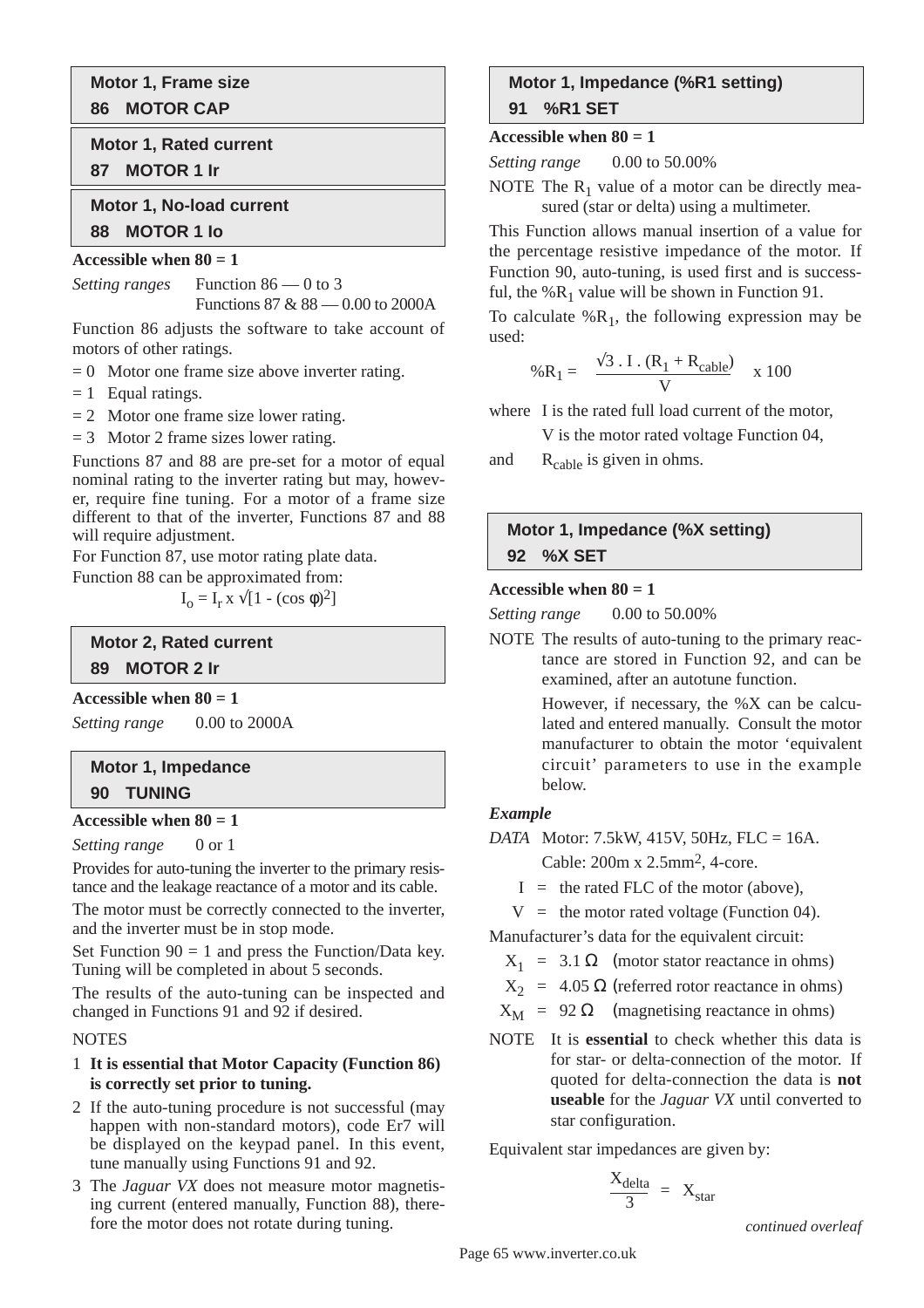### Motor 1, Frame size
### 86 MOTOR CAP

### Motor 1, Rated current
### 87 MOTOR 1 Ir

### Motor 1, No-load current
### 88 MOTOR 1 Io

**Accessible when 80 = 1**

*Setting ranges* Function 86 — 0 to 3
Functions 87 & 88 — 0.00 to 2000A

Function 86 adjusts the software to take account of motors of other ratings.

= 0 Motor one frame size above inverter rating.

= 1 Equal ratings.

= 2 Motor one frame size lower rating.

= 3 Motor 2 frame sizes lower rating.

Functions 87 and 88 are pre-set for a motor of equal nominal rating to the inverter rating but may, however, require fine tuning. For a motor of a frame size different to that of the inverter, Functions 87 and 88 will require adjustment.

For Function 87, use motor rating plate data.

Function 88 can be approximated from:

$$I_o = I_r \times \sqrt{[1 - (\cos\phi)^2]}$$

### Motor 2, Rated current
### 89 MOTOR 2 Ir

**Accessible when 80 = 1**

*Setting range* 0.00 to 2000A

### Motor 1, Impedance
### 90 TUNING

**Accessible when 80 = 1**

*Setting range* 0 or 1

Provides for auto-tuning the inverter to the primary resistance and the leakage reactance of a motor and its cable.

The motor must be correctly connected to the inverter, and the inverter must be in stop mode.

Set Function 90 = 1 and press the Function/Data key. Tuning will be completed in about 5 seconds.

The results of the auto-tuning can be inspected and changed in Functions 91 and 92 if desired.

NOTES

1. **It is essential that Motor Capacity (Function 86) is correctly set prior to tuning.**
2. If the auto-tuning procedure is not successful (may happen with non-standard motors), code Er7 will be displayed on the keypad panel. In this event, tune manually using Functions 91 and 92.
3. The *Jaguar VX* does not measure motor magnetising current (entered manually, Function 88), therefore the motor does not rotate during tuning.

### Motor 1, Impedance (%R1 setting)
### 91 %R1 SET

**Accessible when 80 = 1**

*Setting range* 0.00 to 50.00%

NOTE The $R_1$ value of a motor can be directly measured (star or delta) using a multimeter.

This Function allows manual insertion of a value for the percentage resistive impedance of the motor. If Function 90, auto-tuning, is used first and is successful, the $\%R_1$ value will be shown in Function 91.

To calculate $\%R_1$, the following expression may be used:

$$\%R_1 = \frac{\sqrt{3} \cdot I \cdot (R_1 + R_{cable})}{V} \times 100$$

where I is the rated full load current of the motor,
V is the motor rated voltage Function 04,

and $R_{cable}$ is given in ohms.

### Motor 1, Impedance (%X setting)
### 92 %X SET

**Accessible when 80 = 1**

*Setting range* 0.00 to 50.00%

NOTE The results of auto-tuning to the primary reactance are stored in Function 92, and can be examined, after an autotune function.

However, if necessary, the %X can be calculated and entered manually. Consult the motor manufacturer to obtain the motor 'equivalent circuit' parameters to use in the example below.

***Example***

*DATA* Motor: 7.5kW, 415V, 50Hz, FLC = 16A.
Cable: 200m x 2.5mm$^2$, 4-core.

I = the rated FLC of the motor (above),

V = the motor rated voltage (Function 04).

Manufacturer's data for the equivalent circuit:

$X_1$ = 3.1 Ω (motor stator reactance in ohms)

$X_2$ = 4.05 Ω (referred rotor reactance in ohms)

$X_M$ = 92 Ω (magnetising reactance in ohms)

NOTE It is **essential** to check whether this data is for star- or delta-connection of the motor. If quoted for delta-connection the data is **not useable** for the *Jaguar VX* until converted to star configuration.

Equivalent star impedances are given by:

$$\frac{X_{delta}}{3} = X_{star}$$

*continued overleaf*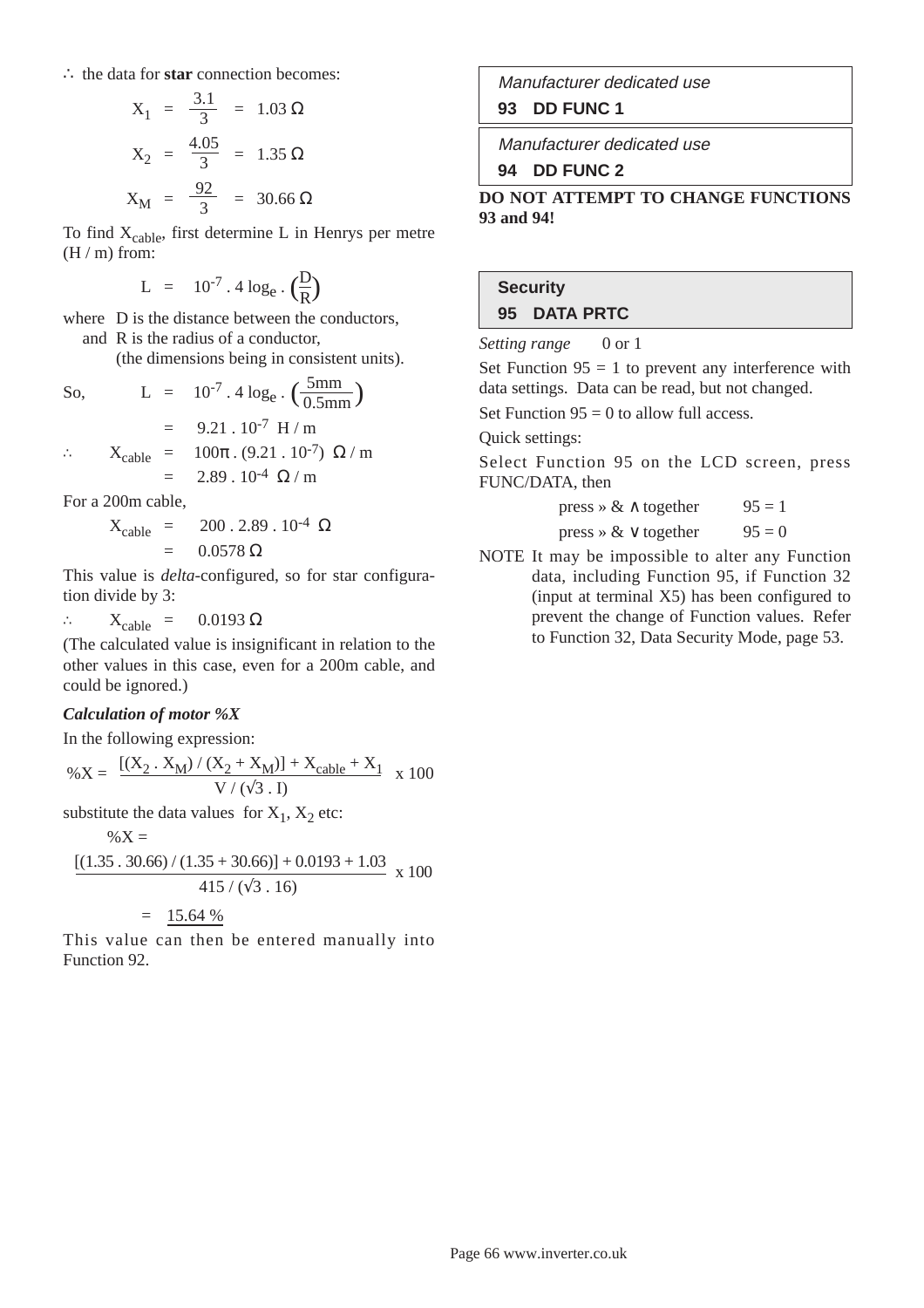∴ the data for **star** connection becomes:

$$X_1 = \frac{3.1}{3} = 1.03\ \Omega$$

$$X_2 = \frac{4.05}{3} = 1.35\ \Omega$$

$$X_M = \frac{92}{3} = 30.66\ \Omega$$

To find $X_{cable}$, first determine L in Henrys per metre (H / m) from:

$$L = 10^{-7} . 4 \log_e . \left(\frac{D}{R}\right)$$

where D is the distance between the conductors,
and R is the radius of a conductor,
(the dimensions being in consistent units).

So,

$$L = 10^{-7} . 4 \log_e . \left(\frac{5\text{mm}}{0.5\text{mm}}\right)$$

$$= 9.21 . 10^{-7}\ \text{H / m}$$

$$\therefore \quad X_{cable} = 100\pi . (9.21 . 10^{-7})\ \Omega / \text{m}$$

$$= 2.89 . 10^{-4}\ \Omega / \text{m}$$

For a 200m cable,

$$X_{cable} = 200 . 2.89 . 10^{-4}\ \Omega$$

$$= 0.0578\ \Omega$$

This value is *delta*-configured, so for star configuration divide by 3:

$$\therefore \quad X_{cable} = 0.0193\ \Omega$$

(The calculated value is insignificant in relation to the other values in this case, even for a 200m cable, and could be ignored.)

***Calculation of motor %X***

In the following expression:

$$\%X = \frac{[(X_2 . X_M) / (X_2 + X_M)] + X_{cable} + X_1}{V / (\sqrt{3} . I)} \times 100$$

substitute the data values for $X_1$, $X_2$ etc:

$$\%X = \frac{[(1.35 . 30.66) / (1.35 + 30.66)] + 0.0193 + 1.03}{415 / (\sqrt{3} . 16)} \times 100$$

$$= \underline{15.64\ \%}$$

This value can then be entered manually into Function 92.

*Manufacturer dedicated use*

**93 DD FUNC 1**

*Manufacturer dedicated use*

**94 DD FUNC 2**

**DO NOT ATTEMPT TO CHANGE FUNCTIONS 93 and 94!**

**Security**

**95 DATA PRTC**

*Setting range* 0 or 1

Set Function 95 = 1 to prevent any interference with data settings. Data can be read, but not changed.

Set Function 95 = 0 to allow full access.

Quick settings:

Select Function 95 on the LCD screen, press FUNC/DATA, then

press » & ∧ together 95 = 1

press » & ∨ together 95 = 0

NOTE It may be impossible to alter any Function data, including Function 95, if Function 32 (input at terminal X5) has been configured to prevent the change of Function values. Refer to Function 32, Data Security Mode, page 53.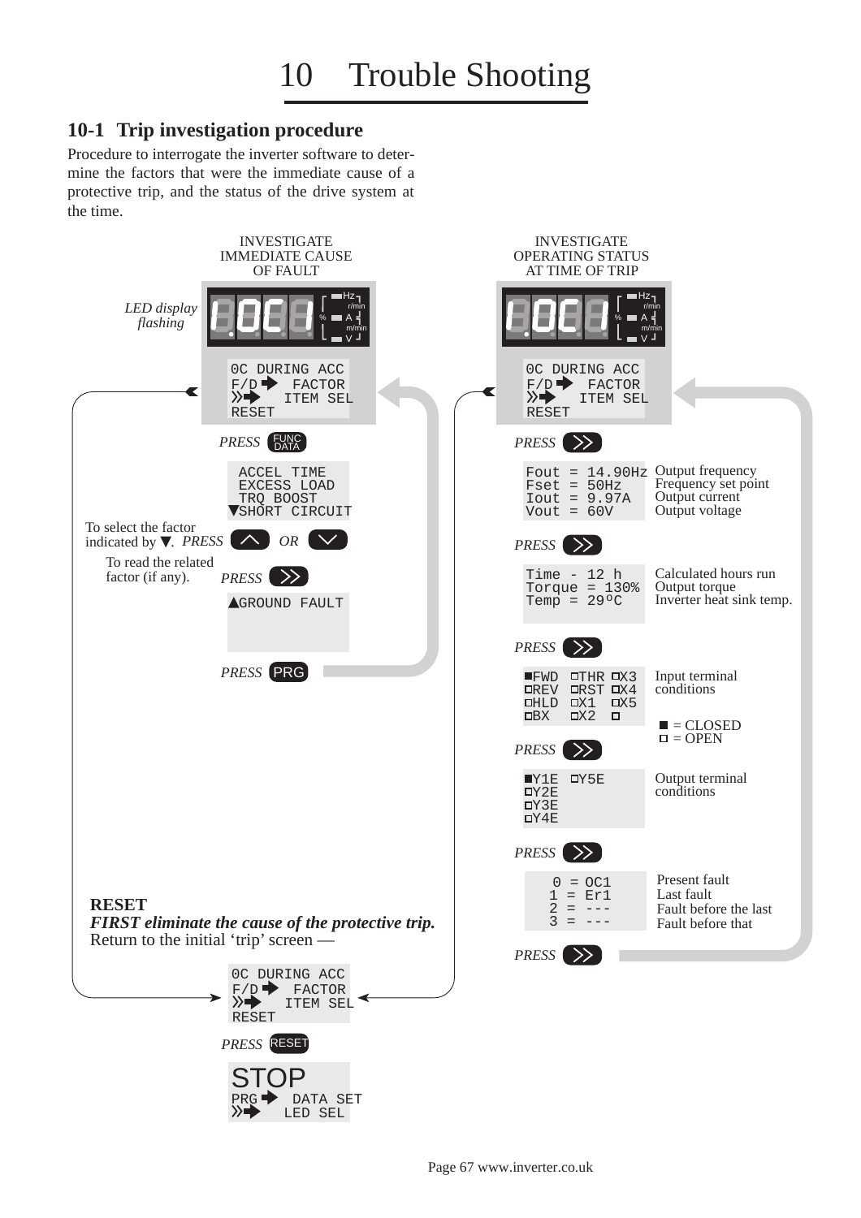# 10 Trouble Shooting

## 10-1 Trip investigation procedure

Procedure to interrogate the inverter software to determine the factors that were the immediate cause of a protective trip, and the status of the drive system at the time.

### INVESTIGATE IMMEDIATE CAUSE OF FAULT

*LED display flashing*

OC1

```
OC DURING ACC
F/D ➡ FACTOR
»➡ ITEM SEL
RESET
```

*PRESS* FUNC DATA

```
ACCEL TIME
EXCESS LOAD
TRQ BOOST
▼SHORT CIRCUIT
```

To select the factor indicated by ▼. *PRESS* ∧ *OR* ∨

To read the related factor (if any). *PRESS* »

```
▲GROUND FAULT
```

*PRESS* PRG

### INVESTIGATE OPERATING STATUS AT TIME OF TRIP

OC1

```
OC DURING ACC
F/D ➡ FACTOR
»➡ ITEM SEL
RESET
```

*PRESS* »

```
Fout = 14.90Hz
Fset = 50Hz
Iout = 9.97A
Vout = 60V
```

Output frequency
Frequency set point
Output current
Output voltage

*PRESS* »

```
Time - 12 h
Torque = 130%
Temp = 29ºC
```

Calculated hours run
Output torque
Inverter heat sink temp.

*PRESS* »

```
■FWD □THR □X3
□REV □RST □X4
□HLD □X1  □X5
□BX  □X2  □
```

Input terminal conditions

■ = CLOSED
□ = OPEN

*PRESS* »

```
■Y1E □Y5E
□Y2E
□Y3E
□Y4E
```

Output terminal conditions

*PRESS* »

```
0 = OC1
1 = Er1
2 = ---
3 = ---
```

Present fault
Last fault
Fault before the last
Fault before that

*PRESS* »

### RESET

***FIRST eliminate the cause of the protective trip.***
Return to the initial 'trip' screen —

```
OC DURING ACC
F/D ➡ FACTOR
»➡ ITEM SEL
RESET
```

*PRESS* RESET

```
STOP
PRG ➡ DATA SET
»➡ LED SEL
```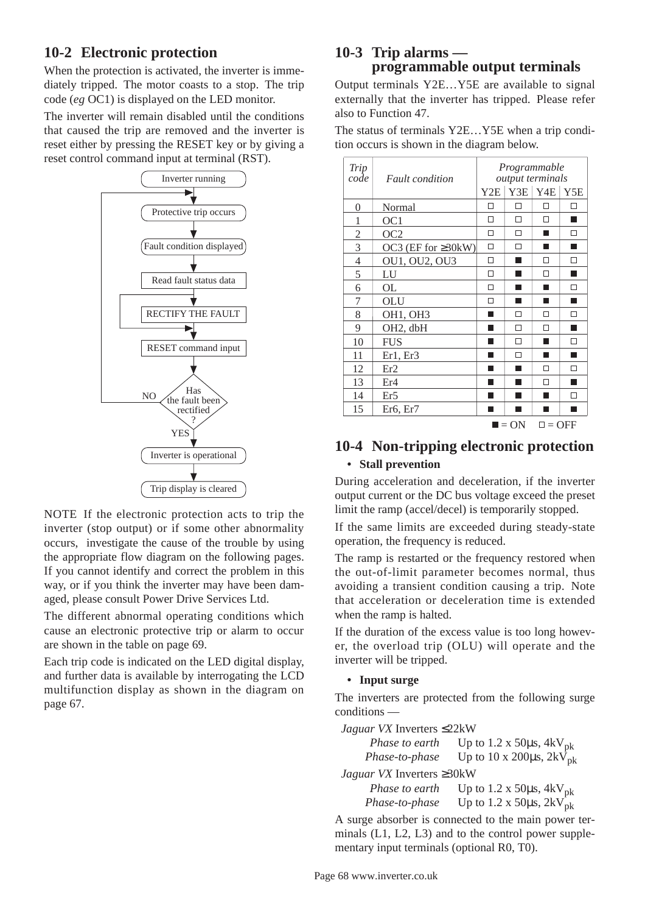## 10-2 Electronic protection

When the protection is activated, the inverter is immediately tripped. The motor coasts to a stop. The trip code (*eg* OC1) is displayed on the LED monitor.

The inverter will remain disabled until the conditions that caused the trip are removed and the inverter is reset either by pressing the RESET key or by giving a reset control command input at terminal (RST).

```
Inverter running
      ↓
Protective trip occurs  ←──────────────┐
      ↓                                │
Fault condition displayed              │
      ↓                                │
Read fault status data                 │
      ↓                                │
RECTIFY THE FAULT                      │
      ↓                                │
RESET command input                    │
      ↓                                │
Has the fault been rectified? ── NO ───┘
      ↓ YES
Inverter is operational
      ↓
Trip display is cleared
```

NOTE If the electronic protection acts to trip the inverter (stop output) or if some other abnormality occurs, investigate the cause of the trouble by using the appropriate flow diagram on the following pages. If you cannot identify and correct the problem in this way, or if you think the inverter may have been damaged, please consult Power Drive Services Ltd.

The different abnormal operating conditions which cause an electronic protective trip or alarm to occur are shown in the table on page 69.

Each trip code is indicated on the LED digital display, and further data is available by interrogating the LCD multifunction display as shown in the diagram on page 67.

## 10-3 Trip alarms — programmable output terminals

Output terminals Y2E…Y5E are available to signal externally that the inverter has tripped. Please refer also to Function 47.

The status of terminals Y2E…Y5E when a trip condition occurs is shown in the diagram below.

| *Trip code* | *Fault condition* | *Programmable output terminals* | | | |
|---|---|---|---|---|---|
| | | Y2E | Y3E | Y4E | Y5E |
| 0 | Normal | □ | □ | □ | □ |
| 1 | OC1 | □ | □ | □ | ■ |
| 2 | OC2 | □ | □ | ■ | □ |
| 3 | OC3 (EF for ≥30kW) | □ | □ | ■ | ■ |
| 4 | OU1, OU2, OU3 | □ | ■ | □ | □ |
| 5 | LU | □ | ■ | □ | ■ |
| 6 | OL | □ | ■ | ■ | □ |
| 7 | OLU | □ | ■ | ■ | ■ |
| 8 | OH1, OH3 | ■ | □ | □ | □ |
| 9 | OH2, dbH | ■ | □ | □ | ■ |
| 10 | FUS | ■ | □ | ■ | □ |
| 11 | Er1, Er3 | ■ | □ | ■ | ■ |
| 12 | Er2 | ■ | ■ | □ | □ |
| 13 | Er4 | ■ | ■ | □ | ■ |
| 14 | Er5 | ■ | ■ | ■ | □ |
| 15 | Er6, Er7 | ■ | ■ | ■ | ■ |

■ = ON □ = OFF

## 10-4 Non-tripping electronic protection

- **Stall prevention**

During acceleration and deceleration, if the inverter output current or the DC bus voltage exceed the preset limit the ramp (accel/decel) is temporarily stopped.

If the same limits are exceeded during steady-state operation, the frequency is reduced.

The ramp is restarted or the frequency restored when the out-of-limit parameter becomes normal, thus avoiding a transient condition causing a trip. Note that acceleration or deceleration time is extended when the ramp is halted.

If the duration of the excess value is too long however, the overload trip (OLU) will operate and the inverter will be tripped.

- **Input surge**

The inverters are protected from the following surge conditions —

*Jaguar VX* Inverters ≤22kW

- *Phase to earth* Up to 1.2 x 50μs, $4kV_{pk}$
- *Phase-to-phase* Up to 10 x 200μs, $2kV_{pk}$

*Jaguar VX* Inverters ≥30kW

- *Phase to earth* Up to 1.2 x 50μs, $4kV_{pk}$
- *Phase-to-phase* Up to 1.2 x 50μs, $2kV_{pk}$

A surge absorber is connected to the main power terminals (L1, L2, L3) and to the control power supplementary input terminals (optional R0, T0).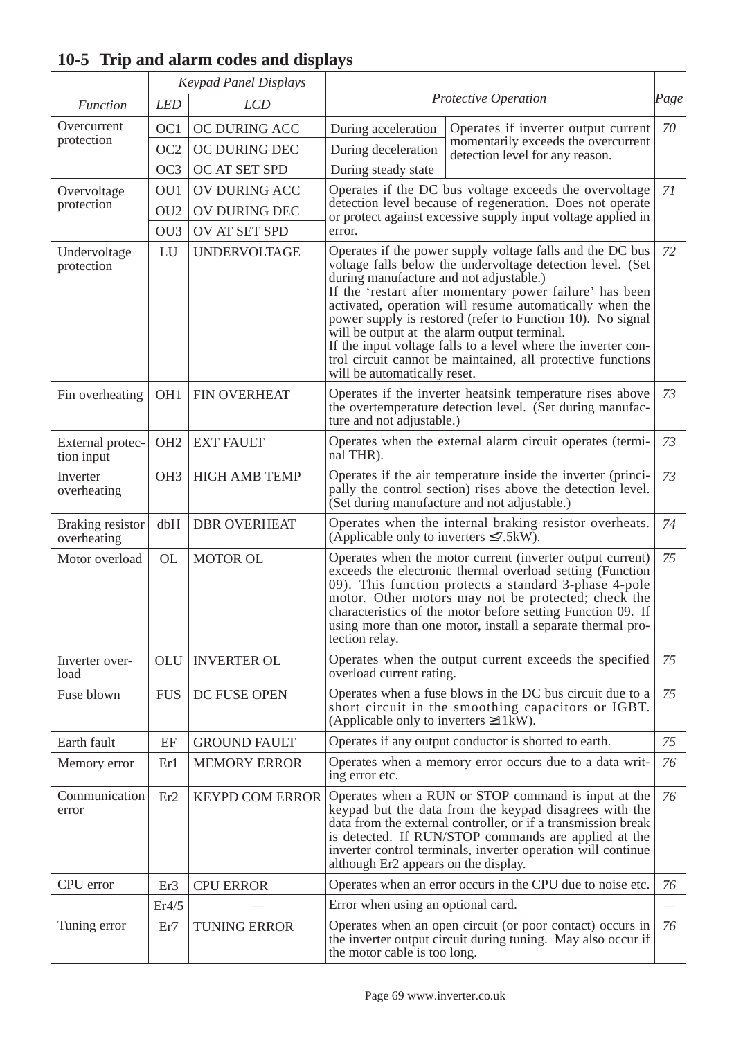## 10-5 Trip and alarm codes and displays

| *Function* | *Keypad Panel Displays* | | *Protective Operation* | | *Page* |
|---|---|---|---|---|---|
| | *LED* | *LCD* | | | |
| Overcurrent protection | OC1 | OC DURING ACC | During acceleration | Operates if inverter output current momentarily exceeds the overcurrent detection level for any reason. | 70 |
| | OC2 | OC DURING DEC | During deceleration | | |
| | OC3 | OC AT SET SPD | During steady state | | |
| Overvoltage protection | OU1 | OV DURING ACC | Operates if the DC bus voltage exceeds the overvoltage detection level because of regeneration. Does not operate or protect against excessive supply input voltage applied in error. | | 71 |
| | OU2 | OV DURING DEC | | | |
| | OU3 | OV AT SET SPD | | | |
| Undervoltage protection | LU | UNDERVOLTAGE | Operates if the power supply voltage falls and the DC bus voltage falls below the undervoltage detection level. (Set during manufacture and not adjustable.) If the 'restart after momentary power failure' has been activated, operation will resume automatically when the power supply is restored (refer to Function 10). No signal will be output at the alarm output terminal. If the input voltage falls to a level where the inverter control circuit cannot be maintained, all protective functions will be automatically reset. | | 72 |
| Fin overheating | OH1 | FIN OVERHEAT | Operates if the inverter heatsink temperature rises above the overtemperature detection level. (Set during manufacture and not adjustable.) | | 73 |
| External protection input | OH2 | EXT FAULT | Operates when the external alarm circuit operates (terminal THR). | | 73 |
| Inverter overheating | OH3 | HIGH AMB TEMP | Operates if the air temperature inside the inverter (principally the control section) rises above the detection level. (Set during manufacture and not adjustable.) | | 73 |
| Braking resistor overheating | dbH | DBR OVERHEAT | Operates when the internal braking resistor overheats. (Applicable only to inverters ≤7.5kW). | | 74 |
| Motor overload | OL | MOTOR OL | Operates when the motor current (inverter output current) exceeds the electronic thermal overload setting (Function 09). This function protects a standard 3-phase 4-pole motor. Other motors may not be protected; check the characteristics of the motor before setting Function 09. If using more than one motor, install a separate thermal protection relay. | | 75 |
| Inverter overload | OLU | INVERTER OL | Operates when the output current exceeds the specified overload current rating. | | 75 |
| Fuse blown | FUS | DC FUSE OPEN | Operates when a fuse blows in the DC bus circuit due to a short circuit in the smoothing capacitors or IGBT. (Applicable only to inverters ≥11kW). | | 75 |
| Earth fault | EF | GROUND FAULT | Operates if any output conductor is shorted to earth. | | 75 |
| Memory error | Er1 | MEMORY ERROR | Operates when a memory error occurs due to a data writing error etc. | | 76 |
| Communication error | Er2 | KEYPD COM ERROR | Operates when a RUN or STOP command is input at the keypad but the data from the keypad disagrees with the data from the external controller, or if a transmission break is detected. If RUN/STOP commands are applied at the inverter control terminals, inverter operation will continue although Er2 appears on the display. | | 76 |
| CPU error | Er3 | CPU ERROR | Operates when an error occurs in the CPU due to noise etc. | | 76 |
| | Er4/5 | — | Error when using an optional card. | | — |
| Tuning error | Er7 | TUNING ERROR | Operates when an open circuit (or poor contact) occurs in the inverter output circuit during tuning. May also occur if the motor cable is too long. | | 76 |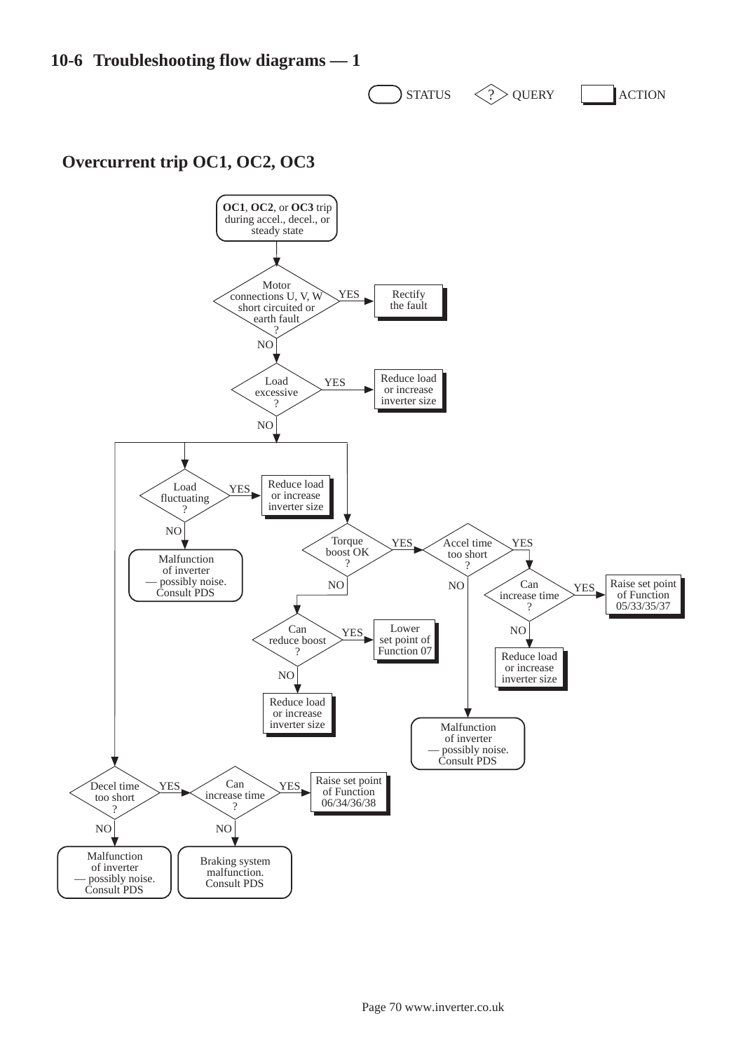## 10-6 Troubleshooting flow diagrams — 1

STATUS  QUERY  ACTION

### Overcurrent trip OC1, OC2, OC3

**OC1**, **OC2**, or **OC3** trip during accel., decel., or steady state

Motor connections U, V, W short circuited or earth fault ?
- YES → Rectify the fault
- NO ↓

Load excessive ?
- YES → Reduce load or increase inverter size
- NO ↓ (branches to the three checks below)

Load fluctuating ?
- YES → Reduce load or increase inverter size
- NO → Malfunction of inverter — possibly noise. Consult PDS

Torque boost OK ?
- YES → Accel time too short ?
  - YES → Can increase time ?
    - YES → Raise set point of Function 05/33/35/37
    - NO → Reduce load or increase inverter size
  - NO → Malfunction of inverter — possibly noise. Consult PDS
- NO → Can reduce boost ?
  - YES → Lower set point of Function 07
  - NO → Reduce load or increase inverter size

Decel time too short ?
- YES → Can increase time ?
  - YES → Raise set point of Function 06/34/36/38
  - NO → Braking system malfunction. Consult PDS
- NO → Malfunction of inverter — possibly noise. Consult PDS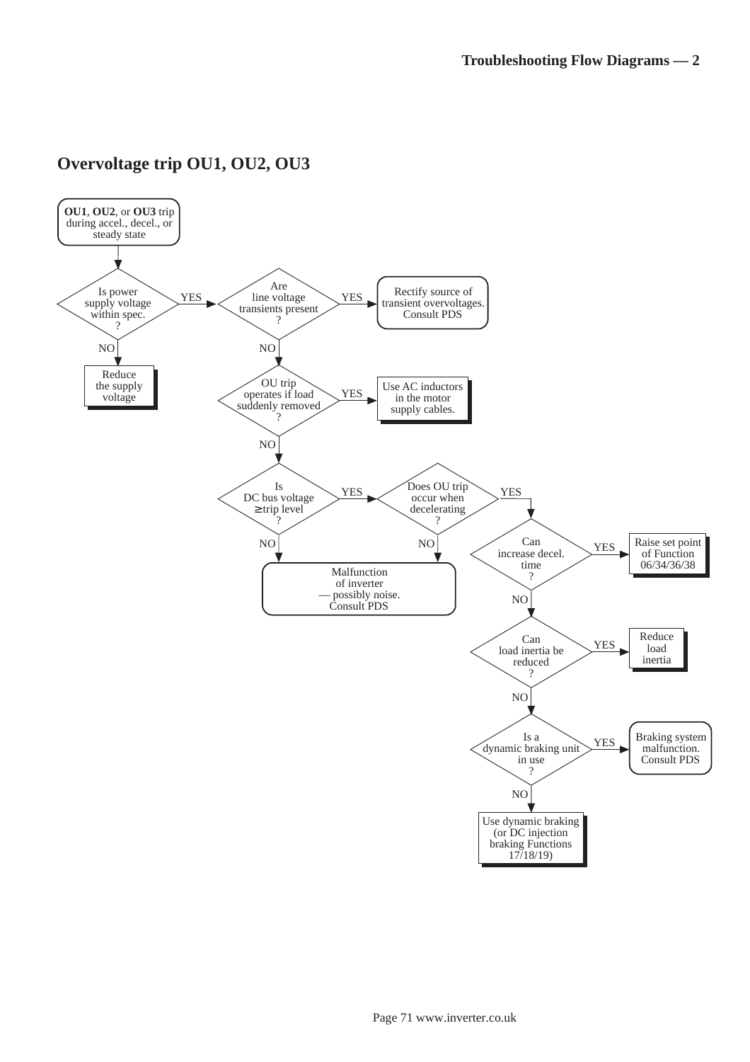## Overvoltage trip OU1, OU2, OU3

**OU1**, **OU2**, or **OU3** trip during accel., decel., or steady state

- Is power supply voltage within spec.?
  - NO → Reduce the supply voltage
  - YES → Are line voltage transients present?
    - YES → Rectify source of transient overvoltages. Consult PDS
    - NO → OU trip operates if load suddenly removed?
      - YES → Use AC inductors in the motor supply cables.
      - NO → Is DC bus voltage ≥ trip level?
        - NO → Malfunction of inverter — possibly noise. Consult PDS
        - YES → Does OU trip occur when decelerating?
          - NO → Malfunction of inverter — possibly noise. Consult PDS
          - YES → Can increase decel. time?
            - YES → Raise set point of Function 06/34/36/38
            - NO → Can load inertia be reduced?
              - YES → Reduce load inertia
              - NO → Is a dynamic braking unit in use?
                - YES → Braking system malfunction. Consult PDS
                - NO → Use dynamic braking (or DC injection braking Functions 17/18/19)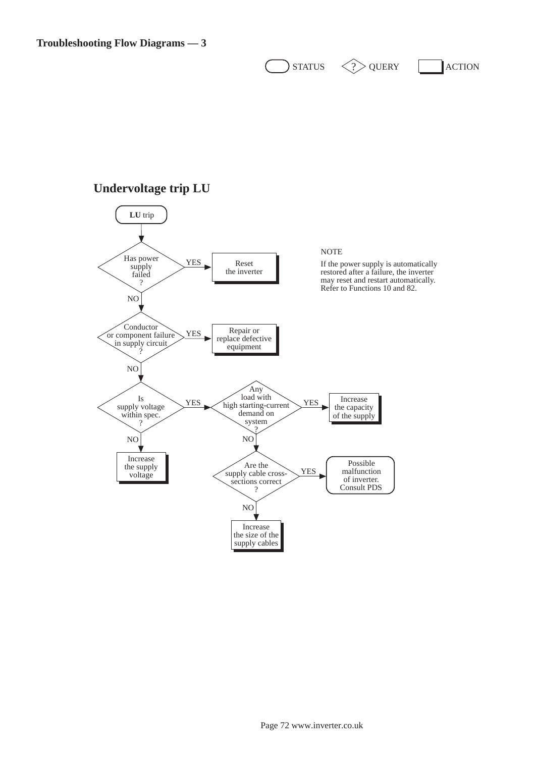## Troubleshooting Flow Diagrams — 3

STATUS QUERY ACTION

## Undervoltage trip LU

**LU** trip

- Has power supply failed?
  - YES → Reset the inverter
  - NO ↓
- Conductor or component failure in supply circuit?
  - YES → Repair or replace defective equipment
  - NO ↓
- Is supply voltage within spec.?
  - NO → Increase the supply voltage
  - YES → Any load with high starting-current demand on system?
    - YES → Increase the capacity of the supply
    - NO → Are the supply cable cross-sections correct?
      - YES → Possible malfunction of inverter. Consult PDS
      - NO → Increase the size of the supply cables

NOTE

If the power supply is automatically restored after a failure, the inverter may reset and restart automatically. Refer to Functions 10 and 82.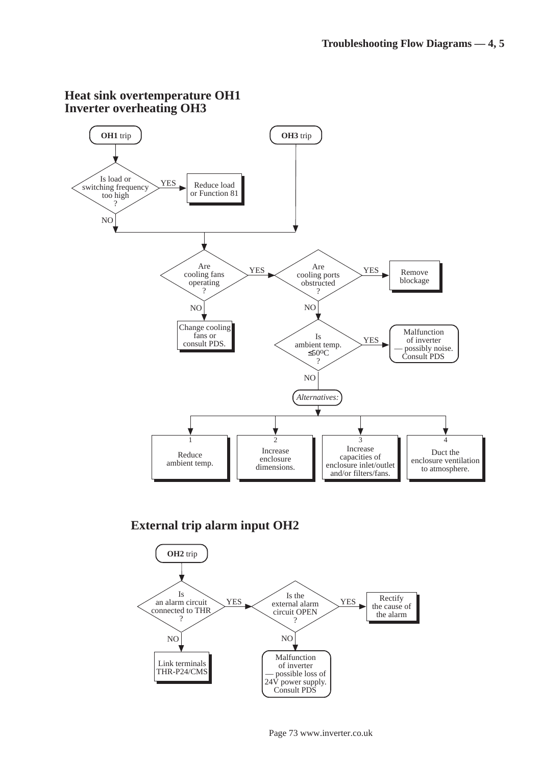## Heat sink overtemperature OH1
## Inverter overheating OH3

**OH1** trip

Is load or switching frequency too high ?

- YES → Reduce load or Function 81
- NO → (continue)

**OH3** trip

Are cooling fans operating ?

- NO → Change cooling fans or consult PDS.
- YES → Are cooling ports obstructed ?
  - YES → Remove blockage
  - NO → Is ambient temp. ≤50ºC ?
    - YES → Malfunction of inverter — possibly noise. Consult PDS
    - NO → *Alternatives:*
      1. Reduce ambient temp.
      2. Increase enclosure dimensions.
      3. Increase capacities of enclosure inlet/outlet and/or filters/fans.
      4. Duct the enclosure ventilation to atmosphere.

## External trip alarm input OH2

**OH2** trip

Is an alarm circuit connected to THR ?

- NO → Link terminals THR-P24/CMS
- YES → Is the external alarm circuit OPEN ?
  - YES → Rectify the cause of the alarm
  - NO → Malfunction of inverter — possible loss of 24V power supply. Consult PDS

Page 73 www.inverter.co.uk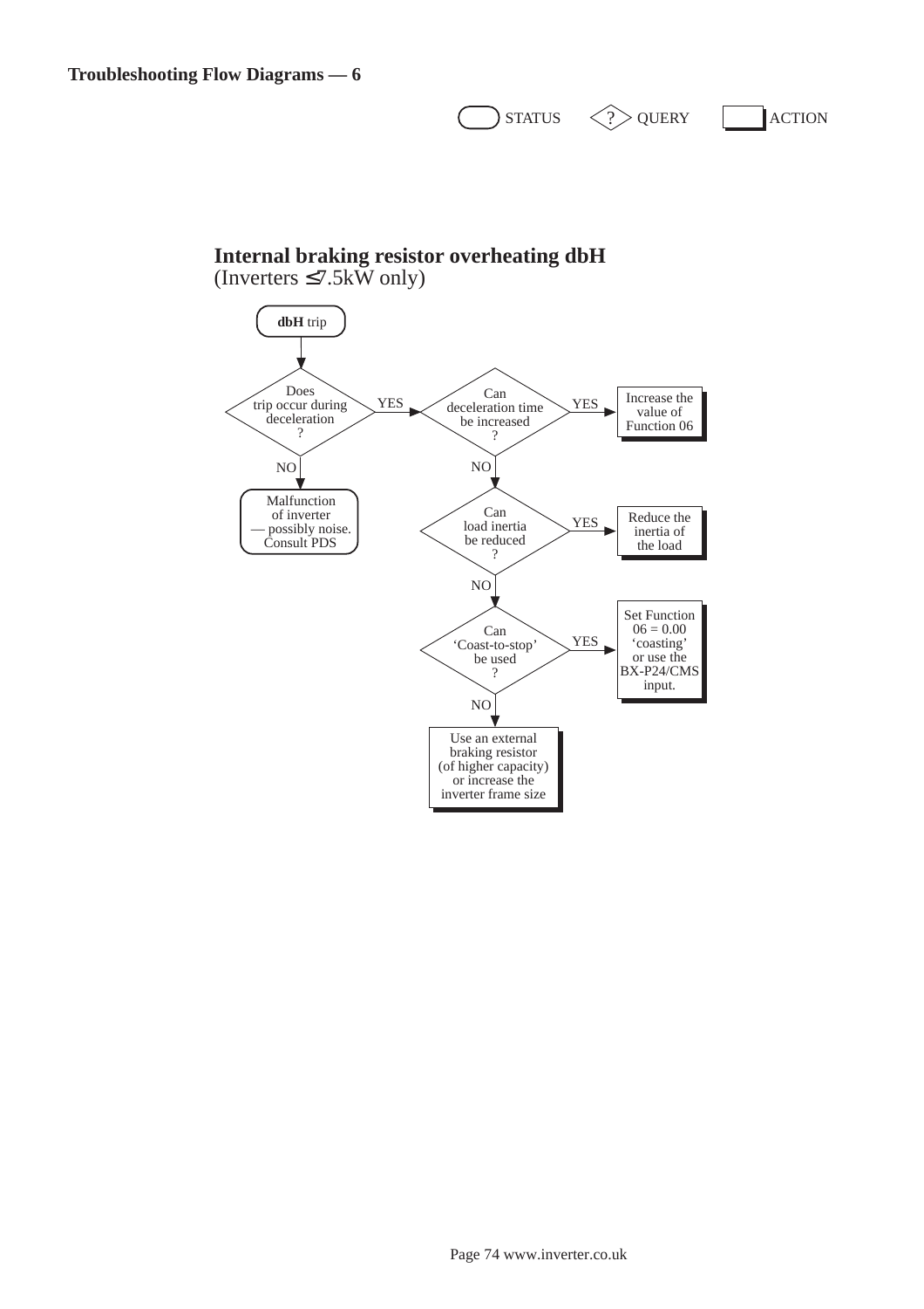## Troubleshooting Flow Diagrams — 6

STATUS | QUERY | ACTION

### Internal braking resistor overheating dbH
(Inverters ≤7.5kW only)

**dbH** trip

- **Does trip occur during deceleration?**
  - NO → Malfunction of inverter — possibly noise. Consult PDS
  - YES → **Can deceleration time be increased?**
    - YES → Increase the value of Function 06
    - NO → **Can load inertia be reduced?**
      - YES → Reduce the inertia of the load
      - NO → **Can 'Coast-to-stop' be used?**
        - YES → Set Function 06 = 0.00 'coasting' or use the BX-P24/CMS input.
        - NO → Use an external braking resistor (of higher capacity) or increase the inverter frame size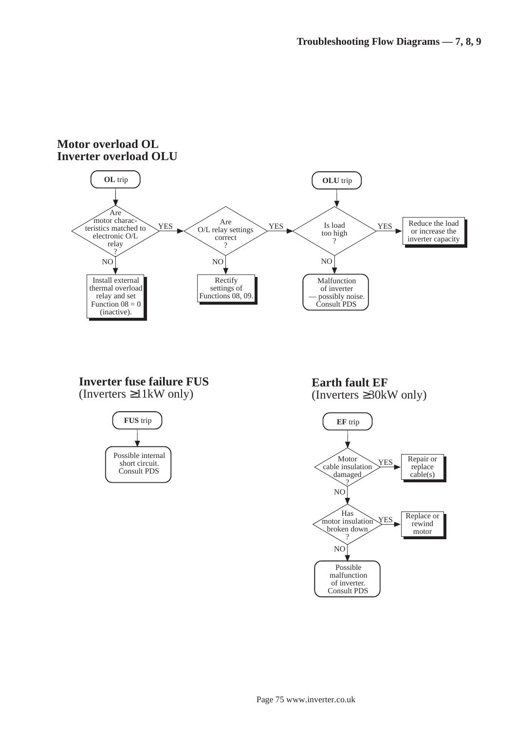## Motor overload OL
## Inverter overload OLU

**OL** trip

Are motor characteristics matched to electronic O/L relay?
- NO → Install external thermal overload relay and set Function 08 = 0 (inactive).
- YES → Are O/L relay settings correct?
  - NO → Rectify settings of Functions 08, 09.
  - YES → Is load too high?

**OLU** trip

Is load too high?
- YES → Reduce the load or increase the inverter capacity
- NO → Malfunction of inverter — possibly noise. Consult PDS

## Inverter fuse failure FUS
(Inverters ≥11kW only)

**FUS** trip

→ Possible internal short circuit. Consult PDS

## Earth fault EF
(Inverters ≥30kW only)

**EF** trip

Motor cable insulation damaged?
- YES → Repair or replace cable(s)
- NO → Has motor insulation broken down?
  - YES → Replace or rewind motor
  - NO → Possible malfunction of inverter. Consult PDS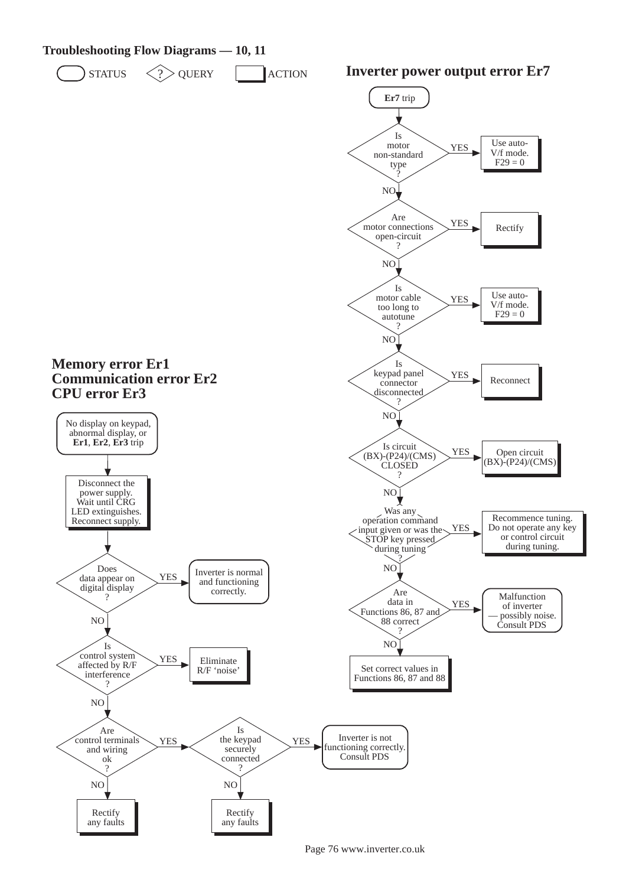## Troubleshooting Flow Diagrams — 10, 11

STATUS | QUERY | ACTION

## Inverter power output error Er7

**Er7** trip

- Is motor non-standard type? — YES → Use auto-V/f mode. F29 = 0
- NO → Are motor connections open-circuit? — YES → Rectify
- NO → Is motor cable too long to autotune? — YES → Use auto-V/f mode. F29 = 0
- NO → Is keypad panel connector disconnected? — YES → Reconnect
- NO → Is circuit (BX)-(P24)/(CMS) CLOSED? — YES → Open circuit (BX)-(P24)/(CMS)
- NO → Was any operation command input given or was the STOP key pressed during tuning? — YES → Recommence tuning. Do not operate any key or control circuit during tuning.
- NO → Are data in Functions 86, 87 and 88 correct? — YES → Malfunction of inverter — possibly noise. Consult PDS
- NO → Set correct values in Functions 86, 87 and 88

## Memory error Er1
## Communication error Er2
## CPU error Er3

No display on keypad, abnormal display, or **Er1**, **Er2**, **Er3** trip

→ Disconnect the power supply. Wait until CRG LED extinguishes. Reconnect supply.

- Does data appear on digital display? — YES → Inverter is normal and functioning correctly.
- NO → Is control system affected by R/F interference? — YES → Eliminate R/F 'noise'
- NO → Are control terminals and wiring ok? — NO → Rectify any faults
- YES → Is the keypad securely connected? — NO → Rectify any faults
- YES → Inverter is not functioning correctly. Consult PDS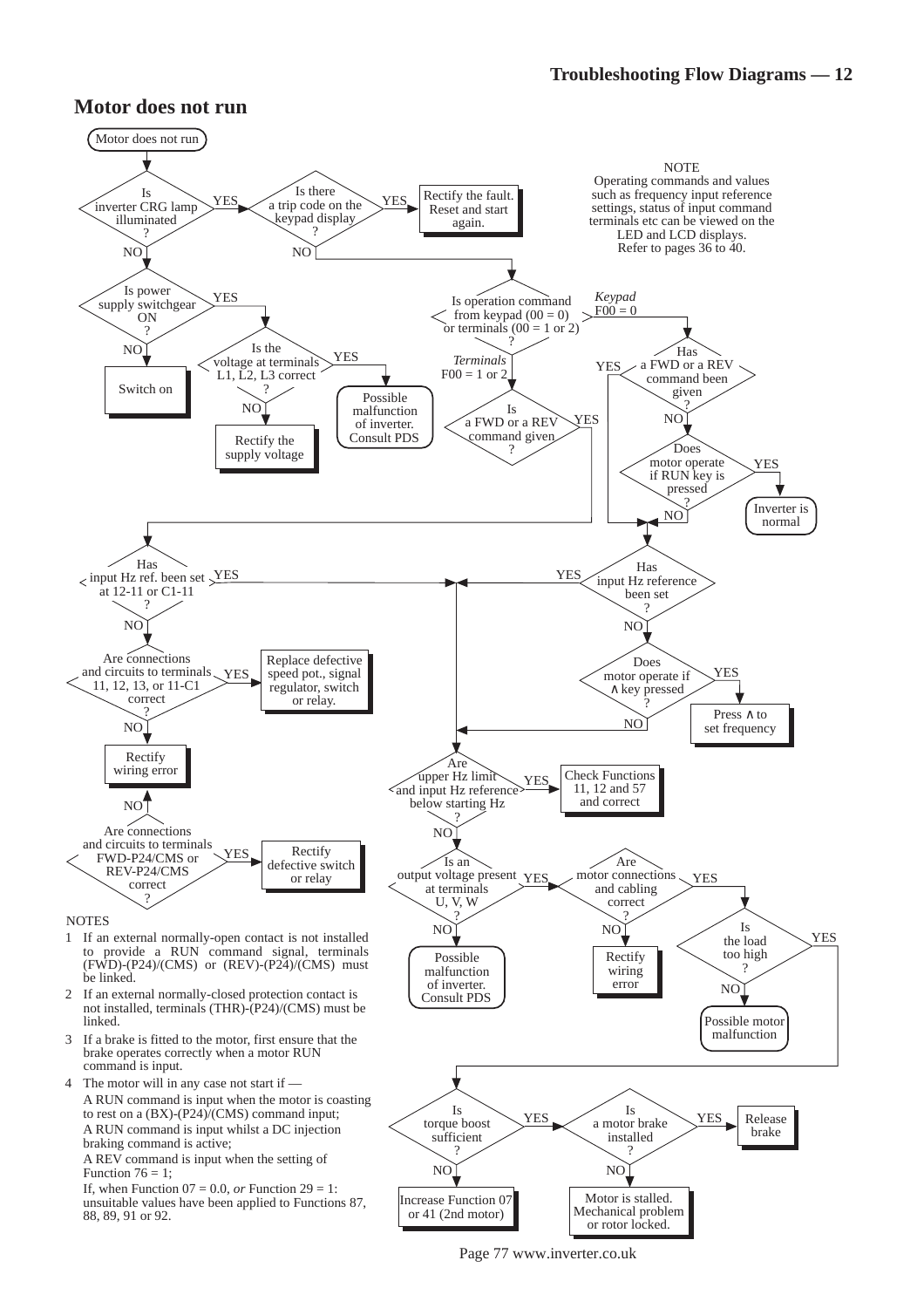## Motor does not run

Motor does not run

Is inverter CRG lamp illuminated?
- YES → Is there a trip code on the keypad display?
  - YES → Rectify the fault. Reset and start again.
  - NO → Is operation command from keypad (00 = 0) or terminals (00 = 1 or 2)?
- NO → Is power supply switchgear ON?
  - NO → Switch on
  - YES → Is the voltage at terminals L1, L2, L3 correct?
    - YES → Possible malfunction of inverter. Consult PDS
    - NO → Rectify the supply voltage

NOTE
Operating commands and values such as frequency input reference settings, status of input command terminals etc can be viewed on the LED and LCD displays. Refer to pages 36 to 40.

Is operation command from keypad (00 = 0) or terminals (00 = 1 or 2)?
- *Keypad* F00 = 0 → Has a FWD or a REV command been given?
  - YES → Has input Hz reference been set?
  - NO → Does motor operate if RUN key is pressed?
    - YES → Inverter is normal
    - NO → Has input Hz reference been set?
- *Terminals* F00 = 1 or 2 → Is a FWD or a REV command given?
  - YES → Has input Hz ref. been set at 12-11 or C1-11?

Has input Hz reference been set?
- YES → Are upper Hz limit and input Hz reference below starting Hz?
- NO → Does motor operate if ∧ key pressed?
  - YES → Press ∧ to set frequency
  - NO → Are upper Hz limit and input Hz reference below starting Hz?

Has input Hz ref. been set at 12-11 or C1-11?
- YES → Are upper Hz limit and input Hz reference below starting Hz?
- NO → Are connections and circuits to terminals 11, 12, 13, or 11-C1 correct?
  - YES → Replace defective speed pot., signal regulator, switch or relay.
  - NO → Rectify wiring error

Are connections and circuits to terminals FWD-P24/CMS or REV-P24/CMS correct?
- YES → Rectify defective switch or relay
- NO → Rectify wiring error

Are upper Hz limit and input Hz reference below starting Hz?
- YES → Check Functions 11, 12 and 57 and correct
- NO → Is an output voltage present at terminals U, V, W?
  - NO → Possible malfunction of inverter. Consult PDS
  - YES → Are motor connections and cabling correct?
    - NO → Rectify wiring error
    - YES → Is the load too high?
      - NO → Possible motor malfunction
      - YES → Is torque boost sufficient?
        - NO → Increase Function 07 or 41 (2nd motor)
        - YES → Is a motor brake installed?
          - YES → Release brake
          - NO → Motor is stalled. Mechanical problem or rotor locked.

NOTES

1. If an external normally-open contact is not installed to provide a RUN command signal, terminals (FWD)-(P24)/(CMS) or (REV)-(P24)/(CMS) must be linked.
2. If an external normally-closed protection contact is not installed, terminals (THR)-(P24)/(CMS) must be linked.
3. If a brake is fitted to the motor, first ensure that the brake operates correctly when a motor RUN command is input.
4. The motor will in any case not start if —

   A RUN command is input when the motor is coasting to rest on a (BX)-(P24)/(CMS) command input;

   A RUN command is input whilst a DC injection braking command is active;

   A REV command is input when the setting of Function 76 = 1;

   If, when Function 07 = 0.0, *or* Function 29 = 1: unsuitable values have been applied to Functions 87, 88, 89, 91 or 92.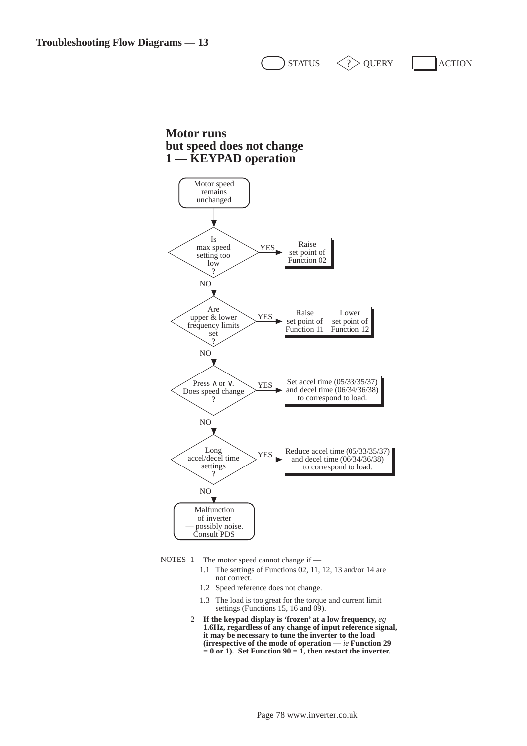## Troubleshooting Flow Diagrams — 13

STATUS ? QUERY ACTION

## Motor runs but speed does not change 1 — KEYPAD operation

Motor speed remains unchanged

↓

Is max speed setting too low? — YES → Raise set point of Function 02

NO ↓

Are upper & lower frequency limits set? — YES → Raise set point of Function 11 / Lower set point of Function 12

NO ↓

Press ∧ or ∨. Does speed change? — YES → Set accel time (05/33/35/37) and decel time (06/34/36/38) to correspond to load.

NO ↓

Long accel/decel time settings? — YES → Reduce accel time (05/33/35/37) and decel time (06/34/36/38) to correspond to load.

NO ↓

Malfunction of inverter — possibly noise. Consult PDS

NOTES

1. The motor speed cannot change if —
   - 1.1 The settings of Functions 02, 11, 12, 13 and/or 14 are not correct.
   - 1.2 Speed reference does not change.
   - 1.3 The load is too great for the torque and current limit settings (Functions 15, 16 and 09).
2. **If the keypad display is 'frozen' at a low frequency,** *eg* **1.6Hz, regardless of any change of input reference signal, it may be necessary to tune the inverter to the load (irrespective of the mode of operation —** *ie* **Function 29 = 0 or 1). Set Function 90 = 1, then restart the inverter.**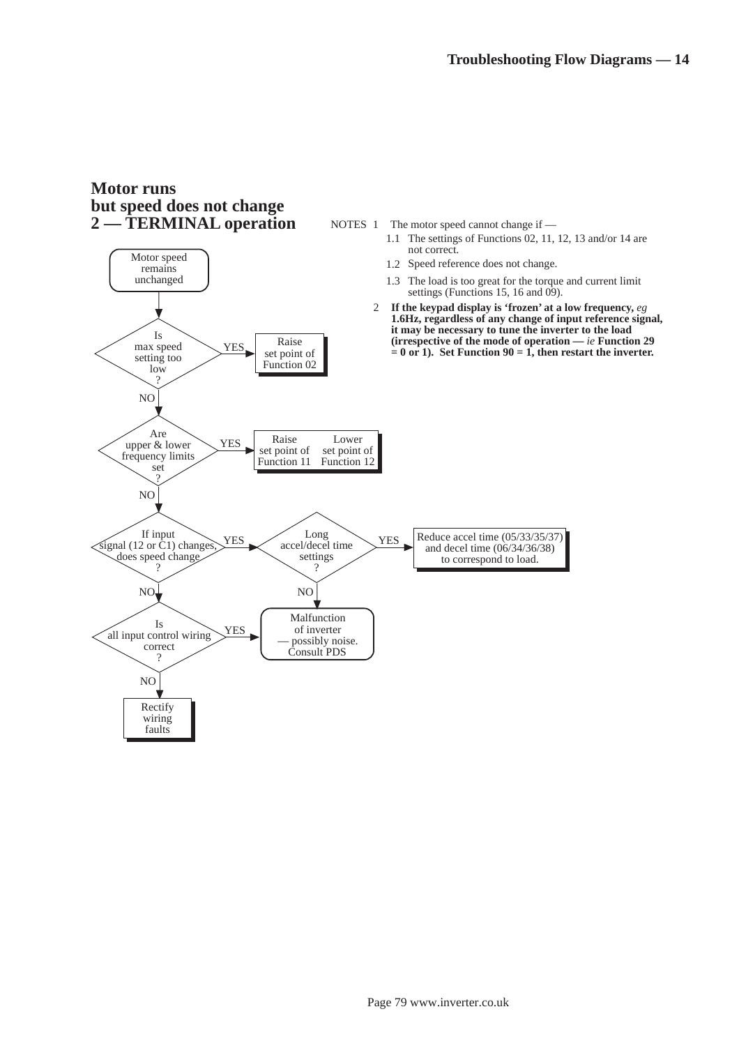## Motor runs but speed does not change 2 — TERMINAL operation

NOTES 1 The motor speed cannot change if —

1.1 The settings of Functions 02, 11, 12, 13 and/or 14 are not correct.

1.2 Speed reference does not change.

1.3 The load is too great for the torque and current limit settings (Functions 15, 16 and 09).

2 **If the keypad display is 'frozen' at a low frequency,** *eg* **1.6Hz, regardless of any change of input reference signal, it may be necessary to tune the inverter to the load (irrespective of the mode of operation —** *ie* **Function 29 = 0 or 1). Set Function 90 = 1, then restart the inverter.**

Motor speed remains unchanged

Is max speed setting too low?
- YES → Raise set point of Function 02
- NO ↓

Are upper & lower frequency limits set?
- YES → Raise set point of Function 11 / Lower set point of Function 12
- NO ↓

If input signal (12 or C1) changes, does speed change?
- YES → Long accel/decel time settings?
  - YES → Reduce accel time (05/33/35/37) and decel time (06/34/36/38) to correspond to load.
  - NO → Malfunction of inverter — possibly noise. Consult PDS
- NO ↓

Is all input control wiring correct?
- YES → Malfunction of inverter — possibly noise. Consult PDS
- NO → Rectify wiring faults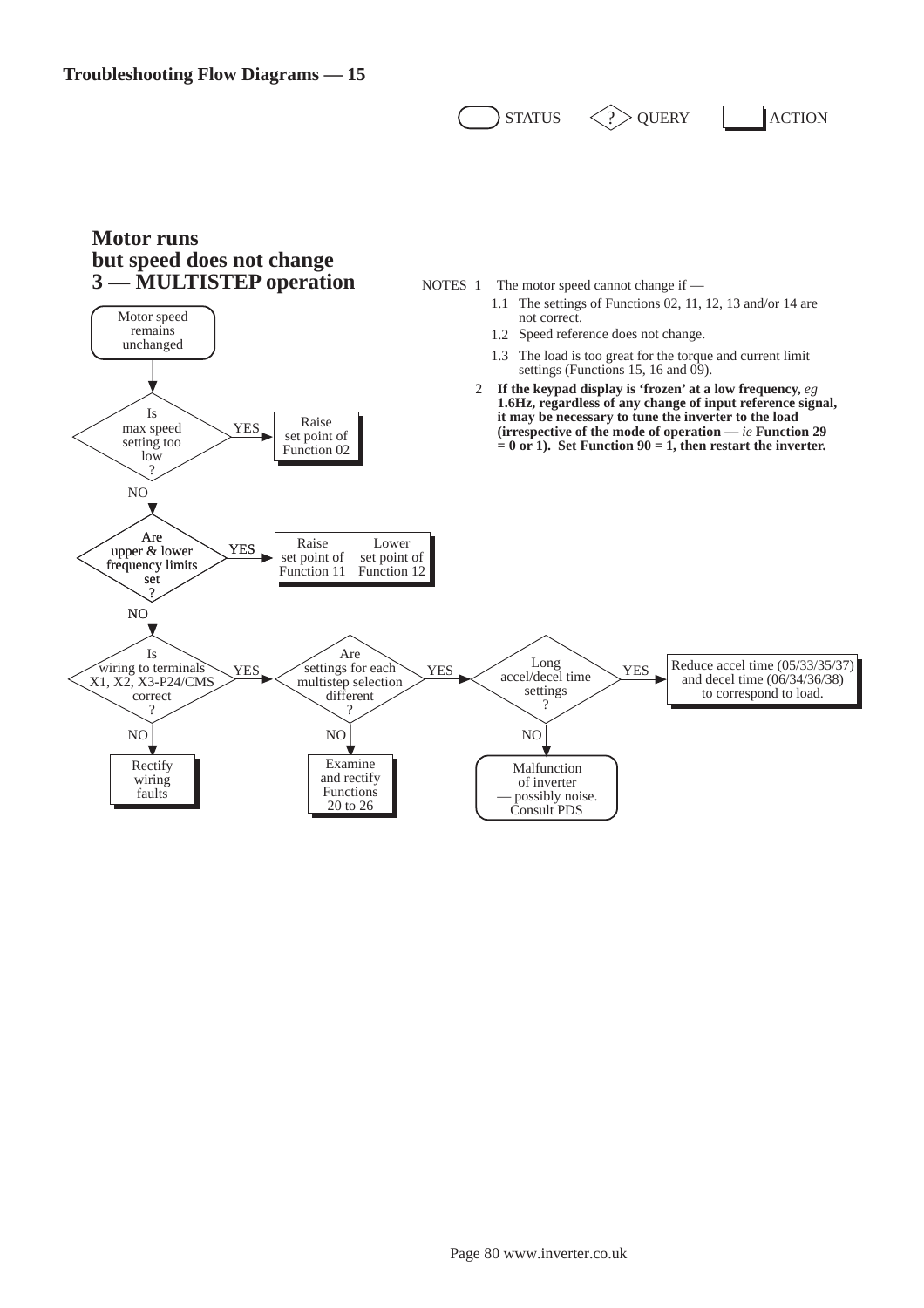STATUS ? QUERY ACTION

## Motor runs but speed does not change 3 — MULTISTEP operation

NOTES 1 The motor speed cannot change if —

1.1 The settings of Functions 02, 11, 12, 13 and/or 14 are not correct.

1.2 Speed reference does not change.

1.3 The load is too great for the torque and current limit settings (Functions 15, 16 and 09).

2 **If the keypad display is 'frozen' at a low frequency,** *eg* **1.6Hz, regardless of any change of input reference signal, it may be necessary to tune the inverter to the load (irrespective of the mode of operation —** *ie* **Function 29 = 0 or 1). Set Function 90 = 1, then restart the inverter.**

Motor speed remains unchanged

Is max speed setting too low ?
- YES → Raise set point of Function 02
- NO ↓

Are upper & lower frequency limits set ?
- YES → Raise set point of Function 11 / Lower set point of Function 12
- NO ↓

Is wiring to terminals X1, X2, X3-P24/CMS correct ?
- NO → Rectify wiring faults
- YES → Are settings for each multistep selection different ?
  - NO → Examine and rectify Functions 20 to 26
  - YES → Long accel/decel time settings ?
    - YES → Reduce accel time (05/33/35/37) and decel time (06/34/36/38) to correspond to load.
    - NO → Malfunction of inverter — possibly noise. Consult PDS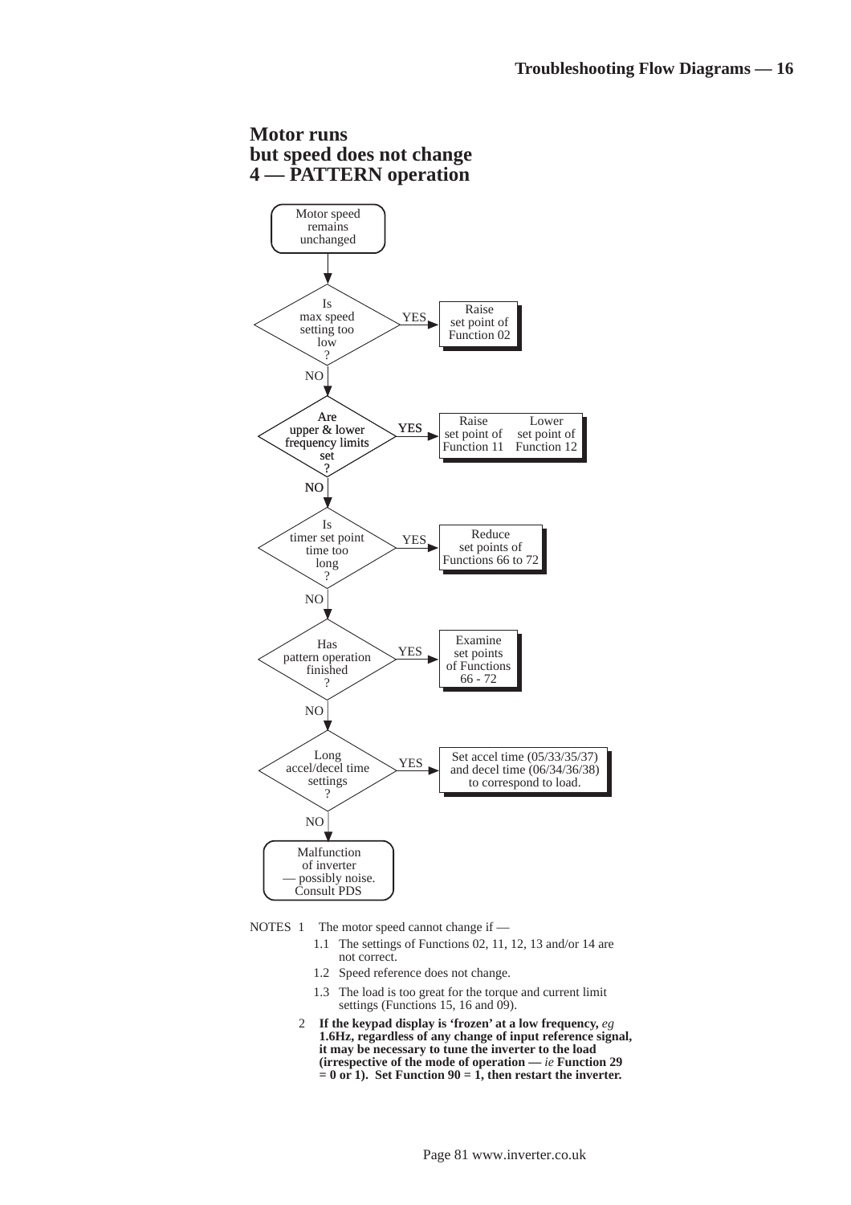## Motor runs but speed does not change 4 — PATTERN operation

**Motor speed remains unchanged**

↓

**Is max speed setting too low?**
- YES → Raise set point of Function 02
- NO ↓

**Are upper & lower frequency limits set?**
- YES → Raise set point of Function 11 / Lower set point of Function 12
- NO ↓

**Is timer set point time too long?**
- YES → Reduce set points of Functions 66 to 72
- NO ↓

**Has pattern operation finished?**
- YES → Examine set points of Functions 66 - 72
- NO ↓

**Long accel/decel time settings?**
- YES → Set accel time (05/33/35/37) and decel time (06/34/36/38) to correspond to load.
- NO ↓

**Malfunction of inverter — possibly noise. Consult PDS**

NOTES

1. The motor speed cannot change if —
   - 1.1 The settings of Functions 02, 11, 12, 13 and/or 14 are not correct.
   - 1.2 Speed reference does not change.
   - 1.3 The load is too great for the torque and current limit settings (Functions 15, 16 and 09).
2. **If the keypad display is 'frozen' at a low frequency,** *eg* **1.6Hz, regardless of any change of input reference signal, it may be necessary to tune the inverter to the load (irrespective of the mode of operation —** *ie* **Function 29 = 0 or 1). Set Function 90 = 1, then restart the inverter.**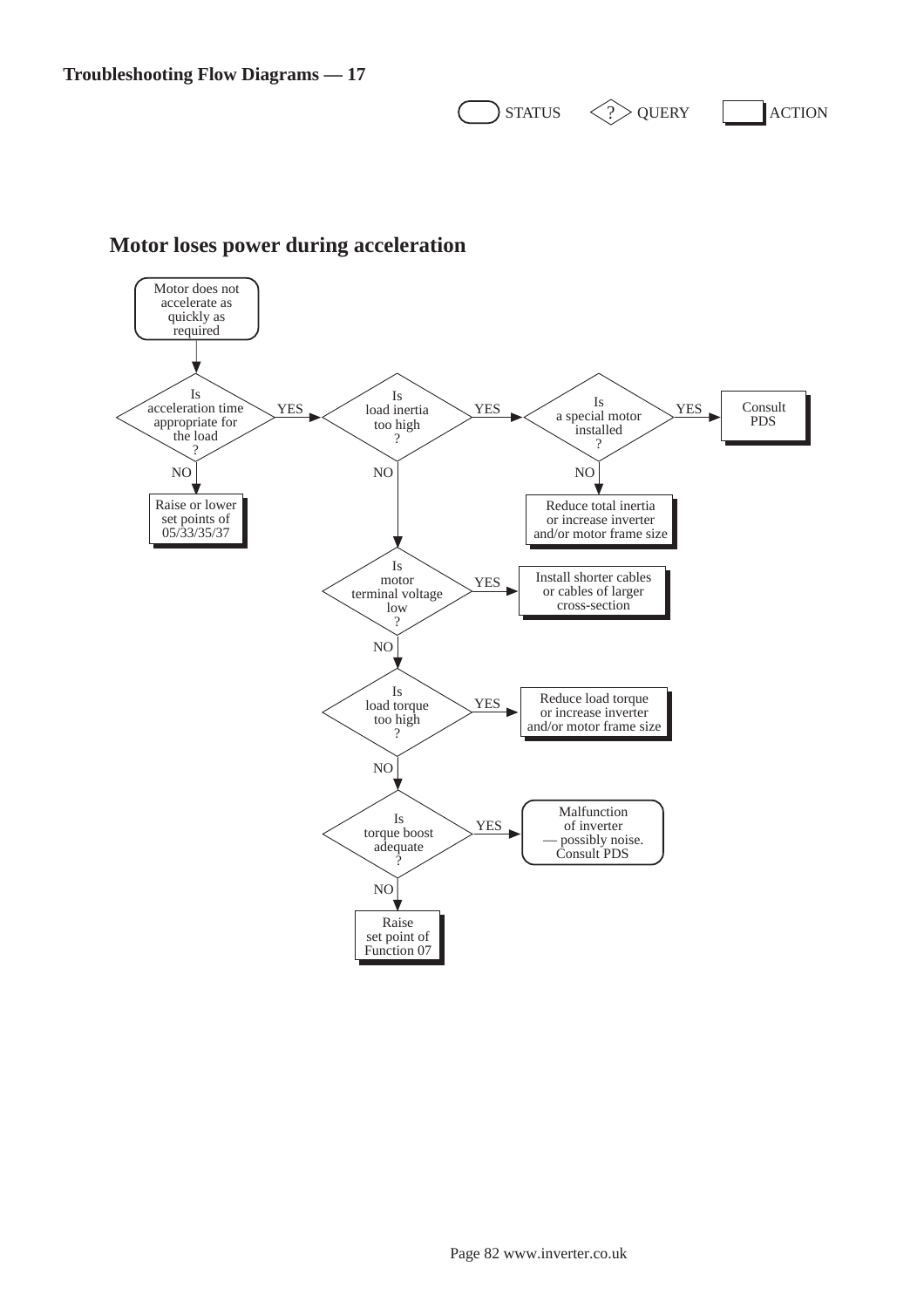STATUS  QUERY  ACTION

## Motor loses power during acceleration

**Motor does not accelerate as quickly as required**

- **Is acceleration time appropriate for the load?**
  - NO → Raise or lower set points of 05/33/35/37
  - YES → **Is load inertia too high?**
    - YES → **Is a special motor installed?**
      - YES → Consult PDS
      - NO → Reduce total inertia or increase inverter and/or motor frame size
    - NO → **Is motor terminal voltage low?**
      - YES → Install shorter cables or cables of larger cross-section
      - NO → **Is load torque too high?**
        - YES → Reduce load torque or increase inverter and/or motor frame size
        - NO → **Is torque boost adequate?**
          - YES → Malfunction of inverter — possibly noise. Consult PDS
          - NO → Raise set point of Function 07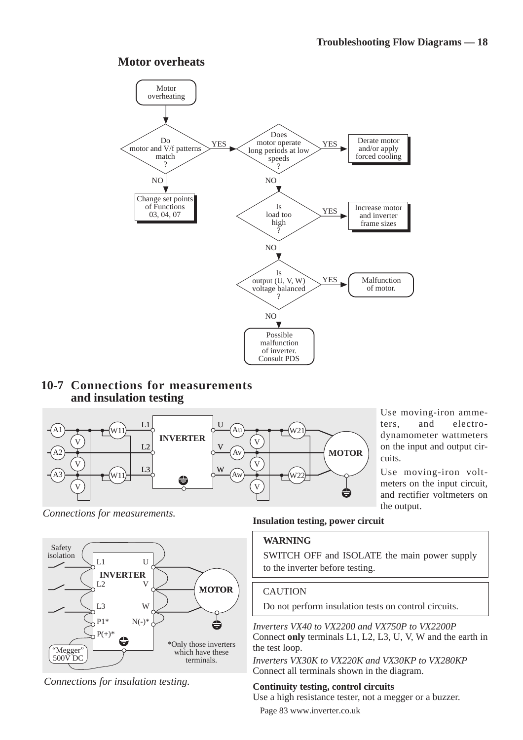## Motor overheats

Motor overheating

Do motor and V/f patterns match? — NO: Change set points of Functions 03, 04, 07

YES: Does motor operate long periods at low speeds? — YES: Derate motor and/or apply forced cooling

NO: Is load too high? — YES: Increase motor and inverter frame sizes

NO: Is output (U, V, W) voltage balanced? — YES: Malfunction of motor.

NO: Possible malfunction of inverter. Consult PDS

## 10-7 Connections for measurements and insulation testing

*Connections for measurements.*

Use moving-iron ammeters, and electro-dynamometer wattmeters on the input and output circuits.

Use moving-iron voltmeters on the input circuit, and rectifier voltmeters on the output.

*Connections for insulation testing.*

**Insulation testing, power circuit**

**WARNING**

SWITCH OFF and ISOLATE the main power supply to the inverter before testing.

CAUTION

Do not perform insulation tests on control circuits.

*Inverters VX40 to VX2200 and VX750P to VX2200P*
Connect **only** terminals L1, L2, L3, U, V, W and the earth in the test loop.

*Inverters VX30K to VX220K and VX30KP to VX280KP*
Connect all terminals shown in the diagram.

*Only those inverters which have these terminals.

**Continuity testing, control circuits**

Use a high resistance tester, not a megger or a buzzer.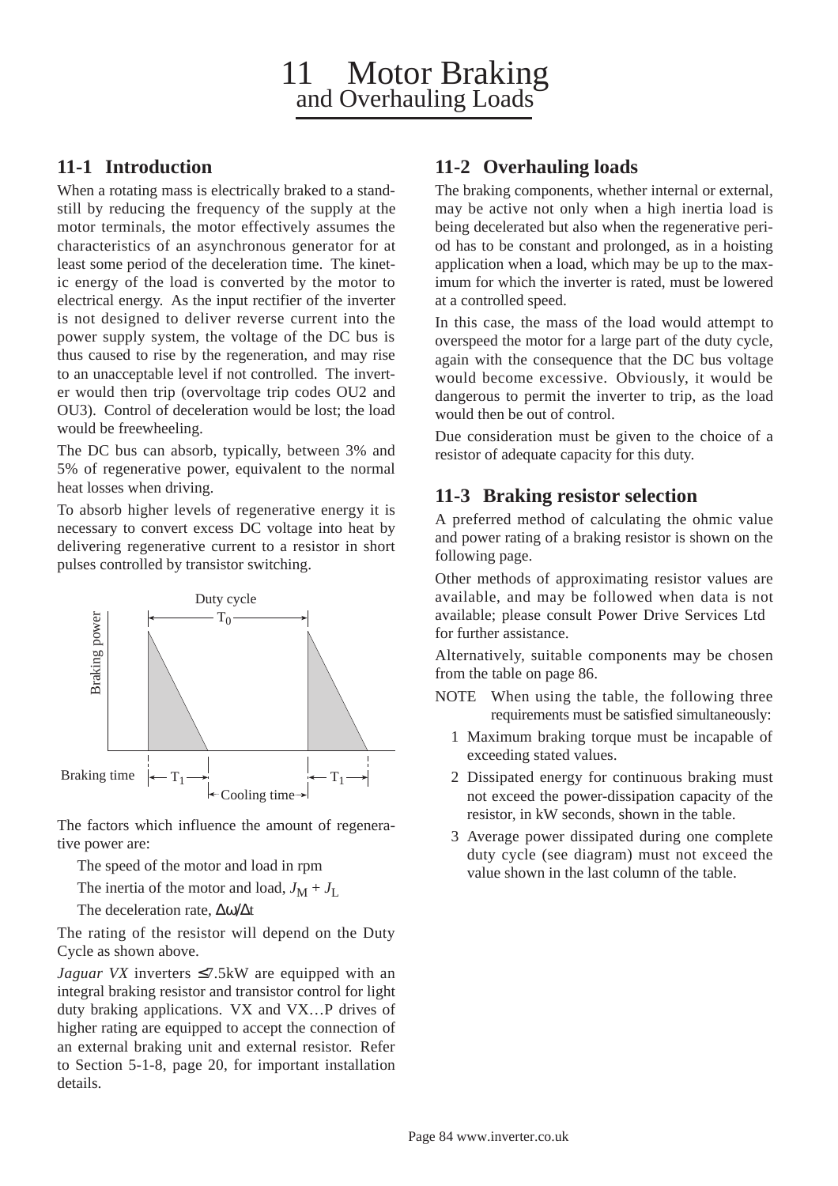# 11 Motor Braking and Overhauling Loads

## 11-1 Introduction

When a rotating mass is electrically braked to a standstill by reducing the frequency of the supply at the motor terminals, the motor effectively assumes the characteristics of an asynchronous generator for at least some period of the deceleration time. The kinetic energy of the load is converted by the motor to electrical energy. As the input rectifier of the inverter is not designed to deliver reverse current into the power supply system, the voltage of the DC bus is thus caused to rise by the regeneration, and may rise to an unacceptable level if not controlled. The inverter would then trip (overvoltage trip codes OU2 and OU3). Control of deceleration would be lost; the load would be freewheeling.

The DC bus can absorb, typically, between 3% and 5% of regenerative power, equivalent to the normal heat losses when driving.

To absorb higher levels of regenerative energy it is necessary to convert excess DC voltage into heat by delivering regenerative current to a resistor in short pulses controlled by transistor switching.

Duty cycle $T_0$; Braking power; Braking time $T_1$; Cooling time

The factors which influence the amount of regenerative power are:

The speed of the motor and load in rpm

The inertia of the motor and load, $J_M + J_L$

The deceleration rate, $\Delta\omega/\Delta t$

The rating of the resistor will depend on the Duty Cycle as shown above.

*Jaguar VX* inverters ≤7.5kW are equipped with an integral braking resistor and transistor control for light duty braking applications. VX and VX…P drives of higher rating are equipped to accept the connection of an external braking unit and external resistor. Refer to Section 5-1-8, page 20, for important installation details.

## 11-2 Overhauling loads

The braking components, whether internal or external, may be active not only when a high inertia load is being decelerated but also when the regenerative period has to be constant and prolonged, as in a hoisting application when a load, which may be up to the maximum for which the inverter is rated, must be lowered at a controlled speed.

In this case, the mass of the load would attempt to overspeed the motor for a large part of the duty cycle, again with the consequence that the DC bus voltage would become excessive. Obviously, it would be dangerous to permit the inverter to trip, as the load would then be out of control.

Due consideration must be given to the choice of a resistor of adequate capacity for this duty.

## 11-3 Braking resistor selection

A preferred method of calculating the ohmic value and power rating of a braking resistor is shown on the following page.

Other methods of approximating resistor values are available, and may be followed when data is not available; please consult Power Drive Services Ltd for further assistance.

Alternatively, suitable components may be chosen from the table on page 86.

NOTE When using the table, the following three requirements must be satisfied simultaneously:

1. Maximum braking torque must be incapable of exceeding stated values.
2. Dissipated energy for continuous braking must not exceed the power-dissipation capacity of the resistor, in kW seconds, shown in the table.
3. Average power dissipated during one complete duty cycle (see diagram) must not exceed the value shown in the last column of the table.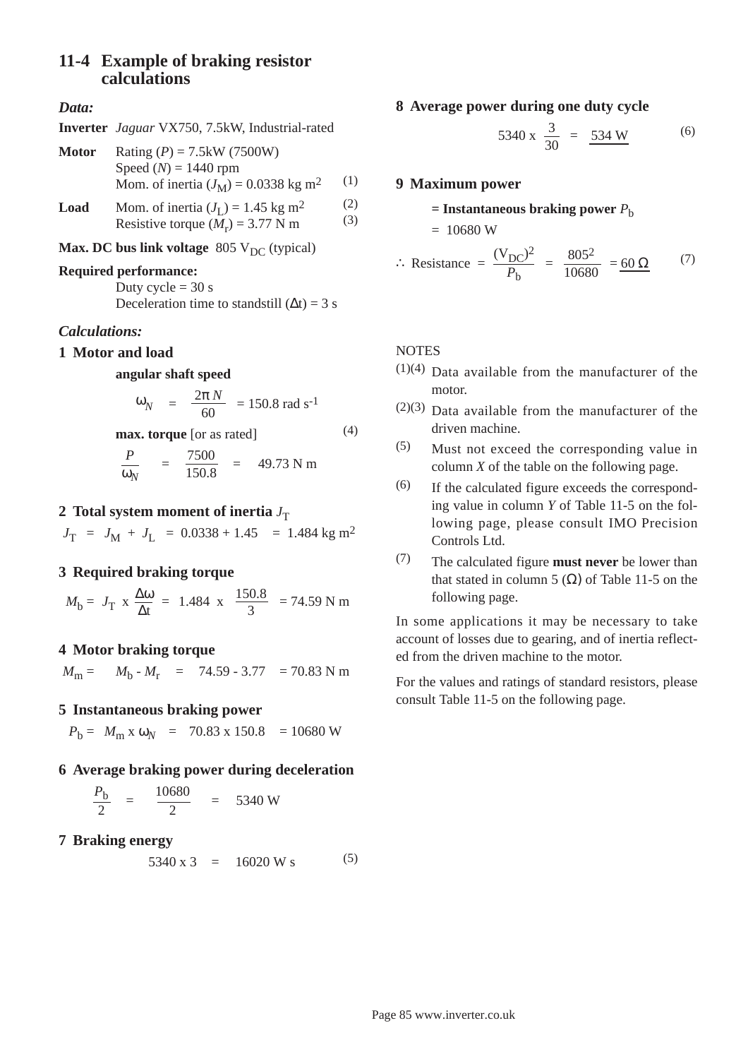## 11-4 Example of braking resistor calculations

### *Data:*

**Inverter** *Jaguar* VX750, 7.5kW, Industrial-rated

**Motor** Rating ($P$) = 7.5kW (7500W)
Speed ($N$) = 1440 rpm
Mom. of inertia ($J_M$) = 0.0338 kg m$^2$ (1)

**Load** Mom. of inertia ($J_L$) = 1.45 kg m$^2$ (2)
Resistive torque ($M_r$) = 3.77 N m (3)

**Max. DC bus link voltage** 805 $V_{DC}$ (typical)

**Required performance:**
Duty cycle = 30 s
Deceleration time to standstill ($\Delta$t) = 3 s

### *Calculations:*

#### 1 Motor and load

**angular shaft speed**

$$\omega_N = \frac{2\pi N}{60} = 150.8 \text{ rad s}^{-1}$$

**max. torque** [or as rated] (4)

$$\frac{P}{\omega_N} = \frac{7500}{150.8} = 49.73 \text{ N m}$$

#### 2 Total system moment of inertia $J_T$

$$J_T = J_M + J_L = 0.0338 + 1.45 = 1.484 \text{ kg m}^2$$

#### 3 Required braking torque

$$M_b = J_T \text{ x } \frac{\Delta\omega}{\Delta t} = 1.484 \text{ x } \frac{150.8}{3} = 74.59 \text{ N m}$$

#### 4 Motor braking torque

$$M_m = M_b - M_r = 74.59 - 3.77 = 70.83 \text{ N m}$$

#### 5 Instantaneous braking power

$$P_b = M_m \text{ x } \omega_N = 70.83 \text{ x } 150.8 = 10680 \text{ W}$$

#### 6 Average braking power during deceleration

$$\frac{P_b}{2} = \frac{10680}{2} = 5340 \text{ W}$$

#### 7 Braking energy

$$5340 \text{ x } 3 = 16020 \text{ W s} \quad (5)$$

#### 8 Average power during one duty cycle

$$5340 \text{ x } \frac{3}{30} = \underline{534 \text{ W}} \quad (6)$$

#### 9 Maximum power

**= Instantaneous braking power $P_b$**

= 10680 W

$$\therefore \text{ Resistance } = \frac{(V_{DC})^2}{P_b} = \frac{805^2}{10680} = \underline{60\ \Omega} \quad (7)$$

NOTES

(1)(4) Data available from the manufacturer of the motor.

(2)(3) Data available from the manufacturer of the driven machine.

(5) Must not exceed the corresponding value in column *X* of the table on the following page.

(6) If the calculated figure exceeds the corresponding value in column *Y* of Table 11-5 on the following page, please consult IMO Precision Controls Ltd.

(7) The calculated figure **must never** be lower than that stated in column 5 ($\Omega$) of Table 11-5 on the following page.

In some applications it may be necessary to take account of losses due to gearing, and of inertia reflected from the driven machine to the motor.

For the values and ratings of standard resistors, please consult Table 11-5 on the following page.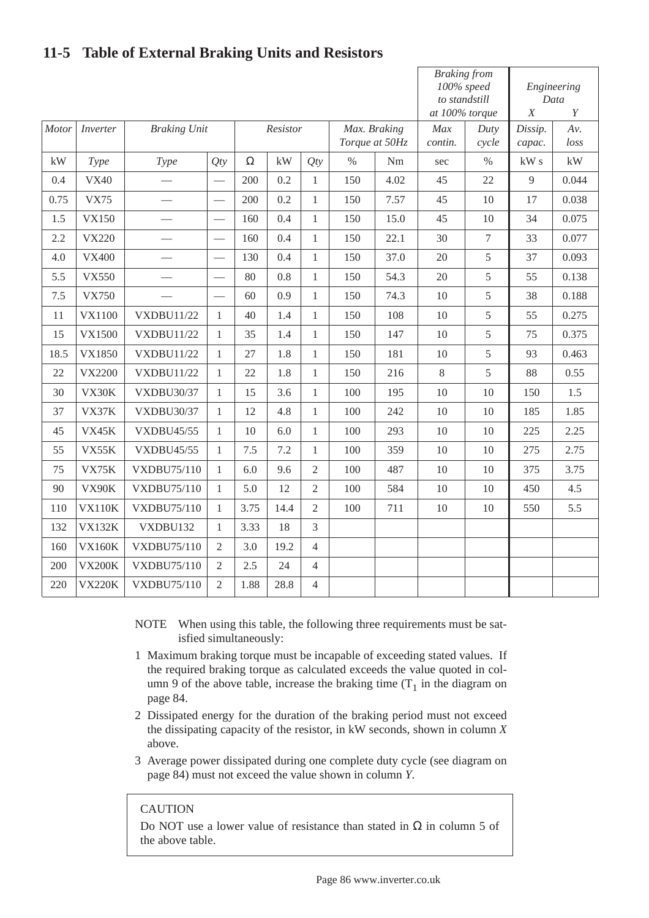## 11-5 Table of External Braking Units and Resistors

| | | | | | | | | | Braking from 100% speed to standstill at 100% torque | | Engineering Data | |
|---|---|---|---|---|---|---|---|---|---|---|---|---|
| | | | | | | | | | | | *X* | *Y* |
| *Motor* | *Inverter* | *Braking Unit* | | *Resistor* | | | *Max. Braking Torque at 50Hz* | | *Max contin.* | *Duty cycle* | *Dissip. capac.* | *Av. loss* |
| kW | *Type* | *Type* | *Qty* | Ω | kW | *Qty* | % | Nm | sec | % | kW s | kW |
| 0.4 | VX40 | — | — | 200 | 0.2 | 1 | 150 | 4.02 | 45 | 22 | 9 | 0.044 |
| 0.75 | VX75 | — | — | 200 | 0.2 | 1 | 150 | 7.57 | 45 | 10 | 17 | 0.038 |
| 1.5 | VX150 | — | — | 160 | 0.4 | 1 | 150 | 15.0 | 45 | 10 | 34 | 0.075 |
| 2.2 | VX220 | — | — | 160 | 0.4 | 1 | 150 | 22.1 | 30 | 7 | 33 | 0.077 |
| 4.0 | VX400 | — | — | 130 | 0.4 | 1 | 150 | 37.0 | 20 | 5 | 37 | 0.093 |
| 5.5 | VX550 | — | — | 80 | 0.8 | 1 | 150 | 54.3 | 20 | 5 | 55 | 0.138 |
| 7.5 | VX750 | — | — | 60 | 0.9 | 1 | 150 | 74.3 | 10 | 5 | 38 | 0.188 |
| 11 | VX1100 | VXDBU11/22 | 1 | 40 | 1.4 | 1 | 150 | 108 | 10 | 5 | 55 | 0.275 |
| 15 | VX1500 | VXDBU11/22 | 1 | 35 | 1.4 | 1 | 150 | 147 | 10 | 5 | 75 | 0.375 |
| 18.5 | VX1850 | VXDBU11/22 | 1 | 27 | 1.8 | 1 | 150 | 181 | 10 | 5 | 93 | 0.463 |
| 22 | VX2200 | VXDBU11/22 | 1 | 22 | 1.8 | 1 | 150 | 216 | 8 | 5 | 88 | 0.55 |
| 30 | VX30K | VXDBU30/37 | 1 | 15 | 3.6 | 1 | 100 | 195 | 10 | 10 | 150 | 1.5 |
| 37 | VX37K | VXDBU30/37 | 1 | 12 | 4.8 | 1 | 100 | 242 | 10 | 10 | 185 | 1.85 |
| 45 | VX45K | VXDBU45/55 | 1 | 10 | 6.0 | 1 | 100 | 293 | 10 | 10 | 225 | 2.25 |
| 55 | VX55K | VXDBU45/55 | 1 | 7.5 | 7.2 | 1 | 100 | 359 | 10 | 10 | 275 | 2.75 |
| 75 | VX75K | VXDBU75/110 | 1 | 6.0 | 9.6 | 2 | 100 | 487 | 10 | 10 | 375 | 3.75 |
| 90 | VX90K | VXDBU75/110 | 1 | 5.0 | 12 | 2 | 100 | 584 | 10 | 10 | 450 | 4.5 |
| 110 | VX110K | VXDBU75/110 | 1 | 3.75 | 14.4 | 2 | 100 | 711 | 10 | 10 | 550 | 5.5 |
| 132 | VX132K | VXDBU132 | 1 | 3.33 | 18 | 3 | | | | | | |
| 160 | VX160K | VXDBU75/110 | 2 | 3.0 | 19.2 | 4 | | | | | | |
| 200 | VX200K | VXDBU75/110 | 2 | 2.5 | 24 | 4 | | | | | | |
| 220 | VX220K | VXDBU75/110 | 2 | 1.88 | 28.8 | 4 | | | | | | |

NOTE When using this table, the following three requirements must be satisfied simultaneously:

1. Maximum braking torque must be incapable of exceeding stated values. If the required braking torque as calculated exceeds the value quoted in column 9 of the above table, increase the braking time ($T_1$ in the diagram on page 84.
2. Dissipated energy for the duration of the braking period must not exceed the dissipating capacity of the resistor, in kW seconds, shown in column *X* above.
3. Average power dissipated during one complete duty cycle (see diagram on page 84) must not exceed the value shown in column *Y*.

CAUTION

Do NOT use a lower value of resistance than stated in Ω in column 5 of the above table.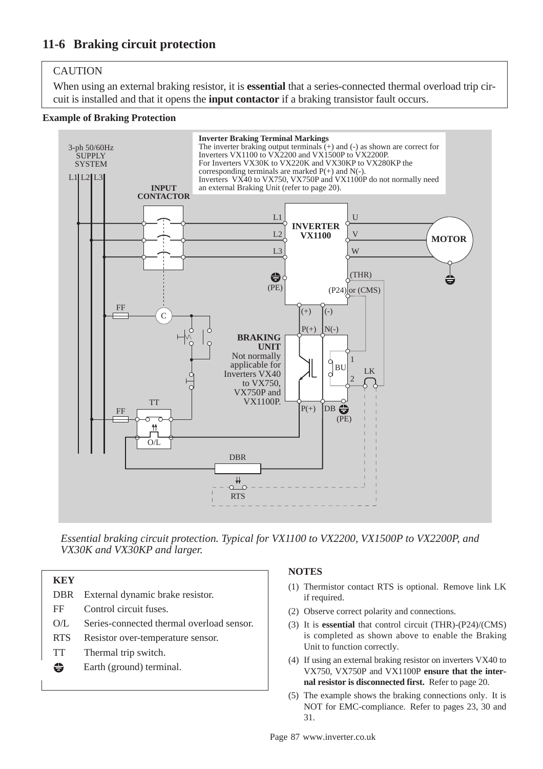## 11-6 Braking circuit protection

> CAUTION
>
> When using an external braking resistor, it is **essential** that a series-connected thermal overload trip circuit is installed and that it opens the **input contactor** if a braking transistor fault occurs.

**Example of Braking Protection**

**Inverter Braking Terminal Markings**
The inverter braking output terminals (+) and (-) as shown are correct for Inverters VX1100 to VX2200 and VX1500P to VX2200P.
For Inverters VX30K to VX220K and VX30KP to VX280KP the corresponding terminals are marked P(+) and N(-).
Inverters VX40 to VX750, VX750P and VX1100P do not normally need an external Braking Unit (refer to page 20).

3-ph 50/60Hz SUPPLY SYSTEM — L1 L2 L3 — INPUT CONTACTOR — INVERTER VX1100 (L1, L2, L3, U, V, W, (PE), (THR), (P24) or (CMS), (+), (-)) — MOTOR — FF — C — TT — O/L — BRAKING UNIT (P(+), N(-), BU, 1, 2, P(+), DB, (PE)) Not normally applicable for Inverters VX40 to VX750, VX750P and VX1100P. — LK — DBR — RTS

*Essential braking circuit protection. Typical for VX1100 to VX2200, VX1500P to VX2200P, and VX30K and VX30KP and larger.*

**KEY**

| | |
|---|---|
| DBR | External dynamic brake resistor. |
| FF | Control circuit fuses. |
| O/L | Series-connected thermal overload sensor. |
| RTS | Resistor over-temperature sensor. |
| TT | Thermal trip switch. |
| ⏚ | Earth (ground) terminal. |

**NOTES**

(1) Thermistor contact RTS is optional. Remove link LK if required.

(2) Observe correct polarity and connections.

(3) It is **essential** that control circuit (THR)-(P24)/(CMS) is completed as shown above to enable the Braking Unit to function correctly.

(4) If using an external braking resistor on inverters VX40 to VX750, VX750P and VX1100P **ensure that the internal resistor is disconnected first.** Refer to page 20.

(5) The example shows the braking connections only. It is NOT for EMC-compliance. Refer to pages 23, 30 and 31.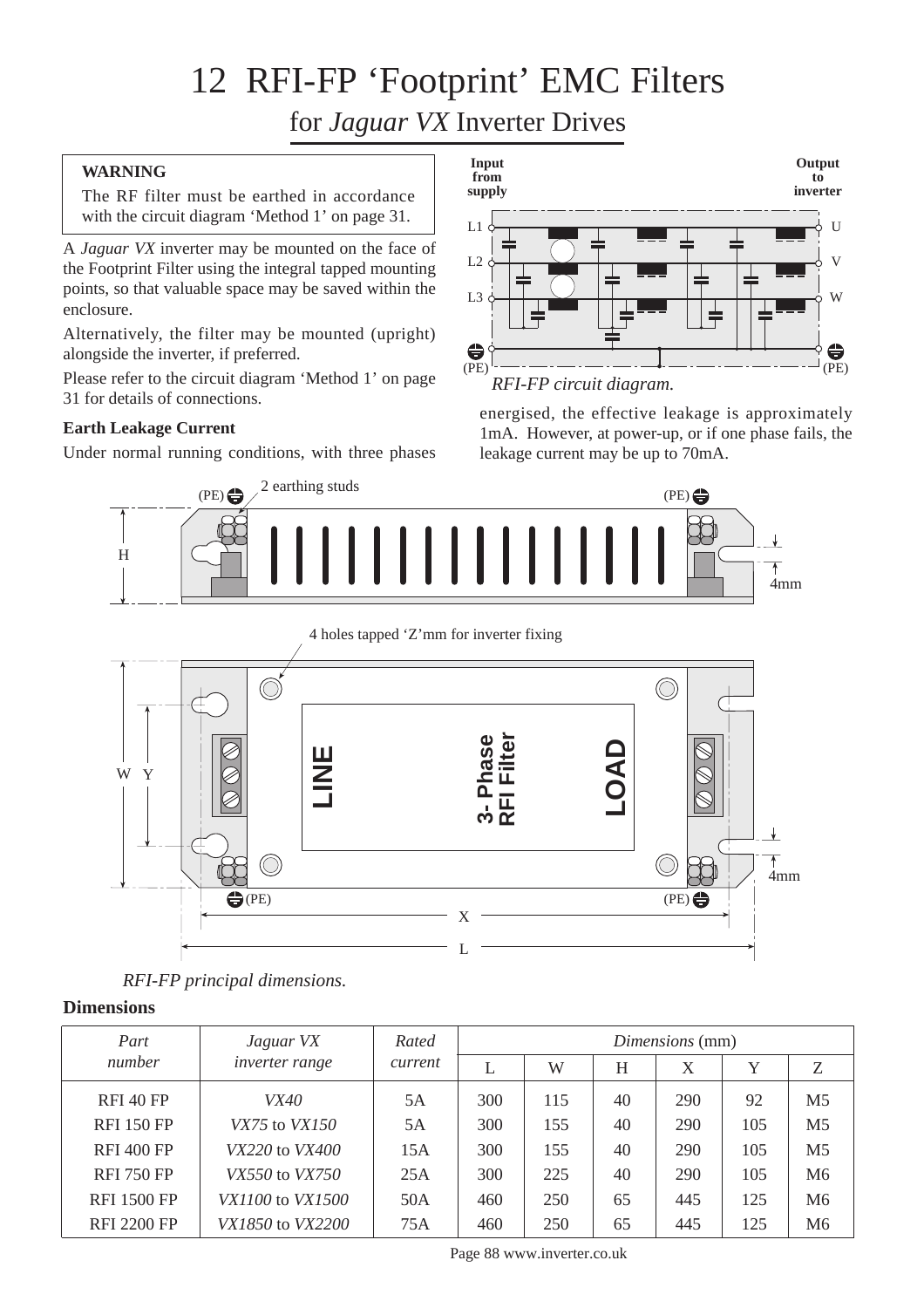# 12 RFI-FP 'Footprint' EMC Filters

## for *Jaguar VX* Inverter Drives

> **WARNING**
>
> The RF filter must be earthed in accordance with the circuit diagram 'Method 1' on page 31.

A *Jaguar VX* inverter may be mounted on the face of the Footprint Filter using the integral tapped mounting points, so that valuable space may be saved within the enclosure.

Alternatively, the filter may be mounted (upright) alongside the inverter, if preferred.

Please refer to the circuit diagram 'Method 1' on page 31 for details of connections.

### Earth Leakage Current

Under normal running conditions, with three phases energised, the effective leakage is approximately 1mA. However, at power-up, or if one phase fails, the leakage current may be up to 70mA.

*RFI-FP circuit diagram.*

*RFI-FP principal dimensions.*

### Dimensions

| Part number | *Jaguar VX* inverter range | Rated current | *Dimensions* (mm) | | | | | |
|---|---|---|---|---|---|---|---|---|
| | | | L | W | H | X | Y | Z |
| RFI 40 FP | *VX40* | 5A | 300 | 115 | 40 | 290 | 92 | M5 |
| RFI 150 FP | *VX75* to *VX150* | 5A | 300 | 155 | 40 | 290 | 105 | M5 |
| RFI 400 FP | *VX220* to *VX400* | 15A | 300 | 155 | 40 | 290 | 105 | M5 |
| RFI 750 FP | *VX550* to *VX750* | 25A | 300 | 225 | 40 | 290 | 105 | M6 |
| RFI 1500 FP | *VX1100* to *VX1500* | 50A | 460 | 250 | 65 | 445 | 125 | M6 |
| RFI 2200 FP | *VX1850* to *VX2200* | 75A | 460 | 250 | 65 | 445 | 125 | M6 |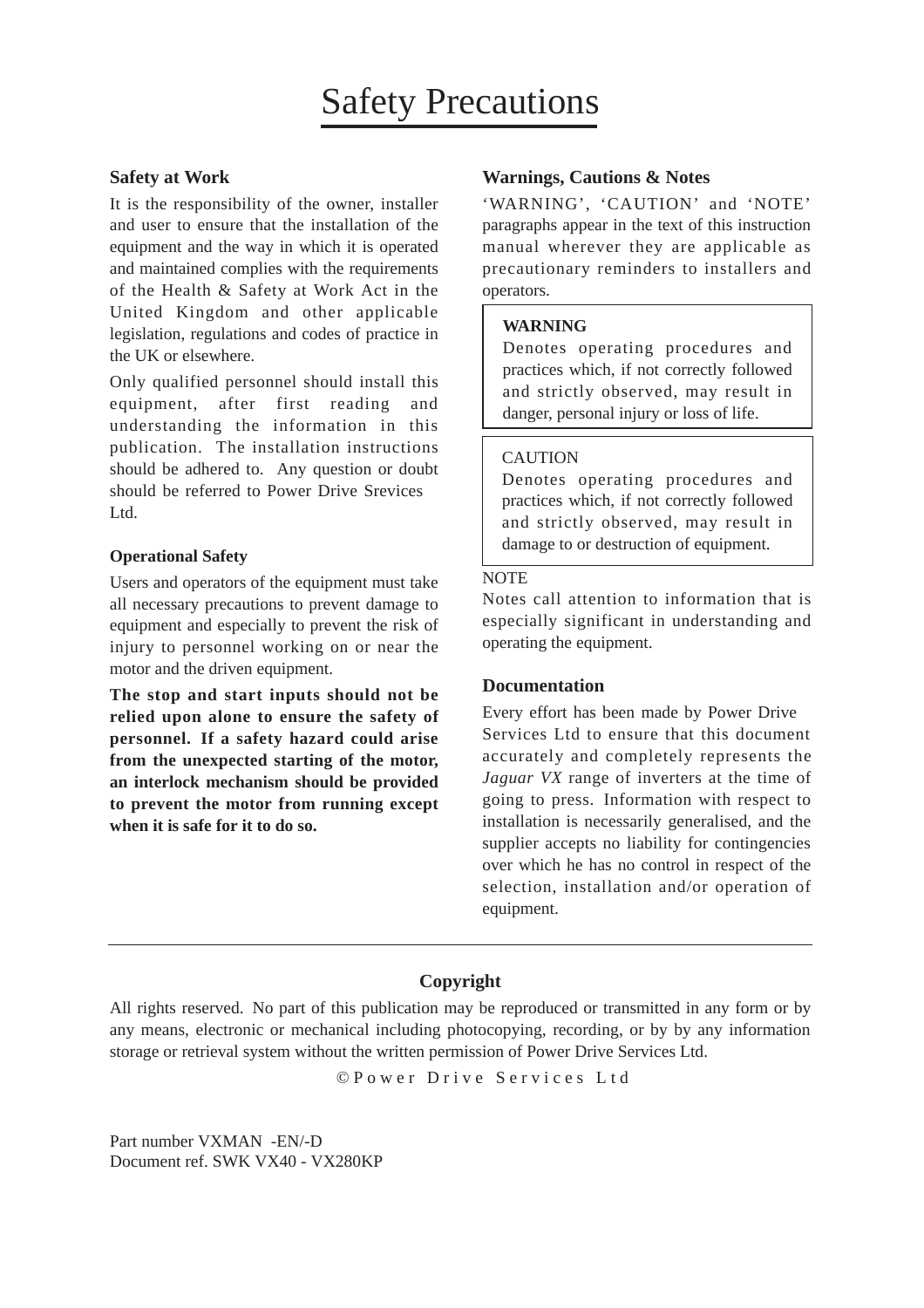# Safety Precautions

### Safety at Work

It is the responsibility of the owner, installer and user to ensure that the installation of the equipment and the way in which it is operated and maintained complies with the requirements of the Health & Safety at Work Act in the United Kingdom and other applicable legislation, regulations and codes of practice in the UK or elsewhere.

Only qualified personnel should install this equipment, after first reading and understanding the information in this publication. The installation instructions should be adhered to. Any question or doubt should be referred to Power Drive Srevices Ltd.

### Operational Safety

Users and operators of the equipment must take all necessary precautions to prevent damage to equipment and especially to prevent the risk of injury to personnel working on or near the motor and the driven equipment.

**The stop and start inputs should not be relied upon alone to ensure the safety of personnel. If a safety hazard could arise from the unexpected starting of the motor, an interlock mechanism should be provided to prevent the motor from running except when it is safe for it to do so.**

### Warnings, Cautions & Notes

'WARNING', 'CAUTION' and 'NOTE' paragraphs appear in the text of this instruction manual wherever they are applicable as precautionary reminders to installers and operators.

> **WARNING**
> Denotes operating procedures and practices which, if not correctly followed and strictly observed, may result in danger, personal injury or loss of life.

> CAUTION
> Denotes operating procedures and practices which, if not correctly followed and strictly observed, may result in damage to or destruction of equipment.

NOTE
Notes call attention to information that is especially significant in understanding and operating the equipment.

### Documentation

Every effort has been made by Power Drive Services Ltd to ensure that this document accurately and completely represents the *Jaguar VX* range of inverters at the time of going to press. Information with respect to installation is necessarily generalised, and the supplier accepts no liability for contingencies over which he has no control in respect of the selection, installation and/or operation of equipment.

---

### Copyright

All rights reserved. No part of this publication may be reproduced or transmitted in any form or by any means, electronic or mechanical including photocopying, recording, or by by any information storage or retrieval system without the written permission of Power Drive Services Ltd.

© Power Drive Services Ltd

Part number VXMAN -EN/-D
Document ref. SWK VX40 - VX280KP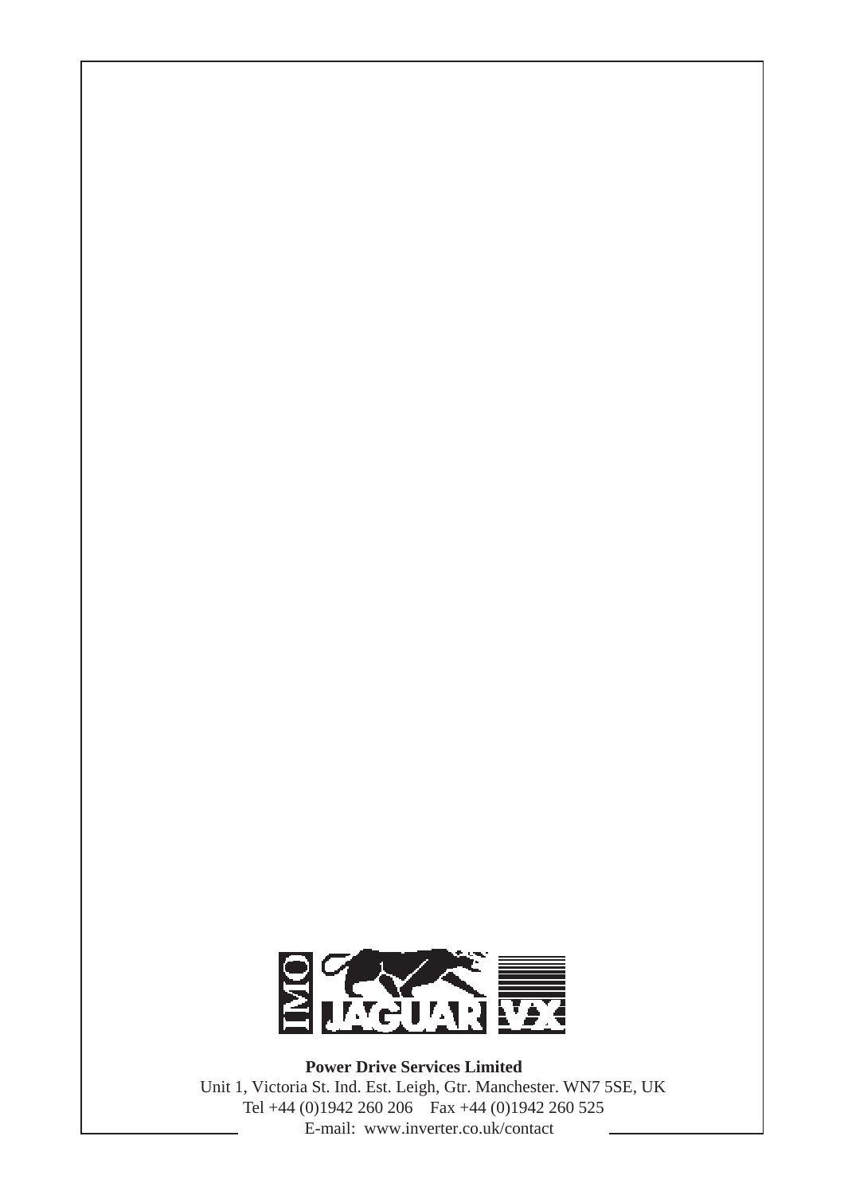**Power Drive Services Limited**

Unit 1, Victoria St. Ind. Est. Leigh, Gtr. Manchester. WN7 5SE, UK

Tel +44 (0)1942 260 206    Fax +44 (0)1942 260 525

E-mail: www.inverter.co.uk/contact